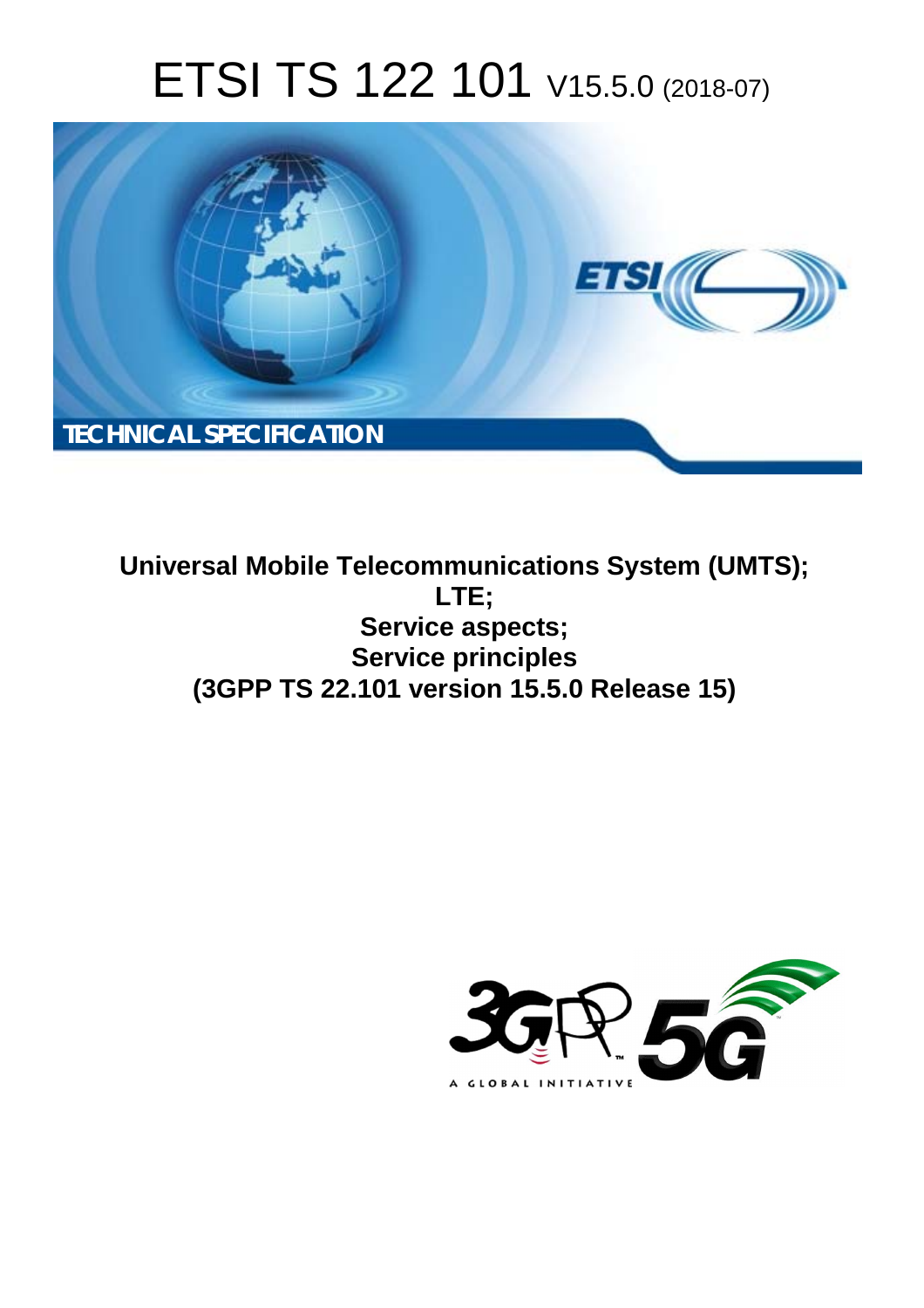# ETSI TS 122 101 V15.5.0 (2018-07)

TECHNICAL SPECIFICATION

**Universal Mobile Telecommunications System (UMTS);**
**LTE;**
**Service aspects;**
**Service principles**
**(3GPP TS 22.101 version 15.5.0 Release 15)**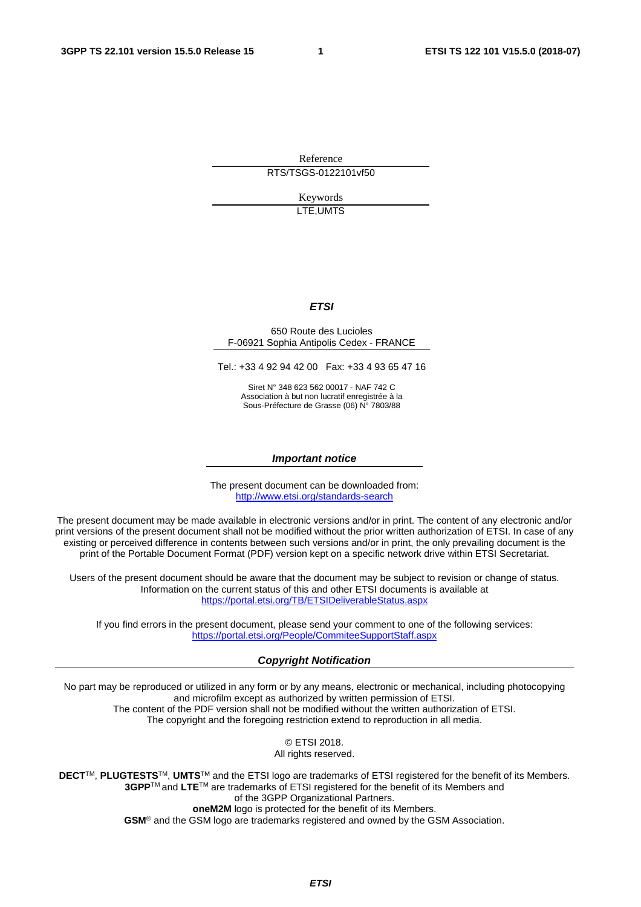Reference

RTS/TSGS-0122101vf50

Keywords

LTE,UMTS

***ETSI***

650 Route des Lucioles
F-06921 Sophia Antipolis Cedex - FRANCE

Tel.: +33 4 92 94 42 00   Fax: +33 4 93 65 47 16

Siret N° 348 623 562 00017 - NAF 742 C
Association à but non lucratif enregistrée à la
Sous-Préfecture de Grasse (06) N° 7803/88

***Important notice***

The present document can be downloaded from:
http://www.etsi.org/standards-search

The present document may be made available in electronic versions and/or in print. The content of any electronic and/or print versions of the present document shall not be modified without the prior written authorization of ETSI. In case of any existing or perceived difference in contents between such versions and/or in print, the only prevailing document is the print of the Portable Document Format (PDF) version kept on a specific network drive within ETSI Secretariat.

Users of the present document should be aware that the document may be subject to revision or change of status. Information on the current status of this and other ETSI documents is available at
https://portal.etsi.org/TB/ETSIDeliverableStatus.aspx

If you find errors in the present document, please send your comment to one of the following services:
https://portal.etsi.org/People/CommiteeSupportStaff.aspx

***Copyright Notification***

No part may be reproduced or utilized in any form or by any means, electronic or mechanical, including photocopying and microfilm except as authorized by written permission of ETSI.
The content of the PDF version shall not be modified without the written authorization of ETSI.
The copyright and the foregoing restriction extend to reproduction in all media.

© ETSI 2018.
All rights reserved.

**DECT**TM, **PLUGTESTS**TM, **UMTS**TM and the ETSI logo are trademarks of ETSI registered for the benefit of its Members.
**3GPP**TM and **LTE**TM are trademarks of ETSI registered for the benefit of its Members and
of the 3GPP Organizational Partners.
**oneM2M** logo is protected for the benefit of its Members.
**GSM**® and the GSM logo are trademarks registered and owned by the GSM Association.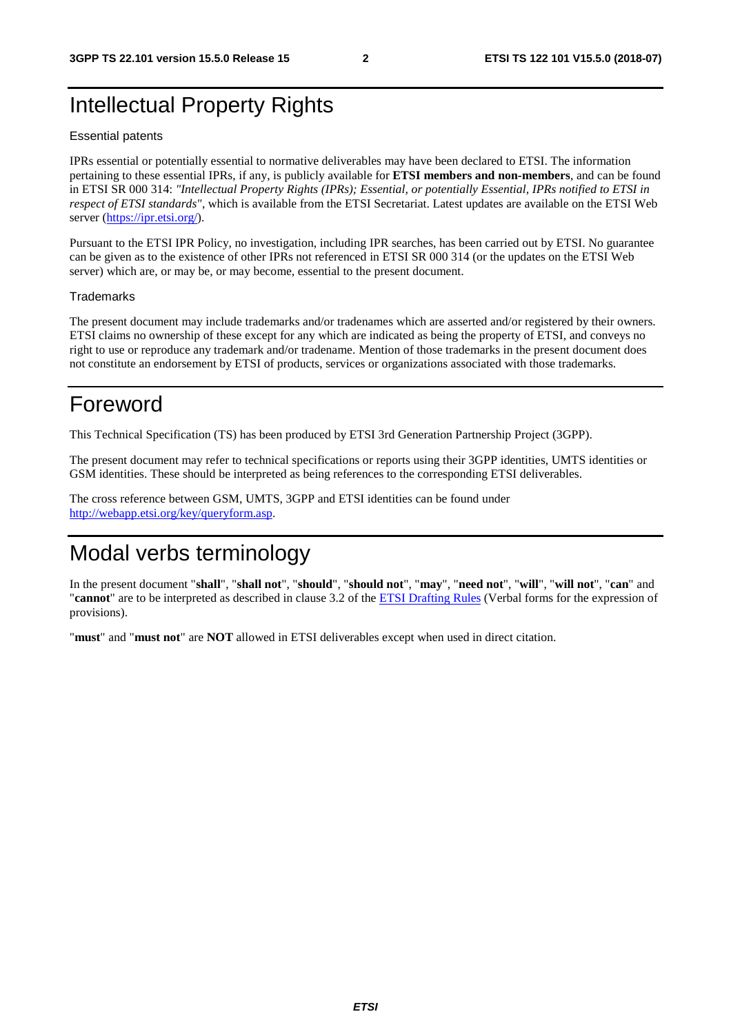# Intellectual Property Rights

Essential patents

IPRs essential or potentially essential to normative deliverables may have been declared to ETSI. The information pertaining to these essential IPRs, if any, is publicly available for **ETSI members and non-members**, and can be found in ETSI SR 000 314: *"Intellectual Property Rights (IPRs); Essential, or potentially Essential, IPRs notified to ETSI in respect of ETSI standards"*, which is available from the ETSI Secretariat. Latest updates are available on the ETSI Web server (https://ipr.etsi.org/).

Pursuant to the ETSI IPR Policy, no investigation, including IPR searches, has been carried out by ETSI. No guarantee can be given as to the existence of other IPRs not referenced in ETSI SR 000 314 (or the updates on the ETSI Web server) which are, or may be, or may become, essential to the present document.

Trademarks

The present document may include trademarks and/or tradenames which are asserted and/or registered by their owners. ETSI claims no ownership of these except for any which are indicated as being the property of ETSI, and conveys no right to use or reproduce any trademark and/or tradename. Mention of those trademarks in the present document does not constitute an endorsement by ETSI of products, services or organizations associated with those trademarks.

# Foreword

This Technical Specification (TS) has been produced by ETSI 3rd Generation Partnership Project (3GPP).

The present document may refer to technical specifications or reports using their 3GPP identities, UMTS identities or GSM identities. These should be interpreted as being references to the corresponding ETSI deliverables.

The cross reference between GSM, UMTS, 3GPP and ETSI identities can be found under http://webapp.etsi.org/key/queryform.asp.

# Modal verbs terminology

In the present document "**shall**", "**shall not**", "**should**", "**should not**", "**may**", "**need not**", "**will**", "**will not**", "**can**" and "**cannot**" are to be interpreted as described in clause 3.2 of the ETSI Drafting Rules (Verbal forms for the expression of provisions).

"**must**" and "**must not**" are **NOT** allowed in ETSI deliverables except when used in direct citation.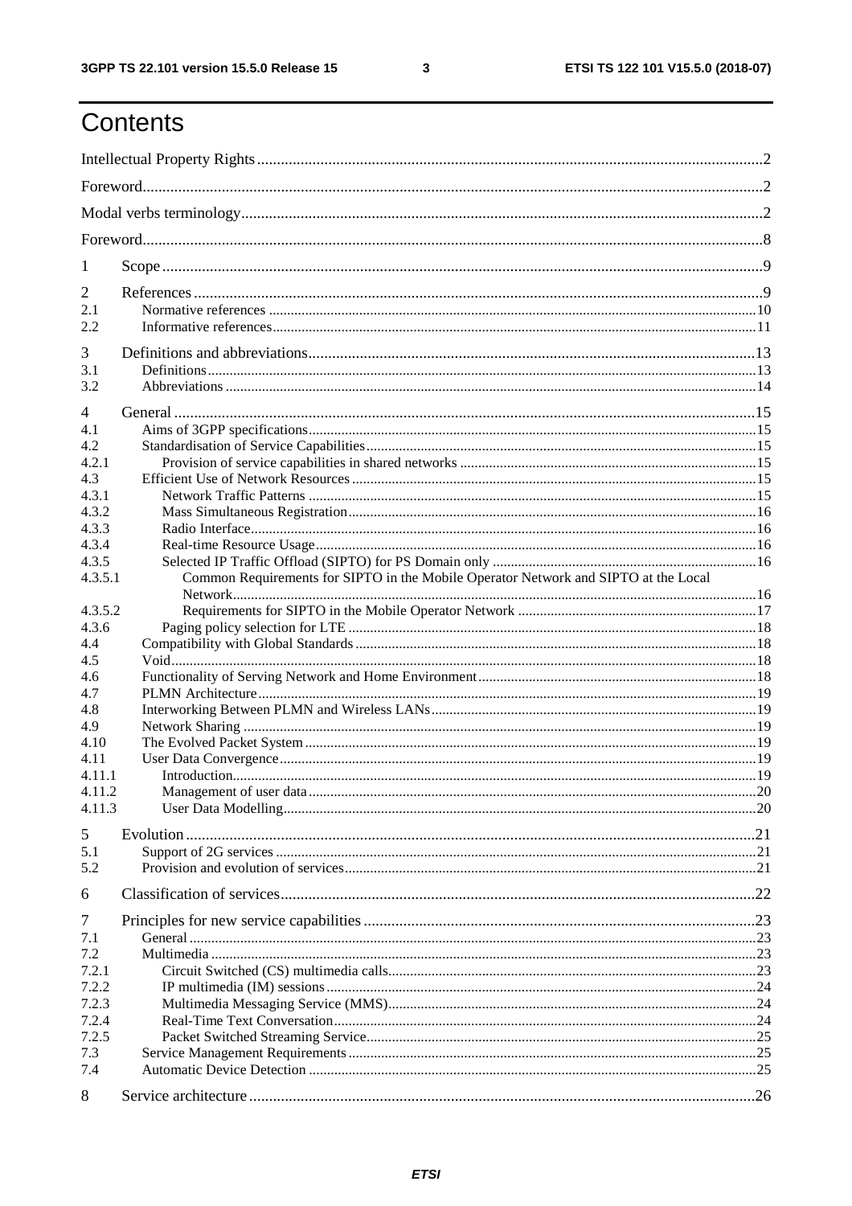# Contents

Intellectual Property Rights ..... 2
Foreword ..... 2
Modal verbs terminology ..... 2
Foreword ..... 8
1 Scope ..... 9
2 References ..... 9
2.1 Normative references ..... 10
2.2 Informative references ..... 11
3 Definitions and abbreviations ..... 13
3.1 Definitions ..... 13
3.2 Abbreviations ..... 14
4 General ..... 15
4.1 Aims of 3GPP specifications ..... 15
4.2 Standardisation of Service Capabilities ..... 15
4.2.1 Provision of service capabilities in shared networks ..... 15
4.3 Efficient Use of Network Resources ..... 15
4.3.1 Network Traffic Patterns ..... 15
4.3.2 Mass Simultaneous Registration ..... 16
4.3.3 Radio Interface ..... 16
4.3.4 Real-time Resource Usage ..... 16
4.3.5 Selected IP Traffic Offload (SIPTO) for PS Domain only ..... 16
4.3.5.1 Common Requirements for SIPTO in the Mobile Operator Network and SIPTO at the Local Network ..... 16
4.3.5.2 Requirements for SIPTO in the Mobile Operator Network ..... 17
4.3.6 Paging policy selection for LTE ..... 18
4.4 Compatibility with Global Standards ..... 18
4.5 Void ..... 18
4.6 Functionality of Serving Network and Home Environment ..... 18
4.7 PLMN Architecture ..... 19
4.8 Interworking Between PLMN and Wireless LANs ..... 19
4.9 Network Sharing ..... 19
4.10 The Evolved Packet System ..... 19
4.11 User Data Convergence ..... 19
4.11.1 Introduction ..... 19
4.11.2 Management of user data ..... 20
4.11.3 User Data Modelling ..... 20
5 Evolution ..... 21
5.1 Support of 2G services ..... 21
5.2 Provision and evolution of services ..... 21
6 Classification of services ..... 22
7 Principles for new service capabilities ..... 23
7.1 General ..... 23
7.2 Multimedia ..... 23
7.2.1 Circuit Switched (CS) multimedia calls ..... 23
7.2.2 IP multimedia (IM) sessions ..... 24
7.2.3 Multimedia Messaging Service (MMS) ..... 24
7.2.4 Real-Time Text Conversation ..... 24
7.2.5 Packet Switched Streaming Service ..... 25
7.3 Service Management Requirements ..... 25
7.4 Automatic Device Detection ..... 25
8 Service architecture ..... 26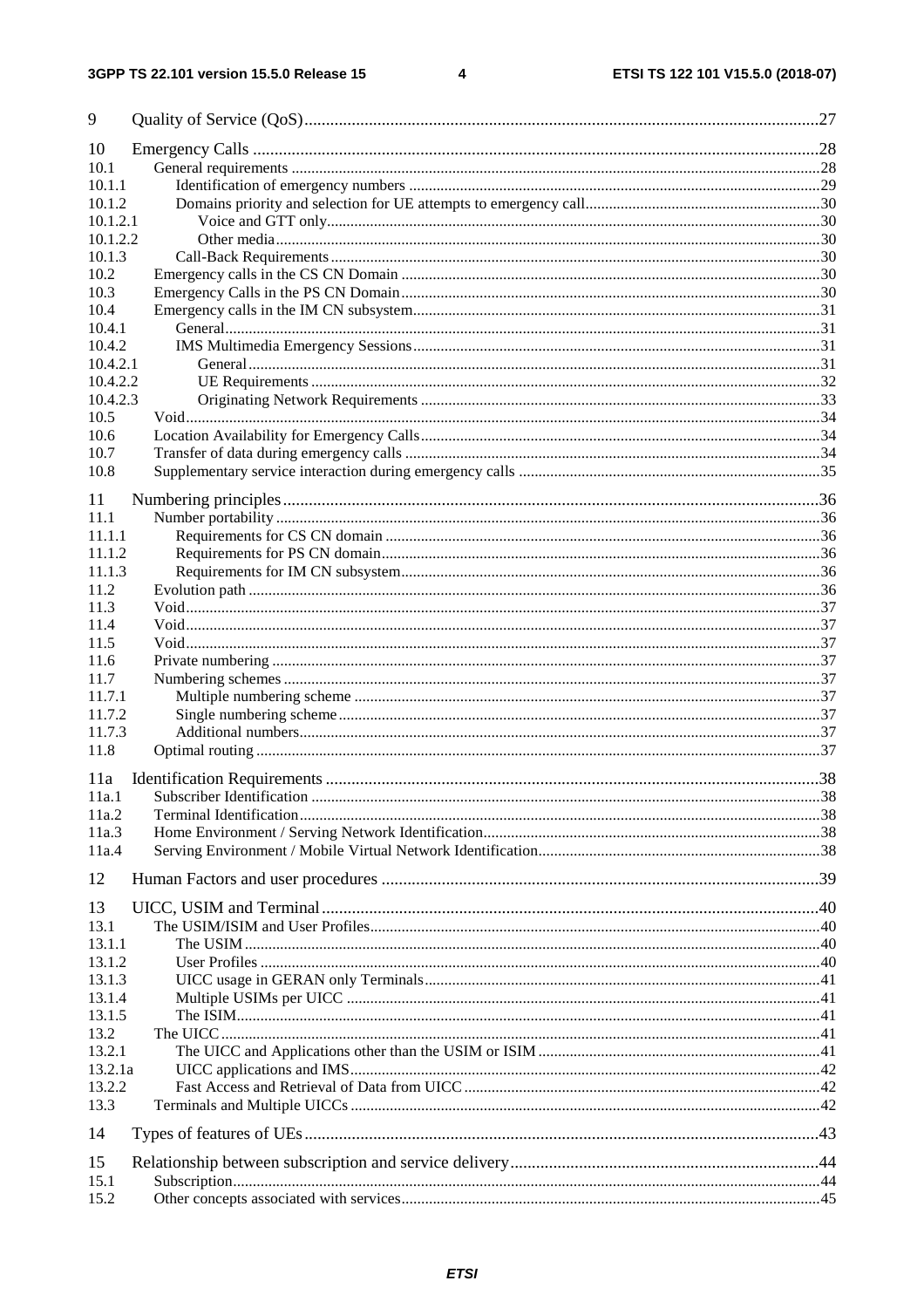9 Quality of Service (QoS) ....... 27

10 Emergency Calls ....... 28
10.1 General requirements ....... 28
10.1.1 Identification of emergency numbers ....... 29
10.1.2 Domains priority and selection for UE attempts to emergency call ....... 30
10.1.2.1 Voice and GTT only ....... 30
10.1.2.2 Other media ....... 30
10.1.3 Call-Back Requirements ....... 30
10.2 Emergency calls in the CS CN Domain ....... 30
10.3 Emergency Calls in the PS CN Domain ....... 30
10.4 Emergency calls in the IM CN subsystem ....... 31
10.4.1 General ....... 31
10.4.2 IMS Multimedia Emergency Sessions ....... 31
10.4.2.1 General ....... 31
10.4.2.2 UE Requirements ....... 32
10.4.2.3 Originating Network Requirements ....... 33
10.5 Void ....... 34
10.6 Location Availability for Emergency Calls ....... 34
10.7 Transfer of data during emergency calls ....... 34
10.8 Supplementary service interaction during emergency calls ....... 35

11 Numbering principles ....... 36
11.1 Number portability ....... 36
11.1.1 Requirements for CS CN domain ....... 36
11.1.2 Requirements for PS CN domain ....... 36
11.1.3 Requirements for IM CN subsystem ....... 36
11.2 Evolution path ....... 36
11.3 Void ....... 37
11.4 Void ....... 37
11.5 Void ....... 37
11.6 Private numbering ....... 37
11.7 Numbering schemes ....... 37
11.7.1 Multiple numbering scheme ....... 37
11.7.2 Single numbering scheme ....... 37
11.7.3 Additional numbers ....... 37
11.8 Optimal routing ....... 37

11a Identification Requirements ....... 38
11a.1 Subscriber Identification ....... 38
11a.2 Terminal Identification ....... 38
11a.3 Home Environment / Serving Network Identification ....... 38
11a.4 Serving Environment / Mobile Virtual Network Identification ....... 38

12 Human Factors and user procedures ....... 39

13 UICC, USIM and Terminal ....... 40
13.1 The USIM/ISIM and User Profiles ....... 40
13.1.1 The USIM ....... 40
13.1.2 User Profiles ....... 40
13.1.3 UICC usage in GERAN only Terminals ....... 41
13.1.4 Multiple USIMs per UICC ....... 41
13.1.5 The ISIM ....... 41
13.2 The UICC ....... 41
13.2.1 The UICC and Applications other than the USIM or ISIM ....... 41
13.2.1a UICC applications and IMS ....... 42
13.2.2 Fast Access and Retrieval of Data from UICC ....... 42
13.3 Terminals and Multiple UICCs ....... 42

14 Types of features of UEs ....... 43

15 Relationship between subscription and service delivery ....... 44
15.1 Subscription ....... 44
15.2 Other concepts associated with services ....... 45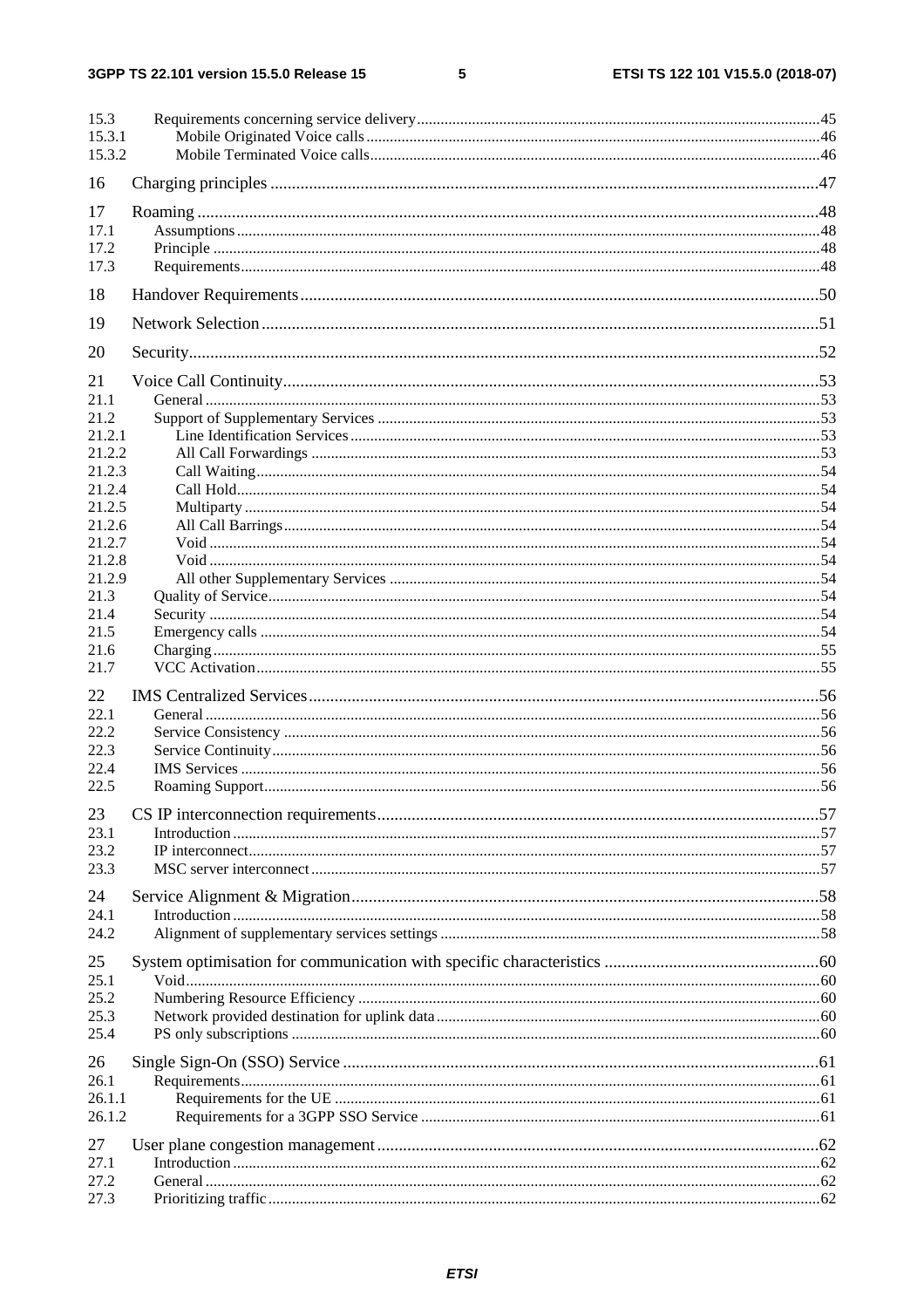15.3 Requirements concerning service delivery ..... 45
15.3.1 Mobile Originated Voice calls ..... 46
15.3.2 Mobile Terminated Voice calls ..... 46

16 Charging principles ..... 47

17 Roaming ..... 48
17.1 Assumptions ..... 48
17.2 Principle ..... 48
17.3 Requirements ..... 48

18 Handover Requirements ..... 50

19 Network Selection ..... 51

20 Security ..... 52

21 Voice Call Continuity ..... 53
21.1 General ..... 53
21.2 Support of Supplementary Services ..... 53
21.2.1 Line Identification Services ..... 53
21.2.2 All Call Forwardings ..... 53
21.2.3 Call Waiting ..... 54
21.2.4 Call Hold ..... 54
21.2.5 Multiparty ..... 54
21.2.6 All Call Barrings ..... 54
21.2.7 Void ..... 54
21.2.8 Void ..... 54
21.2.9 All other Supplementary Services ..... 54
21.3 Quality of Service ..... 54
21.4 Security ..... 54
21.5 Emergency calls ..... 54
21.6 Charging ..... 55
21.7 VCC Activation ..... 55

22 IMS Centralized Services ..... 56
22.1 General ..... 56
22.2 Service Consistency ..... 56
22.3 Service Continuity ..... 56
22.4 IMS Services ..... 56
22.5 Roaming Support ..... 56

23 CS IP interconnection requirements ..... 57
23.1 Introduction ..... 57
23.2 IP interconnect ..... 57
23.3 MSC server interconnect ..... 57

24 Service Alignment & Migration ..... 58
24.1 Introduction ..... 58
24.2 Alignment of supplementary services settings ..... 58

25 System optimisation for communication with specific characteristics ..... 60
25.1 Void ..... 60
25.2 Numbering Resource Efficiency ..... 60
25.3 Network provided destination for uplink data ..... 60
25.4 PS only subscriptions ..... 60

26 Single Sign-On (SSO) Service ..... 61
26.1 Requirements ..... 61
26.1.1 Requirements for the UE ..... 61
26.1.2 Requirements for a 3GPP SSO Service ..... 61

27 User plane congestion management ..... 62
27.1 Introduction ..... 62
27.2 General ..... 62
27.3 Prioritizing traffic ..... 62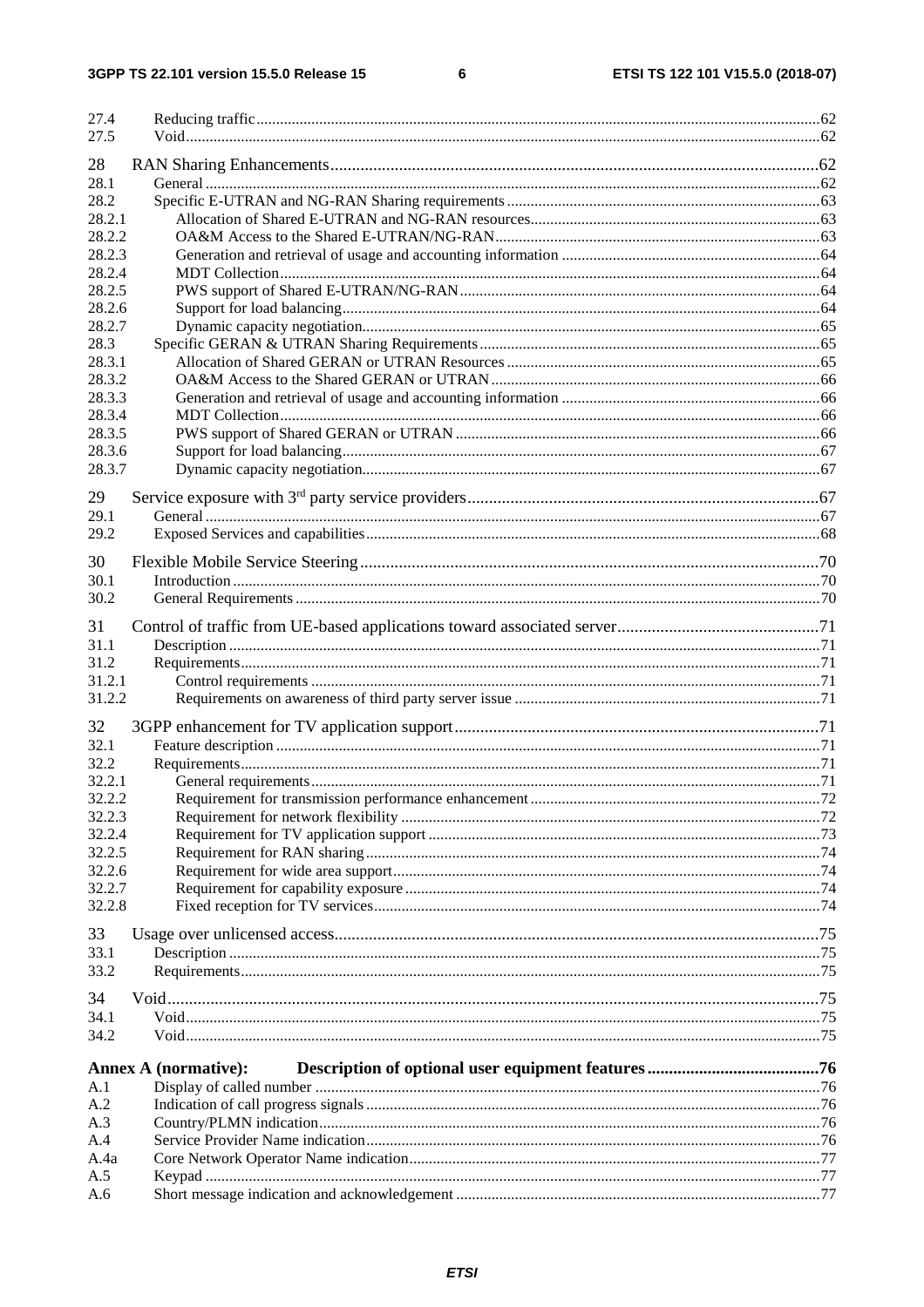27.4 Reducing traffic ....................................................................................................................................................62
27.5 Void.......................................................................................................................................................................62

28 RAN Sharing Enhancements..............................................................................................................62
28.1 General ..................................................................................................................................................................62
28.2 Specific E-UTRAN and NG-RAN Sharing requirements ......................................................................................63
28.2.1 Allocation of Shared E-UTRAN and NG-RAN resources...........................................................................63
28.2.2 OA&M Access to the Shared E-UTRAN/NG-RAN....................................................................................63
28.2.3 Generation and retrieval of usage and accounting information ..................................................................64
28.2.4 MDT Collection...........................................................................................................................................64
28.2.5 PWS support of Shared E-UTRAN/NG-RAN..............................................................................................64
28.2.6 Support for load balancing...........................................................................................................................64
28.2.7 Dynamic capacity negotiation.......................................................................................................................65
28.3 Specific GERAN & UTRAN Sharing Requirements..............................................................................................65
28.3.1 Allocation of Shared GERAN or UTRAN Resources ..................................................................................65
28.3.2 OA&M Access to the Shared GERAN or UTRAN......................................................................................66
28.3.3 Generation and retrieval of usage and accounting information ..................................................................66
28.3.4 MDT Collection...........................................................................................................................................66
28.3.5 PWS support of Shared GERAN or UTRAN ...............................................................................................66
28.3.6 Support for load balancing...........................................................................................................................67
28.3.7 Dynamic capacity negotiation.......................................................................................................................67

29 Service exposure with 3rd party service providers..............................................................................67
29.1 General ..................................................................................................................................................................67
29.2 Exposed Services and capabilities..........................................................................................................................68

30 Flexible Mobile Service Steering.........................................................................................................70
30.1 Introduction ...........................................................................................................................................................70
30.2 General Requirements ...........................................................................................................................................70

31 Control of traffic from UE-based applications toward associated server...........................................71
31.1 Description ............................................................................................................................................................71
31.2 Requirements.........................................................................................................................................................71
31.2.1 Control requirements ...................................................................................................................................71
31.2.2 Requirements on awareness of third party server issue ................................................................................71

32 3GPP enhancement for TV application support...................................................................................71
32.1 Feature description ................................................................................................................................................71
32.2 Requirements.........................................................................................................................................................71
32.2.1 General requirements...................................................................................................................................71
32.2.2 Requirement for transmission performance enhancement ............................................................................72
32.2.3 Requirement for network flexibility .............................................................................................................72
32.2.4 Requirement for TV application support ......................................................................................................73
32.2.5 Requirement for RAN sharing......................................................................................................................74
32.2.6 Requirement for wide area support...............................................................................................................74
32.2.7 Requirement for capability exposure ............................................................................................................74
32.2.8 Fixed reception for TV services...................................................................................................................74

33 Usage over unlicensed access..............................................................................................................75
33.1 Description ............................................................................................................................................................75
33.2 Requirements.........................................................................................................................................................75

34 Void.....................................................................................................................................................75
34.1 Void.......................................................................................................................................................................75
34.2 Void.......................................................................................................................................................................75

**Annex A (normative): Description of optional user equipment features.......................................76**
A.1 Display of called number ......................................................................................................................................76
A.2 Indication of call progress signals .........................................................................................................................76
A.3 Country/PLMN indication.....................................................................................................................................76
A.4 Service Provider Name indication.........................................................................................................................76
A.4a Core Network Operator Name indication..............................................................................................................77
A.5 Keypad ..................................................................................................................................................................77
A.6 Short message indication and acknowledgement ..................................................................................................77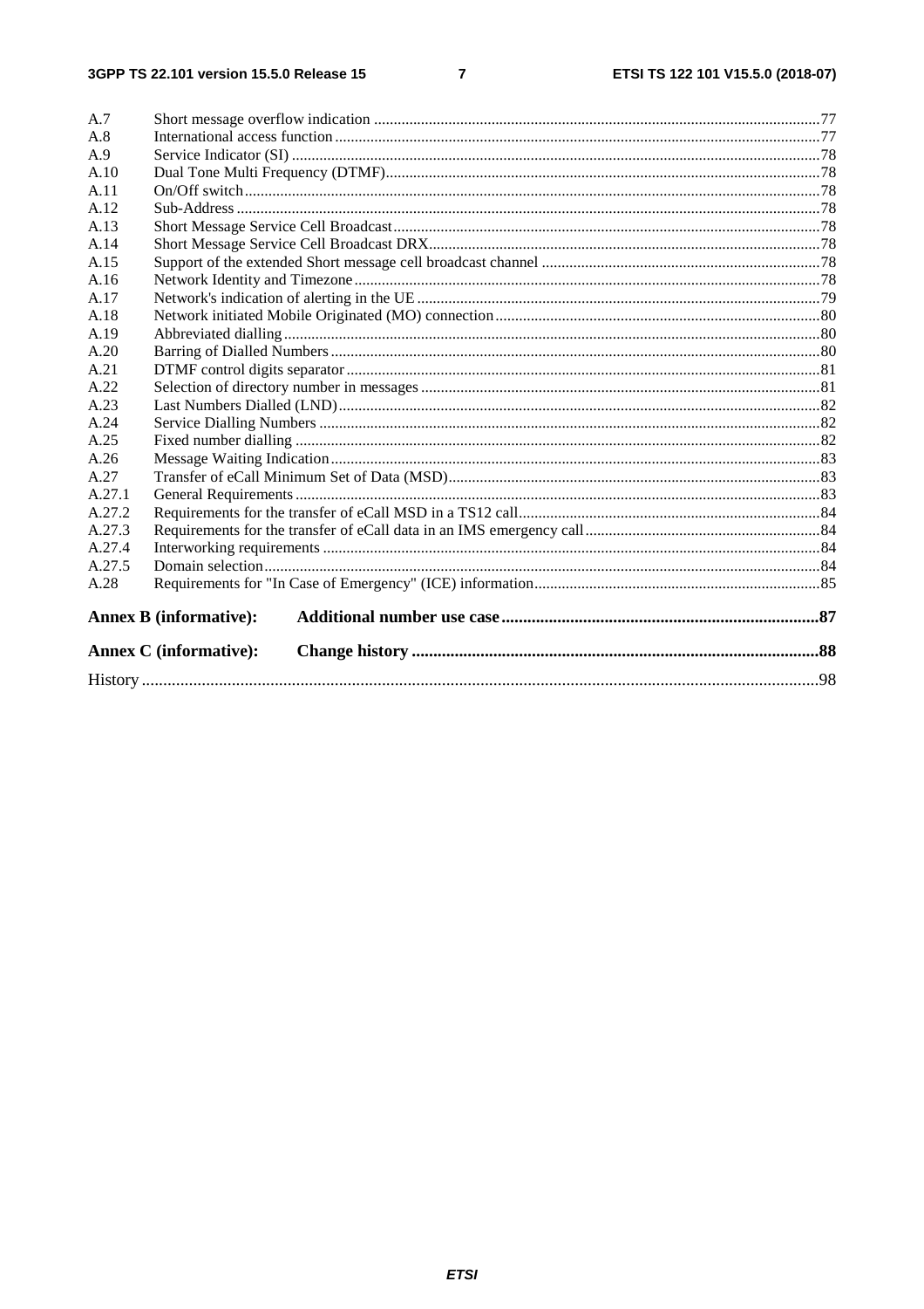A.7 Short message overflow indication .....77
A.8 International access function .....77
A.9 Service Indicator (SI) .....78
A.10 Dual Tone Multi Frequency (DTMF) .....78
A.11 On/Off switch .....78
A.12 Sub-Address .....78
A.13 Short Message Service Cell Broadcast .....78
A.14 Short Message Service Cell Broadcast DRX .....78
A.15 Support of the extended Short message cell broadcast channel .....78
A.16 Network Identity and Timezone .....78
A.17 Network's indication of alerting in the UE .....79
A.18 Network initiated Mobile Originated (MO) connection .....80
A.19 Abbreviated dialling .....80
A.20 Barring of Dialled Numbers .....80
A.21 DTMF control digits separator .....81
A.22 Selection of directory number in messages .....81
A.23 Last Numbers Dialled (LND) .....82
A.24 Service Dialling Numbers .....82
A.25 Fixed number dialling .....82
A.26 Message Waiting Indication .....83
A.27 Transfer of eCall Minimum Set of Data (MSD) .....83
A.27.1 General Requirements .....83
A.27.2 Requirements for the transfer of eCall MSD in a TS12 call .....84
A.27.3 Requirements for the transfer of eCall data in an IMS emergency call .....84
A.27.4 Interworking requirements .....84
A.27.5 Domain selection .....84
A.28 Requirements for "In Case of Emergency" (ICE) information .....85

**Annex B (informative): Additional number use case .....87**

**Annex C (informative): Change history .....88**

History .....98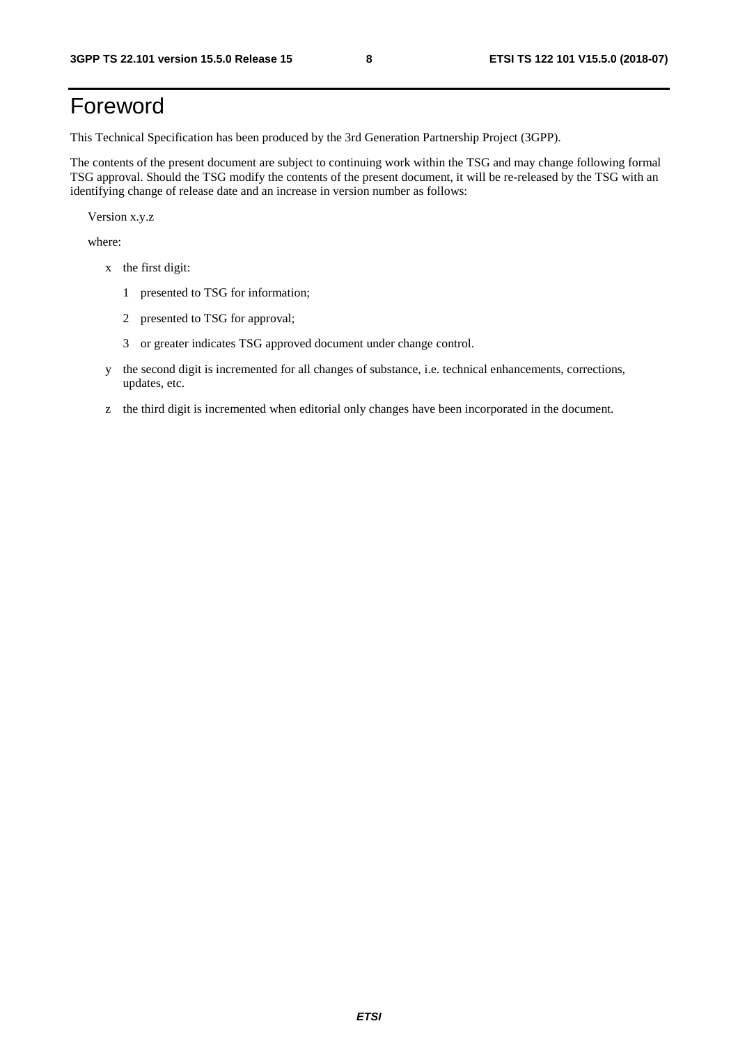# Foreword

This Technical Specification has been produced by the 3rd Generation Partnership Project (3GPP).

The contents of the present document are subject to continuing work within the TSG and may change following formal TSG approval. Should the TSG modify the contents of the present document, it will be re-released by the TSG with an identifying change of release date and an increase in version number as follows:

Version x.y.z

where:

- x the first digit:
  - 1 presented to TSG for information;
  - 2 presented to TSG for approval;
  - 3 or greater indicates TSG approved document under change control.
- y the second digit is incremented for all changes of substance, i.e. technical enhancements, corrections, updates, etc.
- z the third digit is incremented when editorial only changes have been incorporated in the document.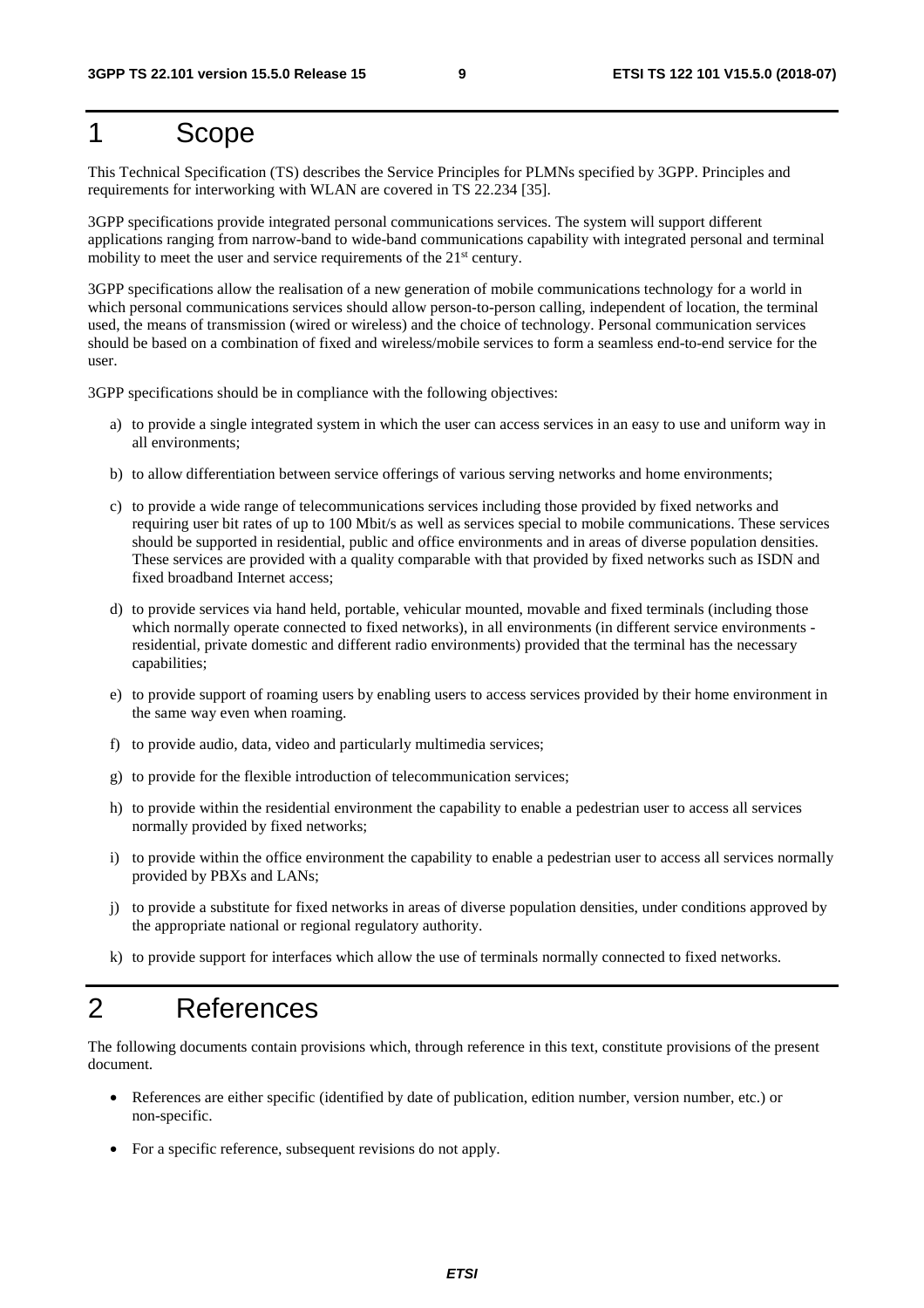# 1 Scope

This Technical Specification (TS) describes the Service Principles for PLMNs specified by 3GPP. Principles and requirements for interworking with WLAN are covered in TS 22.234 [35].

3GPP specifications provide integrated personal communications services. The system will support different applications ranging from narrow-band to wide-band communications capability with integrated personal and terminal mobility to meet the user and service requirements of the 21st century.

3GPP specifications allow the realisation of a new generation of mobile communications technology for a world in which personal communications services should allow person-to-person calling, independent of location, the terminal used, the means of transmission (wired or wireless) and the choice of technology. Personal communication services should be based on a combination of fixed and wireless/mobile services to form a seamless end-to-end service for the user.

3GPP specifications should be in compliance with the following objectives:

a) to provide a single integrated system in which the user can access services in an easy to use and uniform way in all environments;

b) to allow differentiation between service offerings of various serving networks and home environments;

c) to provide a wide range of telecommunications services including those provided by fixed networks and requiring user bit rates of up to 100 Mbit/s as well as services special to mobile communications. These services should be supported in residential, public and office environments and in areas of diverse population densities. These services are provided with a quality comparable with that provided by fixed networks such as ISDN and fixed broadband Internet access;

d) to provide services via hand held, portable, vehicular mounted, movable and fixed terminals (including those which normally operate connected to fixed networks), in all environments (in different service environments - residential, private domestic and different radio environments) provided that the terminal has the necessary capabilities;

e) to provide support of roaming users by enabling users to access services provided by their home environment in the same way even when roaming.

f) to provide audio, data, video and particularly multimedia services;

g) to provide for the flexible introduction of telecommunication services;

h) to provide within the residential environment the capability to enable a pedestrian user to access all services normally provided by fixed networks;

i) to provide within the office environment the capability to enable a pedestrian user to access all services normally provided by PBXs and LANs;

j) to provide a substitute for fixed networks in areas of diverse population densities, under conditions approved by the appropriate national or regional regulatory authority.

k) to provide support for interfaces which allow the use of terminals normally connected to fixed networks.

# 2 References

The following documents contain provisions which, through reference in this text, constitute provisions of the present document.

- References are either specific (identified by date of publication, edition number, version number, etc.) or non-specific.
- For a specific reference, subsequent revisions do not apply.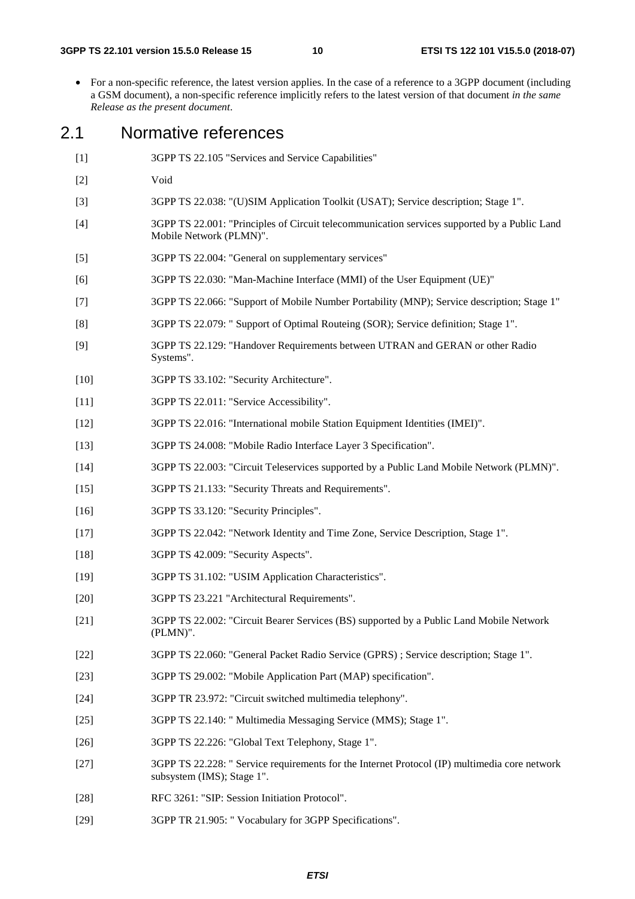- For a non-specific reference, the latest version applies. In the case of a reference to a 3GPP document (including a GSM document), a non-specific reference implicitly refers to the latest version of that document *in the same Release as the present document*.

## 2.1 Normative references

[1] 3GPP TS 22.105 "Services and Service Capabilities"

[2] Void

[3] 3GPP TS 22.038: "(U)SIM Application Toolkit (USAT); Service description; Stage 1".

[4] 3GPP TS 22.001: "Principles of Circuit telecommunication services supported by a Public Land Mobile Network (PLMN)".

[5] 3GPP TS 22.004: "General on supplementary services"

[6] 3GPP TS 22.030: "Man-Machine Interface (MMI) of the User Equipment (UE)"

[7] 3GPP TS 22.066: "Support of Mobile Number Portability (MNP); Service description; Stage 1"

[8] 3GPP TS 22.079: " Support of Optimal Routeing (SOR); Service definition; Stage 1".

[9] 3GPP TS 22.129: "Handover Requirements between UTRAN and GERAN or other Radio Systems".

[10] 3GPP TS 33.102: "Security Architecture".

[11] 3GPP TS 22.011: "Service Accessibility".

[12] 3GPP TS 22.016: "International mobile Station Equipment Identities (IMEI)".

[13] 3GPP TS 24.008: "Mobile Radio Interface Layer 3 Specification".

[14] 3GPP TS 22.003: "Circuit Teleservices supported by a Public Land Mobile Network (PLMN)".

[15] 3GPP TS 21.133: "Security Threats and Requirements".

[16] 3GPP TS 33.120: "Security Principles".

[17] 3GPP TS 22.042: "Network Identity and Time Zone, Service Description, Stage 1".

[18] 3GPP TS 42.009: "Security Aspects".

[19] 3GPP TS 31.102: "USIM Application Characteristics".

[20] 3GPP TS 23.221 "Architectural Requirements".

[21] 3GPP TS 22.002: "Circuit Bearer Services (BS) supported by a Public Land Mobile Network (PLMN)".

[22] 3GPP TS 22.060: "General Packet Radio Service (GPRS) ; Service description; Stage 1".

[23] 3GPP TS 29.002: "Mobile Application Part (MAP) specification".

[24] 3GPP TR 23.972: "Circuit switched multimedia telephony".

[25] 3GPP TS 22.140: " Multimedia Messaging Service (MMS); Stage 1".

[26] 3GPP TS 22.226: "Global Text Telephony, Stage 1".

[27] 3GPP TS 22.228: " Service requirements for the Internet Protocol (IP) multimedia core network subsystem (IMS); Stage 1".

[28] RFC 3261: "SIP: Session Initiation Protocol".

[29] 3GPP TR 21.905: " Vocabulary for 3GPP Specifications".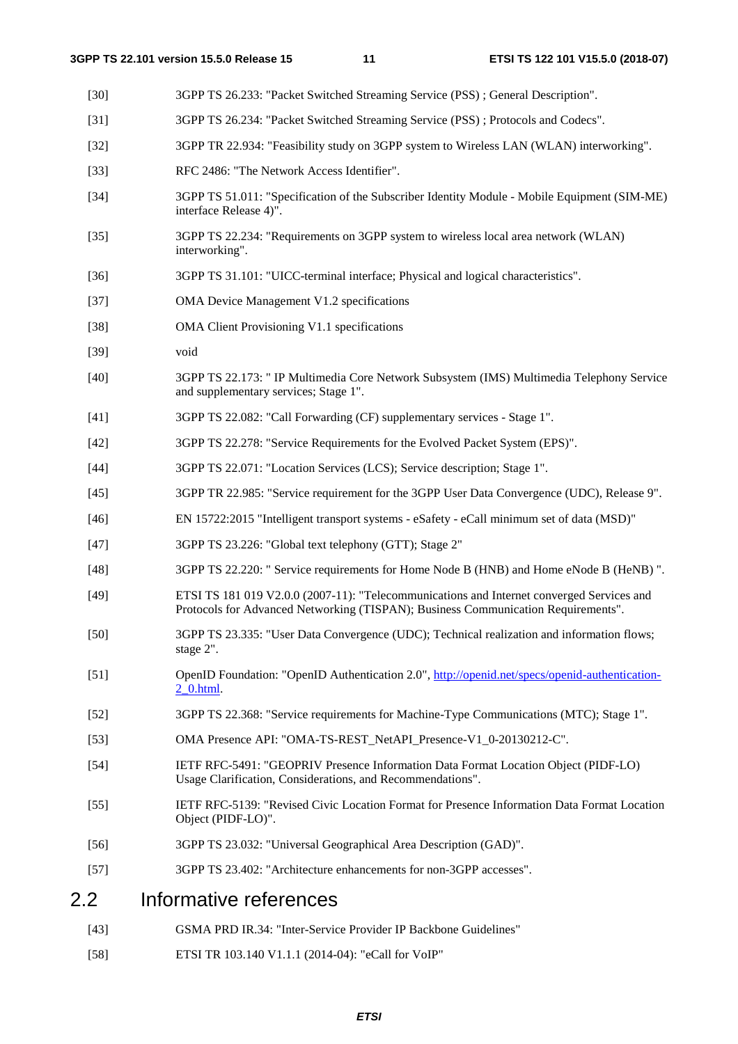[30] 3GPP TS 26.233: "Packet Switched Streaming Service (PSS) ; General Description".

[31] 3GPP TS 26.234: "Packet Switched Streaming Service (PSS) ; Protocols and Codecs".

[32] 3GPP TR 22.934: "Feasibility study on 3GPP system to Wireless LAN (WLAN) interworking".

[33] RFC 2486: "The Network Access Identifier".

[34] 3GPP TS 51.011: "Specification of the Subscriber Identity Module - Mobile Equipment (SIM-ME) interface Release 4)".

[35] 3GPP TS 22.234: "Requirements on 3GPP system to wireless local area network (WLAN) interworking".

[36] 3GPP TS 31.101: "UICC-terminal interface; Physical and logical characteristics".

[37] OMA Device Management V1.2 specifications

[38] OMA Client Provisioning V1.1 specifications

[39] void

[40] 3GPP TS 22.173: " IP Multimedia Core Network Subsystem (IMS) Multimedia Telephony Service and supplementary services; Stage 1".

[41] 3GPP TS 22.082: "Call Forwarding (CF) supplementary services - Stage 1".

[42] 3GPP TS 22.278: "Service Requirements for the Evolved Packet System (EPS)".

[44] 3GPP TS 22.071: "Location Services (LCS); Service description; Stage 1".

[45] 3GPP TR 22.985: "Service requirement for the 3GPP User Data Convergence (UDC), Release 9".

[46] EN 15722:2015 "Intelligent transport systems - eSafety - eCall minimum set of data (MSD)"

[47] 3GPP TS 23.226: "Global text telephony (GTT); Stage 2"

[48] 3GPP TS 22.220: " Service requirements for Home Node B (HNB) and Home eNode B (HeNB) ".

[49] ETSI TS 181 019 V2.0.0 (2007-11): "Telecommunications and Internet converged Services and Protocols for Advanced Networking (TISPAN); Business Communication Requirements".

[50] 3GPP TS 23.335: "User Data Convergence (UDC); Technical realization and information flows; stage 2".

[51] OpenID Foundation: "OpenID Authentication 2.0", http://openid.net/specs/openid-authentication-2_0.html.

[52] 3GPP TS 22.368: "Service requirements for Machine-Type Communications (MTC); Stage 1".

[53] OMA Presence API: "OMA-TS-REST_NetAPI_Presence-V1_0-20130212-C".

[54] IETF RFC-5491: "GEOPRIV Presence Information Data Format Location Object (PIDF-LO) Usage Clarification, Considerations, and Recommendations".

[55] IETF RFC-5139: "Revised Civic Location Format for Presence Information Data Format Location Object (PIDF-LO)".

[56] 3GPP TS 23.032: "Universal Geographical Area Description (GAD)".

[57] 3GPP TS 23.402: "Architecture enhancements for non-3GPP accesses".

## 2.2 Informative references

[43] GSMA PRD IR.34: "Inter-Service Provider IP Backbone Guidelines"

[58] ETSI TR 103.140 V1.1.1 (2014-04): "eCall for VoIP"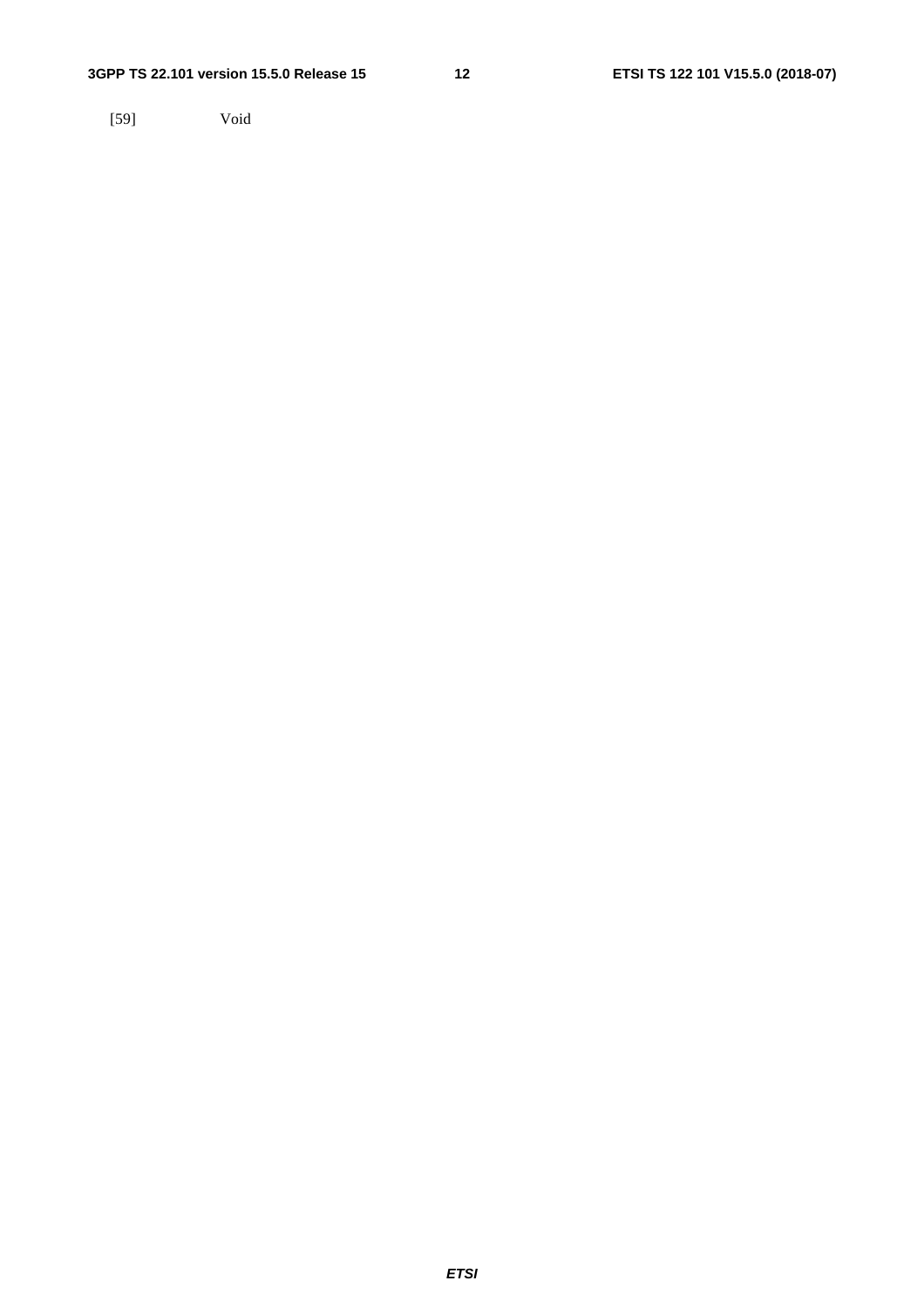[59] Void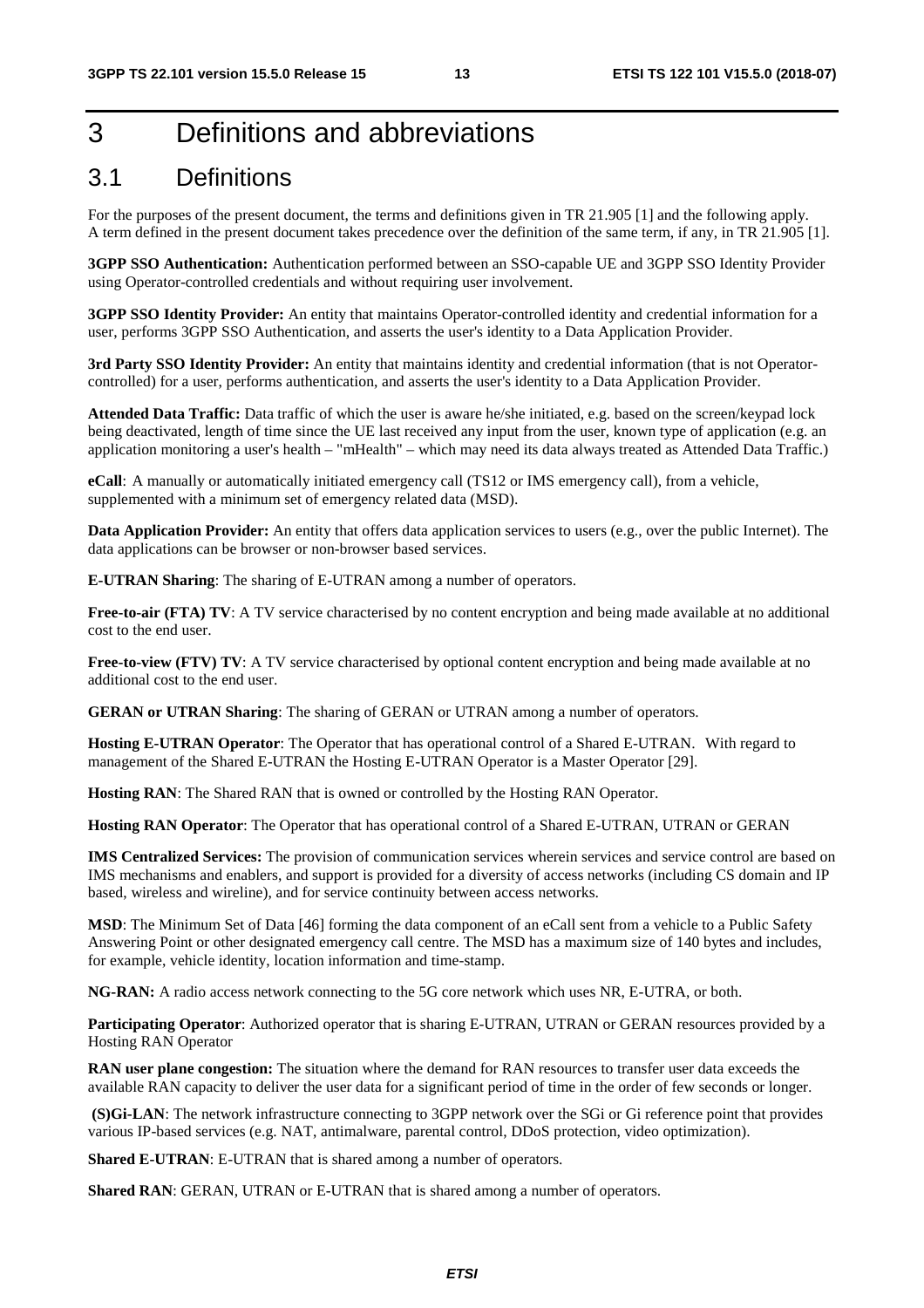# 3 Definitions and abbreviations

## 3.1 Definitions

For the purposes of the present document, the terms and definitions given in TR 21.905 [1] and the following apply. A term defined in the present document takes precedence over the definition of the same term, if any, in TR 21.905 [1].

**3GPP SSO Authentication:** Authentication performed between an SSO-capable UE and 3GPP SSO Identity Provider using Operator-controlled credentials and without requiring user involvement.

**3GPP SSO Identity Provider:** An entity that maintains Operator-controlled identity and credential information for a user, performs 3GPP SSO Authentication, and asserts the user's identity to a Data Application Provider.

**3rd Party SSO Identity Provider:** An entity that maintains identity and credential information (that is not Operator-controlled) for a user, performs authentication, and asserts the user's identity to a Data Application Provider.

**Attended Data Traffic:** Data traffic of which the user is aware he/she initiated, e.g. based on the screen/keypad lock being deactivated, length of time since the UE last received any input from the user, known type of application (e.g. an application monitoring a user's health – "mHealth" – which may need its data always treated as Attended Data Traffic.)

**eCall**: A manually or automatically initiated emergency call (TS12 or IMS emergency call), from a vehicle, supplemented with a minimum set of emergency related data (MSD).

**Data Application Provider:** An entity that offers data application services to users (e.g., over the public Internet). The data applications can be browser or non-browser based services.

**E-UTRAN Sharing**: The sharing of E-UTRAN among a number of operators.

**Free-to-air (FTA) TV**: A TV service characterised by no content encryption and being made available at no additional cost to the end user.

**Free-to-view (FTV) TV**: A TV service characterised by optional content encryption and being made available at no additional cost to the end user.

**GERAN or UTRAN Sharing**: The sharing of GERAN or UTRAN among a number of operators.

**Hosting E-UTRAN Operator**: The Operator that has operational control of a Shared E-UTRAN. With regard to management of the Shared E-UTRAN the Hosting E-UTRAN Operator is a Master Operator [29].

**Hosting RAN**: The Shared RAN that is owned or controlled by the Hosting RAN Operator.

**Hosting RAN Operator**: The Operator that has operational control of a Shared E-UTRAN, UTRAN or GERAN

**IMS Centralized Services:** The provision of communication services wherein services and service control are based on IMS mechanisms and enablers, and support is provided for a diversity of access networks (including CS domain and IP based, wireless and wireline), and for service continuity between access networks.

**MSD**: The Minimum Set of Data [46] forming the data component of an eCall sent from a vehicle to a Public Safety Answering Point or other designated emergency call centre. The MSD has a maximum size of 140 bytes and includes, for example, vehicle identity, location information and time-stamp.

**NG-RAN:** A radio access network connecting to the 5G core network which uses NR, E-UTRA, or both.

**Participating Operator**: Authorized operator that is sharing E-UTRAN, UTRAN or GERAN resources provided by a Hosting RAN Operator

**RAN user plane congestion:** The situation where the demand for RAN resources to transfer user data exceeds the available RAN capacity to deliver the user data for a significant period of time in the order of few seconds or longer.

**(S)Gi-LAN**: The network infrastructure connecting to 3GPP network over the SGi or Gi reference point that provides various IP-based services (e.g. NAT, antimalware, parental control, DDoS protection, video optimization).

**Shared E-UTRAN**: E-UTRAN that is shared among a number of operators.

**Shared RAN**: GERAN, UTRAN or E-UTRAN that is shared among a number of operators.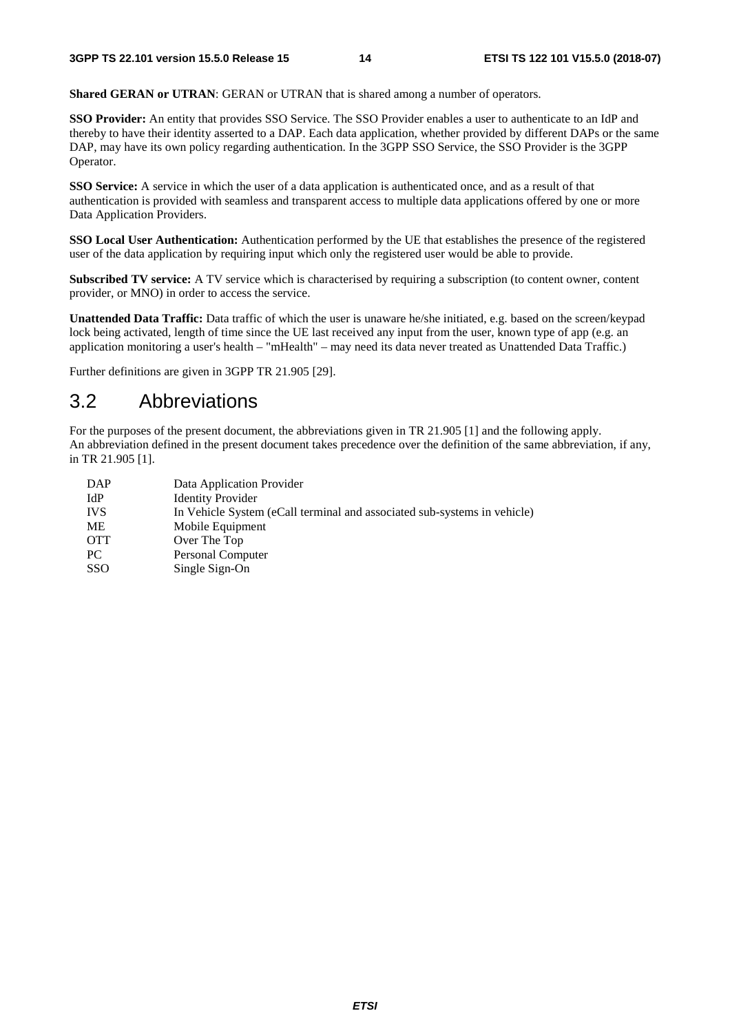**Shared GERAN or UTRAN**: GERAN or UTRAN that is shared among a number of operators.

**SSO Provider:** An entity that provides SSO Service. The SSO Provider enables a user to authenticate to an IdP and thereby to have their identity asserted to a DAP. Each data application, whether provided by different DAPs or the same DAP, may have its own policy regarding authentication. In the 3GPP SSO Service, the SSO Provider is the 3GPP Operator.

**SSO Service:** A service in which the user of a data application is authenticated once, and as a result of that authentication is provided with seamless and transparent access to multiple data applications offered by one or more Data Application Providers.

**SSO Local User Authentication:** Authentication performed by the UE that establishes the presence of the registered user of the data application by requiring input which only the registered user would be able to provide.

**Subscribed TV service:** A TV service which is characterised by requiring a subscription (to content owner, content provider, or MNO) in order to access the service.

**Unattended Data Traffic:** Data traffic of which the user is unaware he/she initiated, e.g. based on the screen/keypad lock being activated, length of time since the UE last received any input from the user, known type of app (e.g. an application monitoring a user's health – "mHealth" – may need its data never treated as Unattended Data Traffic.)

Further definitions are given in 3GPP TR 21.905 [29].

## 3.2 Abbreviations

For the purposes of the present document, the abbreviations given in TR 21.905 [1] and the following apply.
An abbreviation defined in the present document takes precedence over the definition of the same abbreviation, if any, in TR 21.905 [1].

| | |
|---|---|
| DAP | Data Application Provider |
| IdP | Identity Provider |
| IVS | In Vehicle System (eCall terminal and associated sub-systems in vehicle) |
| ME | Mobile Equipment |
| OTT | Over The Top |
| PC | Personal Computer |
| SSO | Single Sign-On |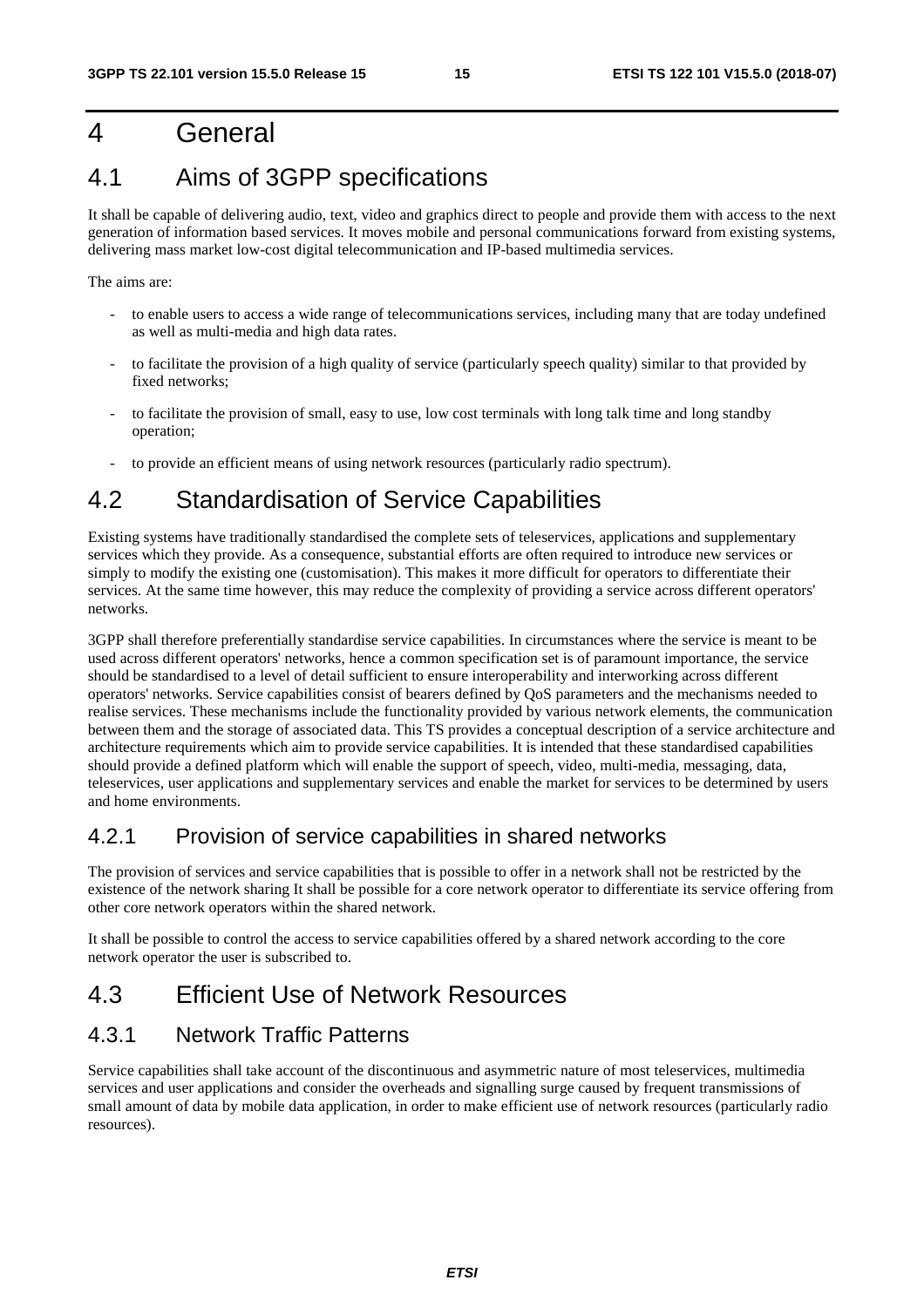# 4 General

## 4.1 Aims of 3GPP specifications

It shall be capable of delivering audio, text, video and graphics direct to people and provide them with access to the next generation of information based services. It moves mobile and personal communications forward from existing systems, delivering mass market low-cost digital telecommunication and IP-based multimedia services.

The aims are:

- to enable users to access a wide range of telecommunications services, including many that are today undefined as well as multi-media and high data rates.
- to facilitate the provision of a high quality of service (particularly speech quality) similar to that provided by fixed networks;
- to facilitate the provision of small, easy to use, low cost terminals with long talk time and long standby operation;
- to provide an efficient means of using network resources (particularly radio spectrum).

## 4.2 Standardisation of Service Capabilities

Existing systems have traditionally standardised the complete sets of teleservices, applications and supplementary services which they provide. As a consequence, substantial efforts are often required to introduce new services or simply to modify the existing one (customisation). This makes it more difficult for operators to differentiate their services. At the same time however, this may reduce the complexity of providing a service across different operators' networks.

3GPP shall therefore preferentially standardise service capabilities. In circumstances where the service is meant to be used across different operators' networks, hence a common specification set is of paramount importance, the service should be standardised to a level of detail sufficient to ensure interoperability and interworking across different operators' networks. Service capabilities consist of bearers defined by QoS parameters and the mechanisms needed to realise services. These mechanisms include the functionality provided by various network elements, the communication between them and the storage of associated data. This TS provides a conceptual description of a service architecture and architecture requirements which aim to provide service capabilities. It is intended that these standardised capabilities should provide a defined platform which will enable the support of speech, video, multi-media, messaging, data, teleservices, user applications and supplementary services and enable the market for services to be determined by users and home environments.

### 4.2.1 Provision of service capabilities in shared networks

The provision of services and service capabilities that is possible to offer in a network shall not be restricted by the existence of the network sharing It shall be possible for a core network operator to differentiate its service offering from other core network operators within the shared network.

It shall be possible to control the access to service capabilities offered by a shared network according to the core network operator the user is subscribed to.

## 4.3 Efficient Use of Network Resources

### 4.3.1 Network Traffic Patterns

Service capabilities shall take account of the discontinuous and asymmetric nature of most teleservices, multimedia services and user applications and consider the overheads and signalling surge caused by frequent transmissions of small amount of data by mobile data application, in order to make efficient use of network resources (particularly radio resources).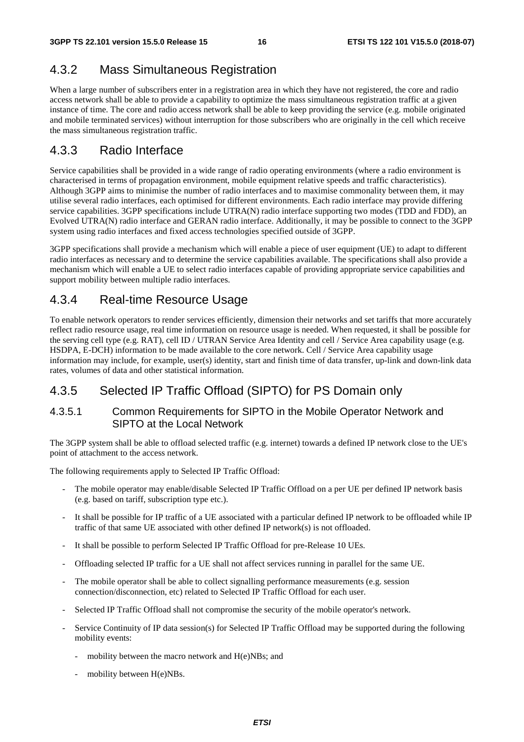### 4.3.2 Mass Simultaneous Registration

When a large number of subscribers enter in a registration area in which they have not registered, the core and radio access network shall be able to provide a capability to optimize the mass simultaneous registration traffic at a given instance of time. The core and radio access network shall be able to keep providing the service (e.g. mobile originated and mobile terminated services) without interruption for those subscribers who are originally in the cell which receive the mass simultaneous registration traffic.

### 4.3.3 Radio Interface

Service capabilities shall be provided in a wide range of radio operating environments (where a radio environment is characterised in terms of propagation environment, mobile equipment relative speeds and traffic characteristics). Although 3GPP aims to minimise the number of radio interfaces and to maximise commonality between them, it may utilise several radio interfaces, each optimised for different environments. Each radio interface may provide differing service capabilities. 3GPP specifications include UTRA(N) radio interface supporting two modes (TDD and FDD), an Evolved UTRA(N) radio interface and GERAN radio interface. Additionally, it may be possible to connect to the 3GPP system using radio interfaces and fixed access technologies specified outside of 3GPP.

3GPP specifications shall provide a mechanism which will enable a piece of user equipment (UE) to adapt to different radio interfaces as necessary and to determine the service capabilities available. The specifications shall also provide a mechanism which will enable a UE to select radio interfaces capable of providing appropriate service capabilities and support mobility between multiple radio interfaces.

### 4.3.4 Real-time Resource Usage

To enable network operators to render services efficiently, dimension their networks and set tariffs that more accurately reflect radio resource usage, real time information on resource usage is needed. When requested, it shall be possible for the serving cell type (e.g. RAT), cell ID / UTRAN Service Area Identity and cell / Service Area capability usage (e.g. HSDPA, E-DCH) information to be made available to the core network. Cell / Service Area capability usage information may include, for example, user(s) identity, start and finish time of data transfer, up-link and down-link data rates, volumes of data and other statistical information.

### 4.3.5 Selected IP Traffic Offload (SIPTO) for PS Domain only

#### 4.3.5.1 Common Requirements for SIPTO in the Mobile Operator Network and SIPTO at the Local Network

The 3GPP system shall be able to offload selected traffic (e.g. internet) towards a defined IP network close to the UE's point of attachment to the access network.

The following requirements apply to Selected IP Traffic Offload:

- The mobile operator may enable/disable Selected IP Traffic Offload on a per UE per defined IP network basis (e.g. based on tariff, subscription type etc.).
- It shall be possible for IP traffic of a UE associated with a particular defined IP network to be offloaded while IP traffic of that same UE associated with other defined IP network(s) is not offloaded.
- It shall be possible to perform Selected IP Traffic Offload for pre-Release 10 UEs.
- Offloading selected IP traffic for a UE shall not affect services running in parallel for the same UE.
- The mobile operator shall be able to collect signalling performance measurements (e.g. session connection/disconnection, etc) related to Selected IP Traffic Offload for each user.
- Selected IP Traffic Offload shall not compromise the security of the mobile operator's network.
- Service Continuity of IP data session(s) for Selected IP Traffic Offload may be supported during the following mobility events:
    - mobility between the macro network and H(e)NBs; and
    - mobility between H(e)NBs.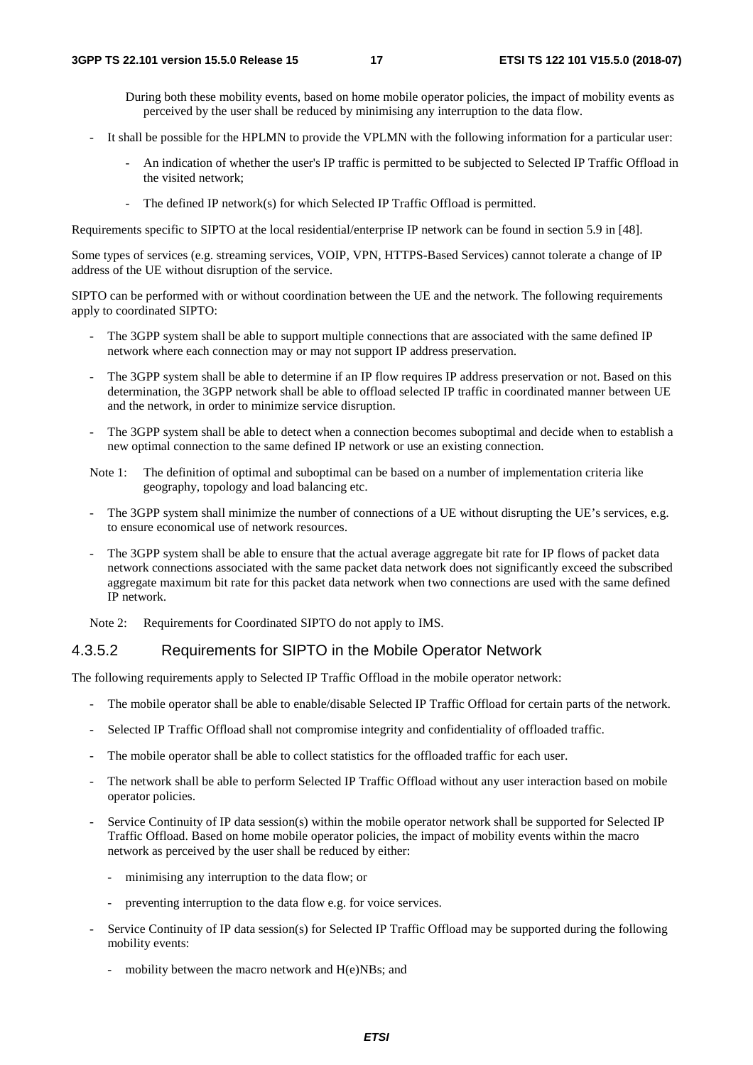During both these mobility events, based on home mobile operator policies, the impact of mobility events as perceived by the user shall be reduced by minimising any interruption to the data flow.

- It shall be possible for the HPLMN to provide the VPLMN with the following information for a particular user:
  - An indication of whether the user's IP traffic is permitted to be subjected to Selected IP Traffic Offload in the visited network;
  - The defined IP network(s) for which Selected IP Traffic Offload is permitted.

Requirements specific to SIPTO at the local residential/enterprise IP network can be found in section 5.9 in [48].

Some types of services (e.g. streaming services, VOIP, VPN, HTTPS-Based Services) cannot tolerate a change of IP address of the UE without disruption of the service.

SIPTO can be performed with or without coordination between the UE and the network. The following requirements apply to coordinated SIPTO:

- The 3GPP system shall be able to support multiple connections that are associated with the same defined IP network where each connection may or may not support IP address preservation.
- The 3GPP system shall be able to determine if an IP flow requires IP address preservation or not. Based on this determination, the 3GPP network shall be able to offload selected IP traffic in coordinated manner between UE and the network, in order to minimize service disruption.
- The 3GPP system shall be able to detect when a connection becomes suboptimal and decide when to establish a new optimal connection to the same defined IP network or use an existing connection.

Note 1: The definition of optimal and suboptimal can be based on a number of implementation criteria like geography, topology and load balancing etc.

- The 3GPP system shall minimize the number of connections of a UE without disrupting the UE's services, e.g. to ensure economical use of network resources.
- The 3GPP system shall be able to ensure that the actual average aggregate bit rate for IP flows of packet data network connections associated with the same packet data network does not significantly exceed the subscribed aggregate maximum bit rate for this packet data network when two connections are used with the same defined IP network.

Note 2: Requirements for Coordinated SIPTO do not apply to IMS.

### 4.3.5.2 Requirements for SIPTO in the Mobile Operator Network

The following requirements apply to Selected IP Traffic Offload in the mobile operator network:

- The mobile operator shall be able to enable/disable Selected IP Traffic Offload for certain parts of the network.
- Selected IP Traffic Offload shall not compromise integrity and confidentiality of offloaded traffic.
- The mobile operator shall be able to collect statistics for the offloaded traffic for each user.
- The network shall be able to perform Selected IP Traffic Offload without any user interaction based on mobile operator policies.
- Service Continuity of IP data session(s) within the mobile operator network shall be supported for Selected IP Traffic Offload. Based on home mobile operator policies, the impact of mobility events within the macro network as perceived by the user shall be reduced by either:
  - minimising any interruption to the data flow; or
  - preventing interruption to the data flow e.g. for voice services.
- Service Continuity of IP data session(s) for Selected IP Traffic Offload may be supported during the following mobility events:
  - mobility between the macro network and H(e)NBs; and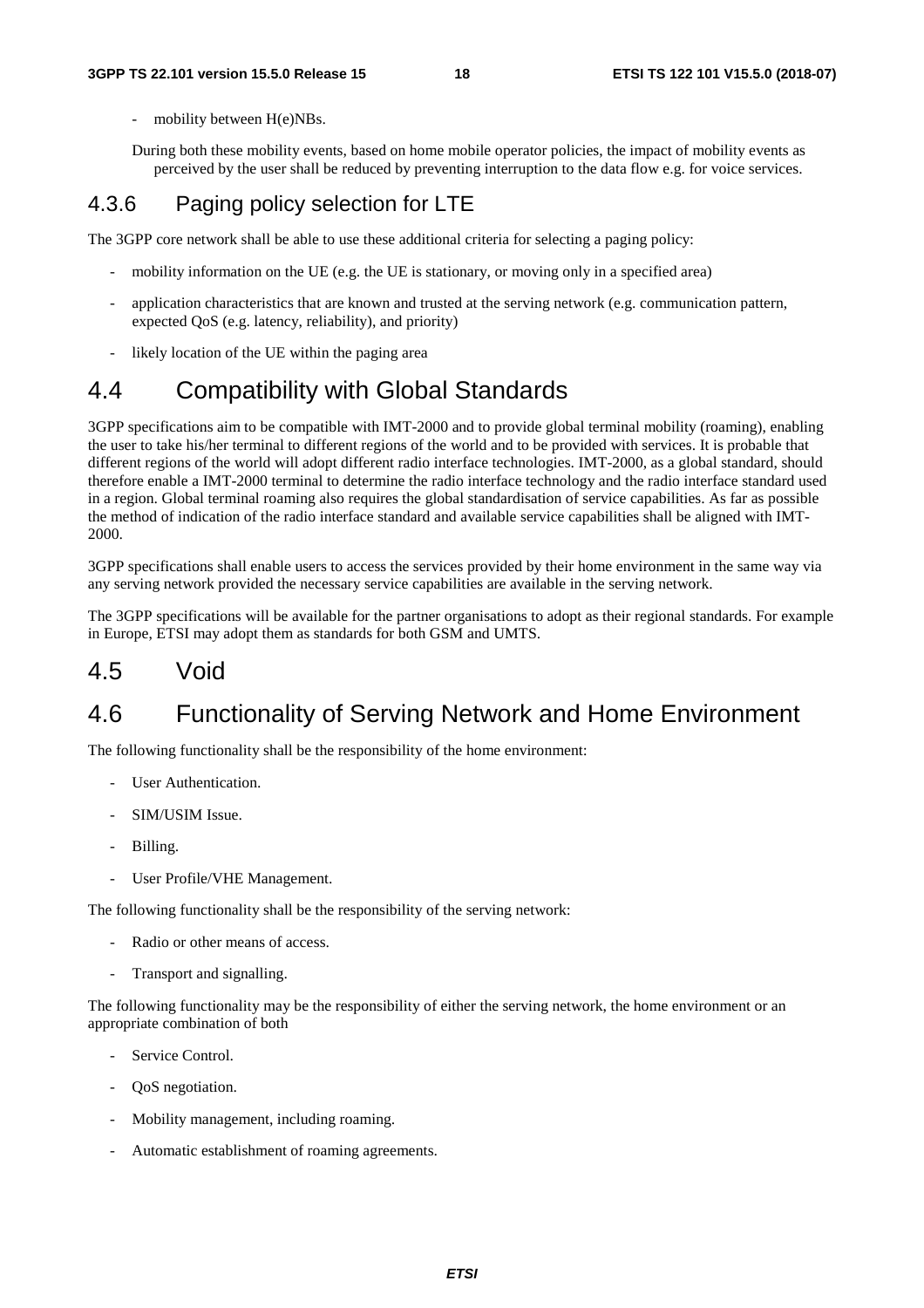- mobility between H(e)NBs.

During both these mobility events, based on home mobile operator policies, the impact of mobility events as perceived by the user shall be reduced by preventing interruption to the data flow e.g. for voice services.

### 4.3.6 Paging policy selection for LTE

The 3GPP core network shall be able to use these additional criteria for selecting a paging policy:

- mobility information on the UE (e.g. the UE is stationary, or moving only in a specified area)
- application characteristics that are known and trusted at the serving network (e.g. communication pattern, expected QoS (e.g. latency, reliability), and priority)
- likely location of the UE within the paging area

## 4.4 Compatibility with Global Standards

3GPP specifications aim to be compatible with IMT-2000 and to provide global terminal mobility (roaming), enabling the user to take his/her terminal to different regions of the world and to be provided with services. It is probable that different regions of the world will adopt different radio interface technologies. IMT-2000, as a global standard, should therefore enable a IMT-2000 terminal to determine the radio interface technology and the radio interface standard used in a region. Global terminal roaming also requires the global standardisation of service capabilities. As far as possible the method of indication of the radio interface standard and available service capabilities shall be aligned with IMT-2000.

3GPP specifications shall enable users to access the services provided by their home environment in the same way via any serving network provided the necessary service capabilities are available in the serving network.

The 3GPP specifications will be available for the partner organisations to adopt as their regional standards. For example in Europe, ETSI may adopt them as standards for both GSM and UMTS.

## 4.5 Void

## 4.6 Functionality of Serving Network and Home Environment

The following functionality shall be the responsibility of the home environment:

- User Authentication.
- SIM/USIM Issue.
- Billing.
- User Profile/VHE Management.

The following functionality shall be the responsibility of the serving network:

- Radio or other means of access.
- Transport and signalling.

The following functionality may be the responsibility of either the serving network, the home environment or an appropriate combination of both

- Service Control.
- QoS negotiation.
- Mobility management, including roaming.
- Automatic establishment of roaming agreements.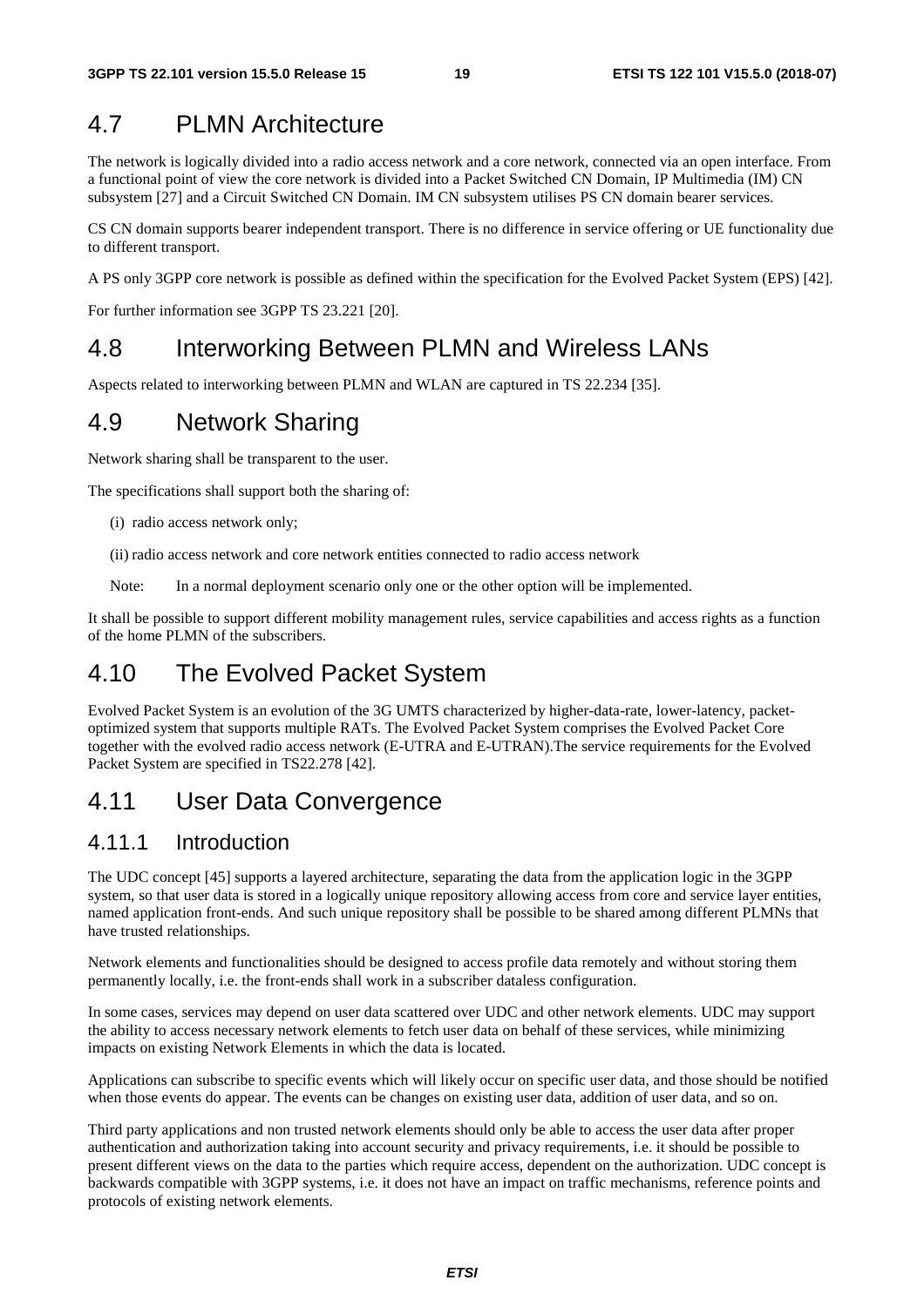## 4.7 PLMN Architecture

The network is logically divided into a radio access network and a core network, connected via an open interface. From a functional point of view the core network is divided into a Packet Switched CN Domain, IP Multimedia (IM) CN subsystem [27] and a Circuit Switched CN Domain. IM CN subsystem utilises PS CN domain bearer services.

CS CN domain supports bearer independent transport. There is no difference in service offering or UE functionality due to different transport.

A PS only 3GPP core network is possible as defined within the specification for the Evolved Packet System (EPS) [42].

For further information see 3GPP TS 23.221 [20].

## 4.8 Interworking Between PLMN and Wireless LANs

Aspects related to interworking between PLMN and WLAN are captured in TS 22.234 [35].

## 4.9 Network Sharing

Network sharing shall be transparent to the user.

The specifications shall support both the sharing of:

(i) radio access network only;

(ii) radio access network and core network entities connected to radio access network

Note: In a normal deployment scenario only one or the other option will be implemented.

It shall be possible to support different mobility management rules, service capabilities and access rights as a function of the home PLMN of the subscribers.

## 4.10 The Evolved Packet System

Evolved Packet System is an evolution of the 3G UMTS characterized by higher-data-rate, lower-latency, packet-optimized system that supports multiple RATs. The Evolved Packet System comprises the Evolved Packet Core together with the evolved radio access network (E-UTRA and E-UTRAN).The service requirements for the Evolved Packet System are specified in TS22.278 [42].

## 4.11 User Data Convergence

### 4.11.1 Introduction

The UDC concept [45] supports a layered architecture, separating the data from the application logic in the 3GPP system, so that user data is stored in a logically unique repository allowing access from core and service layer entities, named application front-ends. And such unique repository shall be possible to be shared among different PLMNs that have trusted relationships.

Network elements and functionalities should be designed to access profile data remotely and without storing them permanently locally, i.e. the front-ends shall work in a subscriber dataless configuration.

In some cases, services may depend on user data scattered over UDC and other network elements. UDC may support the ability to access necessary network elements to fetch user data on behalf of these services, while minimizing impacts on existing Network Elements in which the data is located.

Applications can subscribe to specific events which will likely occur on specific user data, and those should be notified when those events do appear. The events can be changes on existing user data, addition of user data, and so on.

Third party applications and non trusted network elements should only be able to access the user data after proper authentication and authorization taking into account security and privacy requirements, i.e. it should be possible to present different views on the data to the parties which require access, dependent on the authorization. UDC concept is backwards compatible with 3GPP systems, i.e. it does not have an impact on traffic mechanisms, reference points and protocols of existing network elements.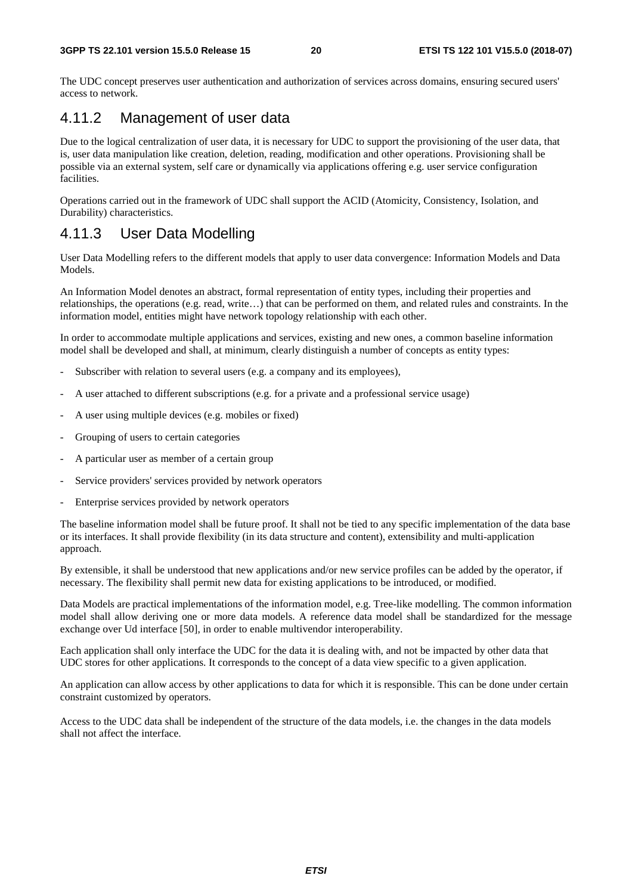The UDC concept preserves user authentication and authorization of services across domains, ensuring secured users' access to network.

### 4.11.2 Management of user data

Due to the logical centralization of user data, it is necessary for UDC to support the provisioning of the user data, that is, user data manipulation like creation, deletion, reading, modification and other operations. Provisioning shall be possible via an external system, self care or dynamically via applications offering e.g. user service configuration facilities.

Operations carried out in the framework of UDC shall support the ACID (Atomicity, Consistency, Isolation, and Durability) characteristics.

### 4.11.3 User Data Modelling

User Data Modelling refers to the different models that apply to user data convergence: Information Models and Data Models.

An Information Model denotes an abstract, formal representation of entity types, including their properties and relationships, the operations (e.g. read, write…) that can be performed on them, and related rules and constraints. In the information model, entities might have network topology relationship with each other.

In order to accommodate multiple applications and services, existing and new ones, a common baseline information model shall be developed and shall, at minimum, clearly distinguish a number of concepts as entity types:

- Subscriber with relation to several users (e.g. a company and its employees),
- A user attached to different subscriptions (e.g. for a private and a professional service usage)
- A user using multiple devices (e.g. mobiles or fixed)
- Grouping of users to certain categories
- A particular user as member of a certain group
- Service providers' services provided by network operators
- Enterprise services provided by network operators

The baseline information model shall be future proof. It shall not be tied to any specific implementation of the data base or its interfaces. It shall provide flexibility (in its data structure and content), extensibility and multi-application approach.

By extensible, it shall be understood that new applications and/or new service profiles can be added by the operator, if necessary. The flexibility shall permit new data for existing applications to be introduced, or modified.

Data Models are practical implementations of the information model, e.g. Tree-like modelling. The common information model shall allow deriving one or more data models. A reference data model shall be standardized for the message exchange over Ud interface [50], in order to enable multivendor interoperability.

Each application shall only interface the UDC for the data it is dealing with, and not be impacted by other data that UDC stores for other applications. It corresponds to the concept of a data view specific to a given application.

An application can allow access by other applications to data for which it is responsible. This can be done under certain constraint customized by operators.

Access to the UDC data shall be independent of the structure of the data models, i.e. the changes in the data models shall not affect the interface.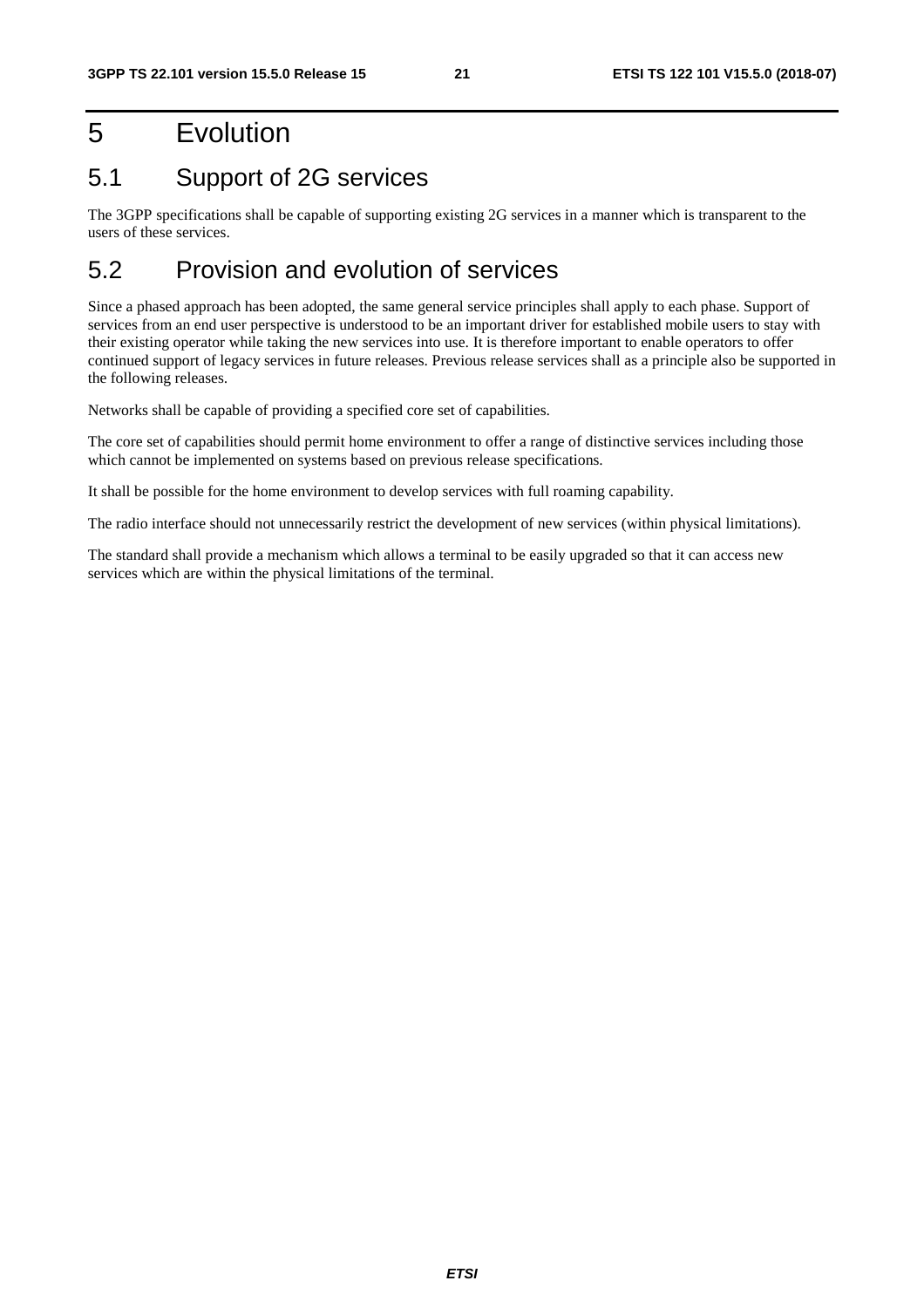# 5 Evolution

## 5.1 Support of 2G services

The 3GPP specifications shall be capable of supporting existing 2G services in a manner which is transparent to the users of these services.

## 5.2 Provision and evolution of services

Since a phased approach has been adopted, the same general service principles shall apply to each phase. Support of services from an end user perspective is understood to be an important driver for established mobile users to stay with their existing operator while taking the new services into use. It is therefore important to enable operators to offer continued support of legacy services in future releases. Previous release services shall as a principle also be supported in the following releases.

Networks shall be capable of providing a specified core set of capabilities.

The core set of capabilities should permit home environment to offer a range of distinctive services including those which cannot be implemented on systems based on previous release specifications.

It shall be possible for the home environment to develop services with full roaming capability.

The radio interface should not unnecessarily restrict the development of new services (within physical limitations).

The standard shall provide a mechanism which allows a terminal to be easily upgraded so that it can access new services which are within the physical limitations of the terminal.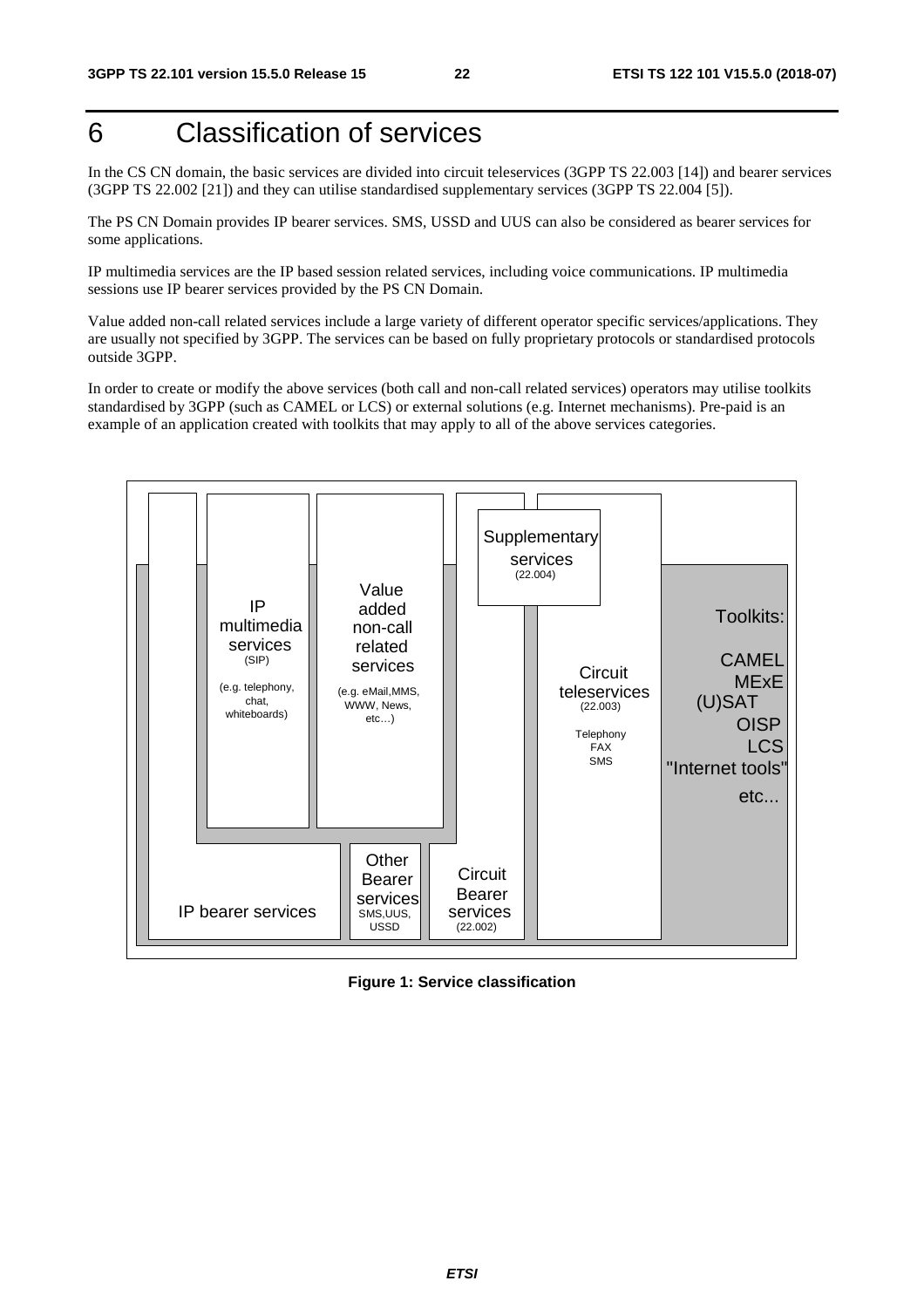# 6 Classification of services

In the CS CN domain, the basic services are divided into circuit teleservices (3GPP TS 22.003 [14]) and bearer services (3GPP TS 22.002 [21]) and they can utilise standardised supplementary services (3GPP TS 22.004 [5]).

The PS CN Domain provides IP bearer services. SMS, USSD and UUS can also be considered as bearer services for some applications.

IP multimedia services are the IP based session related services, including voice communications. IP multimedia sessions use IP bearer services provided by the PS CN Domain.

Value added non-call related services include a large variety of different operator specific services/applications. They are usually not specified by 3GPP. The services can be based on fully proprietary protocols or standardised protocols outside 3GPP.

In order to create or modify the above services (both call and non-call related services) operators may utilise toolkits standardised by 3GPP (such as CAMEL or LCS) or external solutions (e.g. Internet mechanisms). Pre-paid is an example of an application created with toolkits that may apply to all of the above services categories.

IP multimedia services (SIP) (e.g. telephony, chat, whiteboards)

Value added non-call related services (e.g. eMail,MMS, WWW, News, etc…)

Supplementary services (22.004)

Circuit teleservices (22.003) Telephony FAX SMS

Toolkits: CAMEL MExE (U)SAT OISP LCS "Internet tools" etc...

IP bearer services

Other Bearer services SMS,UUS, USSD

Circuit Bearer services (22.002)

**Figure 1: Service classification**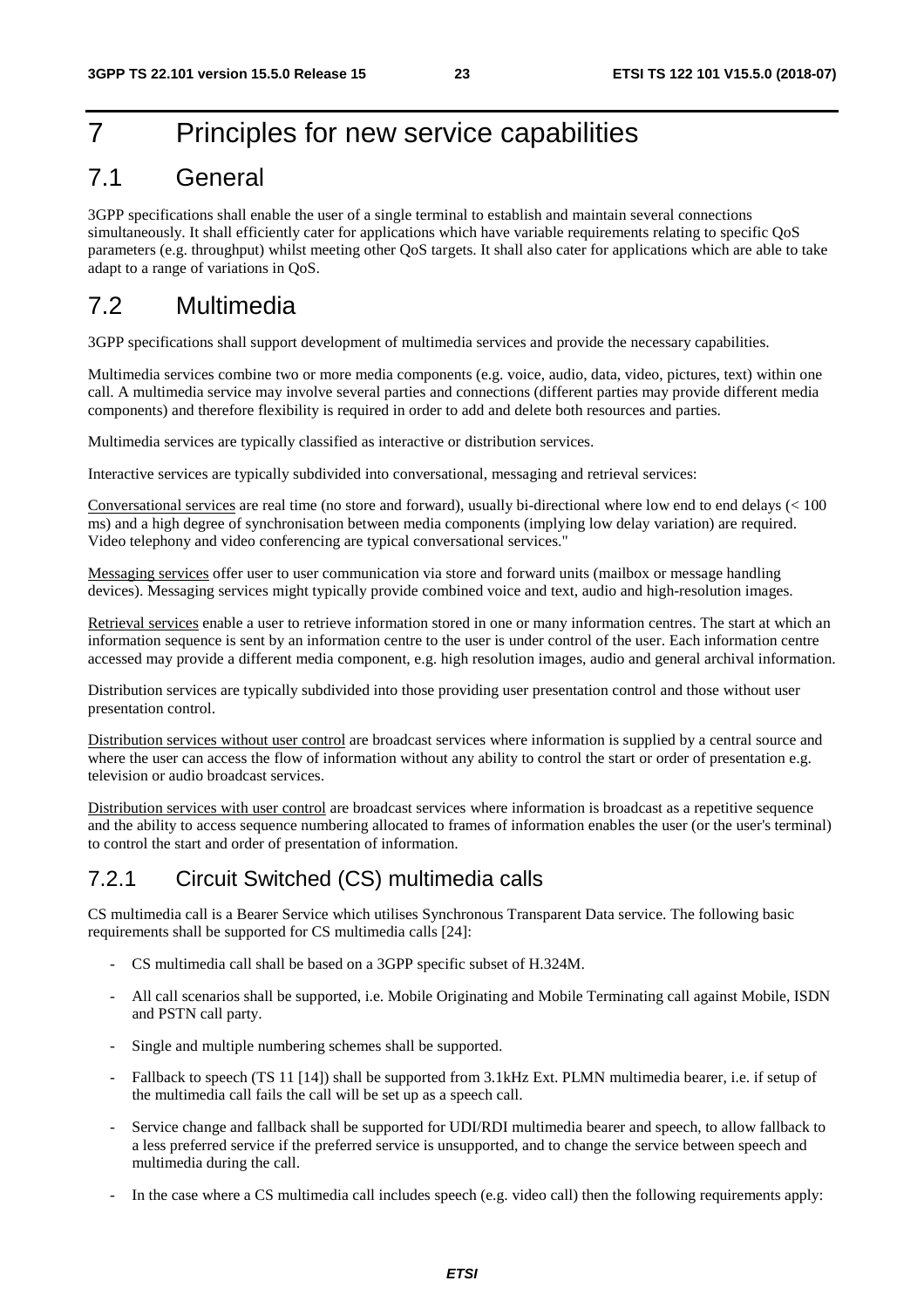# 7 Principles for new service capabilities

## 7.1 General

3GPP specifications shall enable the user of a single terminal to establish and maintain several connections simultaneously. It shall efficiently cater for applications which have variable requirements relating to specific QoS parameters (e.g. throughput) whilst meeting other QoS targets. It shall also cater for applications which are able to take adapt to a range of variations in QoS.

## 7.2 Multimedia

3GPP specifications shall support development of multimedia services and provide the necessary capabilities.

Multimedia services combine two or more media components (e.g. voice, audio, data, video, pictures, text) within one call. A multimedia service may involve several parties and connections (different parties may provide different media components) and therefore flexibility is required in order to add and delete both resources and parties.

Multimedia services are typically classified as interactive or distribution services.

Interactive services are typically subdivided into conversational, messaging and retrieval services:

Conversational services are real time (no store and forward), usually bi-directional where low end to end delays (< 100 ms) and a high degree of synchronisation between media components (implying low delay variation) are required. Video telephony and video conferencing are typical conversational services."

Messaging services offer user to user communication via store and forward units (mailbox or message handling devices). Messaging services might typically provide combined voice and text, audio and high-resolution images.

Retrieval services enable a user to retrieve information stored in one or many information centres. The start at which an information sequence is sent by an information centre to the user is under control of the user. Each information centre accessed may provide a different media component, e.g. high resolution images, audio and general archival information.

Distribution services are typically subdivided into those providing user presentation control and those without user presentation control.

Distribution services without user control are broadcast services where information is supplied by a central source and where the user can access the flow of information without any ability to control the start or order of presentation e.g. television or audio broadcast services.

Distribution services with user control are broadcast services where information is broadcast as a repetitive sequence and the ability to access sequence numbering allocated to frames of information enables the user (or the user's terminal) to control the start and order of presentation of information.

### 7.2.1 Circuit Switched (CS) multimedia calls

CS multimedia call is a Bearer Service which utilises Synchronous Transparent Data service. The following basic requirements shall be supported for CS multimedia calls [24]:

- CS multimedia call shall be based on a 3GPP specific subset of H.324M.
- All call scenarios shall be supported, i.e. Mobile Originating and Mobile Terminating call against Mobile, ISDN and PSTN call party.
- Single and multiple numbering schemes shall be supported.
- Fallback to speech (TS 11 [14]) shall be supported from 3.1kHz Ext. PLMN multimedia bearer, i.e. if setup of the multimedia call fails the call will be set up as a speech call.
- Service change and fallback shall be supported for UDI/RDI multimedia bearer and speech, to allow fallback to a less preferred service if the preferred service is unsupported, and to change the service between speech and multimedia during the call.
- In the case where a CS multimedia call includes speech (e.g. video call) then the following requirements apply: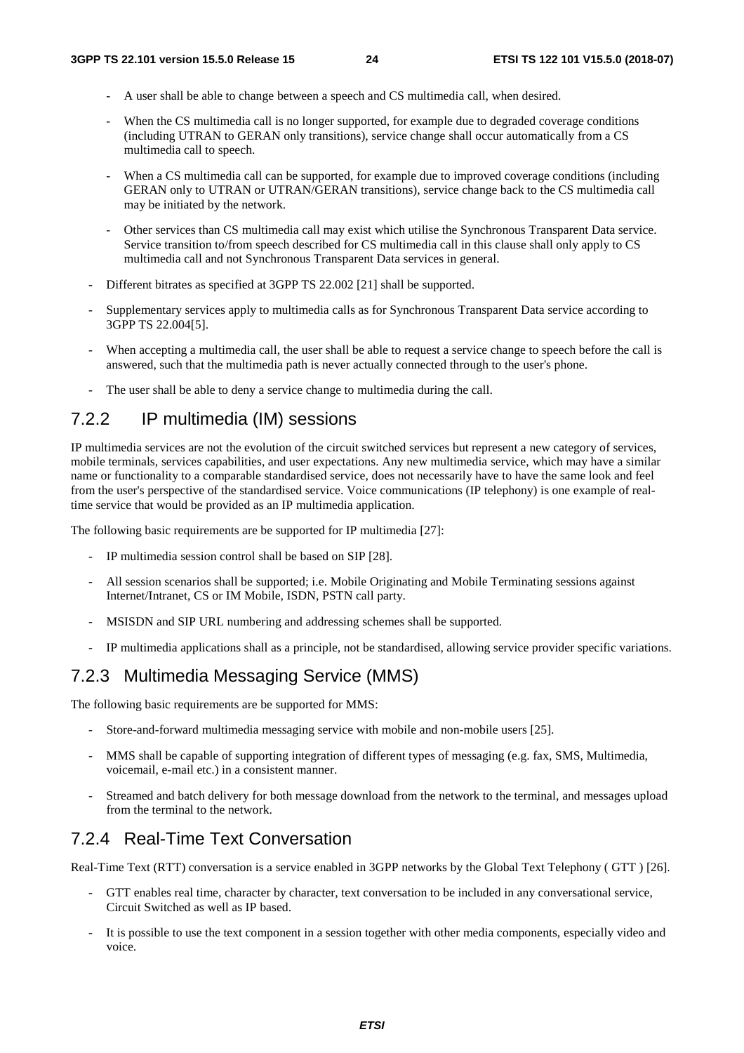- A user shall be able to change between a speech and CS multimedia call, when desired.
    - When the CS multimedia call is no longer supported, for example due to degraded coverage conditions (including UTRAN to GERAN only transitions), service change shall occur automatically from a CS multimedia call to speech.
    - When a CS multimedia call can be supported, for example due to improved coverage conditions (including GERAN only to UTRAN or UTRAN/GERAN transitions), service change back to the CS multimedia call may be initiated by the network.
    - Other services than CS multimedia call may exist which utilise the Synchronous Transparent Data service. Service transition to/from speech described for CS multimedia call in this clause shall only apply to CS multimedia call and not Synchronous Transparent Data services in general.
- Different bitrates as specified at 3GPP TS 22.002 [21] shall be supported.
- Supplementary services apply to multimedia calls as for Synchronous Transparent Data service according to 3GPP TS 22.004[5].
- When accepting a multimedia call, the user shall be able to request a service change to speech before the call is answered, such that the multimedia path is never actually connected through to the user's phone.
- The user shall be able to deny a service change to multimedia during the call.

### 7.2.2 IP multimedia (IM) sessions

IP multimedia services are not the evolution of the circuit switched services but represent a new category of services, mobile terminals, services capabilities, and user expectations. Any new multimedia service, which may have a similar name or functionality to a comparable standardised service, does not necessarily have to have the same look and feel from the user's perspective of the standardised service. Voice communications (IP telephony) is one example of real-time service that would be provided as an IP multimedia application.

The following basic requirements are be supported for IP multimedia [27]:

- IP multimedia session control shall be based on SIP [28].
- All session scenarios shall be supported; i.e. Mobile Originating and Mobile Terminating sessions against Internet/Intranet, CS or IM Mobile, ISDN, PSTN call party.
- MSISDN and SIP URL numbering and addressing schemes shall be supported.
- IP multimedia applications shall as a principle, not be standardised, allowing service provider specific variations.

### 7.2.3 Multimedia Messaging Service (MMS)

The following basic requirements are be supported for MMS:

- Store-and-forward multimedia messaging service with mobile and non-mobile users [25].
- MMS shall be capable of supporting integration of different types of messaging (e.g. fax, SMS, Multimedia, voicemail, e-mail etc.) in a consistent manner.
- Streamed and batch delivery for both message download from the network to the terminal, and messages upload from the terminal to the network.

### 7.2.4 Real-Time Text Conversation

Real-Time Text (RTT) conversation is a service enabled in 3GPP networks by the Global Text Telephony ( GTT ) [26].

- GTT enables real time, character by character, text conversation to be included in any conversational service, Circuit Switched as well as IP based.
- It is possible to use the text component in a session together with other media components, especially video and voice.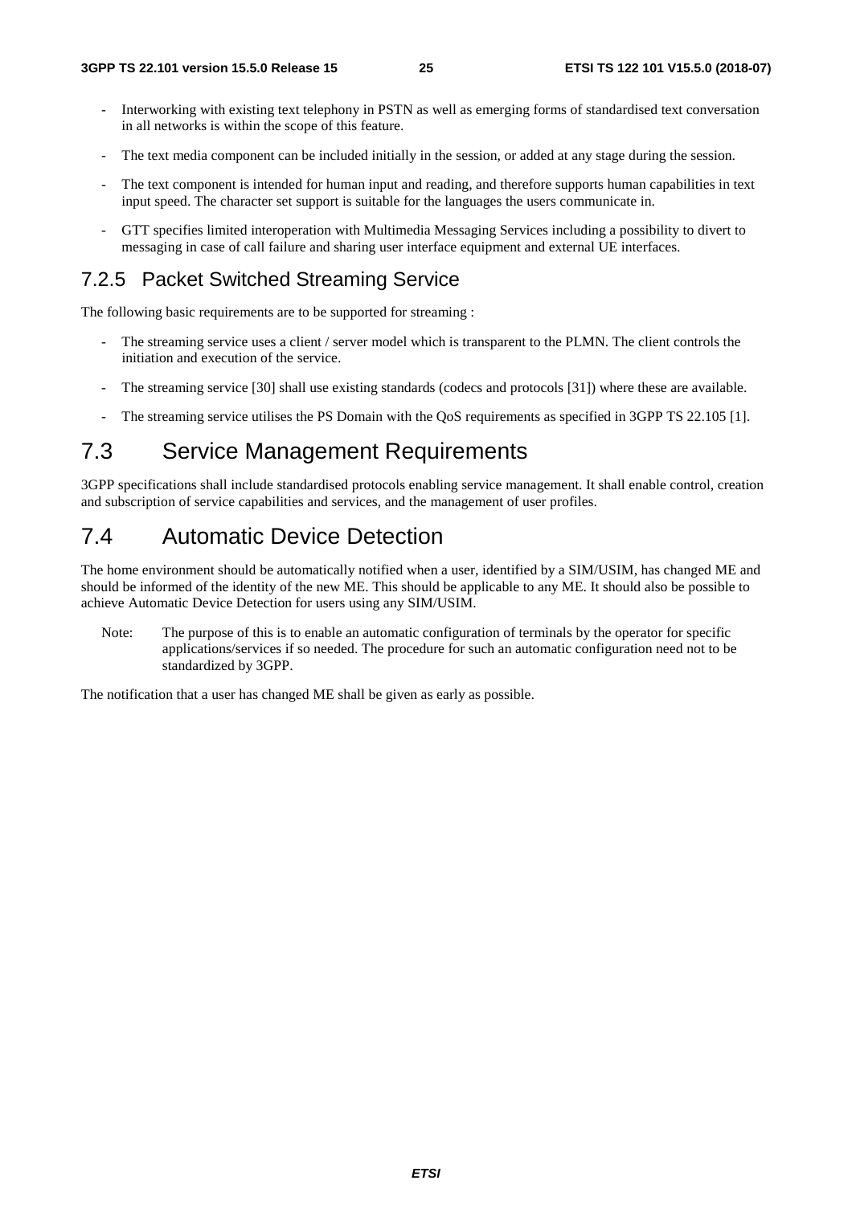- Interworking with existing text telephony in PSTN as well as emerging forms of standardised text conversation in all networks is within the scope of this feature.

- The text media component can be included initially in the session, or added at any stage during the session.

- The text component is intended for human input and reading, and therefore supports human capabilities in text input speed. The character set support is suitable for the languages the users communicate in.

- GTT specifies limited interoperation with Multimedia Messaging Services including a possibility to divert to messaging in case of call failure and sharing user interface equipment and external UE interfaces.

### 7.2.5 Packet Switched Streaming Service

The following basic requirements are to be supported for streaming :

- The streaming service uses a client / server model which is transparent to the PLMN. The client controls the initiation and execution of the service.

- The streaming service [30] shall use existing standards (codecs and protocols [31]) where these are available.

- The streaming service utilises the PS Domain with the QoS requirements as specified in 3GPP TS 22.105 [1].

## 7.3 Service Management Requirements

3GPP specifications shall include standardised protocols enabling service management. It shall enable control, creation and subscription of service capabilities and services, and the management of user profiles.

## 7.4 Automatic Device Detection

The home environment should be automatically notified when a user, identified by a SIM/USIM, has changed ME and should be informed of the identity of the new ME. This should be applicable to any ME. It should also be possible to achieve Automatic Device Detection for users using any SIM/USIM.

Note: The purpose of this is to enable an automatic configuration of terminals by the operator for specific applications/services if so needed. The procedure for such an automatic configuration need not to be standardized by 3GPP.

The notification that a user has changed ME shall be given as early as possible.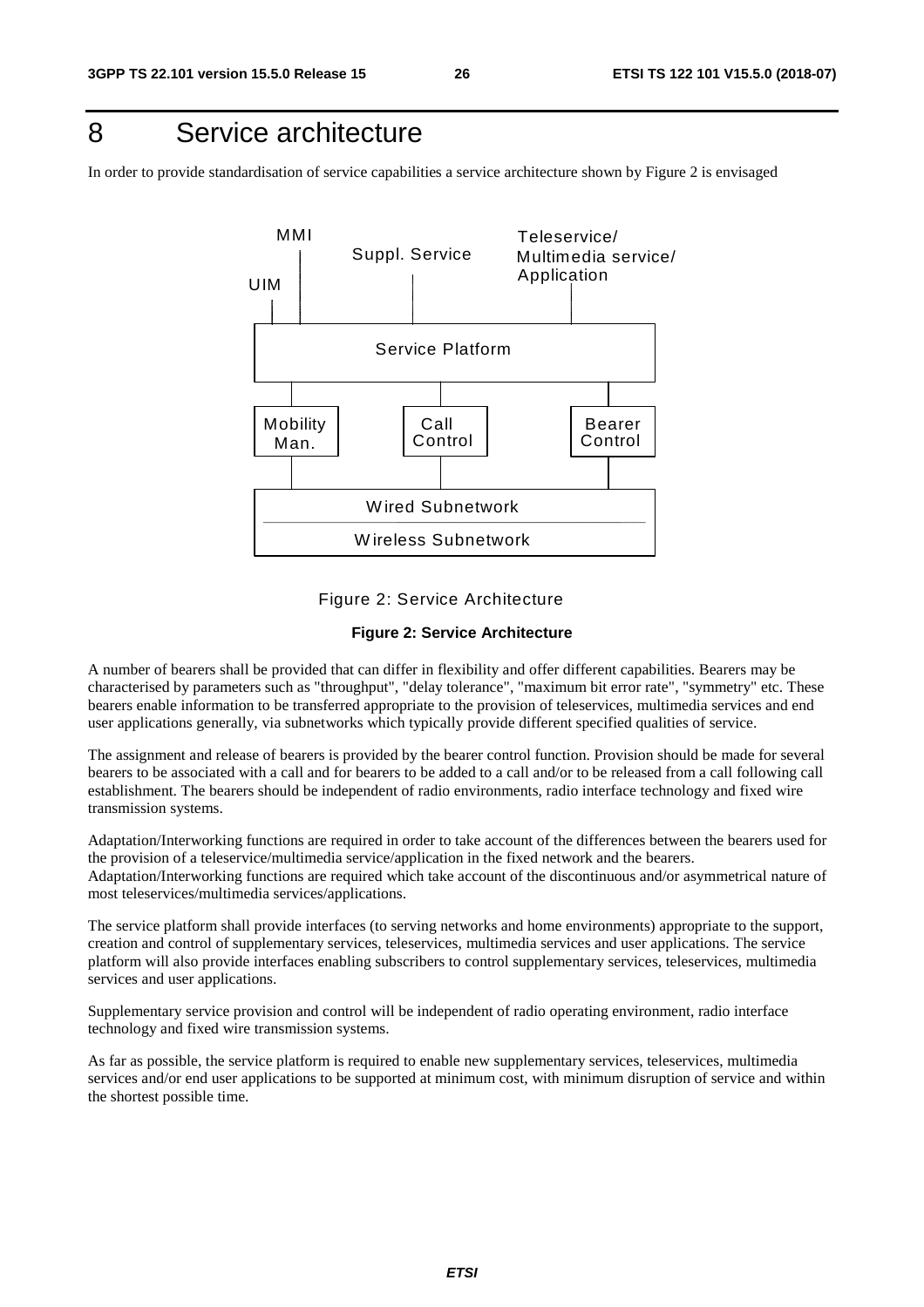# 8 Service architecture

In order to provide standardisation of service capabilities a service architecture shown by Figure 2 is envisaged

**Figure 2: Service Architecture**

A number of bearers shall be provided that can differ in flexibility and offer different capabilities. Bearers may be characterised by parameters such as "throughput", "delay tolerance", "maximum bit error rate", "symmetry" etc. These bearers enable information to be transferred appropriate to the provision of teleservices, multimedia services and end user applications generally, via subnetworks which typically provide different specified qualities of service.

The assignment and release of bearers is provided by the bearer control function. Provision should be made for several bearers to be associated with a call and for bearers to be added to a call and/or to be released from a call following call establishment. The bearers should be independent of radio environments, radio interface technology and fixed wire transmission systems.

Adaptation/Interworking functions are required in order to take account of the differences between the bearers used for the provision of a teleservice/multimedia service/application in the fixed network and the bearers.
Adaptation/Interworking functions are required which take account of the discontinuous and/or asymmetrical nature of most teleservices/multimedia services/applications.

The service platform shall provide interfaces (to serving networks and home environments) appropriate to the support, creation and control of supplementary services, teleservices, multimedia services and user applications. The service platform will also provide interfaces enabling subscribers to control supplementary services, teleservices, multimedia services and user applications.

Supplementary service provision and control will be independent of radio operating environment, radio interface technology and fixed wire transmission systems.

As far as possible, the service platform is required to enable new supplementary services, teleservices, multimedia services and/or end user applications to be supported at minimum cost, with minimum disruption of service and within the shortest possible time.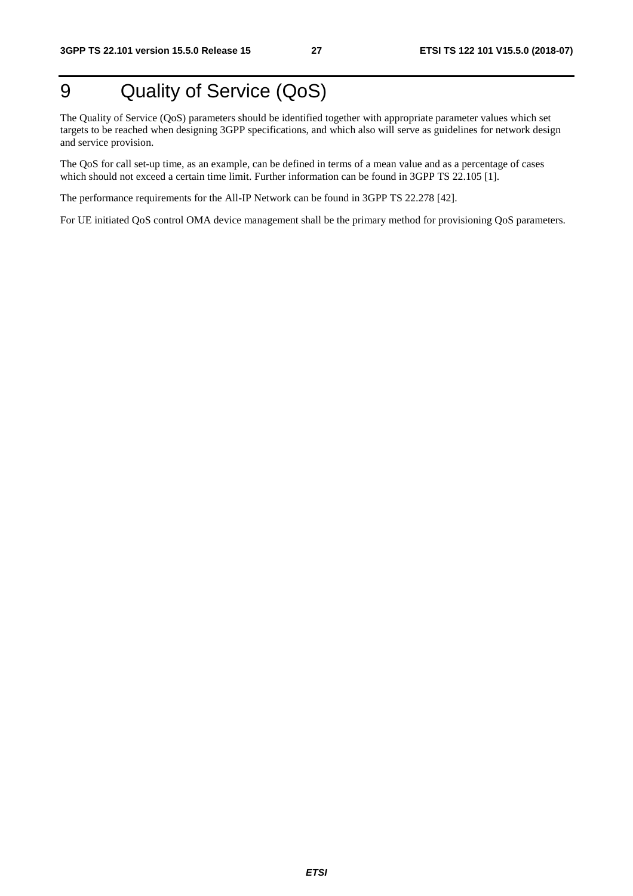# 9 Quality of Service (QoS)

The Quality of Service (QoS) parameters should be identified together with appropriate parameter values which set targets to be reached when designing 3GPP specifications, and which also will serve as guidelines for network design and service provision.

The QoS for call set-up time, as an example, can be defined in terms of a mean value and as a percentage of cases which should not exceed a certain time limit. Further information can be found in 3GPP TS 22.105 [1].

The performance requirements for the All-IP Network can be found in 3GPP TS 22.278 [42].

For UE initiated QoS control OMA device management shall be the primary method for provisioning QoS parameters.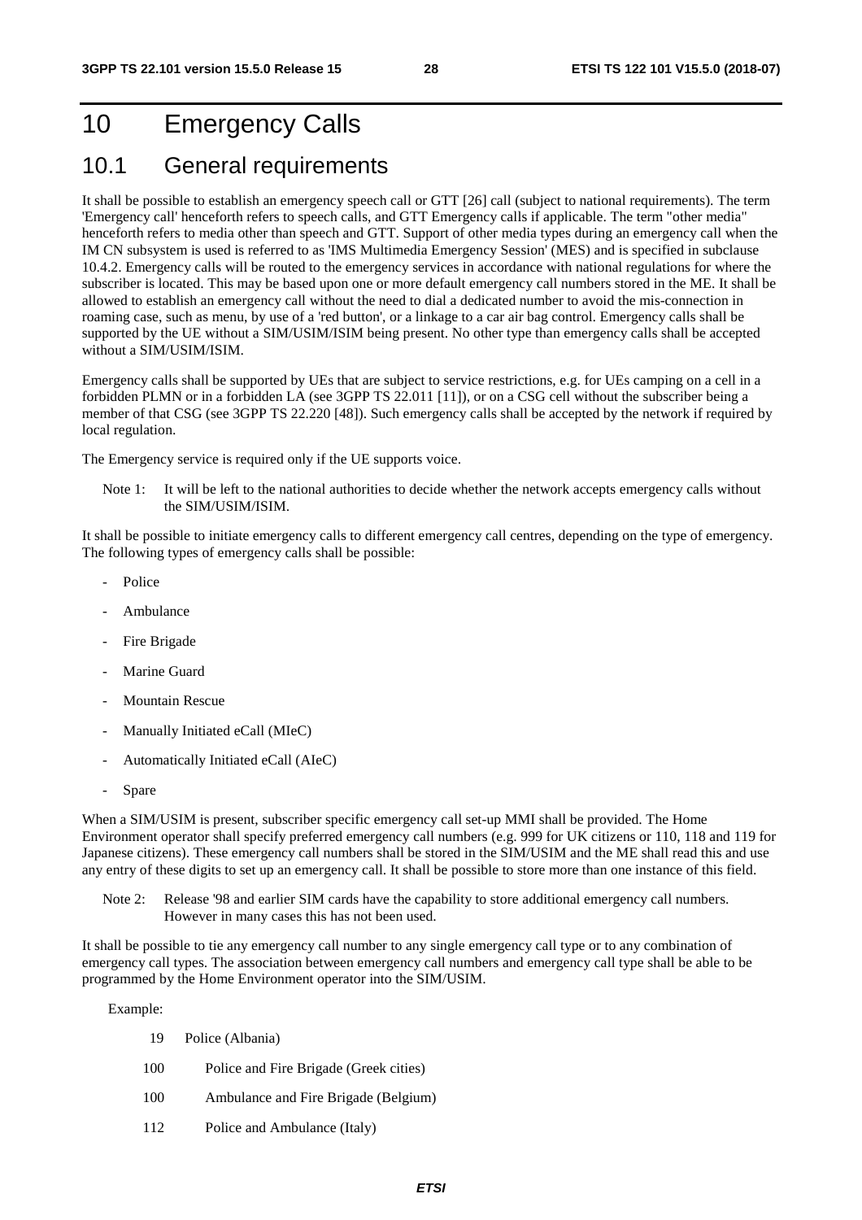# 10 Emergency Calls

## 10.1 General requirements

It shall be possible to establish an emergency speech call or GTT [26] call (subject to national requirements). The term 'Emergency call' henceforth refers to speech calls, and GTT Emergency calls if applicable. The term "other media" henceforth refers to media other than speech and GTT. Support of other media types during an emergency call when the IM CN subsystem is used is referred to as 'IMS Multimedia Emergency Session' (MES) and is specified in subclause 10.4.2. Emergency calls will be routed to the emergency services in accordance with national regulations for where the subscriber is located. This may be based upon one or more default emergency call numbers stored in the ME. It shall be allowed to establish an emergency call without the need to dial a dedicated number to avoid the mis-connection in roaming case, such as menu, by use of a 'red button', or a linkage to a car air bag control. Emergency calls shall be supported by the UE without a SIM/USIM/ISIM being present. No other type than emergency calls shall be accepted without a SIM/USIM/ISIM.

Emergency calls shall be supported by UEs that are subject to service restrictions, e.g. for UEs camping on a cell in a forbidden PLMN or in a forbidden LA (see 3GPP TS 22.011 [11]), or on a CSG cell without the subscriber being a member of that CSG (see 3GPP TS 22.220 [48]). Such emergency calls shall be accepted by the network if required by local regulation.

The Emergency service is required only if the UE supports voice.

Note 1: It will be left to the national authorities to decide whether the network accepts emergency calls without the SIM/USIM/ISIM.

It shall be possible to initiate emergency calls to different emergency call centres, depending on the type of emergency. The following types of emergency calls shall be possible:

- Police
- Ambulance
- Fire Brigade
- Marine Guard
- Mountain Rescue
- Manually Initiated eCall (MIeC)
- Automatically Initiated eCall (AIeC)
- Spare

When a SIM/USIM is present, subscriber specific emergency call set-up MMI shall be provided. The Home Environment operator shall specify preferred emergency call numbers (e.g. 999 for UK citizens or 110, 118 and 119 for Japanese citizens). These emergency call numbers shall be stored in the SIM/USIM and the ME shall read this and use any entry of these digits to set up an emergency call. It shall be possible to store more than one instance of this field.

Note 2: Release '98 and earlier SIM cards have the capability to store additional emergency call numbers. However in many cases this has not been used.

It shall be possible to tie any emergency call number to any single emergency call type or to any combination of emergency call types. The association between emergency call numbers and emergency call type shall be able to be programmed by the Home Environment operator into the SIM/USIM.

Example:

19 Police (Albania)

100 Police and Fire Brigade (Greek cities)

100 Ambulance and Fire Brigade (Belgium)

112 Police and Ambulance (Italy)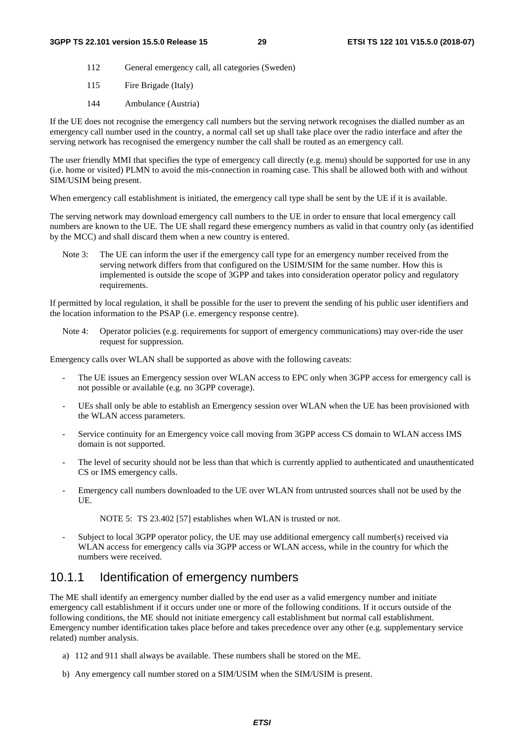112 General emergency call, all categories (Sweden)

115 Fire Brigade (Italy)

144 Ambulance (Austria)

If the UE does not recognise the emergency call numbers but the serving network recognises the dialled number as an emergency call number used in the country, a normal call set up shall take place over the radio interface and after the serving network has recognised the emergency number the call shall be routed as an emergency call.

The user friendly MMI that specifies the type of emergency call directly (e.g. menu) should be supported for use in any (i.e. home or visited) PLMN to avoid the mis-connection in roaming case. This shall be allowed both with and without SIM/USIM being present.

When emergency call establishment is initiated, the emergency call type shall be sent by the UE if it is available.

The serving network may download emergency call numbers to the UE in order to ensure that local emergency call numbers are known to the UE. The UE shall regard these emergency numbers as valid in that country only (as identified by the MCC) and shall discard them when a new country is entered.

Note 3: The UE can inform the user if the emergency call type for an emergency number received from the serving network differs from that configured on the USIM/SIM for the same number. How this is implemented is outside the scope of 3GPP and takes into consideration operator policy and regulatory requirements.

If permitted by local regulation, it shall be possible for the user to prevent the sending of his public user identifiers and the location information to the PSAP (i.e. emergency response centre).

Note 4: Operator policies (e.g. requirements for support of emergency communications) may over-ride the user request for suppression.

Emergency calls over WLAN shall be supported as above with the following caveats:

- The UE issues an Emergency session over WLAN access to EPC only when 3GPP access for emergency call is not possible or available (e.g. no 3GPP coverage).
- UEs shall only be able to establish an Emergency session over WLAN when the UE has been provisioned with the WLAN access parameters.
- Service continuity for an Emergency voice call moving from 3GPP access CS domain to WLAN access IMS domain is not supported.
- The level of security should not be less than that which is currently applied to authenticated and unauthenticated CS or IMS emergency calls.
- Emergency call numbers downloaded to the UE over WLAN from untrusted sources shall not be used by the UE.

  NOTE 5: TS 23.402 [57] establishes when WLAN is trusted or not.

- Subject to local 3GPP operator policy, the UE may use additional emergency call number(s) received via WLAN access for emergency calls via 3GPP access or WLAN access, while in the country for which the numbers were received.

### 10.1.1 Identification of emergency numbers

The ME shall identify an emergency number dialled by the end user as a valid emergency number and initiate emergency call establishment if it occurs under one or more of the following conditions. If it occurs outside of the following conditions, the ME should not initiate emergency call establishment but normal call establishment. Emergency number identification takes place before and takes precedence over any other (e.g. supplementary service related) number analysis.

a) 112 and 911 shall always be available. These numbers shall be stored on the ME.

b) Any emergency call number stored on a SIM/USIM when the SIM/USIM is present.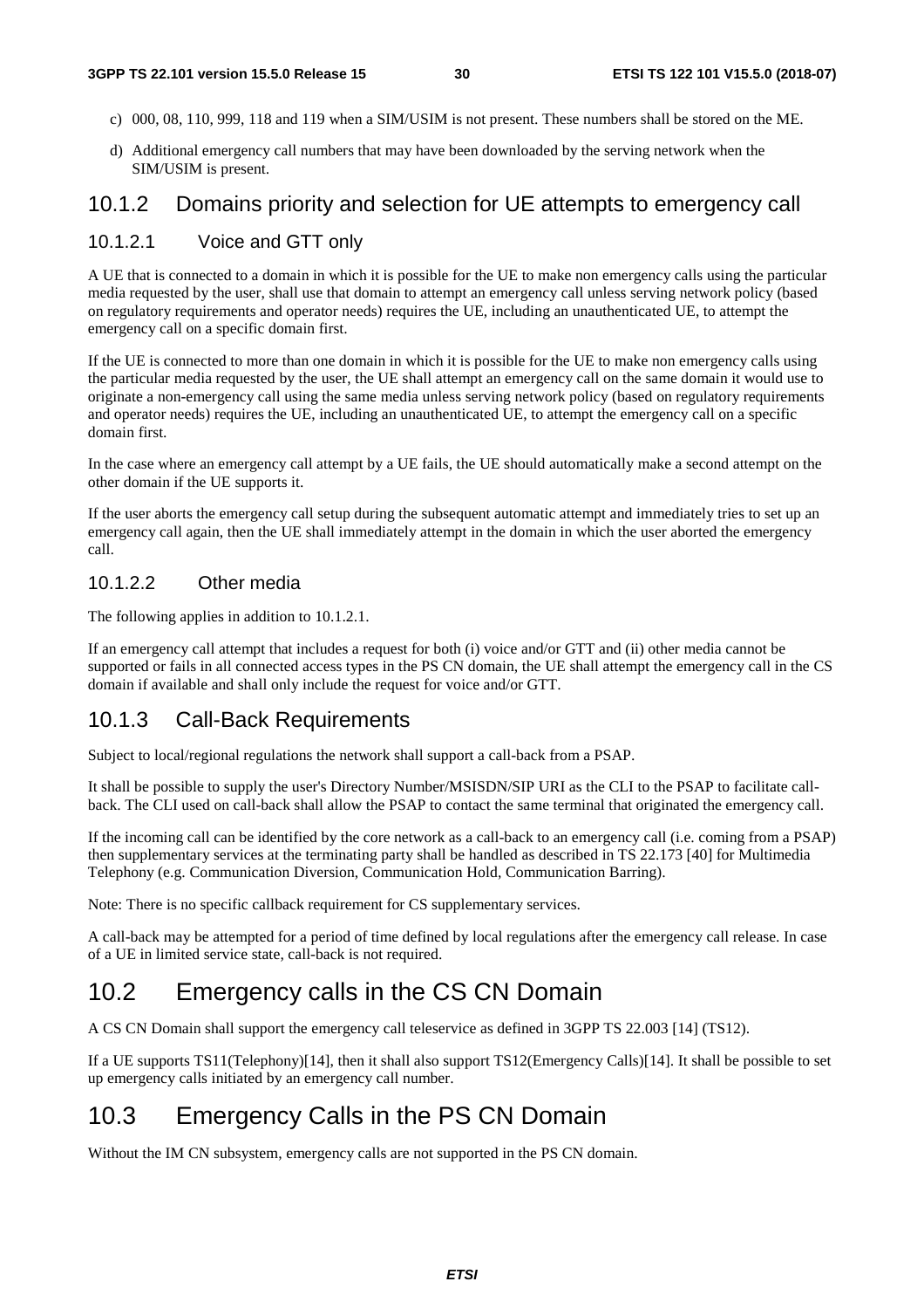c) 000, 08, 110, 999, 118 and 119 when a SIM/USIM is not present. These numbers shall be stored on the ME.

d) Additional emergency call numbers that may have been downloaded by the serving network when the SIM/USIM is present.

### 10.1.2 Domains priority and selection for UE attempts to emergency call

#### 10.1.2.1 Voice and GTT only

A UE that is connected to a domain in which it is possible for the UE to make non emergency calls using the particular media requested by the user, shall use that domain to attempt an emergency call unless serving network policy (based on regulatory requirements and operator needs) requires the UE, including an unauthenticated UE, to attempt the emergency call on a specific domain first.

If the UE is connected to more than one domain in which it is possible for the UE to make non emergency calls using the particular media requested by the user, the UE shall attempt an emergency call on the same domain it would use to originate a non-emergency call using the same media unless serving network policy (based on regulatory requirements and operator needs) requires the UE, including an unauthenticated UE, to attempt the emergency call on a specific domain first.

In the case where an emergency call attempt by a UE fails, the UE should automatically make a second attempt on the other domain if the UE supports it.

If the user aborts the emergency call setup during the subsequent automatic attempt and immediately tries to set up an emergency call again, then the UE shall immediately attempt in the domain in which the user aborted the emergency call.

#### 10.1.2.2 Other media

The following applies in addition to 10.1.2.1.

If an emergency call attempt that includes a request for both (i) voice and/or GTT and (ii) other media cannot be supported or fails in all connected access types in the PS CN domain, the UE shall attempt the emergency call in the CS domain if available and shall only include the request for voice and/or GTT.

### 10.1.3 Call-Back Requirements

Subject to local/regional regulations the network shall support a call-back from a PSAP.

It shall be possible to supply the user's Directory Number/MSISDN/SIP URI as the CLI to the PSAP to facilitate call-back. The CLI used on call-back shall allow the PSAP to contact the same terminal that originated the emergency call.

If the incoming call can be identified by the core network as a call-back to an emergency call (i.e. coming from a PSAP) then supplementary services at the terminating party shall be handled as described in TS 22.173 [40] for Multimedia Telephony (e.g. Communication Diversion, Communication Hold, Communication Barring).

Note: There is no specific callback requirement for CS supplementary services.

A call-back may be attempted for a period of time defined by local regulations after the emergency call release. In case of a UE in limited service state, call-back is not required.

## 10.2 Emergency calls in the CS CN Domain

A CS CN Domain shall support the emergency call teleservice as defined in 3GPP TS 22.003 [14] (TS12).

If a UE supports TS11(Telephony)[14], then it shall also support TS12(Emergency Calls)[14]. It shall be possible to set up emergency calls initiated by an emergency call number.

## 10.3 Emergency Calls in the PS CN Domain

Without the IM CN subsystem, emergency calls are not supported in the PS CN domain.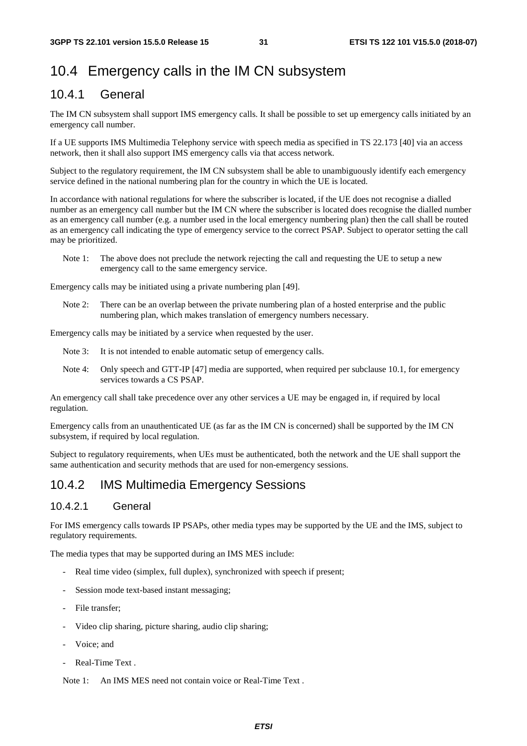## 10.4 Emergency calls in the IM CN subsystem

### 10.4.1 General

The IM CN subsystem shall support IMS emergency calls. It shall be possible to set up emergency calls initiated by an emergency call number.

If a UE supports IMS Multimedia Telephony service with speech media as specified in TS 22.173 [40] via an access network, then it shall also support IMS emergency calls via that access network.

Subject to the regulatory requirement, the IM CN subsystem shall be able to unambiguously identify each emergency service defined in the national numbering plan for the country in which the UE is located.

In accordance with national regulations for where the subscriber is located, if the UE does not recognise a dialled number as an emergency call number but the IM CN where the subscriber is located does recognise the dialled number as an emergency call number (e.g. a number used in the local emergency numbering plan) then the call shall be routed as an emergency call indicating the type of emergency service to the correct PSAP. Subject to operator setting the call may be prioritized.

Note 1: The above does not preclude the network rejecting the call and requesting the UE to setup a new emergency call to the same emergency service.

Emergency calls may be initiated using a private numbering plan [49].

Note 2: There can be an overlap between the private numbering plan of a hosted enterprise and the public numbering plan, which makes translation of emergency numbers necessary.

Emergency calls may be initiated by a service when requested by the user.

Note 3: It is not intended to enable automatic setup of emergency calls.

Note 4: Only speech and GTT-IP [47] media are supported, when required per subclause 10.1, for emergency services towards a CS PSAP.

An emergency call shall take precedence over any other services a UE may be engaged in, if required by local regulation.

Emergency calls from an unauthenticated UE (as far as the IM CN is concerned) shall be supported by the IM CN subsystem, if required by local regulation.

Subject to regulatory requirements, when UEs must be authenticated, both the network and the UE shall support the same authentication and security methods that are used for non-emergency sessions.

### 10.4.2 IMS Multimedia Emergency Sessions

#### 10.4.2.1 General

For IMS emergency calls towards IP PSAPs, other media types may be supported by the UE and the IMS, subject to regulatory requirements.

The media types that may be supported during an IMS MES include:

- Real time video (simplex, full duplex), synchronized with speech if present;
- Session mode text-based instant messaging;
- File transfer;
- Video clip sharing, picture sharing, audio clip sharing;
- Voice; and
- Real-Time Text .

Note 1: An IMS MES need not contain voice or Real-Time Text .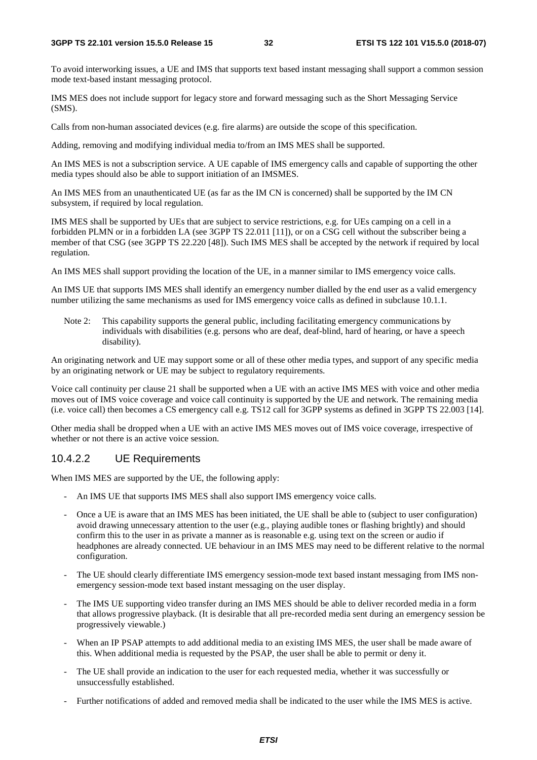To avoid interworking issues, a UE and IMS that supports text based instant messaging shall support a common session mode text-based instant messaging protocol.

IMS MES does not include support for legacy store and forward messaging such as the Short Messaging Service (SMS).

Calls from non-human associated devices (e.g. fire alarms) are outside the scope of this specification.

Adding, removing and modifying individual media to/from an IMS MES shall be supported.

An IMS MES is not a subscription service. A UE capable of IMS emergency calls and capable of supporting the other media types should also be able to support initiation of an IMSMES.

An IMS MES from an unauthenticated UE (as far as the IM CN is concerned) shall be supported by the IM CN subsystem, if required by local regulation.

IMS MES shall be supported by UEs that are subject to service restrictions, e.g. for UEs camping on a cell in a forbidden PLMN or in a forbidden LA (see 3GPP TS 22.011 [11]), or on a CSG cell without the subscriber being a member of that CSG (see 3GPP TS 22.220 [48]). Such IMS MES shall be accepted by the network if required by local regulation.

An IMS MES shall support providing the location of the UE, in a manner similar to IMS emergency voice calls.

An IMS UE that supports IMS MES shall identify an emergency number dialled by the end user as a valid emergency number utilizing the same mechanisms as used for IMS emergency voice calls as defined in subclause 10.1.1.

Note 2: This capability supports the general public, including facilitating emergency communications by individuals with disabilities (e.g. persons who are deaf, deaf-blind, hard of hearing, or have a speech disability).

An originating network and UE may support some or all of these other media types, and support of any specific media by an originating network or UE may be subject to regulatory requirements.

Voice call continuity per clause 21 shall be supported when a UE with an active IMS MES with voice and other media moves out of IMS voice coverage and voice call continuity is supported by the UE and network. The remaining media (i.e. voice call) then becomes a CS emergency call e.g. TS12 call for 3GPP systems as defined in 3GPP TS 22.003 [14].

Other media shall be dropped when a UE with an active IMS MES moves out of IMS voice coverage, irrespective of whether or not there is an active voice session.

#### 10.4.2.2 UE Requirements

When IMS MES are supported by the UE, the following apply:

- An IMS UE that supports IMS MES shall also support IMS emergency voice calls.
- Once a UE is aware that an IMS MES has been initiated, the UE shall be able to (subject to user configuration) avoid drawing unnecessary attention to the user (e.g., playing audible tones or flashing brightly) and should confirm this to the user in as private a manner as is reasonable e.g. using text on the screen or audio if headphones are already connected. UE behaviour in an IMS MES may need to be different relative to the normal configuration.
- The UE should clearly differentiate IMS emergency session-mode text based instant messaging from IMS non-emergency session-mode text based instant messaging on the user display.
- The IMS UE supporting video transfer during an IMS MES should be able to deliver recorded media in a form that allows progressive playback. (It is desirable that all pre-recorded media sent during an emergency session be progressively viewable.)
- When an IP PSAP attempts to add additional media to an existing IMS MES, the user shall be made aware of this. When additional media is requested by the PSAP, the user shall be able to permit or deny it.
- The UE shall provide an indication to the user for each requested media, whether it was successfully or unsuccessfully established.
- Further notifications of added and removed media shall be indicated to the user while the IMS MES is active.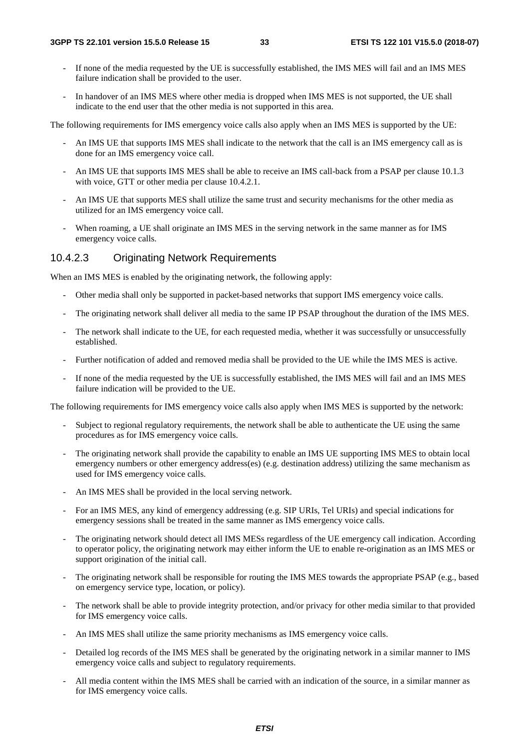- If none of the media requested by the UE is successfully established, the IMS MES will fail and an IMS MES failure indication shall be provided to the user.
- In handover of an IMS MES where other media is dropped when IMS MES is not supported, the UE shall indicate to the end user that the other media is not supported in this area.

The following requirements for IMS emergency voice calls also apply when an IMS MES is supported by the UE:

- An IMS UE that supports IMS MES shall indicate to the network that the call is an IMS emergency call as is done for an IMS emergency voice call.
- An IMS UE that supports IMS MES shall be able to receive an IMS call-back from a PSAP per clause 10.1.3 with voice, GTT or other media per clause 10.4.2.1.
- An IMS UE that supports MES shall utilize the same trust and security mechanisms for the other media as utilized for an IMS emergency voice call.
- When roaming, a UE shall originate an IMS MES in the serving network in the same manner as for IMS emergency voice calls.

### 10.4.2.3 Originating Network Requirements

When an IMS MES is enabled by the originating network, the following apply:

- Other media shall only be supported in packet-based networks that support IMS emergency voice calls.
- The originating network shall deliver all media to the same IP PSAP throughout the duration of the IMS MES.
- The network shall indicate to the UE, for each requested media, whether it was successfully or unsuccessfully established.
- Further notification of added and removed media shall be provided to the UE while the IMS MES is active.
- If none of the media requested by the UE is successfully established, the IMS MES will fail and an IMS MES failure indication will be provided to the UE.

The following requirements for IMS emergency voice calls also apply when IMS MES is supported by the network:

- Subject to regional regulatory requirements, the network shall be able to authenticate the UE using the same procedures as for IMS emergency voice calls.
- The originating network shall provide the capability to enable an IMS UE supporting IMS MES to obtain local emergency numbers or other emergency address(es) (e.g. destination address) utilizing the same mechanism as used for IMS emergency voice calls.
- An IMS MES shall be provided in the local serving network.
- For an IMS MES, any kind of emergency addressing (e.g. SIP URIs, Tel URIs) and special indications for emergency sessions shall be treated in the same manner as IMS emergency voice calls.
- The originating network should detect all IMS MESs regardless of the UE emergency call indication. According to operator policy, the originating network may either inform the UE to enable re-origination as an IMS MES or support origination of the initial call.
- The originating network shall be responsible for routing the IMS MES towards the appropriate PSAP (e.g., based on emergency service type, location, or policy).
- The network shall be able to provide integrity protection, and/or privacy for other media similar to that provided for IMS emergency voice calls.
- An IMS MES shall utilize the same priority mechanisms as IMS emergency voice calls.
- Detailed log records of the IMS MES shall be generated by the originating network in a similar manner to IMS emergency voice calls and subject to regulatory requirements.
- All media content within the IMS MES shall be carried with an indication of the source, in a similar manner as for IMS emergency voice calls.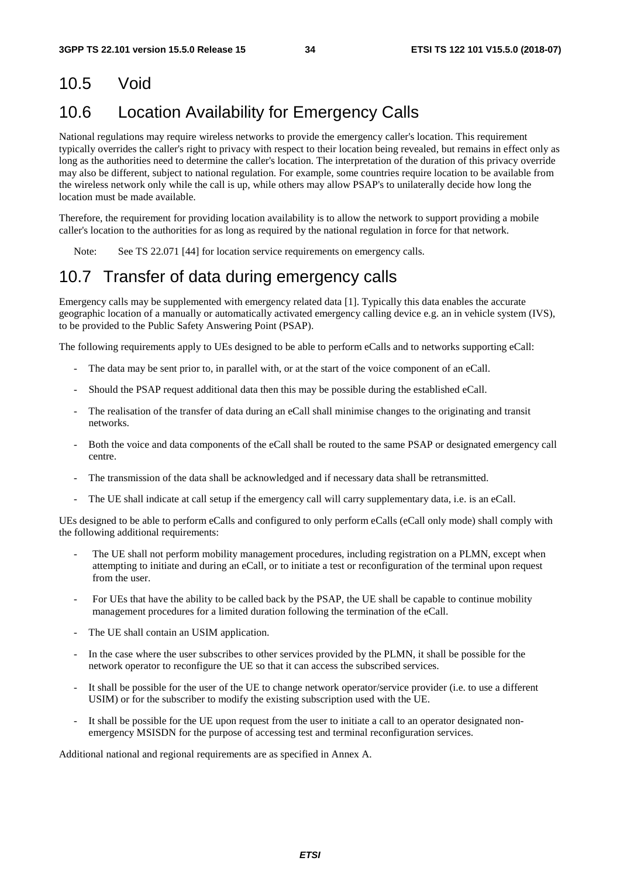## 10.5 Void

## 10.6 Location Availability for Emergency Calls

National regulations may require wireless networks to provide the emergency caller's location. This requirement typically overrides the caller's right to privacy with respect to their location being revealed, but remains in effect only as long as the authorities need to determine the caller's location. The interpretation of the duration of this privacy override may also be different, subject to national regulation. For example, some countries require location to be available from the wireless network only while the call is up, while others may allow PSAP's to unilaterally decide how long the location must be made available.

Therefore, the requirement for providing location availability is to allow the network to support providing a mobile caller's location to the authorities for as long as required by the national regulation in force for that network.

Note: See TS 22.071 [44] for location service requirements on emergency calls.

## 10.7 Transfer of data during emergency calls

Emergency calls may be supplemented with emergency related data [1]. Typically this data enables the accurate geographic location of a manually or automatically activated emergency calling device e.g. an in vehicle system (IVS), to be provided to the Public Safety Answering Point (PSAP).

The following requirements apply to UEs designed to be able to perform eCalls and to networks supporting eCall:

- The data may be sent prior to, in parallel with, or at the start of the voice component of an eCall.
- Should the PSAP request additional data then this may be possible during the established eCall.
- The realisation of the transfer of data during an eCall shall minimise changes to the originating and transit networks.
- Both the voice and data components of the eCall shall be routed to the same PSAP or designated emergency call centre.
- The transmission of the data shall be acknowledged and if necessary data shall be retransmitted.
- The UE shall indicate at call setup if the emergency call will carry supplementary data, i.e. is an eCall.

UEs designed to be able to perform eCalls and configured to only perform eCalls (eCall only mode) shall comply with the following additional requirements:

- The UE shall not perform mobility management procedures, including registration on a PLMN, except when attempting to initiate and during an eCall, or to initiate a test or reconfiguration of the terminal upon request from the user.
- For UEs that have the ability to be called back by the PSAP, the UE shall be capable to continue mobility management procedures for a limited duration following the termination of the eCall.
- The UE shall contain an USIM application.
- In the case where the user subscribes to other services provided by the PLMN, it shall be possible for the network operator to reconfigure the UE so that it can access the subscribed services.
- It shall be possible for the user of the UE to change network operator/service provider (i.e. to use a different USIM) or for the subscriber to modify the existing subscription used with the UE.
- It shall be possible for the UE upon request from the user to initiate a call to an operator designated non-emergency MSISDN for the purpose of accessing test and terminal reconfiguration services.

Additional national and regional requirements are as specified in Annex A.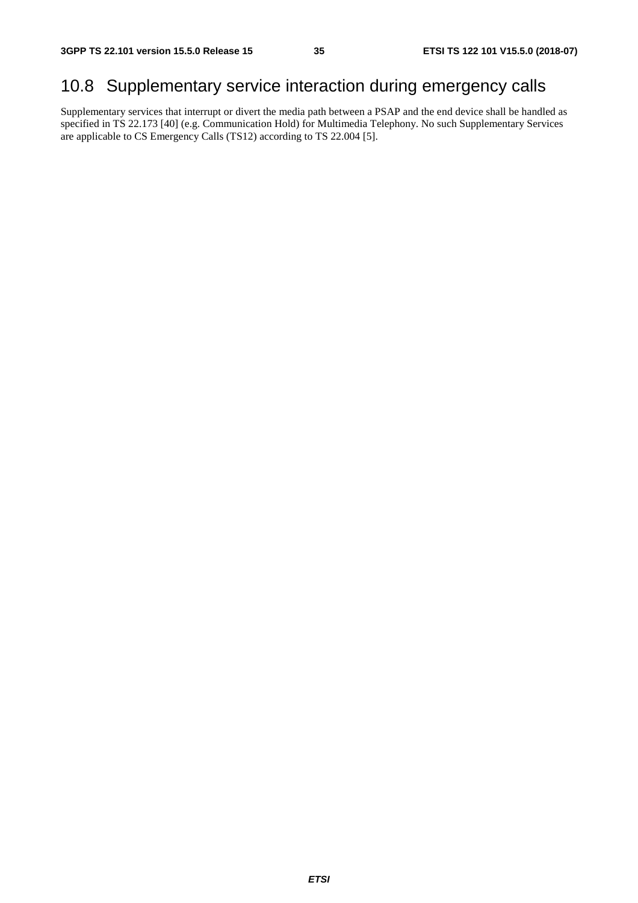## 10.8 Supplementary service interaction during emergency calls

Supplementary services that interrupt or divert the media path between a PSAP and the end device shall be handled as specified in TS 22.173 [40] (e.g. Communication Hold) for Multimedia Telephony. No such Supplementary Services are applicable to CS Emergency Calls (TS12) according to TS 22.004 [5].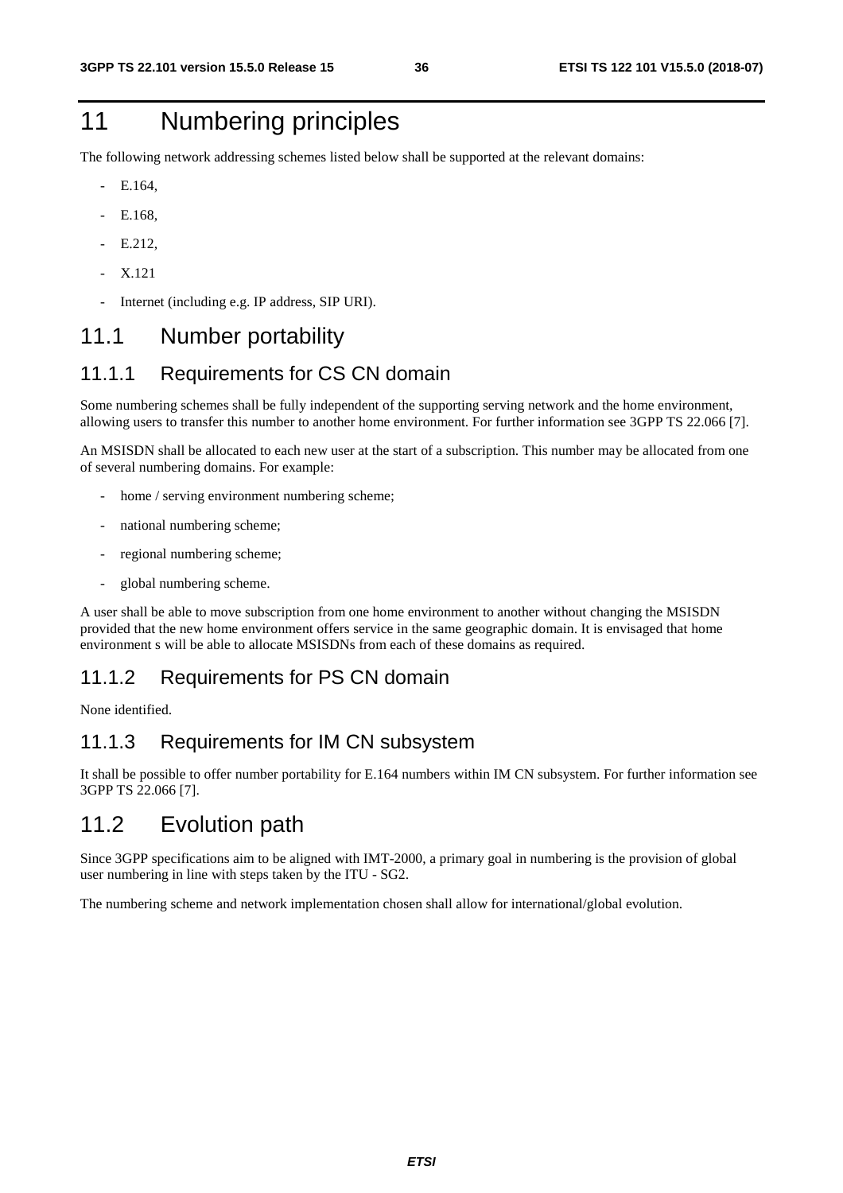# 11 Numbering principles

The following network addressing schemes listed below shall be supported at the relevant domains:

- E.164,
- E.168,
- E.212,
- X.121
- Internet (including e.g. IP address, SIP URI).

## 11.1 Number portability

### 11.1.1 Requirements for CS CN domain

Some numbering schemes shall be fully independent of the supporting serving network and the home environment, allowing users to transfer this number to another home environment. For further information see 3GPP TS 22.066 [7].

An MSISDN shall be allocated to each new user at the start of a subscription. This number may be allocated from one of several numbering domains. For example:

- home / serving environment numbering scheme;
- national numbering scheme;
- regional numbering scheme;
- global numbering scheme.

A user shall be able to move subscription from one home environment to another without changing the MSISDN provided that the new home environment offers service in the same geographic domain. It is envisaged that home environment s will be able to allocate MSISDNs from each of these domains as required.

### 11.1.2 Requirements for PS CN domain

None identified.

### 11.1.3 Requirements for IM CN subsystem

It shall be possible to offer number portability for E.164 numbers within IM CN subsystem. For further information see 3GPP TS 22.066 [7].

## 11.2 Evolution path

Since 3GPP specifications aim to be aligned with IMT-2000, a primary goal in numbering is the provision of global user numbering in line with steps taken by the ITU - SG2.

The numbering scheme and network implementation chosen shall allow for international/global evolution.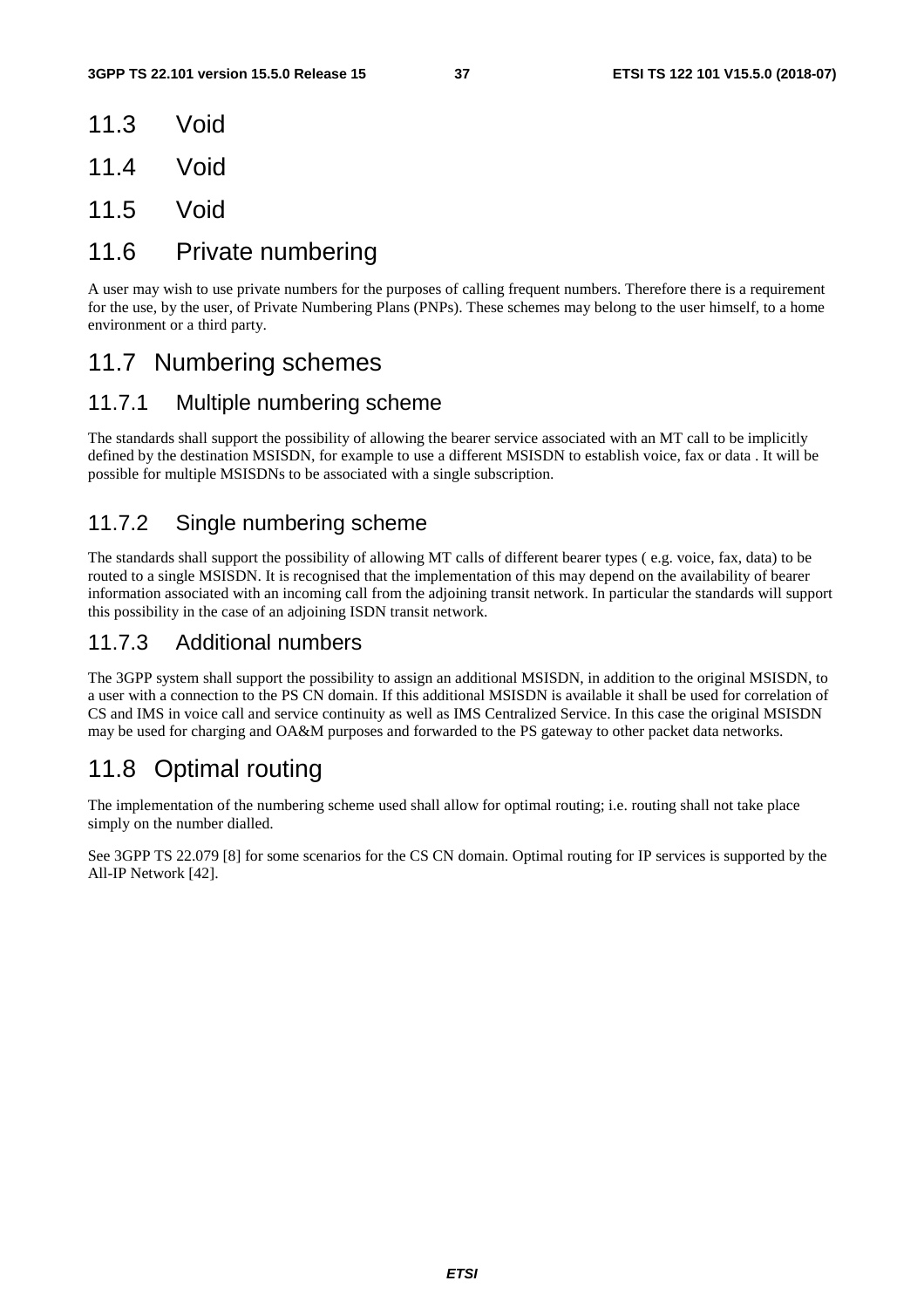## 11.3 Void

## 11.4 Void

## 11.5 Void

## 11.6 Private numbering

A user may wish to use private numbers for the purposes of calling frequent numbers. Therefore there is a requirement for the use, by the user, of Private Numbering Plans (PNPs). These schemes may belong to the user himself, to a home environment or a third party.

## 11.7 Numbering schemes

### 11.7.1 Multiple numbering scheme

The standards shall support the possibility of allowing the bearer service associated with an MT call to be implicitly defined by the destination MSISDN, for example to use a different MSISDN to establish voice, fax or data . It will be possible for multiple MSISDNs to be associated with a single subscription.

### 11.7.2 Single numbering scheme

The standards shall support the possibility of allowing MT calls of different bearer types ( e.g. voice, fax, data) to be routed to a single MSISDN. It is recognised that the implementation of this may depend on the availability of bearer information associated with an incoming call from the adjoining transit network. In particular the standards will support this possibility in the case of an adjoining ISDN transit network.

### 11.7.3 Additional numbers

The 3GPP system shall support the possibility to assign an additional MSISDN, in addition to the original MSISDN, to a user with a connection to the PS CN domain. If this additional MSISDN is available it shall be used for correlation of CS and IMS in voice call and service continuity as well as IMS Centralized Service. In this case the original MSISDN may be used for charging and OA&M purposes and forwarded to the PS gateway to other packet data networks.

## 11.8 Optimal routing

The implementation of the numbering scheme used shall allow for optimal routing; i.e. routing shall not take place simply on the number dialled.

See 3GPP TS 22.079 [8] for some scenarios for the CS CN domain. Optimal routing for IP services is supported by the All-IP Network [42].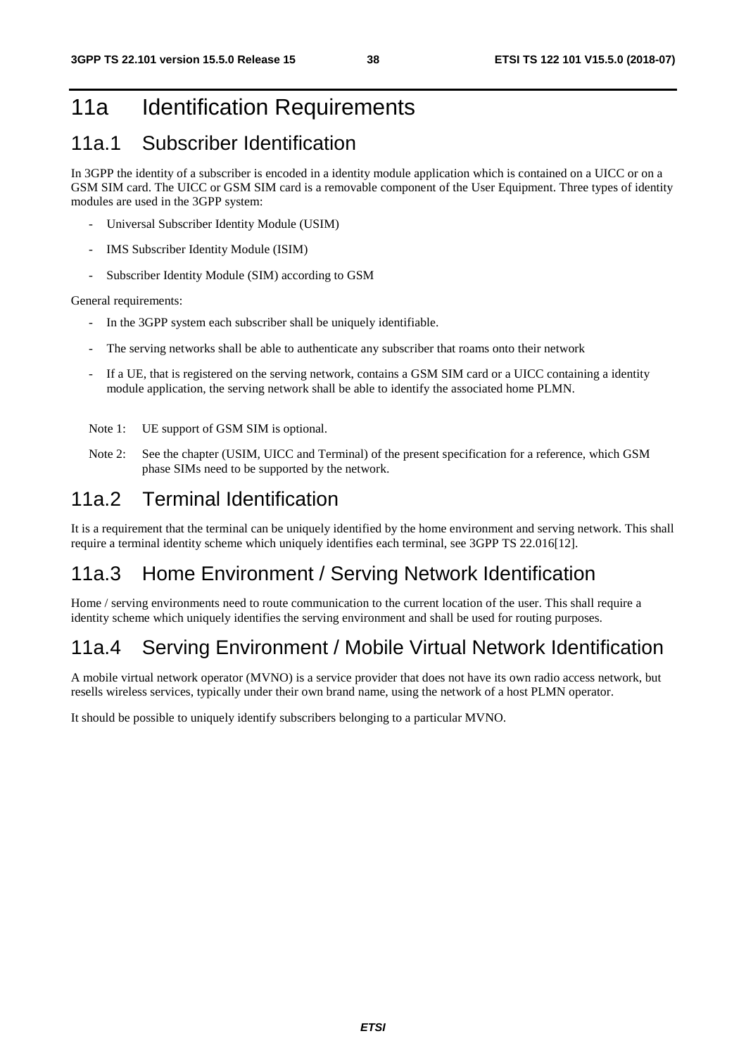# 11a Identification Requirements

## 11a.1 Subscriber Identification

In 3GPP the identity of a subscriber is encoded in a identity module application which is contained on a UICC or on a GSM SIM card. The UICC or GSM SIM card is a removable component of the User Equipment. Three types of identity modules are used in the 3GPP system:

- Universal Subscriber Identity Module (USIM)
- IMS Subscriber Identity Module (ISIM)
- Subscriber Identity Module (SIM) according to GSM

General requirements:

- In the 3GPP system each subscriber shall be uniquely identifiable.
- The serving networks shall be able to authenticate any subscriber that roams onto their network
- If a UE, that is registered on the serving network, contains a GSM SIM card or a UICC containing a identity module application, the serving network shall be able to identify the associated home PLMN.

Note 1: UE support of GSM SIM is optional.

Note 2: See the chapter (USIM, UICC and Terminal) of the present specification for a reference, which GSM phase SIMs need to be supported by the network.

## 11a.2 Terminal Identification

It is a requirement that the terminal can be uniquely identified by the home environment and serving network. This shall require a terminal identity scheme which uniquely identifies each terminal, see 3GPP TS 22.016[12].

## 11a.3 Home Environment / Serving Network Identification

Home / serving environments need to route communication to the current location of the user. This shall require a identity scheme which uniquely identifies the serving environment and shall be used for routing purposes.

## 11a.4 Serving Environment / Mobile Virtual Network Identification

A mobile virtual network operator (MVNO) is a service provider that does not have its own radio access network, but resells wireless services, typically under their own brand name, using the network of a host PLMN operator.

It should be possible to uniquely identify subscribers belonging to a particular MVNO.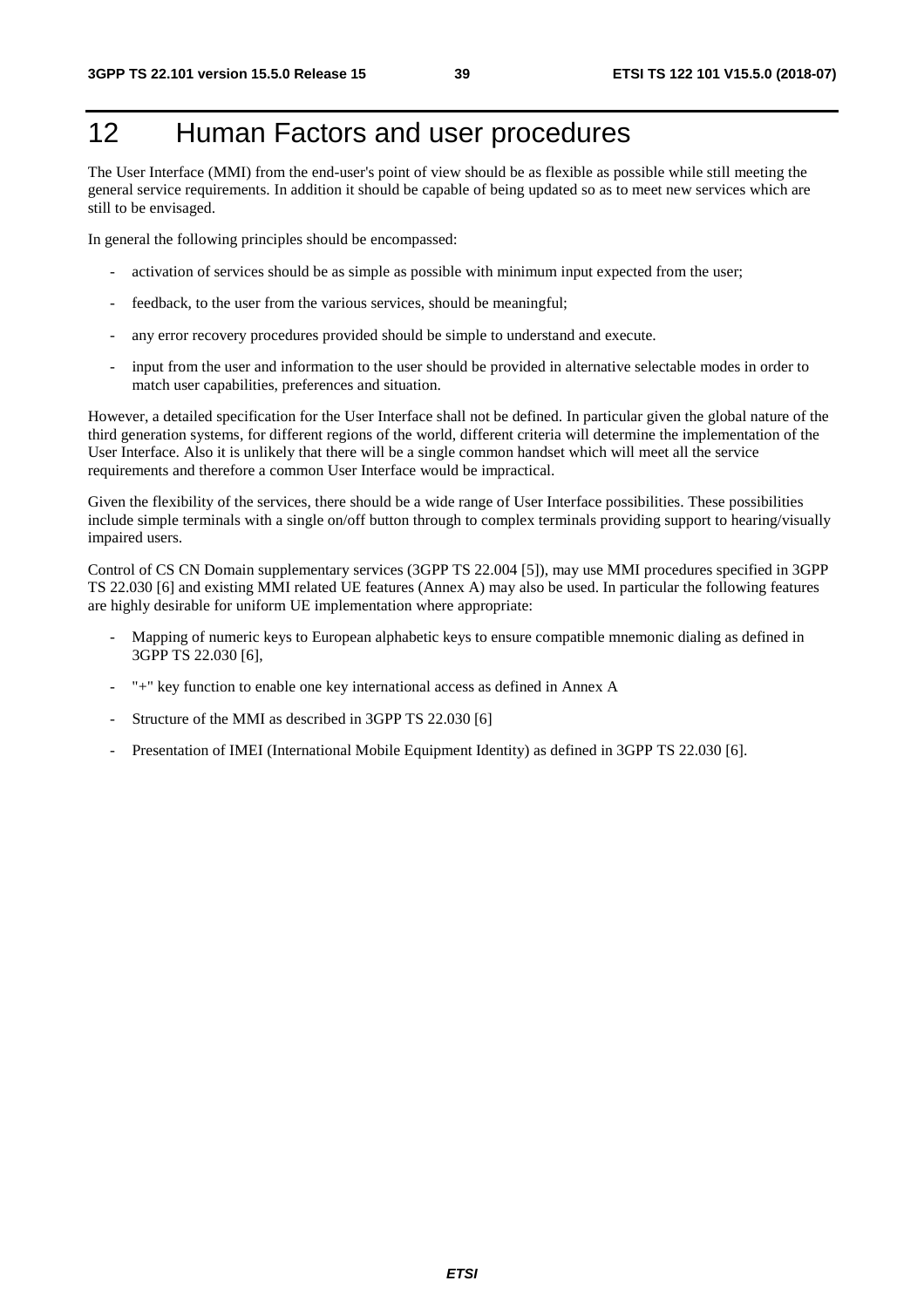# 12 Human Factors and user procedures

The User Interface (MMI) from the end-user's point of view should be as flexible as possible while still meeting the general service requirements. In addition it should be capable of being updated so as to meet new services which are still to be envisaged.

In general the following principles should be encompassed:

- activation of services should be as simple as possible with minimum input expected from the user;
- feedback, to the user from the various services, should be meaningful;
- any error recovery procedures provided should be simple to understand and execute.
- input from the user and information to the user should be provided in alternative selectable modes in order to match user capabilities, preferences and situation.

However, a detailed specification for the User Interface shall not be defined. In particular given the global nature of the third generation systems, for different regions of the world, different criteria will determine the implementation of the User Interface. Also it is unlikely that there will be a single common handset which will meet all the service requirements and therefore a common User Interface would be impractical.

Given the flexibility of the services, there should be a wide range of User Interface possibilities. These possibilities include simple terminals with a single on/off button through to complex terminals providing support to hearing/visually impaired users.

Control of CS CN Domain supplementary services (3GPP TS 22.004 [5]), may use MMI procedures specified in 3GPP TS 22.030 [6] and existing MMI related UE features (Annex A) may also be used. In particular the following features are highly desirable for uniform UE implementation where appropriate:

- Mapping of numeric keys to European alphabetic keys to ensure compatible mnemonic dialing as defined in 3GPP TS 22.030 [6],
- "+" key function to enable one key international access as defined in Annex A
- Structure of the MMI as described in 3GPP TS 22.030 [6]
- Presentation of IMEI (International Mobile Equipment Identity) as defined in 3GPP TS 22.030 [6].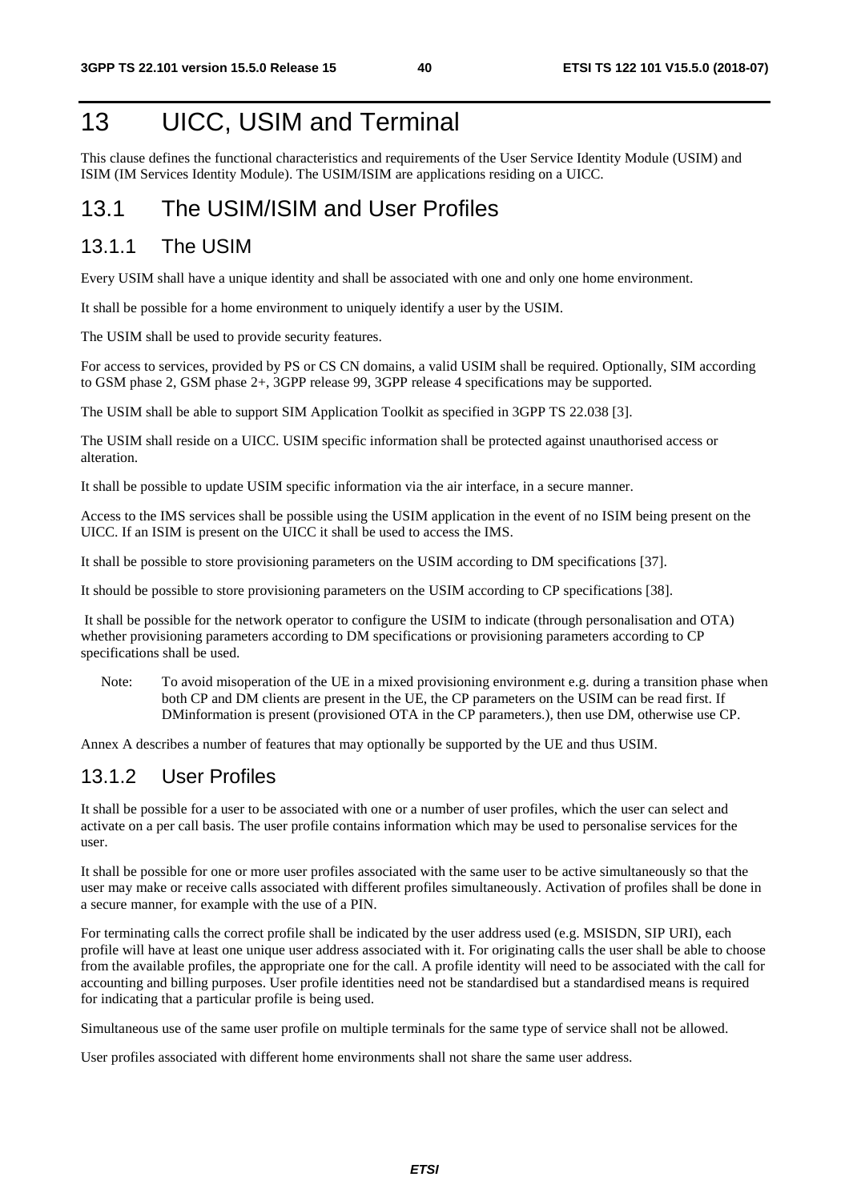# 13 UICC, USIM and Terminal

This clause defines the functional characteristics and requirements of the User Service Identity Module (USIM) and ISIM (IM Services Identity Module). The USIM/ISIM are applications residing on a UICC.

## 13.1 The USIM/ISIM and User Profiles

### 13.1.1 The USIM

Every USIM shall have a unique identity and shall be associated with one and only one home environment.

It shall be possible for a home environment to uniquely identify a user by the USIM.

The USIM shall be used to provide security features.

For access to services, provided by PS or CS CN domains, a valid USIM shall be required. Optionally, SIM according to GSM phase 2, GSM phase 2+, 3GPP release 99, 3GPP release 4 specifications may be supported.

The USIM shall be able to support SIM Application Toolkit as specified in 3GPP TS 22.038 [3].

The USIM shall reside on a UICC. USIM specific information shall be protected against unauthorised access or alteration.

It shall be possible to update USIM specific information via the air interface, in a secure manner.

Access to the IMS services shall be possible using the USIM application in the event of no ISIM being present on the UICC. If an ISIM is present on the UICC it shall be used to access the IMS.

It shall be possible to store provisioning parameters on the USIM according to DM specifications [37].

It should be possible to store provisioning parameters on the USIM according to CP specifications [38].

It shall be possible for the network operator to configure the USIM to indicate (through personalisation and OTA) whether provisioning parameters according to DM specifications or provisioning parameters according to CP specifications shall be used.

Note: To avoid misoperation of the UE in a mixed provisioning environment e.g. during a transition phase when both CP and DM clients are present in the UE, the CP parameters on the USIM can be read first. If DMinformation is present (provisioned OTA in the CP parameters.), then use DM, otherwise use CP.

Annex A describes a number of features that may optionally be supported by the UE and thus USIM.

### 13.1.2 User Profiles

It shall be possible for a user to be associated with one or a number of user profiles, which the user can select and activate on a per call basis. The user profile contains information which may be used to personalise services for the user.

It shall be possible for one or more user profiles associated with the same user to be active simultaneously so that the user may make or receive calls associated with different profiles simultaneously. Activation of profiles shall be done in a secure manner, for example with the use of a PIN.

For terminating calls the correct profile shall be indicated by the user address used (e.g. MSISDN, SIP URI), each profile will have at least one unique user address associated with it. For originating calls the user shall be able to choose from the available profiles, the appropriate one for the call. A profile identity will need to be associated with the call for accounting and billing purposes. User profile identities need not be standardised but a standardised means is required for indicating that a particular profile is being used.

Simultaneous use of the same user profile on multiple terminals for the same type of service shall not be allowed.

User profiles associated with different home environments shall not share the same user address.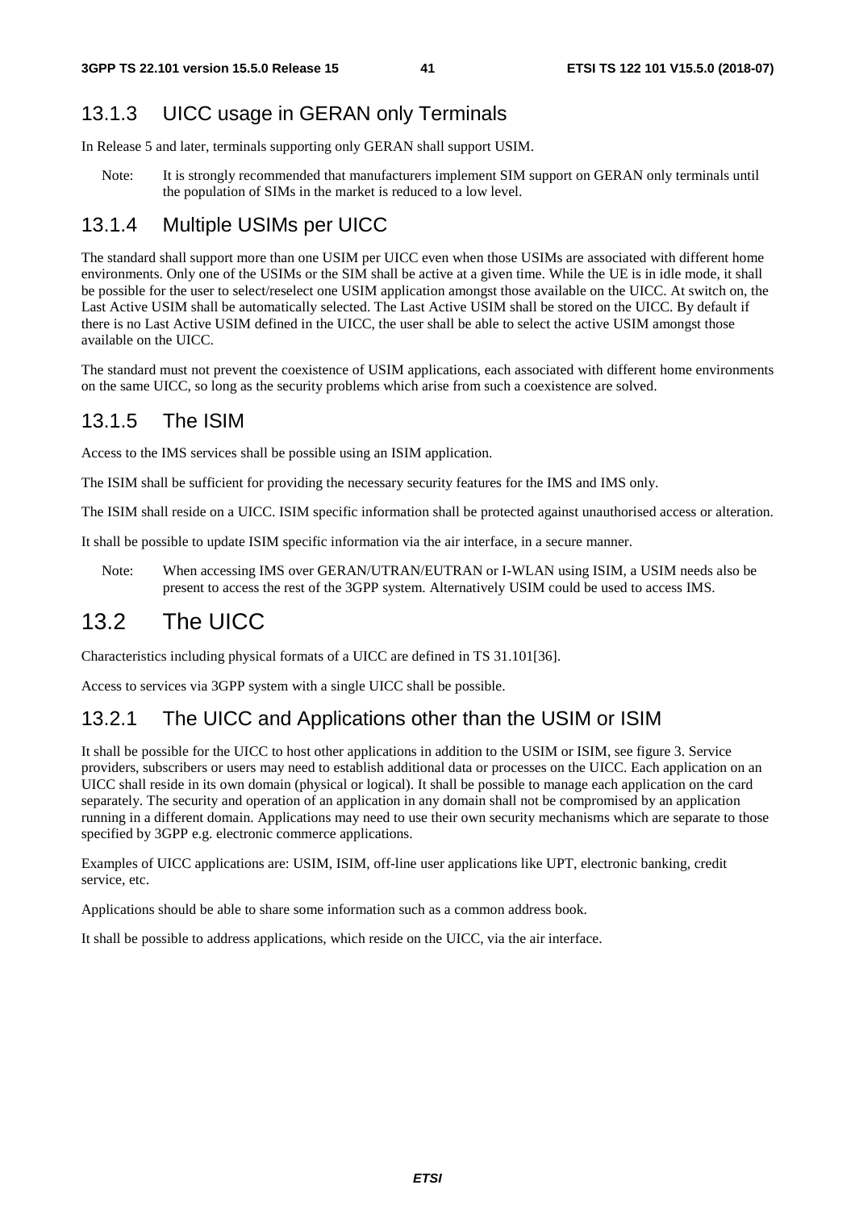### 13.1.3 UICC usage in GERAN only Terminals

In Release 5 and later, terminals supporting only GERAN shall support USIM.

Note: It is strongly recommended that manufacturers implement SIM support on GERAN only terminals until the population of SIMs in the market is reduced to a low level.

### 13.1.4 Multiple USIMs per UICC

The standard shall support more than one USIM per UICC even when those USIMs are associated with different home environments. Only one of the USIMs or the SIM shall be active at a given time. While the UE is in idle mode, it shall be possible for the user to select/reselect one USIM application amongst those available on the UICC. At switch on, the Last Active USIM shall be automatically selected. The Last Active USIM shall be stored on the UICC. By default if there is no Last Active USIM defined in the UICC, the user shall be able to select the active USIM amongst those available on the UICC.

The standard must not prevent the coexistence of USIM applications, each associated with different home environments on the same UICC, so long as the security problems which arise from such a coexistence are solved.

### 13.1.5 The ISIM

Access to the IMS services shall be possible using an ISIM application.

The ISIM shall be sufficient for providing the necessary security features for the IMS and IMS only.

The ISIM shall reside on a UICC. ISIM specific information shall be protected against unauthorised access or alteration.

It shall be possible to update ISIM specific information via the air interface, in a secure manner.

Note: When accessing IMS over GERAN/UTRAN/EUTRAN or I-WLAN using ISIM, a USIM needs also be present to access the rest of the 3GPP system. Alternatively USIM could be used to access IMS.

## 13.2 The UICC

Characteristics including physical formats of a UICC are defined in TS 31.101[36].

Access to services via 3GPP system with a single UICC shall be possible.

### 13.2.1 The UICC and Applications other than the USIM or ISIM

It shall be possible for the UICC to host other applications in addition to the USIM or ISIM, see figure 3. Service providers, subscribers or users may need to establish additional data or processes on the UICC. Each application on an UICC shall reside in its own domain (physical or logical). It shall be possible to manage each application on the card separately. The security and operation of an application in any domain shall not be compromised by an application running in a different domain. Applications may need to use their own security mechanisms which are separate to those specified by 3GPP e.g. electronic commerce applications.

Examples of UICC applications are: USIM, ISIM, off-line user applications like UPT, electronic banking, credit service, etc.

Applications should be able to share some information such as a common address book.

It shall be possible to address applications, which reside on the UICC, via the air interface.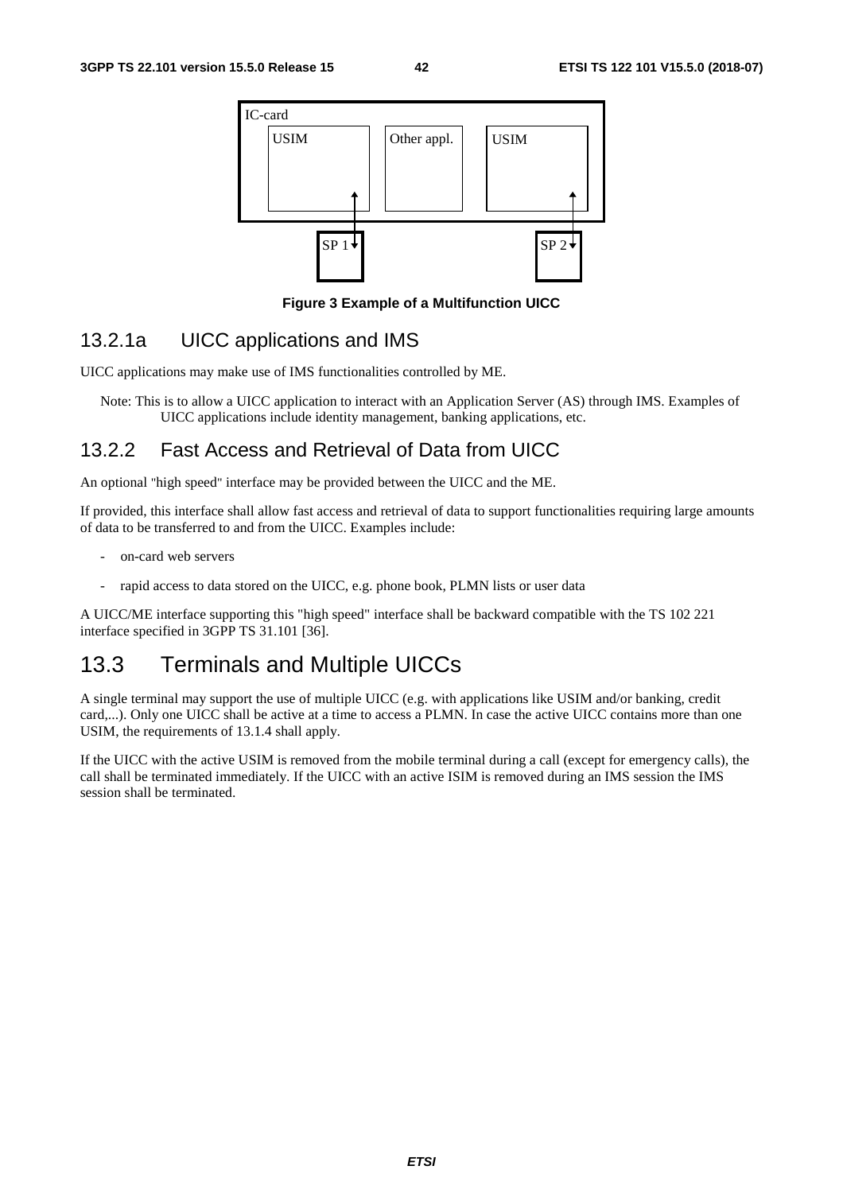Figure 3 Example of a Multifunction UICC

### 13.2.1a UICC applications and IMS

UICC applications may make use of IMS functionalities controlled by ME.

Note: This is to allow a UICC application to interact with an Application Server (AS) through IMS. Examples of UICC applications include identity management, banking applications, etc.

### 13.2.2 Fast Access and Retrieval of Data from UICC

An optional "high speed" interface may be provided between the UICC and the ME.

If provided, this interface shall allow fast access and retrieval of data to support functionalities requiring large amounts of data to be transferred to and from the UICC. Examples include:

- on-card web servers
- rapid access to data stored on the UICC, e.g. phone book, PLMN lists or user data

A UICC/ME interface supporting this "high speed" interface shall be backward compatible with the TS 102 221 interface specified in 3GPP TS 31.101 [36].

## 13.3 Terminals and Multiple UICCs

A single terminal may support the use of multiple UICC (e.g. with applications like USIM and/or banking, credit card,...). Only one UICC shall be active at a time to access a PLMN. In case the active UICC contains more than one USIM, the requirements of 13.1.4 shall apply.

If the UICC with the active USIM is removed from the mobile terminal during a call (except for emergency calls), the call shall be terminated immediately. If the UICC with an active ISIM is removed during an IMS session the IMS session shall be terminated.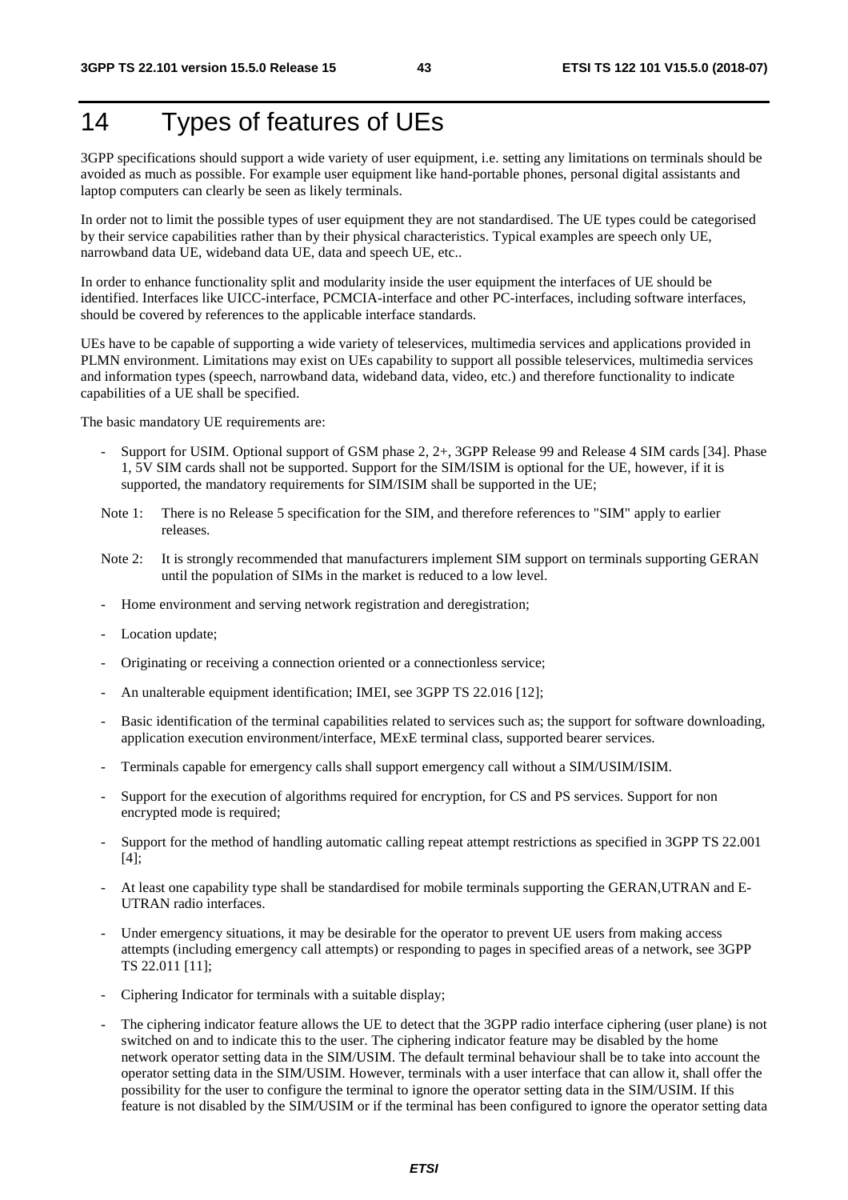# 14 Types of features of UEs

3GPP specifications should support a wide variety of user equipment, i.e. setting any limitations on terminals should be avoided as much as possible. For example user equipment like hand-portable phones, personal digital assistants and laptop computers can clearly be seen as likely terminals.

In order not to limit the possible types of user equipment they are not standardised. The UE types could be categorised by their service capabilities rather than by their physical characteristics. Typical examples are speech only UE, narrowband data UE, wideband data UE, data and speech UE, etc..

In order to enhance functionality split and modularity inside the user equipment the interfaces of UE should be identified. Interfaces like UICC-interface, PCMCIA-interface and other PC-interfaces, including software interfaces, should be covered by references to the applicable interface standards.

UEs have to be capable of supporting a wide variety of teleservices, multimedia services and applications provided in PLMN environment. Limitations may exist on UEs capability to support all possible teleservices, multimedia services and information types (speech, narrowband data, wideband data, video, etc.) and therefore functionality to indicate capabilities of a UE shall be specified.

The basic mandatory UE requirements are:

- Support for USIM. Optional support of GSM phase 2, 2+, 3GPP Release 99 and Release 4 SIM cards [34]. Phase 1, 5V SIM cards shall not be supported. Support for the SIM/ISIM is optional for the UE, however, if it is supported, the mandatory requirements for SIM/ISIM shall be supported in the UE;

Note 1: There is no Release 5 specification for the SIM, and therefore references to "SIM" apply to earlier releases.

Note 2: It is strongly recommended that manufacturers implement SIM support on terminals supporting GERAN until the population of SIMs in the market is reduced to a low level.

- Home environment and serving network registration and deregistration;
- Location update;
- Originating or receiving a connection oriented or a connectionless service;
- An unalterable equipment identification; IMEI, see 3GPP TS 22.016 [12];
- Basic identification of the terminal capabilities related to services such as; the support for software downloading, application execution environment/interface, MExE terminal class, supported bearer services.
- Terminals capable for emergency calls shall support emergency call without a SIM/USIM/ISIM.
- Support for the execution of algorithms required for encryption, for CS and PS services. Support for non encrypted mode is required;
- Support for the method of handling automatic calling repeat attempt restrictions as specified in 3GPP TS 22.001 [4];
- At least one capability type shall be standardised for mobile terminals supporting the GERAN,UTRAN and E-UTRAN radio interfaces.
- Under emergency situations, it may be desirable for the operator to prevent UE users from making access attempts (including emergency call attempts) or responding to pages in specified areas of a network, see 3GPP TS 22.011 [11];
- Ciphering Indicator for terminals with a suitable display;
- The ciphering indicator feature allows the UE to detect that the 3GPP radio interface ciphering (user plane) is not switched on and to indicate this to the user. The ciphering indicator feature may be disabled by the home network operator setting data in the SIM/USIM. The default terminal behaviour shall be to take into account the operator setting data in the SIM/USIM. However, terminals with a user interface that can allow it, shall offer the possibility for the user to configure the terminal to ignore the operator setting data in the SIM/USIM. If this feature is not disabled by the SIM/USIM or if the terminal has been configured to ignore the operator setting data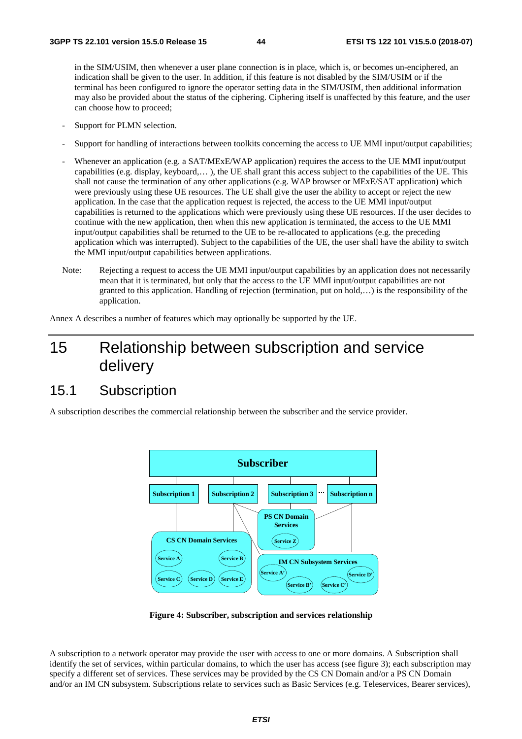in the SIM/USIM, then whenever a user plane connection is in place, which is, or becomes un-enciphered, an indication shall be given to the user. In addition, if this feature is not disabled by the SIM/USIM or if the terminal has been configured to ignore the operator setting data in the SIM/USIM, then additional information may also be provided about the status of the ciphering. Ciphering itself is unaffected by this feature, and the user can choose how to proceed;

- Support for PLMN selection.
- Support for handling of interactions between toolkits concerning the access to UE MMI input/output capabilities;
- Whenever an application (e.g. a SAT/MExE/WAP application) requires the access to the UE MMI input/output capabilities (e.g. display, keyboard,… ), the UE shall grant this access subject to the capabilities of the UE. This shall not cause the termination of any other applications (e.g. WAP browser or MExE/SAT application) which were previously using these UE resources. The UE shall give the user the ability to accept or reject the new application. In the case that the application request is rejected, the access to the UE MMI input/output capabilities is returned to the applications which were previously using these UE resources. If the user decides to continue with the new application, then when this new application is terminated, the access to the UE MMI input/output capabilities shall be returned to the UE to be re-allocated to applications (e.g. the preceding application which was interrupted). Subject to the capabilities of the UE, the user shall have the ability to switch the MMI input/output capabilities between applications.

Note: Rejecting a request to access the UE MMI input/output capabilities by an application does not necessarily mean that it is terminated, but only that the access to the UE MMI input/output capabilities are not granted to this application. Handling of rejection (termination, put on hold,…) is the responsibility of the application.

Annex A describes a number of features which may optionally be supported by the UE.

# 15 Relationship between subscription and service delivery

## 15.1 Subscription

A subscription describes the commercial relationship between the subscriber and the service provider.

**Figure 4: Subscriber, subscription and services relationship**

A subscription to a network operator may provide the user with access to one or more domains. A Subscription shall identify the set of services, within particular domains, to which the user has access (see figure 3); each subscription may specify a different set of services. These services may be provided by the CS CN Domain and/or a PS CN Domain and/or an IM CN subsystem. Subscriptions relate to services such as Basic Services (e.g. Teleservices, Bearer services),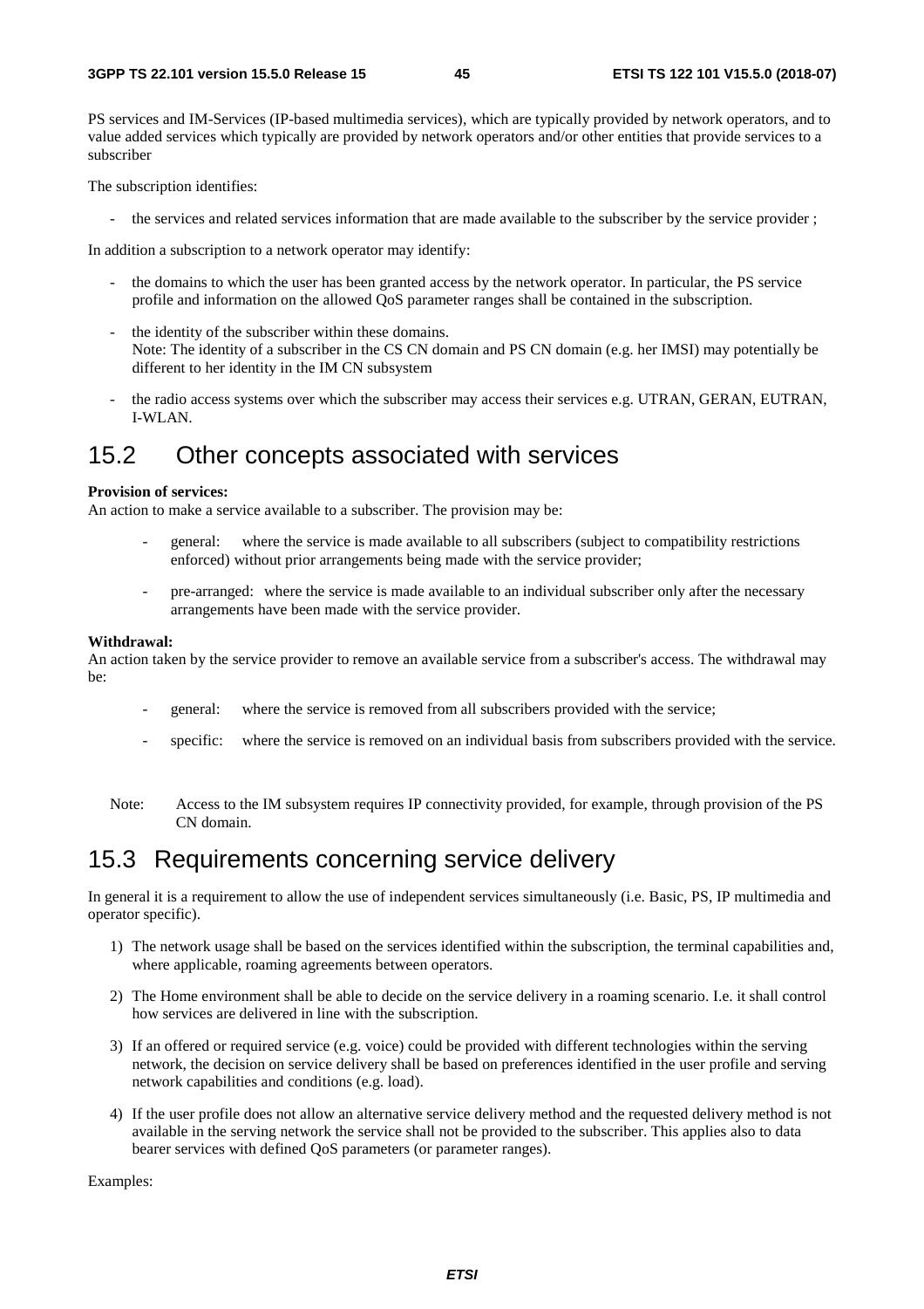PS services and IM-Services (IP-based multimedia services), which are typically provided by network operators, and to value added services which typically are provided by network operators and/or other entities that provide services to a subscriber

The subscription identifies:

- the services and related services information that are made available to the subscriber by the service provider ;

In addition a subscription to a network operator may identify:

- the domains to which the user has been granted access by the network operator. In particular, the PS service profile and information on the allowed QoS parameter ranges shall be contained in the subscription.
- the identity of the subscriber within these domains.
  Note: The identity of a subscriber in the CS CN domain and PS CN domain (e.g. her IMSI) may potentially be different to her identity in the IM CN subsystem
- the radio access systems over which the subscriber may access their services e.g. UTRAN, GERAN, EUTRAN, I-WLAN.

## 15.2 Other concepts associated with services

**Provision of services:**
An action to make a service available to a subscriber. The provision may be:

- general: where the service is made available to all subscribers (subject to compatibility restrictions enforced) without prior arrangements being made with the service provider;
- pre-arranged: where the service is made available to an individual subscriber only after the necessary arrangements have been made with the service provider.

**Withdrawal:**
An action taken by the service provider to remove an available service from a subscriber's access. The withdrawal may be:

- general: where the service is removed from all subscribers provided with the service;
- specific: where the service is removed on an individual basis from subscribers provided with the service.

Note: Access to the IM subsystem requires IP connectivity provided, for example, through provision of the PS CN domain.

## 15.3 Requirements concerning service delivery

In general it is a requirement to allow the use of independent services simultaneously (i.e. Basic, PS, IP multimedia and operator specific).

1) The network usage shall be based on the services identified within the subscription, the terminal capabilities and, where applicable, roaming agreements between operators.
2) The Home environment shall be able to decide on the service delivery in a roaming scenario. I.e. it shall control how services are delivered in line with the subscription.
3) If an offered or required service (e.g. voice) could be provided with different technologies within the serving network, the decision on service delivery shall be based on preferences identified in the user profile and serving network capabilities and conditions (e.g. load).
4) If the user profile does not allow an alternative service delivery method and the requested delivery method is not available in the serving network the service shall not be provided to the subscriber. This applies also to data bearer services with defined QoS parameters (or parameter ranges).

Examples: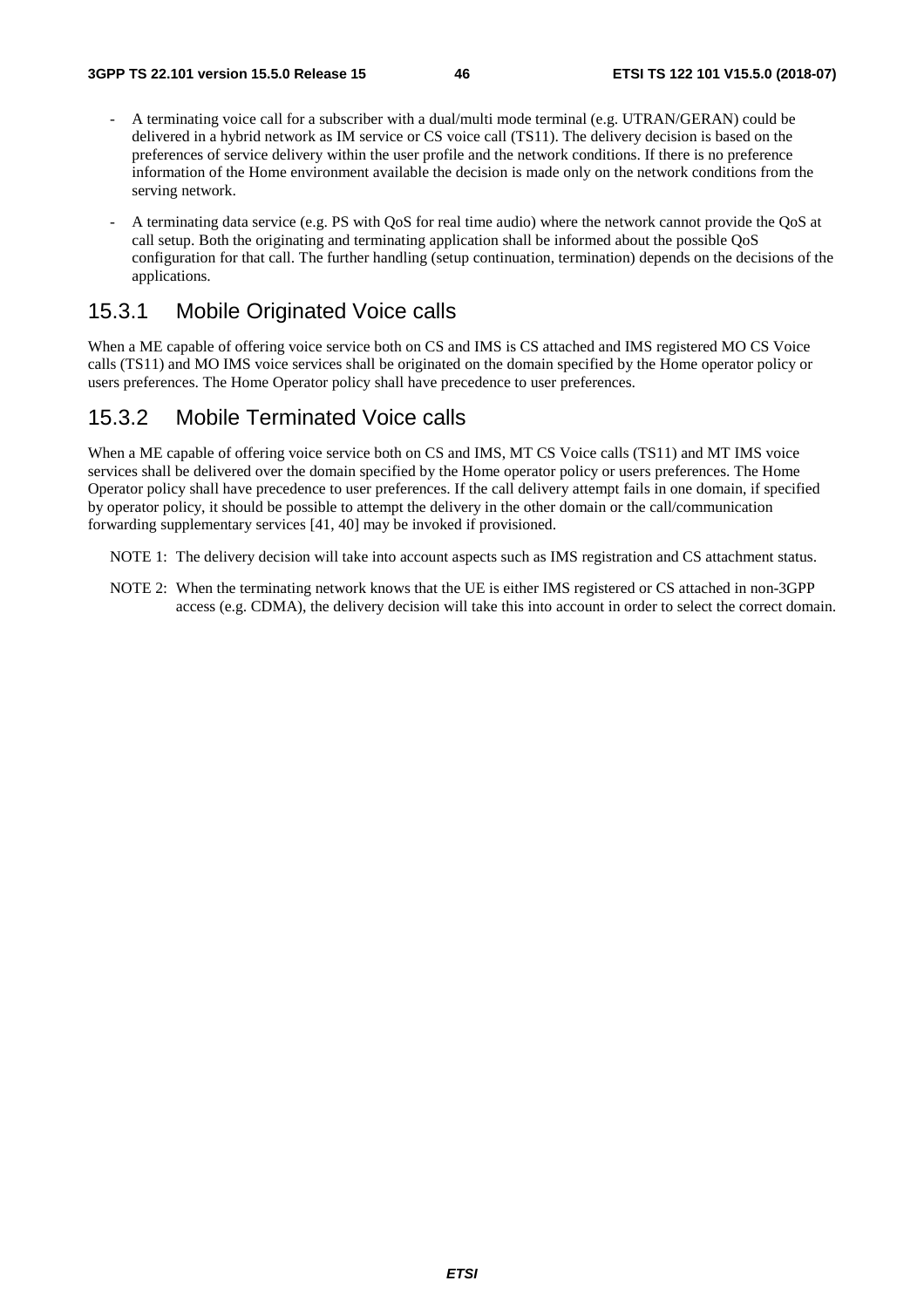- A terminating voice call for a subscriber with a dual/multi mode terminal (e.g. UTRAN/GERAN) could be delivered in a hybrid network as IM service or CS voice call (TS11). The delivery decision is based on the preferences of service delivery within the user profile and the network conditions. If there is no preference information of the Home environment available the decision is made only on the network conditions from the serving network.

- A terminating data service (e.g. PS with QoS for real time audio) where the network cannot provide the QoS at call setup. Both the originating and terminating application shall be informed about the possible QoS configuration for that call. The further handling (setup continuation, termination) depends on the decisions of the applications.

### 15.3.1 Mobile Originated Voice calls

When a ME capable of offering voice service both on CS and IMS is CS attached and IMS registered MO CS Voice calls (TS11) and MO IMS voice services shall be originated on the domain specified by the Home operator policy or users preferences. The Home Operator policy shall have precedence to user preferences.

### 15.3.2 Mobile Terminated Voice calls

When a ME capable of offering voice service both on CS and IMS, MT CS Voice calls (TS11) and MT IMS voice services shall be delivered over the domain specified by the Home operator policy or users preferences. The Home Operator policy shall have precedence to user preferences. If the call delivery attempt fails in one domain, if specified by operator policy, it should be possible to attempt the delivery in the other domain or the call/communication forwarding supplementary services [41, 40] may be invoked if provisioned.

NOTE 1: The delivery decision will take into account aspects such as IMS registration and CS attachment status.

NOTE 2: When the terminating network knows that the UE is either IMS registered or CS attached in non-3GPP access (e.g. CDMA), the delivery decision will take this into account in order to select the correct domain.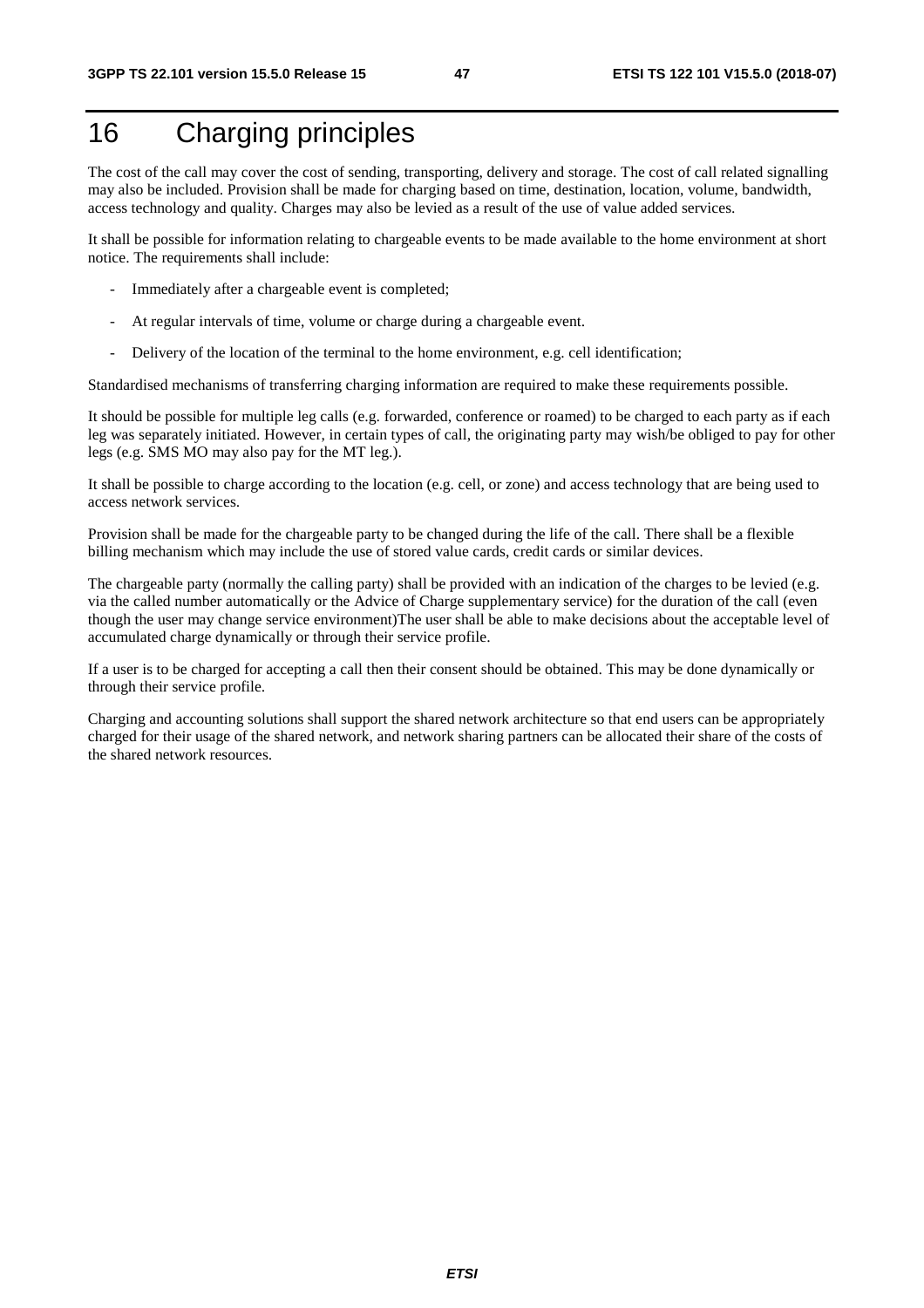# 16 Charging principles

The cost of the call may cover the cost of sending, transporting, delivery and storage. The cost of call related signalling may also be included. Provision shall be made for charging based on time, destination, location, volume, bandwidth, access technology and quality. Charges may also be levied as a result of the use of value added services.

It shall be possible for information relating to chargeable events to be made available to the home environment at short notice. The requirements shall include:

- Immediately after a chargeable event is completed;
- At regular intervals of time, volume or charge during a chargeable event.
- Delivery of the location of the terminal to the home environment, e.g. cell identification;

Standardised mechanisms of transferring charging information are required to make these requirements possible.

It should be possible for multiple leg calls (e.g. forwarded, conference or roamed) to be charged to each party as if each leg was separately initiated. However, in certain types of call, the originating party may wish/be obliged to pay for other legs (e.g. SMS MO may also pay for the MT leg.).

It shall be possible to charge according to the location (e.g. cell, or zone) and access technology that are being used to access network services.

Provision shall be made for the chargeable party to be changed during the life of the call. There shall be a flexible billing mechanism which may include the use of stored value cards, credit cards or similar devices.

The chargeable party (normally the calling party) shall be provided with an indication of the charges to be levied (e.g. via the called number automatically or the Advice of Charge supplementary service) for the duration of the call (even though the user may change service environment)The user shall be able to make decisions about the acceptable level of accumulated charge dynamically or through their service profile.

If a user is to be charged for accepting a call then their consent should be obtained. This may be done dynamically or through their service profile.

Charging and accounting solutions shall support the shared network architecture so that end users can be appropriately charged for their usage of the shared network, and network sharing partners can be allocated their share of the costs of the shared network resources.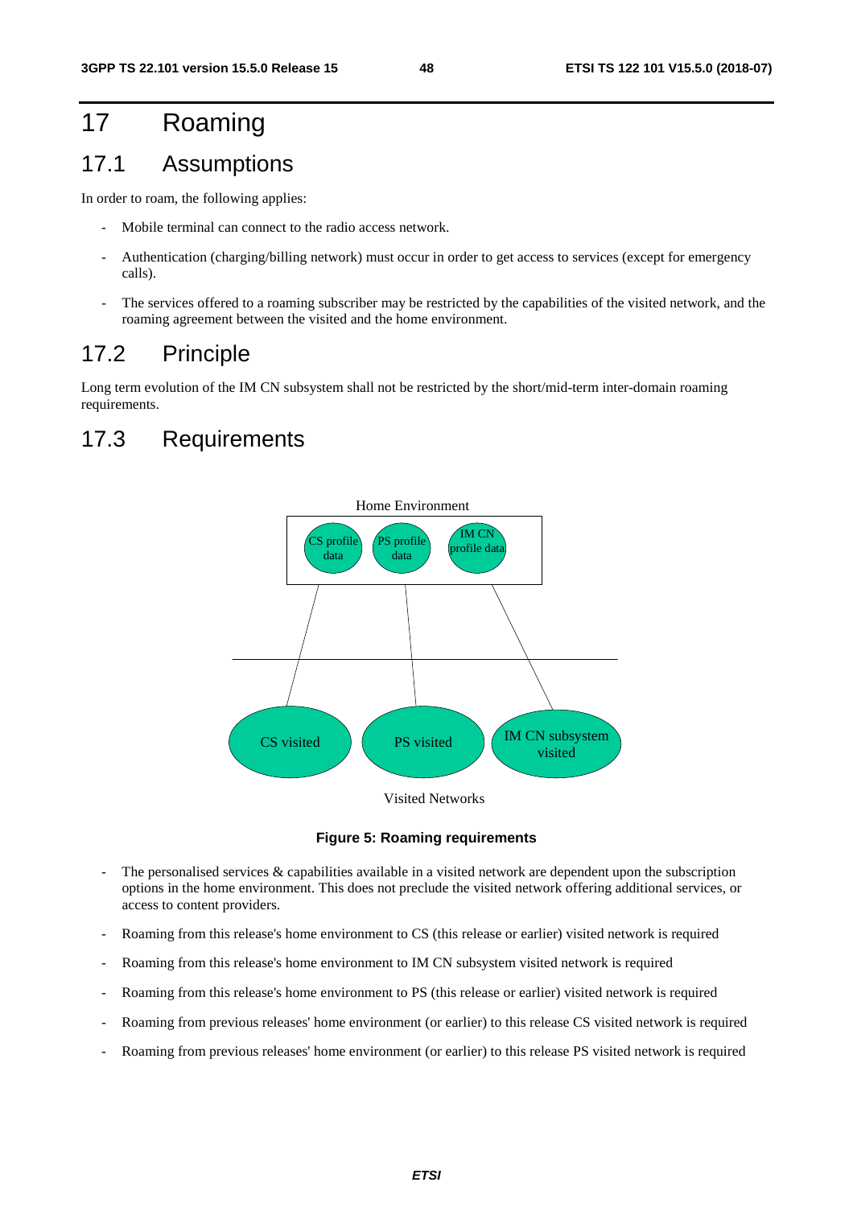# 17 Roaming

## 17.1 Assumptions

In order to roam, the following applies:

- Mobile terminal can connect to the radio access network.
- Authentication (charging/billing network) must occur in order to get access to services (except for emergency calls).
- The services offered to a roaming subscriber may be restricted by the capabilities of the visited network, and the roaming agreement between the visited and the home environment.

## 17.2 Principle

Long term evolution of the IM CN subsystem shall not be restricted by the short/mid-term inter-domain roaming requirements.

## 17.3 Requirements

**Figure 5: Roaming requirements**

- The personalised services & capabilities available in a visited network are dependent upon the subscription options in the home environment. This does not preclude the visited network offering additional services, or access to content providers.
- Roaming from this release's home environment to CS (this release or earlier) visited network is required
- Roaming from this release's home environment to IM CN subsystem visited network is required
- Roaming from this release's home environment to PS (this release or earlier) visited network is required
- Roaming from previous releases' home environment (or earlier) to this release CS visited network is required
- Roaming from previous releases' home environment (or earlier) to this release PS visited network is required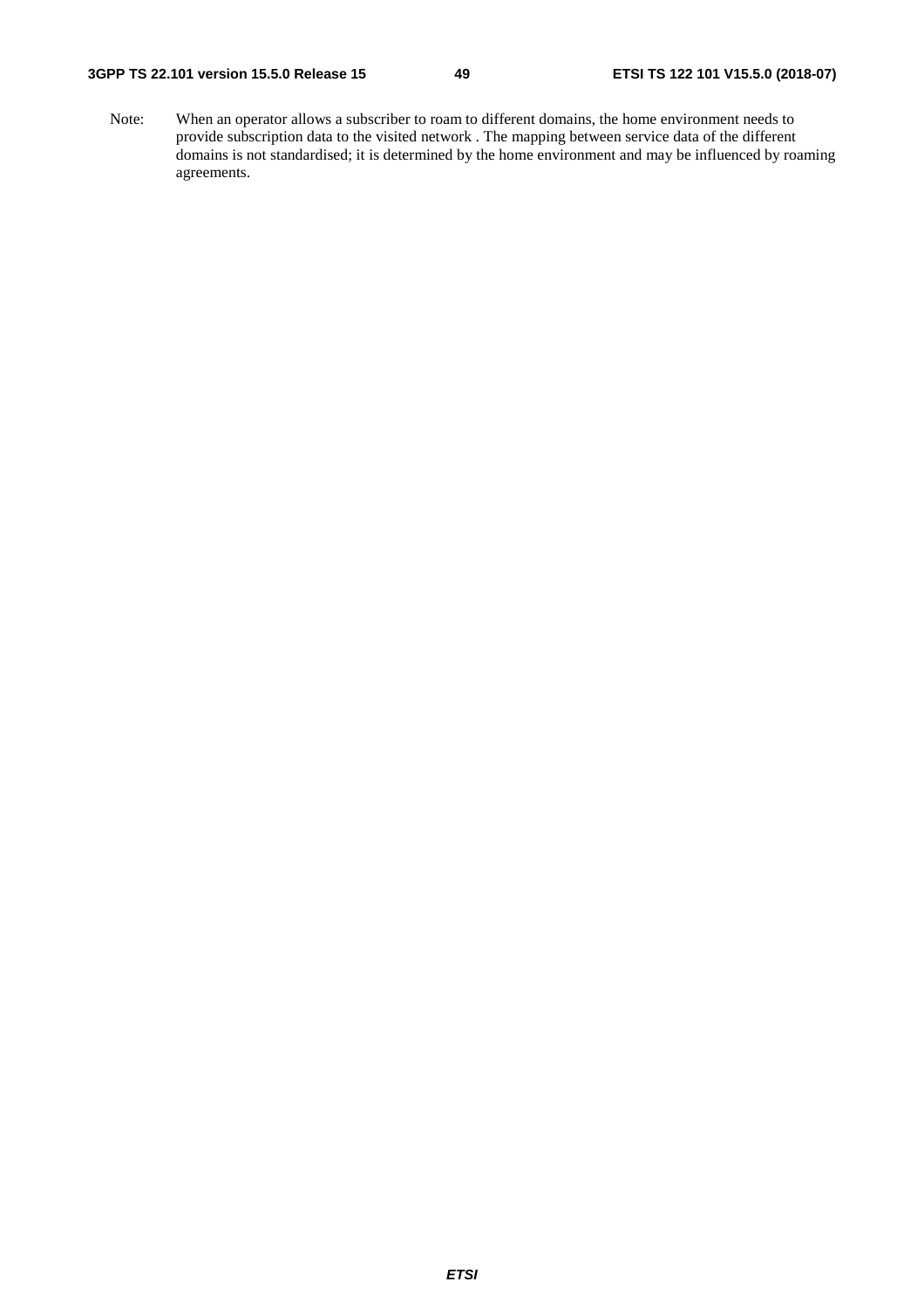Note: When an operator allows a subscriber to roam to different domains, the home environment needs to provide subscription data to the visited network . The mapping between service data of the different domains is not standardised; it is determined by the home environment and may be influenced by roaming agreements.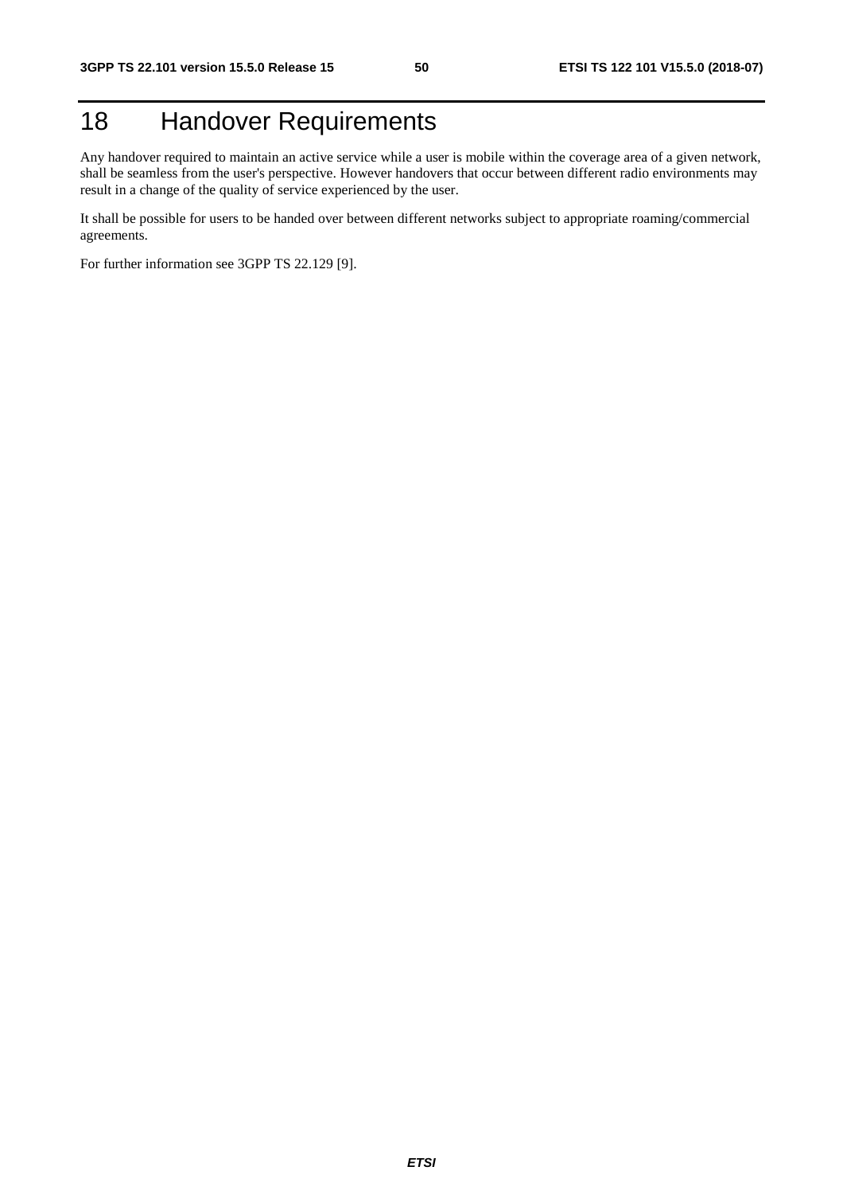# 18 Handover Requirements

Any handover required to maintain an active service while a user is mobile within the coverage area of a given network, shall be seamless from the user's perspective. However handovers that occur between different radio environments may result in a change of the quality of service experienced by the user.

It shall be possible for users to be handed over between different networks subject to appropriate roaming/commercial agreements.

For further information see 3GPP TS 22.129 [9].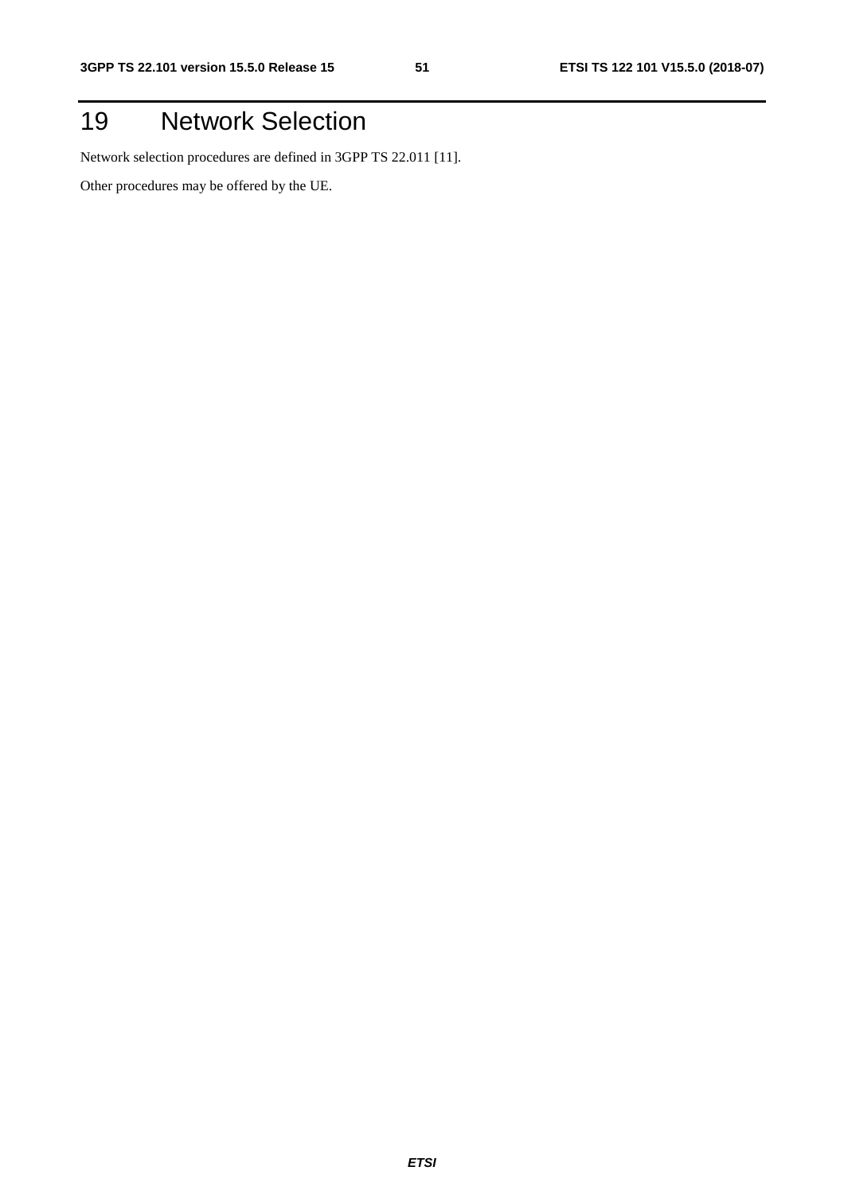# 19 Network Selection

Network selection procedures are defined in 3GPP TS 22.011 [11].

Other procedures may be offered by the UE.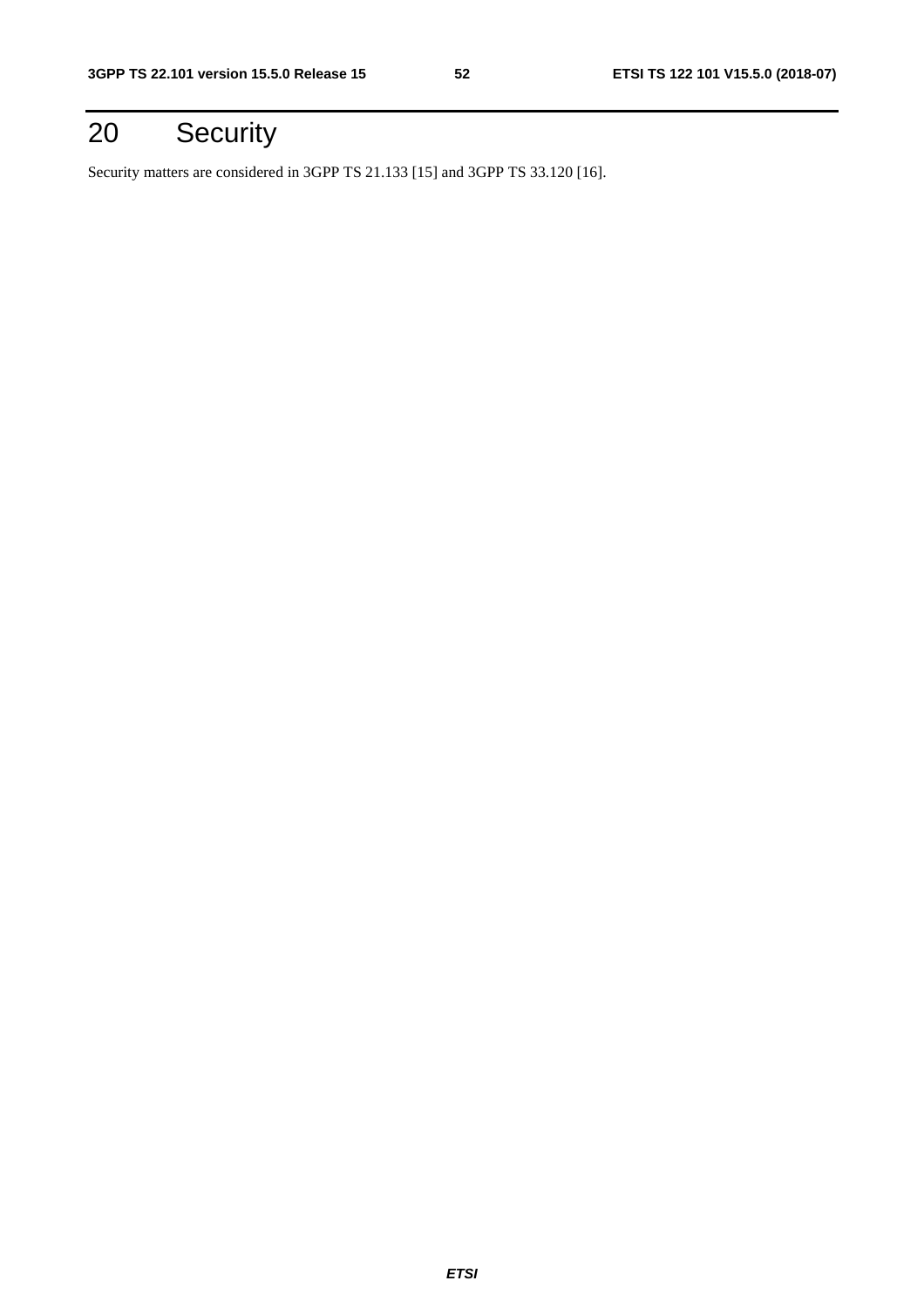# 20 Security

Security matters are considered in 3GPP TS 21.133 [15] and 3GPP TS 33.120 [16].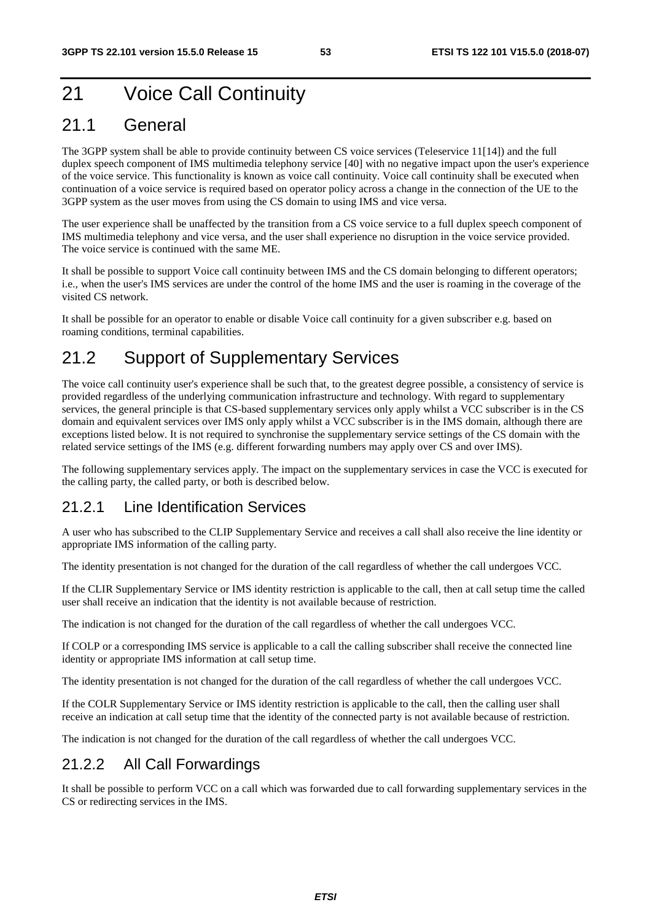# 21 Voice Call Continuity

## 21.1 General

The 3GPP system shall be able to provide continuity between CS voice services (Teleservice 11[14]) and the full duplex speech component of IMS multimedia telephony service [40] with no negative impact upon the user's experience of the voice service. This functionality is known as voice call continuity. Voice call continuity shall be executed when continuation of a voice service is required based on operator policy across a change in the connection of the UE to the 3GPP system as the user moves from using the CS domain to using IMS and vice versa.

The user experience shall be unaffected by the transition from a CS voice service to a full duplex speech component of IMS multimedia telephony and vice versa, and the user shall experience no disruption in the voice service provided. The voice service is continued with the same ME.

It shall be possible to support Voice call continuity between IMS and the CS domain belonging to different operators; i.e., when the user's IMS services are under the control of the home IMS and the user is roaming in the coverage of the visited CS network.

It shall be possible for an operator to enable or disable Voice call continuity for a given subscriber e.g. based on roaming conditions, terminal capabilities.

## 21.2 Support of Supplementary Services

The voice call continuity user's experience shall be such that, to the greatest degree possible, a consistency of service is provided regardless of the underlying communication infrastructure and technology. With regard to supplementary services, the general principle is that CS-based supplementary services only apply whilst a VCC subscriber is in the CS domain and equivalent services over IMS only apply whilst a VCC subscriber is in the IMS domain, although there are exceptions listed below. It is not required to synchronise the supplementary service settings of the CS domain with the related service settings of the IMS (e.g. different forwarding numbers may apply over CS and over IMS).

The following supplementary services apply. The impact on the supplementary services in case the VCC is executed for the calling party, the called party, or both is described below.

### 21.2.1 Line Identification Services

A user who has subscribed to the CLIP Supplementary Service and receives a call shall also receive the line identity or appropriate IMS information of the calling party.

The identity presentation is not changed for the duration of the call regardless of whether the call undergoes VCC.

If the CLIR Supplementary Service or IMS identity restriction is applicable to the call, then at call setup time the called user shall receive an indication that the identity is not available because of restriction.

The indication is not changed for the duration of the call regardless of whether the call undergoes VCC.

If COLP or a corresponding IMS service is applicable to a call the calling subscriber shall receive the connected line identity or appropriate IMS information at call setup time.

The identity presentation is not changed for the duration of the call regardless of whether the call undergoes VCC.

If the COLR Supplementary Service or IMS identity restriction is applicable to the call, then the calling user shall receive an indication at call setup time that the identity of the connected party is not available because of restriction.

The indication is not changed for the duration of the call regardless of whether the call undergoes VCC.

### 21.2.2 All Call Forwardings

It shall be possible to perform VCC on a call which was forwarded due to call forwarding supplementary services in the CS or redirecting services in the IMS.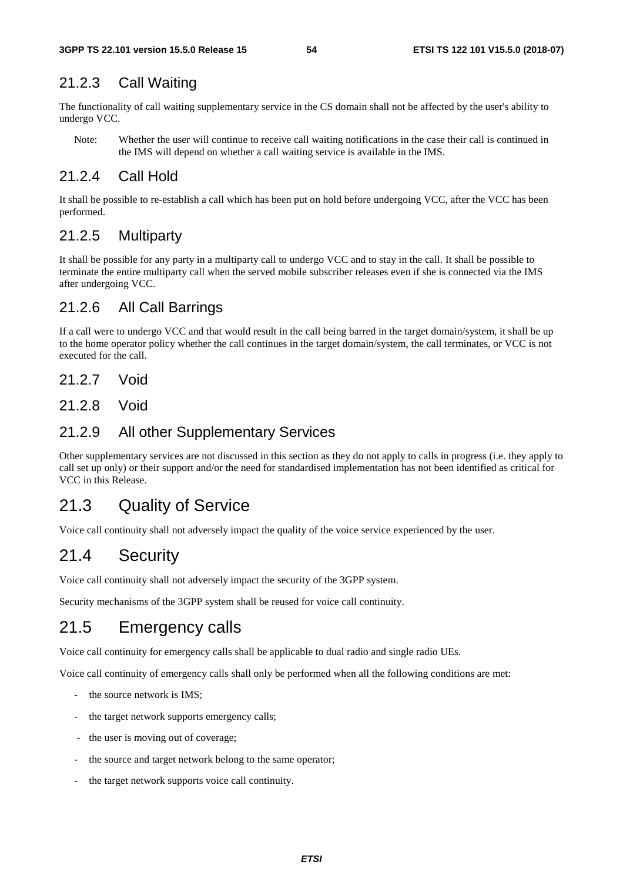### 21.2.3 Call Waiting

The functionality of call waiting supplementary service in the CS domain shall not be affected by the user's ability to undergo VCC.

Note: Whether the user will continue to receive call waiting notifications in the case their call is continued in the IMS will depend on whether a call waiting service is available in the IMS.

### 21.2.4 Call Hold

It shall be possible to re-establish a call which has been put on hold before undergoing VCC, after the VCC has been performed.

### 21.2.5 Multiparty

It shall be possible for any party in a multiparty call to undergo VCC and to stay in the call. It shall be possible to terminate the entire multiparty call when the served mobile subscriber releases even if she is connected via the IMS after undergoing VCC.

### 21.2.6 All Call Barrings

If a call were to undergo VCC and that would result in the call being barred in the target domain/system, it shall be up to the home operator policy whether the call continues in the target domain/system, the call terminates, or VCC is not executed for the call.

### 21.2.7 Void

### 21.2.8 Void

### 21.2.9 All other Supplementary Services

Other supplementary services are not discussed in this section as they do not apply to calls in progress (i.e. they apply to call set up only) or their support and/or the need for standardised implementation has not been identified as critical for VCC in this Release.

## 21.3 Quality of Service

Voice call continuity shall not adversely impact the quality of the voice service experienced by the user.

## 21.4 Security

Voice call continuity shall not adversely impact the security of the 3GPP system.

Security mechanisms of the 3GPP system shall be reused for voice call continuity.

## 21.5 Emergency calls

Voice call continuity for emergency calls shall be applicable to dual radio and single radio UEs.

Voice call continuity of emergency calls shall only be performed when all the following conditions are met:

- the source network is IMS;
- the target network supports emergency calls;
- the user is moving out of coverage;
- the source and target network belong to the same operator;
- the target network supports voice call continuity.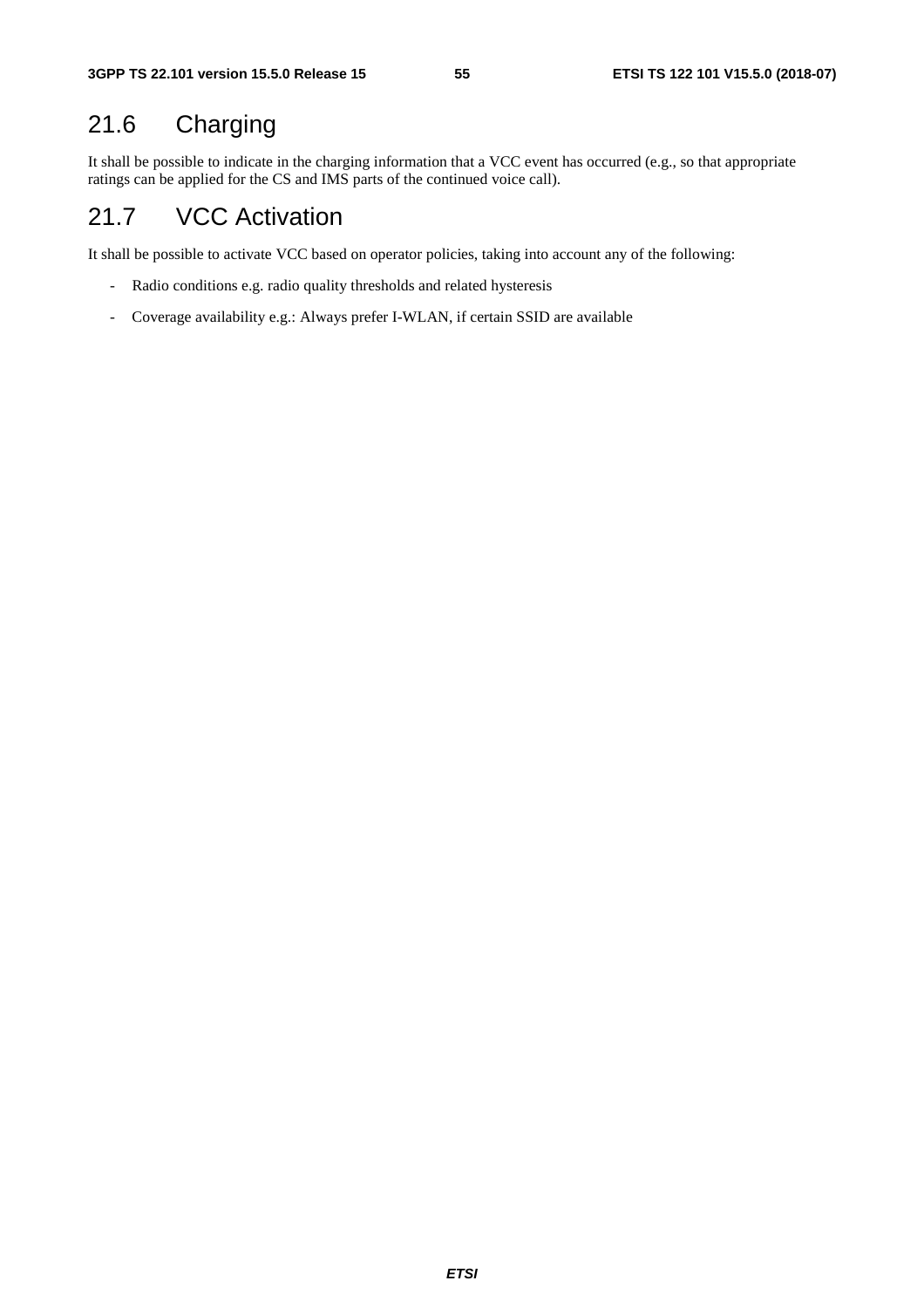## 21.6 Charging

It shall be possible to indicate in the charging information that a VCC event has occurred (e.g., so that appropriate ratings can be applied for the CS and IMS parts of the continued voice call).

## 21.7 VCC Activation

It shall be possible to activate VCC based on operator policies, taking into account any of the following:

- Radio conditions e.g. radio quality thresholds and related hysteresis
- Coverage availability e.g.: Always prefer I-WLAN, if certain SSID are available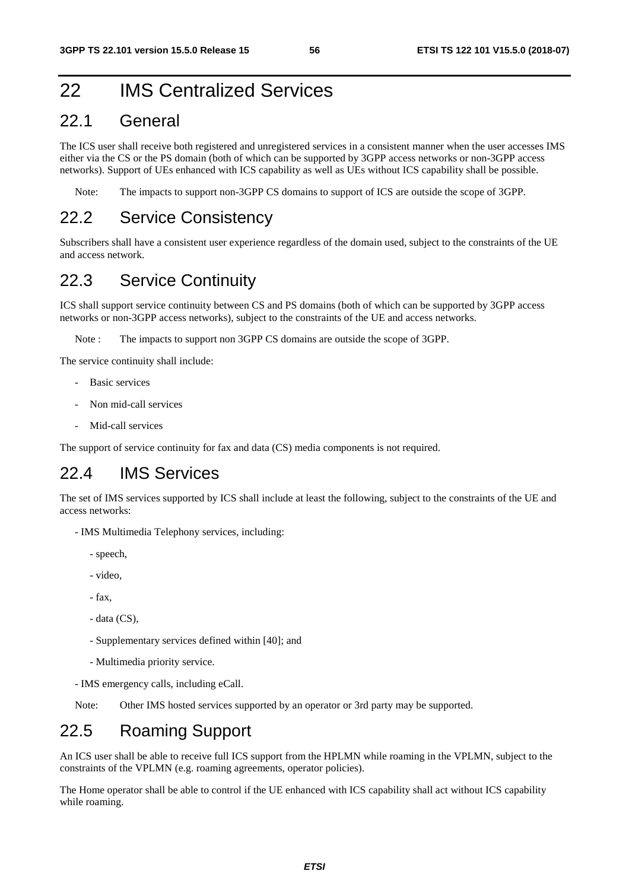# 22 IMS Centralized Services

## 22.1 General

The ICS user shall receive both registered and unregistered services in a consistent manner when the user accesses IMS either via the CS or the PS domain (both of which can be supported by 3GPP access networks or non-3GPP access networks). Support of UEs enhanced with ICS capability as well as UEs without ICS capability shall be possible.

Note: The impacts to support non-3GPP CS domains to support of ICS are outside the scope of 3GPP.

## 22.2 Service Consistency

Subscribers shall have a consistent user experience regardless of the domain used, subject to the constraints of the UE and access network.

## 22.3 Service Continuity

ICS shall support service continuity between CS and PS domains (both of which can be supported by 3GPP access networks or non-3GPP access networks), subject to the constraints of the UE and access networks.

Note : The impacts to support non 3GPP CS domains are outside the scope of 3GPP.

The service continuity shall include:

- Basic services
- Non mid-call services
- Mid-call services

The support of service continuity for fax and data (CS) media components is not required.

## 22.4 IMS Services

The set of IMS services supported by ICS shall include at least the following, subject to the constraints of the UE and access networks:

- IMS Multimedia Telephony services, including:
    - speech,
    - video,
    - fax,
    - data (CS),
    - Supplementary services defined within [40]; and
    - Multimedia priority service.
- IMS emergency calls, including eCall.

Note: Other IMS hosted services supported by an operator or 3rd party may be supported.

## 22.5 Roaming Support

An ICS user shall be able to receive full ICS support from the HPLMN while roaming in the VPLMN, subject to the constraints of the VPLMN (e.g. roaming agreements, operator policies).

The Home operator shall be able to control if the UE enhanced with ICS capability shall act without ICS capability while roaming.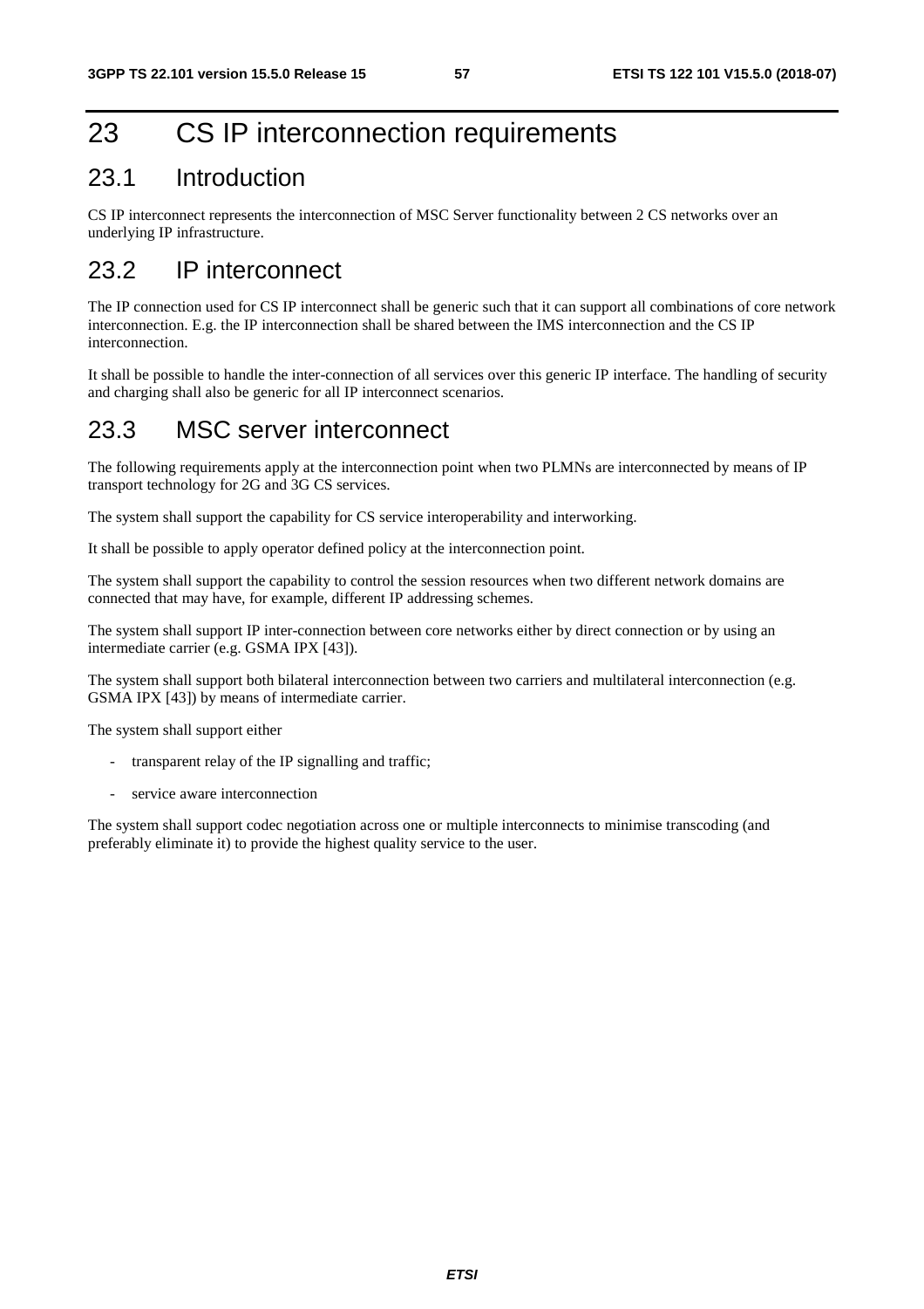# 23 CS IP interconnection requirements

## 23.1 Introduction

CS IP interconnect represents the interconnection of MSC Server functionality between 2 CS networks over an underlying IP infrastructure.

## 23.2 IP interconnect

The IP connection used for CS IP interconnect shall be generic such that it can support all combinations of core network interconnection. E.g. the IP interconnection shall be shared between the IMS interconnection and the CS IP interconnection.

It shall be possible to handle the inter-connection of all services over this generic IP interface. The handling of security and charging shall also be generic for all IP interconnect scenarios.

## 23.3 MSC server interconnect

The following requirements apply at the interconnection point when two PLMNs are interconnected by means of IP transport technology for 2G and 3G CS services.

The system shall support the capability for CS service interoperability and interworking.

It shall be possible to apply operator defined policy at the interconnection point.

The system shall support the capability to control the session resources when two different network domains are connected that may have, for example, different IP addressing schemes.

The system shall support IP inter-connection between core networks either by direct connection or by using an intermediate carrier (e.g. GSMA IPX [43]).

The system shall support both bilateral interconnection between two carriers and multilateral interconnection (e.g. GSMA IPX [43]) by means of intermediate carrier.

The system shall support either

- transparent relay of the IP signalling and traffic;
- service aware interconnection

The system shall support codec negotiation across one or multiple interconnects to minimise transcoding (and preferably eliminate it) to provide the highest quality service to the user.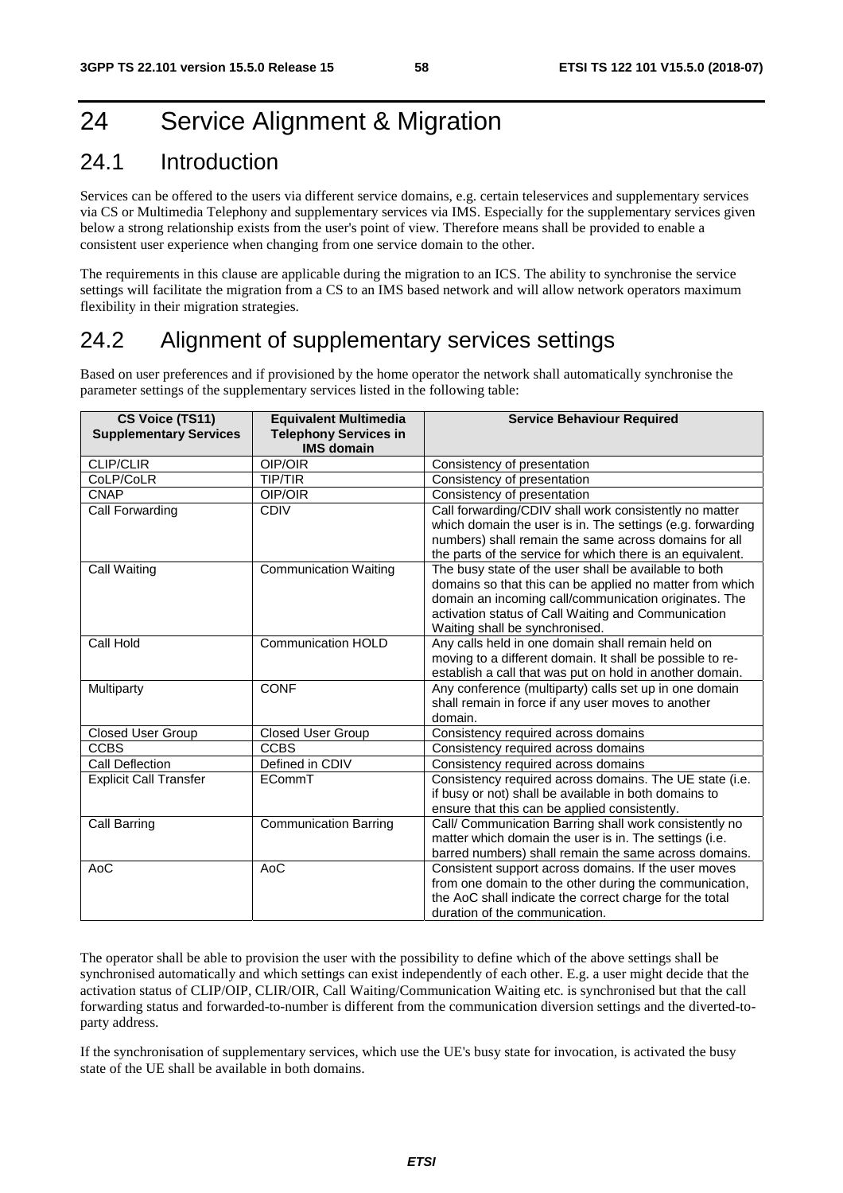# 24 Service Alignment & Migration

## 24.1 Introduction

Services can be offered to the users via different service domains, e.g. certain teleservices and supplementary services via CS or Multimedia Telephony and supplementary services via IMS. Especially for the supplementary services given below a strong relationship exists from the user's point of view. Therefore means shall be provided to enable a consistent user experience when changing from one service domain to the other.

The requirements in this clause are applicable during the migration to an ICS. The ability to synchronise the service settings will facilitate the migration from a CS to an IMS based network and will allow network operators maximum flexibility in their migration strategies.

## 24.2 Alignment of supplementary services settings

Based on user preferences and if provisioned by the home operator the network shall automatically synchronise the parameter settings of the supplementary services listed in the following table:

| CS Voice (TS11) Supplementary Services | Equivalent Multimedia Telephony Services in IMS domain | Service Behaviour Required |
|---|---|---|
| CLIP/CLIR | OIP/OIR | Consistency of presentation |
| CoLP/CoLR | TIP/TIR | Consistency of presentation |
| CNAP | OIP/OIR | Consistency of presentation |
| Call Forwarding | CDIV | Call forwarding/CDIV shall work consistently no matter which domain the user is in. The settings (e.g. forwarding numbers) shall remain the same across domains for all the parts of the service for which there is an equivalent. |
| Call Waiting | Communication Waiting | The busy state of the user shall be available to both domains so that this can be applied no matter from which domain an incoming call/communication originates. The activation status of Call Waiting and Communication Waiting shall be synchronised. |
| Call Hold | Communication HOLD | Any calls held in one domain shall remain held on moving to a different domain. It shall be possible to re-establish a call that was put on hold in another domain. |
| Multiparty | CONF | Any conference (multiparty) calls set up in one domain shall remain in force if any user moves to another domain. |
| Closed User Group | Closed User Group | Consistency required across domains |
| CCBS | CCBS | Consistency required across domains |
| Call Deflection | Defined in CDIV | Consistency required across domains |
| Explicit Call Transfer | ECommT | Consistency required across domains. The UE state (i.e. if busy or not) shall be available in both domains to ensure that this can be applied consistently. |
| Call Barring | Communication Barring | Call/ Communication Barring shall work consistently no matter which domain the user is in. The settings (i.e. barred numbers) shall remain the same across domains. |
| AoC | AoC | Consistent support across domains. If the user moves from one domain to the other during the communication, the AoC shall indicate the correct charge for the total duration of the communication. |

The operator shall be able to provision the user with the possibility to define which of the above settings shall be synchronised automatically and which settings can exist independently of each other. E.g. a user might decide that the activation status of CLIP/OIP, CLIR/OIR, Call Waiting/Communication Waiting etc. is synchronised but that the call forwarding status and forwarded-to-number is different from the communication diversion settings and the diverted-to-party address.

If the synchronisation of supplementary services, which use the UE's busy state for invocation, is activated the busy state of the UE shall be available in both domains.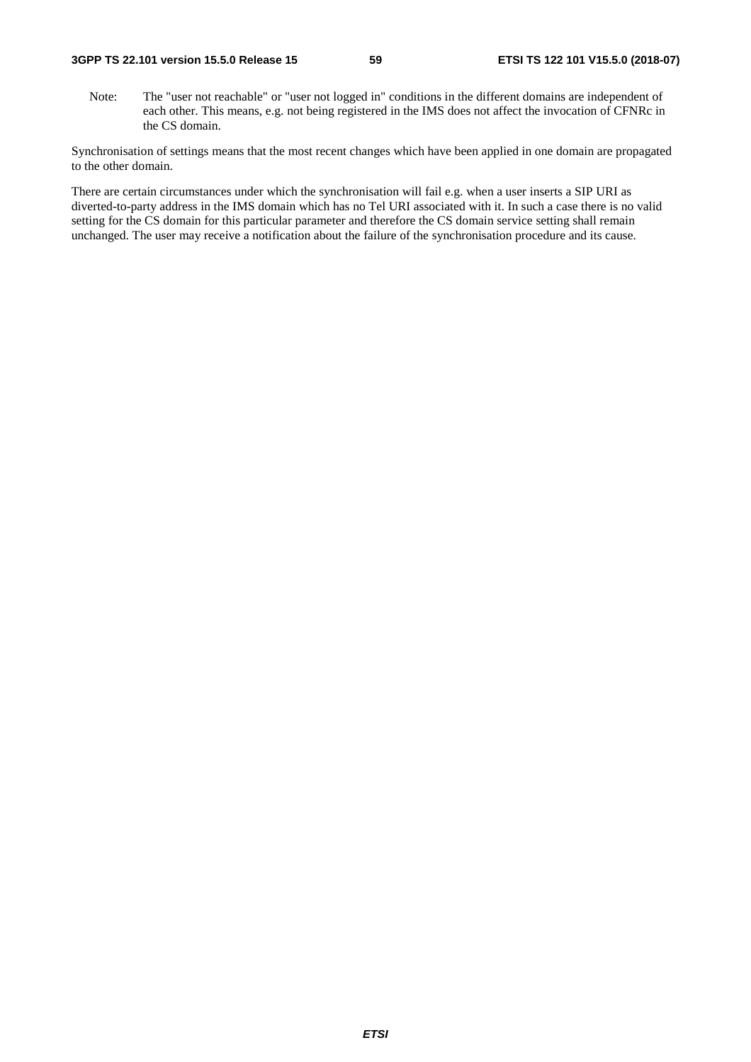Note: The "user not reachable" or "user not logged in" conditions in the different domains are independent of each other. This means, e.g. not being registered in the IMS does not affect the invocation of CFNRc in the CS domain.

Synchronisation of settings means that the most recent changes which have been applied in one domain are propagated to the other domain.

There are certain circumstances under which the synchronisation will fail e.g. when a user inserts a SIP URI as diverted-to-party address in the IMS domain which has no Tel URI associated with it. In such a case there is no valid setting for the CS domain for this particular parameter and therefore the CS domain service setting shall remain unchanged. The user may receive a notification about the failure of the synchronisation procedure and its cause.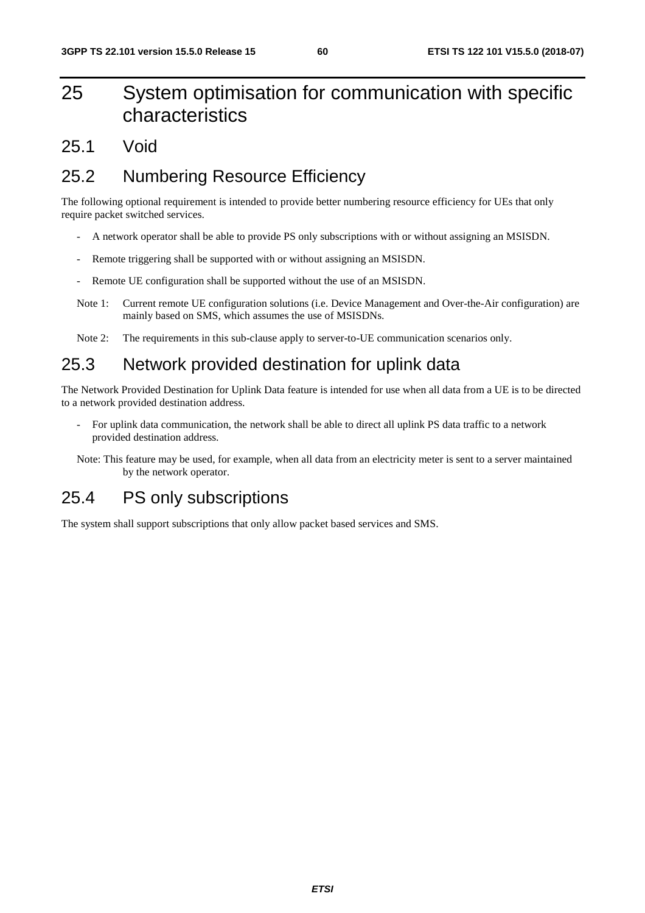# 25 System optimisation for communication with specific characteristics

## 25.1 Void

## 25.2 Numbering Resource Efficiency

The following optional requirement is intended to provide better numbering resource efficiency for UEs that only require packet switched services.

- A network operator shall be able to provide PS only subscriptions with or without assigning an MSISDN.
- Remote triggering shall be supported with or without assigning an MSISDN.
- Remote UE configuration shall be supported without the use of an MSISDN.

Note 1: Current remote UE configuration solutions (i.e. Device Management and Over-the-Air configuration) are mainly based on SMS, which assumes the use of MSISDNs.

Note 2: The requirements in this sub-clause apply to server-to-UE communication scenarios only.

## 25.3 Network provided destination for uplink data

The Network Provided Destination for Uplink Data feature is intended for use when all data from a UE is to be directed to a network provided destination address.

- For uplink data communication, the network shall be able to direct all uplink PS data traffic to a network provided destination address.

Note: This feature may be used, for example, when all data from an electricity meter is sent to a server maintained by the network operator.

## 25.4 PS only subscriptions

The system shall support subscriptions that only allow packet based services and SMS.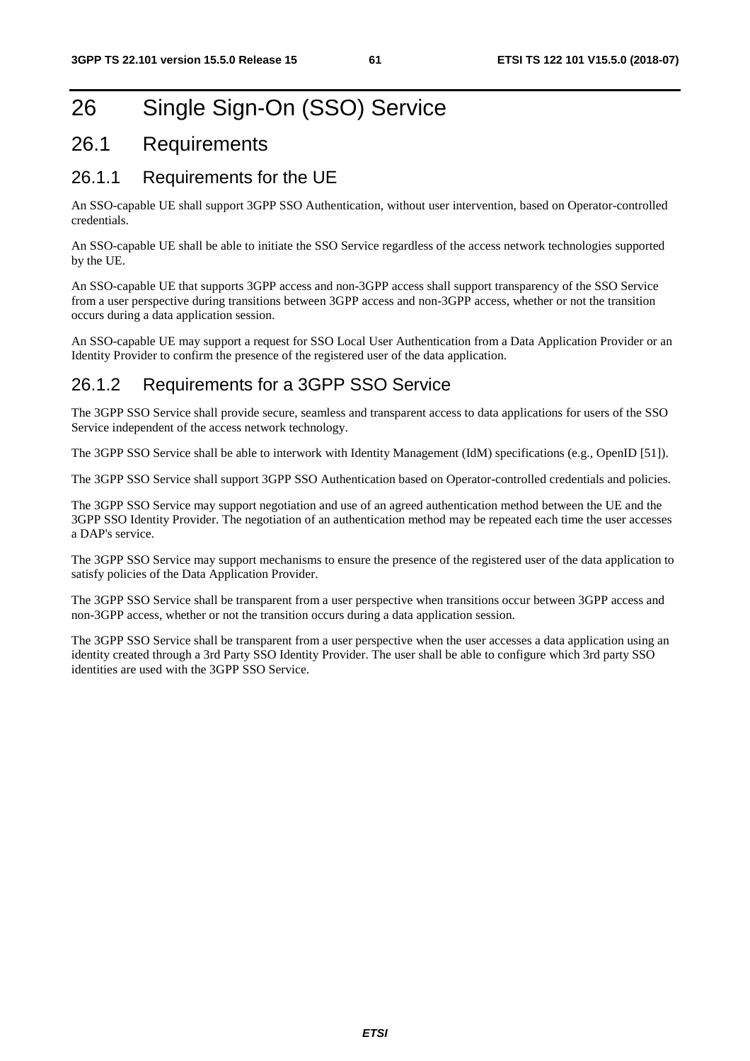# 26 Single Sign-On (SSO) Service

## 26.1 Requirements

### 26.1.1 Requirements for the UE

An SSO-capable UE shall support 3GPP SSO Authentication, without user intervention, based on Operator-controlled credentials.

An SSO-capable UE shall be able to initiate the SSO Service regardless of the access network technologies supported by the UE.

An SSO-capable UE that supports 3GPP access and non-3GPP access shall support transparency of the SSO Service from a user perspective during transitions between 3GPP access and non-3GPP access, whether or not the transition occurs during a data application session.

An SSO-capable UE may support a request for SSO Local User Authentication from a Data Application Provider or an Identity Provider to confirm the presence of the registered user of the data application.

### 26.1.2 Requirements for a 3GPP SSO Service

The 3GPP SSO Service shall provide secure, seamless and transparent access to data applications for users of the SSO Service independent of the access network technology.

The 3GPP SSO Service shall be able to interwork with Identity Management (IdM) specifications (e.g., OpenID [51]).

The 3GPP SSO Service shall support 3GPP SSO Authentication based on Operator-controlled credentials and policies.

The 3GPP SSO Service may support negotiation and use of an agreed authentication method between the UE and the 3GPP SSO Identity Provider. The negotiation of an authentication method may be repeated each time the user accesses a DAP's service.

The 3GPP SSO Service may support mechanisms to ensure the presence of the registered user of the data application to satisfy policies of the Data Application Provider.

The 3GPP SSO Service shall be transparent from a user perspective when transitions occur between 3GPP access and non-3GPP access, whether or not the transition occurs during a data application session.

The 3GPP SSO Service shall be transparent from a user perspective when the user accesses a data application using an identity created through a 3rd Party SSO Identity Provider. The user shall be able to configure which 3rd party SSO identities are used with the 3GPP SSO Service.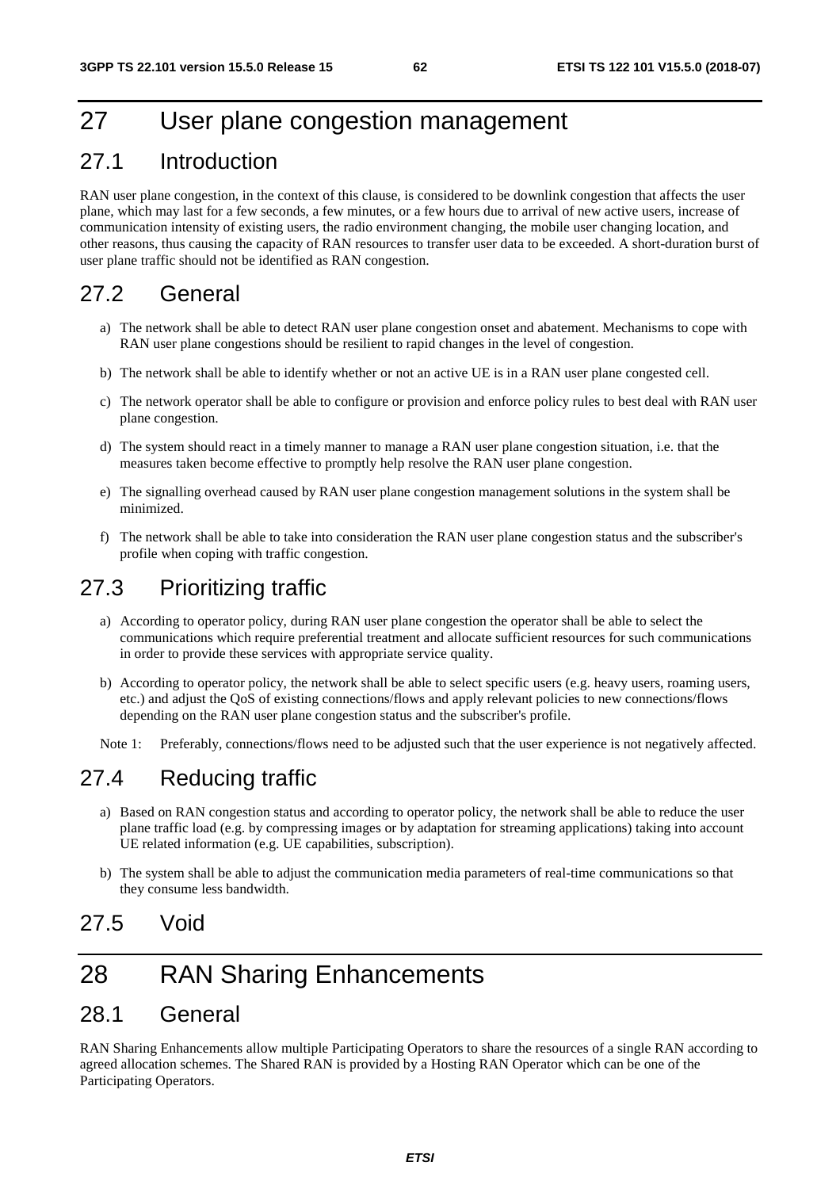# 27 User plane congestion management

## 27.1 Introduction

RAN user plane congestion, in the context of this clause, is considered to be downlink congestion that affects the user plane, which may last for a few seconds, a few minutes, or a few hours due to arrival of new active users, increase of communication intensity of existing users, the radio environment changing, the mobile user changing location, and other reasons, thus causing the capacity of RAN resources to transfer user data to be exceeded. A short-duration burst of user plane traffic should not be identified as RAN congestion.

## 27.2 General

a) The network shall be able to detect RAN user plane congestion onset and abatement. Mechanisms to cope with RAN user plane congestions should be resilient to rapid changes in the level of congestion.

b) The network shall be able to identify whether or not an active UE is in a RAN user plane congested cell.

c) The network operator shall be able to configure or provision and enforce policy rules to best deal with RAN user plane congestion.

d) The system should react in a timely manner to manage a RAN user plane congestion situation, i.e. that the measures taken become effective to promptly help resolve the RAN user plane congestion.

e) The signalling overhead caused by RAN user plane congestion management solutions in the system shall be minimized.

f) The network shall be able to take into consideration the RAN user plane congestion status and the subscriber's profile when coping with traffic congestion.

## 27.3 Prioritizing traffic

a) According to operator policy, during RAN user plane congestion the operator shall be able to select the communications which require preferential treatment and allocate sufficient resources for such communications in order to provide these services with appropriate service quality.

b) According to operator policy, the network shall be able to select specific users (e.g. heavy users, roaming users, etc.) and adjust the QoS of existing connections/flows and apply relevant policies to new connections/flows depending on the RAN user plane congestion status and the subscriber's profile.

Note 1: Preferably, connections/flows need to be adjusted such that the user experience is not negatively affected.

## 27.4 Reducing traffic

a) Based on RAN congestion status and according to operator policy, the network shall be able to reduce the user plane traffic load (e.g. by compressing images or by adaptation for streaming applications) taking into account UE related information (e.g. UE capabilities, subscription).

b) The system shall be able to adjust the communication media parameters of real-time communications so that they consume less bandwidth.

## 27.5 Void

# 28 RAN Sharing Enhancements

## 28.1 General

RAN Sharing Enhancements allow multiple Participating Operators to share the resources of a single RAN according to agreed allocation schemes. The Shared RAN is provided by a Hosting RAN Operator which can be one of the Participating Operators.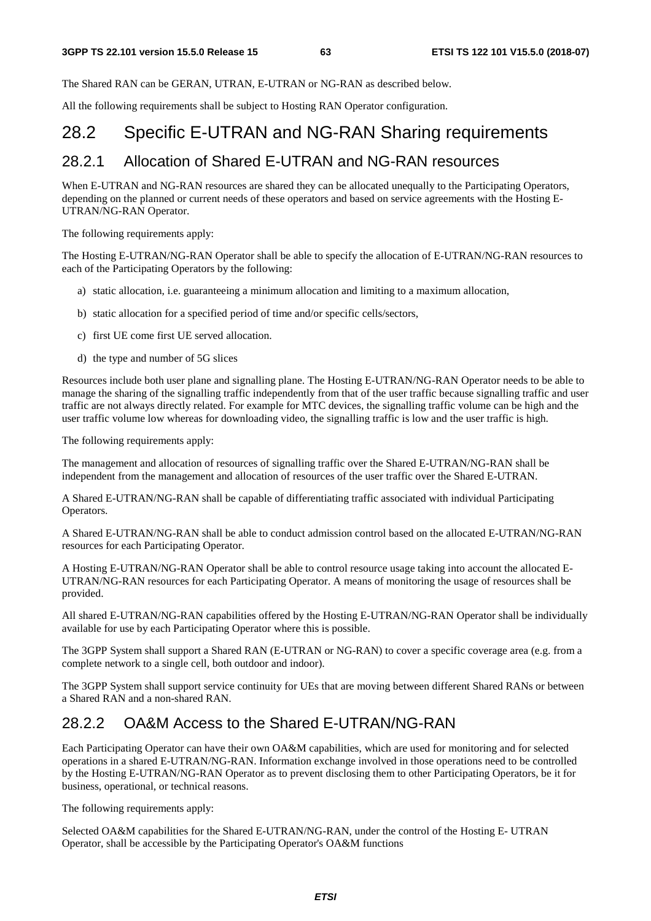The Shared RAN can be GERAN, UTRAN, E-UTRAN or NG-RAN as described below.

All the following requirements shall be subject to Hosting RAN Operator configuration.

## 28.2 Specific E-UTRAN and NG-RAN Sharing requirements

### 28.2.1 Allocation of Shared E-UTRAN and NG-RAN resources

When E-UTRAN and NG-RAN resources are shared they can be allocated unequally to the Participating Operators, depending on the planned or current needs of these operators and based on service agreements with the Hosting E-UTRAN/NG-RAN Operator.

The following requirements apply:

The Hosting E-UTRAN/NG-RAN Operator shall be able to specify the allocation of E-UTRAN/NG-RAN resources to each of the Participating Operators by the following:

a) static allocation, i.e. guaranteeing a minimum allocation and limiting to a maximum allocation,

b) static allocation for a specified period of time and/or specific cells/sectors,

c) first UE come first UE served allocation.

d) the type and number of 5G slices

Resources include both user plane and signalling plane. The Hosting E-UTRAN/NG-RAN Operator needs to be able to manage the sharing of the signalling traffic independently from that of the user traffic because signalling traffic and user traffic are not always directly related. For example for MTC devices, the signalling traffic volume can be high and the user traffic volume low whereas for downloading video, the signalling traffic is low and the user traffic is high.

The following requirements apply:

The management and allocation of resources of signalling traffic over the Shared E-UTRAN/NG-RAN shall be independent from the management and allocation of resources of the user traffic over the Shared E-UTRAN.

A Shared E-UTRAN/NG-RAN shall be capable of differentiating traffic associated with individual Participating Operators.

A Shared E-UTRAN/NG-RAN shall be able to conduct admission control based on the allocated E-UTRAN/NG-RAN resources for each Participating Operator.

A Hosting E-UTRAN/NG-RAN Operator shall be able to control resource usage taking into account the allocated E-UTRAN/NG-RAN resources for each Participating Operator. A means of monitoring the usage of resources shall be provided.

All shared E-UTRAN/NG-RAN capabilities offered by the Hosting E-UTRAN/NG-RAN Operator shall be individually available for use by each Participating Operator where this is possible.

The 3GPP System shall support a Shared RAN (E-UTRAN or NG-RAN) to cover a specific coverage area (e.g. from a complete network to a single cell, both outdoor and indoor).

The 3GPP System shall support service continuity for UEs that are moving between different Shared RANs or between a Shared RAN and a non-shared RAN.

### 28.2.2 OA&M Access to the Shared E-UTRAN/NG-RAN

Each Participating Operator can have their own OA&M capabilities, which are used for monitoring and for selected operations in a shared E-UTRAN/NG-RAN. Information exchange involved in those operations need to be controlled by the Hosting E-UTRAN/NG-RAN Operator as to prevent disclosing them to other Participating Operators, be it for business, operational, or technical reasons.

The following requirements apply:

Selected OA&M capabilities for the Shared E-UTRAN/NG-RAN, under the control of the Hosting E- UTRAN Operator, shall be accessible by the Participating Operator's OA&M functions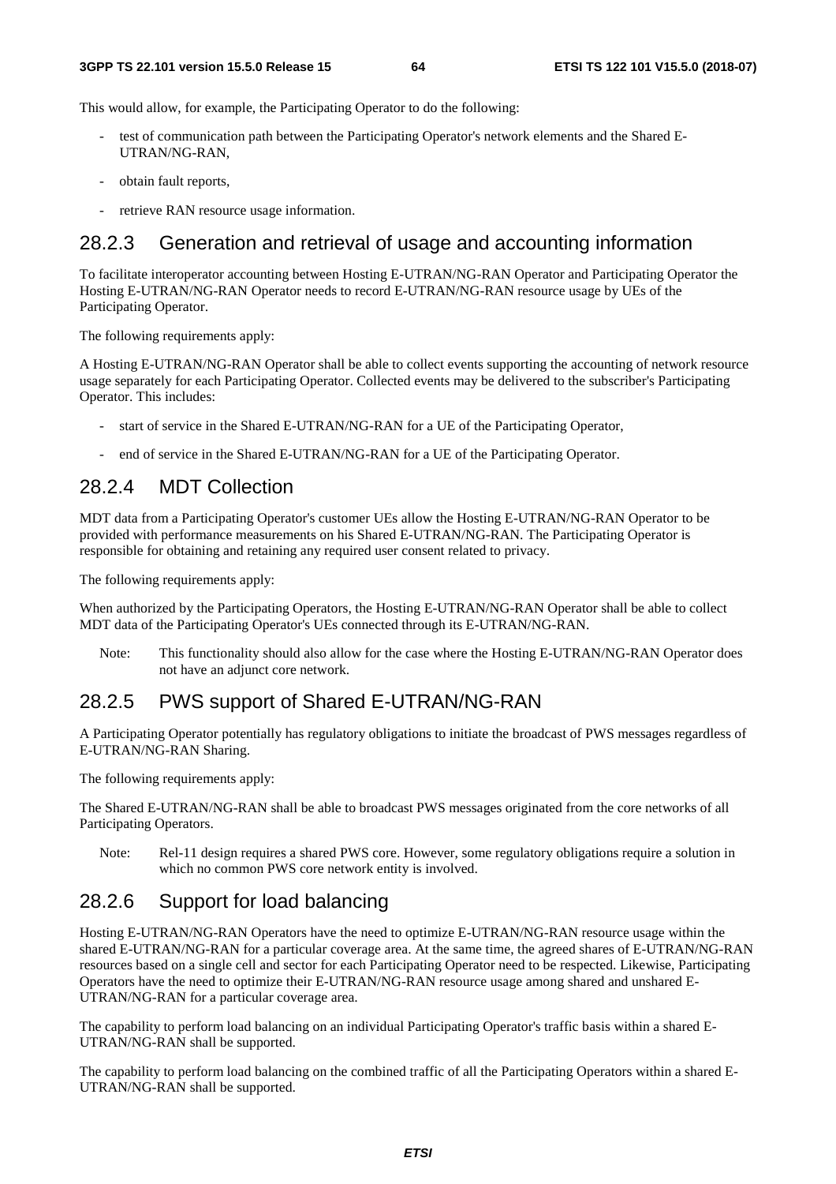This would allow, for example, the Participating Operator to do the following:

- test of communication path between the Participating Operator's network elements and the Shared E-UTRAN/NG-RAN,
- obtain fault reports,
- retrieve RAN resource usage information.

### 28.2.3 Generation and retrieval of usage and accounting information

To facilitate interoperator accounting between Hosting E-UTRAN/NG-RAN Operator and Participating Operator the Hosting E-UTRAN/NG-RAN Operator needs to record E-UTRAN/NG-RAN resource usage by UEs of the Participating Operator.

The following requirements apply:

A Hosting E-UTRAN/NG-RAN Operator shall be able to collect events supporting the accounting of network resource usage separately for each Participating Operator. Collected events may be delivered to the subscriber's Participating Operator. This includes:

- start of service in the Shared E-UTRAN/NG-RAN for a UE of the Participating Operator,
- end of service in the Shared E-UTRAN/NG-RAN for a UE of the Participating Operator.

### 28.2.4 MDT Collection

MDT data from a Participating Operator's customer UEs allow the Hosting E-UTRAN/NG-RAN Operator to be provided with performance measurements on his Shared E-UTRAN/NG-RAN. The Participating Operator is responsible for obtaining and retaining any required user consent related to privacy.

The following requirements apply:

When authorized by the Participating Operators, the Hosting E-UTRAN/NG-RAN Operator shall be able to collect MDT data of the Participating Operator's UEs connected through its E-UTRAN/NG-RAN.

Note: This functionality should also allow for the case where the Hosting E-UTRAN/NG-RAN Operator does not have an adjunct core network.

### 28.2.5 PWS support of Shared E-UTRAN/NG-RAN

A Participating Operator potentially has regulatory obligations to initiate the broadcast of PWS messages regardless of E-UTRAN/NG-RAN Sharing.

The following requirements apply:

The Shared E-UTRAN/NG-RAN shall be able to broadcast PWS messages originated from the core networks of all Participating Operators.

Note: Rel-11 design requires a shared PWS core. However, some regulatory obligations require a solution in which no common PWS core network entity is involved.

### 28.2.6 Support for load balancing

Hosting E-UTRAN/NG-RAN Operators have the need to optimize E-UTRAN/NG-RAN resource usage within the shared E-UTRAN/NG-RAN for a particular coverage area. At the same time, the agreed shares of E-UTRAN/NG-RAN resources based on a single cell and sector for each Participating Operator need to be respected. Likewise, Participating Operators have the need to optimize their E-UTRAN/NG-RAN resource usage among shared and unshared E-UTRAN/NG-RAN for a particular coverage area.

The capability to perform load balancing on an individual Participating Operator's traffic basis within a shared E-UTRAN/NG-RAN shall be supported.

The capability to perform load balancing on the combined traffic of all the Participating Operators within a shared E-UTRAN/NG-RAN shall be supported.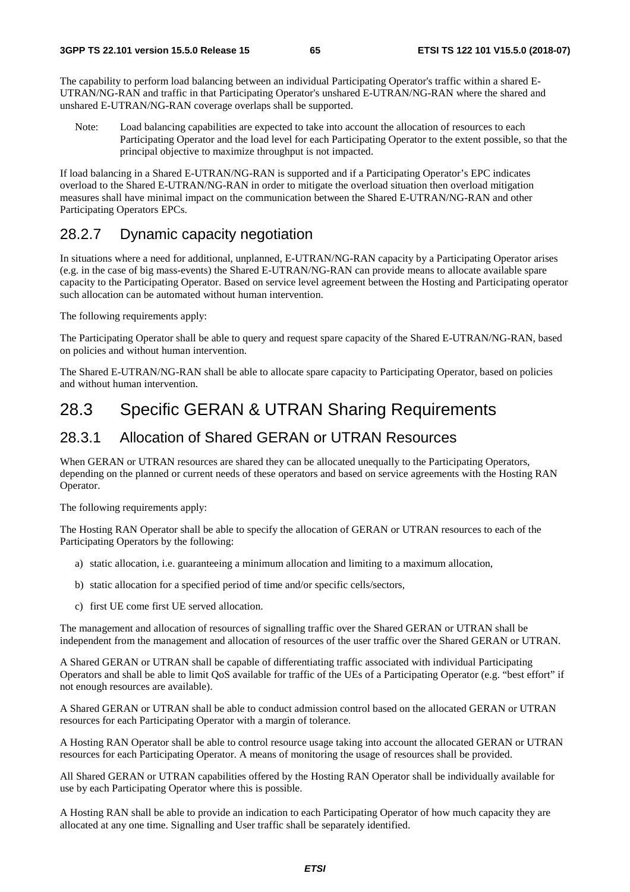The capability to perform load balancing between an individual Participating Operator's traffic within a shared E-UTRAN/NG-RAN and traffic in that Participating Operator's unshared E-UTRAN/NG-RAN where the shared and unshared E-UTRAN/NG-RAN coverage overlaps shall be supported.

Note: Load balancing capabilities are expected to take into account the allocation of resources to each Participating Operator and the load level for each Participating Operator to the extent possible, so that the principal objective to maximize throughput is not impacted.

If load balancing in a Shared E-UTRAN/NG-RAN is supported and if a Participating Operator's EPC indicates overload to the Shared E-UTRAN/NG-RAN in order to mitigate the overload situation then overload mitigation measures shall have minimal impact on the communication between the Shared E-UTRAN/NG-RAN and other Participating Operators EPCs.

### 28.2.7 Dynamic capacity negotiation

In situations where a need for additional, unplanned, E-UTRAN/NG-RAN capacity by a Participating Operator arises (e.g. in the case of big mass-events) the Shared E-UTRAN/NG-RAN can provide means to allocate available spare capacity to the Participating Operator. Based on service level agreement between the Hosting and Participating operator such allocation can be automated without human intervention.

The following requirements apply:

The Participating Operator shall be able to query and request spare capacity of the Shared E-UTRAN/NG-RAN, based on policies and without human intervention.

The Shared E-UTRAN/NG-RAN shall be able to allocate spare capacity to Participating Operator, based on policies and without human intervention.

## 28.3 Specific GERAN & UTRAN Sharing Requirements

### 28.3.1 Allocation of Shared GERAN or UTRAN Resources

When GERAN or UTRAN resources are shared they can be allocated unequally to the Participating Operators, depending on the planned or current needs of these operators and based on service agreements with the Hosting RAN Operator.

The following requirements apply:

The Hosting RAN Operator shall be able to specify the allocation of GERAN or UTRAN resources to each of the Participating Operators by the following:

a) static allocation, i.e. guaranteeing a minimum allocation and limiting to a maximum allocation,

b) static allocation for a specified period of time and/or specific cells/sectors,

c) first UE come first UE served allocation.

The management and allocation of resources of signalling traffic over the Shared GERAN or UTRAN shall be independent from the management and allocation of resources of the user traffic over the Shared GERAN or UTRAN.

A Shared GERAN or UTRAN shall be capable of differentiating traffic associated with individual Participating Operators and shall be able to limit QoS available for traffic of the UEs of a Participating Operator (e.g. "best effort" if not enough resources are available).

A Shared GERAN or UTRAN shall be able to conduct admission control based on the allocated GERAN or UTRAN resources for each Participating Operator with a margin of tolerance.

A Hosting RAN Operator shall be able to control resource usage taking into account the allocated GERAN or UTRAN resources for each Participating Operator. A means of monitoring the usage of resources shall be provided.

All Shared GERAN or UTRAN capabilities offered by the Hosting RAN Operator shall be individually available for use by each Participating Operator where this is possible.

A Hosting RAN shall be able to provide an indication to each Participating Operator of how much capacity they are allocated at any one time. Signalling and User traffic shall be separately identified.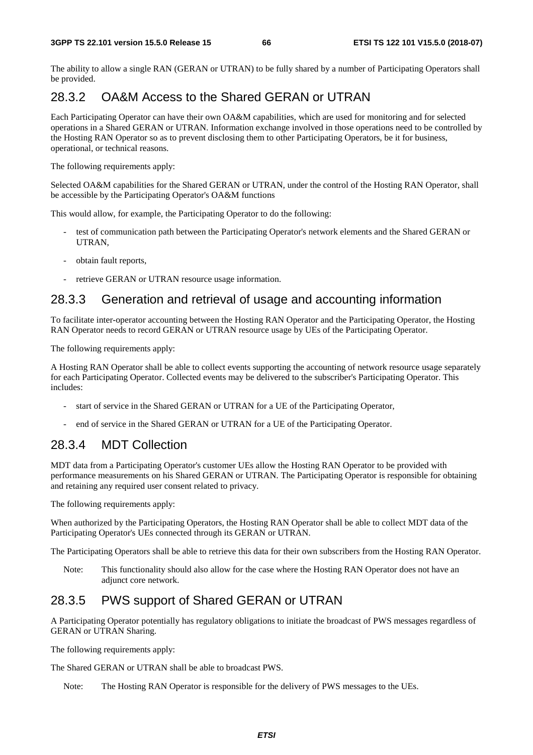The ability to allow a single RAN (GERAN or UTRAN) to be fully shared by a number of Participating Operators shall be provided.

## 28.3.2 OA&M Access to the Shared GERAN or UTRAN

Each Participating Operator can have their own OA&M capabilities, which are used for monitoring and for selected operations in a Shared GERAN or UTRAN. Information exchange involved in those operations need to be controlled by the Hosting RAN Operator so as to prevent disclosing them to other Participating Operators, be it for business, operational, or technical reasons.

The following requirements apply:

Selected OA&M capabilities for the Shared GERAN or UTRAN, under the control of the Hosting RAN Operator, shall be accessible by the Participating Operator's OA&M functions

This would allow, for example, the Participating Operator to do the following:

- test of communication path between the Participating Operator's network elements and the Shared GERAN or UTRAN,
- obtain fault reports,
- retrieve GERAN or UTRAN resource usage information.

## 28.3.3 Generation and retrieval of usage and accounting information

To facilitate inter-operator accounting between the Hosting RAN Operator and the Participating Operator, the Hosting RAN Operator needs to record GERAN or UTRAN resource usage by UEs of the Participating Operator.

The following requirements apply:

A Hosting RAN Operator shall be able to collect events supporting the accounting of network resource usage separately for each Participating Operator. Collected events may be delivered to the subscriber's Participating Operator. This includes:

- start of service in the Shared GERAN or UTRAN for a UE of the Participating Operator,
- end of service in the Shared GERAN or UTRAN for a UE of the Participating Operator.

## 28.3.4 MDT Collection

MDT data from a Participating Operator's customer UEs allow the Hosting RAN Operator to be provided with performance measurements on his Shared GERAN or UTRAN. The Participating Operator is responsible for obtaining and retaining any required user consent related to privacy.

The following requirements apply:

When authorized by the Participating Operators, the Hosting RAN Operator shall be able to collect MDT data of the Participating Operator's UEs connected through its GERAN or UTRAN.

The Participating Operators shall be able to retrieve this data for their own subscribers from the Hosting RAN Operator.

Note: This functionality should also allow for the case where the Hosting RAN Operator does not have an adjunct core network.

## 28.3.5 PWS support of Shared GERAN or UTRAN

A Participating Operator potentially has regulatory obligations to initiate the broadcast of PWS messages regardless of GERAN or UTRAN Sharing.

The following requirements apply:

The Shared GERAN or UTRAN shall be able to broadcast PWS.

Note: The Hosting RAN Operator is responsible for the delivery of PWS messages to the UEs.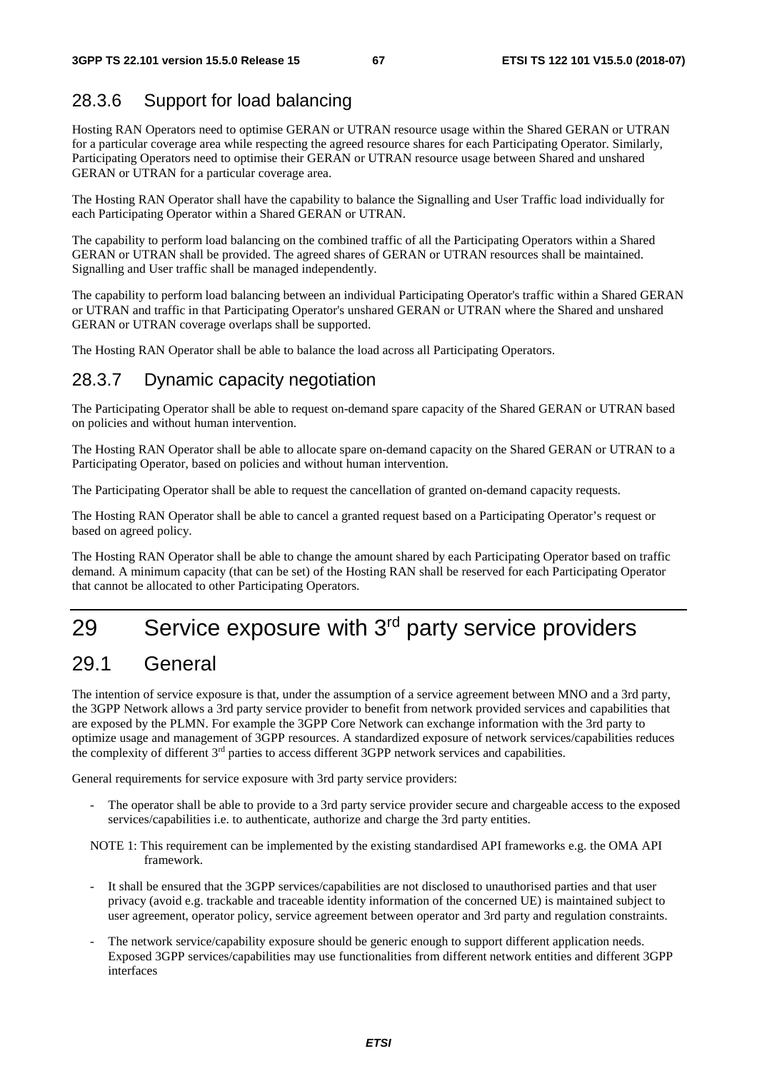### 28.3.6 Support for load balancing

Hosting RAN Operators need to optimise GERAN or UTRAN resource usage within the Shared GERAN or UTRAN for a particular coverage area while respecting the agreed resource shares for each Participating Operator. Similarly, Participating Operators need to optimise their GERAN or UTRAN resource usage between Shared and unshared GERAN or UTRAN for a particular coverage area.

The Hosting RAN Operator shall have the capability to balance the Signalling and User Traffic load individually for each Participating Operator within a Shared GERAN or UTRAN.

The capability to perform load balancing on the combined traffic of all the Participating Operators within a Shared GERAN or UTRAN shall be provided. The agreed shares of GERAN or UTRAN resources shall be maintained. Signalling and User traffic shall be managed independently.

The capability to perform load balancing between an individual Participating Operator's traffic within a Shared GERAN or UTRAN and traffic in that Participating Operator's unshared GERAN or UTRAN where the Shared and unshared GERAN or UTRAN coverage overlaps shall be supported.

The Hosting RAN Operator shall be able to balance the load across all Participating Operators.

### 28.3.7 Dynamic capacity negotiation

The Participating Operator shall be able to request on-demand spare capacity of the Shared GERAN or UTRAN based on policies and without human intervention.

The Hosting RAN Operator shall be able to allocate spare on-demand capacity on the Shared GERAN or UTRAN to a Participating Operator, based on policies and without human intervention.

The Participating Operator shall be able to request the cancellation of granted on-demand capacity requests.

The Hosting RAN Operator shall be able to cancel a granted request based on a Participating Operator's request or based on agreed policy.

The Hosting RAN Operator shall be able to change the amount shared by each Participating Operator based on traffic demand. A minimum capacity (that can be set) of the Hosting RAN shall be reserved for each Participating Operator that cannot be allocated to other Participating Operators.

# 29 Service exposure with 3rd party service providers

## 29.1 General

The intention of service exposure is that, under the assumption of a service agreement between MNO and a 3rd party, the 3GPP Network allows a 3rd party service provider to benefit from network provided services and capabilities that are exposed by the PLMN. For example the 3GPP Core Network can exchange information with the 3rd party to optimize usage and management of 3GPP resources. A standardized exposure of network services/capabilities reduces the complexity of different 3rd parties to access different 3GPP network services and capabilities.

General requirements for service exposure with 3rd party service providers:

- The operator shall be able to provide to a 3rd party service provider secure and chargeable access to the exposed services/capabilities i.e. to authenticate, authorize and charge the 3rd party entities.

NOTE 1: This requirement can be implemented by the existing standardised API frameworks e.g. the OMA API framework.

- It shall be ensured that the 3GPP services/capabilities are not disclosed to unauthorised parties and that user privacy (avoid e.g. trackable and traceable identity information of the concerned UE) is maintained subject to user agreement, operator policy, service agreement between operator and 3rd party and regulation constraints.

- The network service/capability exposure should be generic enough to support different application needs. Exposed 3GPP services/capabilities may use functionalities from different network entities and different 3GPP interfaces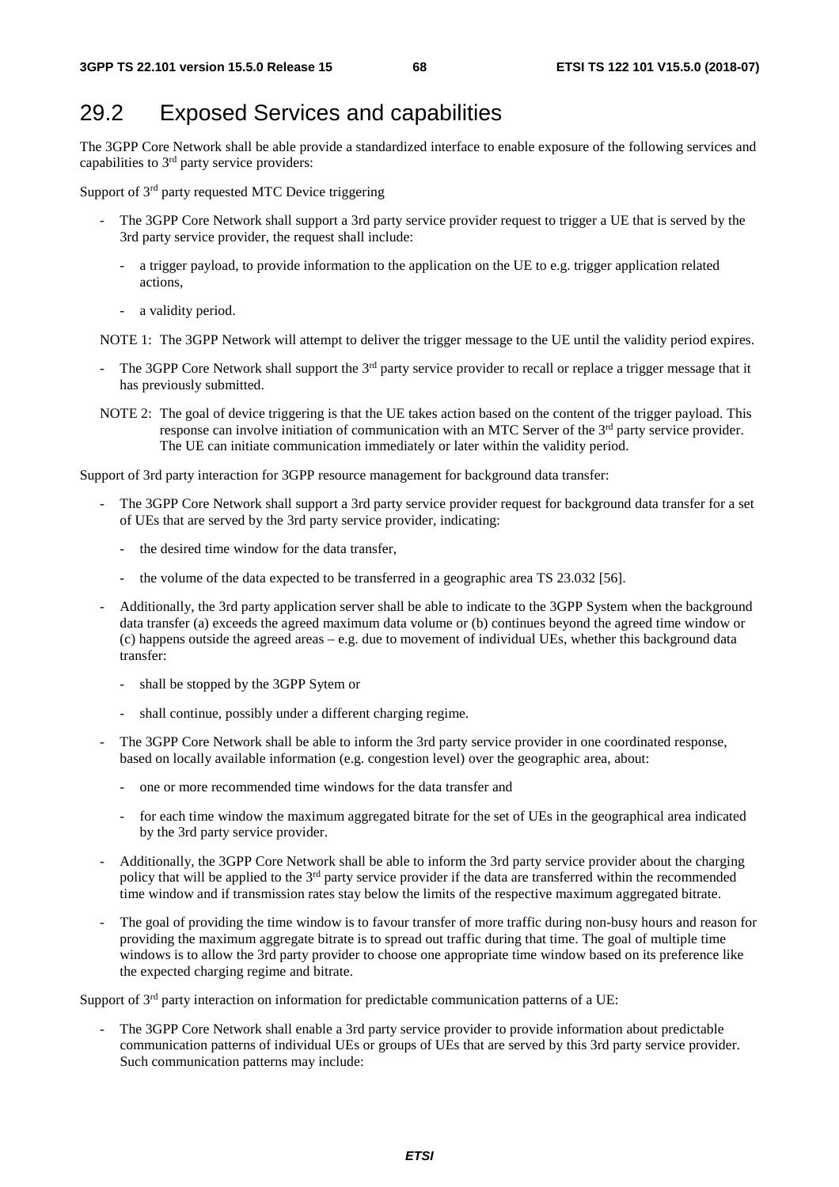## 29.2 Exposed Services and capabilities

The 3GPP Core Network shall be able provide a standardized interface to enable exposure of the following services and capabilities to 3rd party service providers:

Support of 3rd party requested MTC Device triggering

- The 3GPP Core Network shall support a 3rd party service provider request to trigger a UE that is served by the 3rd party service provider, the request shall include:
  - a trigger payload, to provide information to the application on the UE to e.g. trigger application related actions,
  - a validity period.

NOTE 1: The 3GPP Network will attempt to deliver the trigger message to the UE until the validity period expires.

- The 3GPP Core Network shall support the 3rd party service provider to recall or replace a trigger message that it has previously submitted.

NOTE 2: The goal of device triggering is that the UE takes action based on the content of the trigger payload. This response can involve initiation of communication with an MTC Server of the 3rd party service provider. The UE can initiate communication immediately or later within the validity period.

Support of 3rd party interaction for 3GPP resource management for background data transfer:

- The 3GPP Core Network shall support a 3rd party service provider request for background data transfer for a set of UEs that are served by the 3rd party service provider, indicating:
  - the desired time window for the data transfer,
  - the volume of the data expected to be transferred in a geographic area TS 23.032 [56].
- Additionally, the 3rd party application server shall be able to indicate to the 3GPP System when the background data transfer (a) exceeds the agreed maximum data volume or (b) continues beyond the agreed time window or (c) happens outside the agreed areas – e.g. due to movement of individual UEs, whether this background data transfer:
  - shall be stopped by the 3GPP Sytem or
  - shall continue, possibly under a different charging regime.
- The 3GPP Core Network shall be able to inform the 3rd party service provider in one coordinated response, based on locally available information (e.g. congestion level) over the geographic area, about:
  - one or more recommended time windows for the data transfer and
  - for each time window the maximum aggregated bitrate for the set of UEs in the geographical area indicated by the 3rd party service provider.
- Additionally, the 3GPP Core Network shall be able to inform the 3rd party service provider about the charging policy that will be applied to the 3rd party service provider if the data are transferred within the recommended time window and if transmission rates stay below the limits of the respective maximum aggregated bitrate.
- The goal of providing the time window is to favour transfer of more traffic during non-busy hours and reason for providing the maximum aggregate bitrate is to spread out traffic during that time. The goal of multiple time windows is to allow the 3rd party provider to choose one appropriate time window based on its preference like the expected charging regime and bitrate.

Support of 3rd party interaction on information for predictable communication patterns of a UE:

- The 3GPP Core Network shall enable a 3rd party service provider to provide information about predictable communication patterns of individual UEs or groups of UEs that are served by this 3rd party service provider. Such communication patterns may include: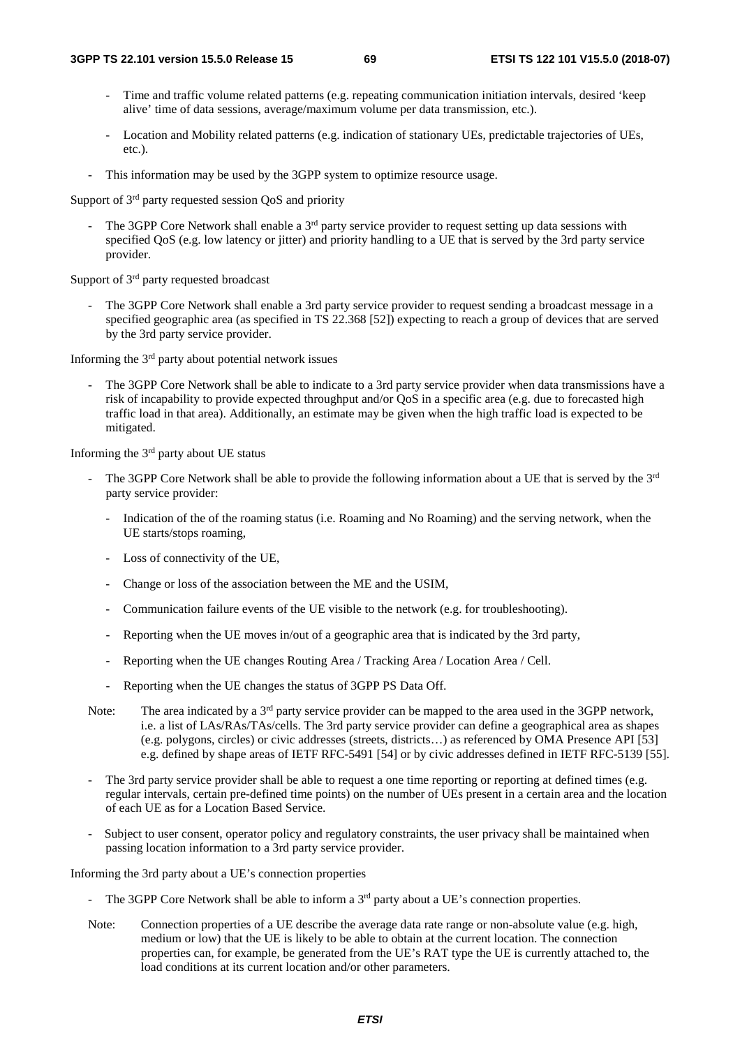- Time and traffic volume related patterns (e.g. repeating communication initiation intervals, desired 'keep alive' time of data sessions, average/maximum volume per data transmission, etc.).
  - Location and Mobility related patterns (e.g. indication of stationary UEs, predictable trajectories of UEs, etc.).
- This information may be used by the 3GPP system to optimize resource usage.

Support of 3rd party requested session QoS and priority

- The 3GPP Core Network shall enable a 3rd party service provider to request setting up data sessions with specified QoS (e.g. low latency or jitter) and priority handling to a UE that is served by the 3rd party service provider.

Support of 3rd party requested broadcast

- The 3GPP Core Network shall enable a 3rd party service provider to request sending a broadcast message in a specified geographic area (as specified in TS 22.368 [52]) expecting to reach a group of devices that are served by the 3rd party service provider.

Informing the 3rd party about potential network issues

- The 3GPP Core Network shall be able to indicate to a 3rd party service provider when data transmissions have a risk of incapability to provide expected throughput and/or QoS in a specific area (e.g. due to forecasted high traffic load in that area). Additionally, an estimate may be given when the high traffic load is expected to be mitigated.

Informing the 3rd party about UE status

- The 3GPP Core Network shall be able to provide the following information about a UE that is served by the 3rd party service provider:
  - Indication of the of the roaming status (i.e. Roaming and No Roaming) and the serving network, when the UE starts/stops roaming,
  - Loss of connectivity of the UE,
  - Change or loss of the association between the ME and the USIM,
  - Communication failure events of the UE visible to the network (e.g. for troubleshooting).
  - Reporting when the UE moves in/out of a geographic area that is indicated by the 3rd party,
  - Reporting when the UE changes Routing Area / Tracking Area / Location Area / Cell.
  - Reporting when the UE changes the status of 3GPP PS Data Off.

Note: The area indicated by a 3rd party service provider can be mapped to the area used in the 3GPP network, i.e. a list of LAs/RAs/TAs/cells. The 3rd party service provider can define a geographical area as shapes (e.g. polygons, circles) or civic addresses (streets, districts…) as referenced by OMA Presence API [53] e.g. defined by shape areas of IETF RFC-5491 [54] or by civic addresses defined in IETF RFC-5139 [55].

- The 3rd party service provider shall be able to request a one time reporting or reporting at defined times (e.g. regular intervals, certain pre-defined time points) on the number of UEs present in a certain area and the location of each UE as for a Location Based Service.
- Subject to user consent, operator policy and regulatory constraints, the user privacy shall be maintained when passing location information to a 3rd party service provider.

Informing the 3rd party about a UE's connection properties

- The 3GPP Core Network shall be able to inform a 3rd party about a UE's connection properties.

Note: Connection properties of a UE describe the average data rate range or non-absolute value (e.g. high, medium or low) that the UE is likely to be able to obtain at the current location. The connection properties can, for example, be generated from the UE's RAT type the UE is currently attached to, the load conditions at its current location and/or other parameters.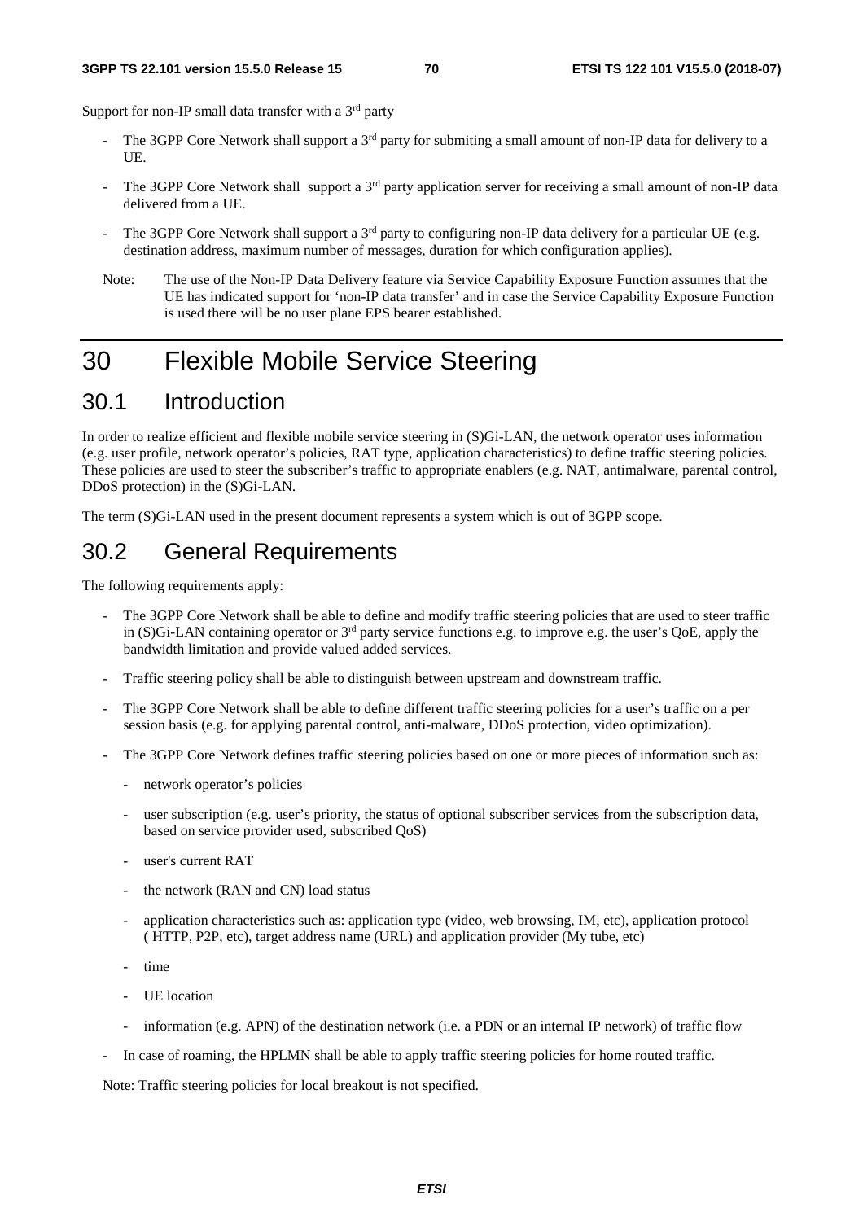Support for non-IP small data transfer with a 3rd party

- The 3GPP Core Network shall support a 3rd party for submiting a small amount of non-IP data for delivery to a UE.
- The 3GPP Core Network shall support a 3rd party application server for receiving a small amount of non-IP data delivered from a UE.
- The 3GPP Core Network shall support a 3rd party to configuring non-IP data delivery for a particular UE (e.g. destination address, maximum number of messages, duration for which configuration applies).

Note: The use of the Non-IP Data Delivery feature via Service Capability Exposure Function assumes that the UE has indicated support for 'non-IP data transfer' and in case the Service Capability Exposure Function is used there will be no user plane EPS bearer established.

# 30 Flexible Mobile Service Steering

## 30.1 Introduction

In order to realize efficient and flexible mobile service steering in (S)Gi-LAN, the network operator uses information (e.g. user profile, network operator's policies, RAT type, application characteristics) to define traffic steering policies. These policies are used to steer the subscriber's traffic to appropriate enablers (e.g. NAT, antimalware, parental control, DDoS protection) in the (S)Gi-LAN.

The term (S)Gi-LAN used in the present document represents a system which is out of 3GPP scope.

## 30.2 General Requirements

The following requirements apply:

- The 3GPP Core Network shall be able to define and modify traffic steering policies that are used to steer traffic in (S)Gi-LAN containing operator or 3rd party service functions e.g. to improve e.g. the user's QoE, apply the bandwidth limitation and provide valued added services.
- Traffic steering policy shall be able to distinguish between upstream and downstream traffic.
- The 3GPP Core Network shall be able to define different traffic steering policies for a user's traffic on a per session basis (e.g. for applying parental control, anti-malware, DDoS protection, video optimization).
- The 3GPP Core Network defines traffic steering policies based on one or more pieces of information such as:
  - network operator's policies
  - user subscription (e.g. user's priority, the status of optional subscriber services from the subscription data, based on service provider used, subscribed QoS)
  - user's current RAT
  - the network (RAN and CN) load status
  - application characteristics such as: application type (video, web browsing, IM, etc), application protocol ( HTTP, P2P, etc), target address name (URL) and application provider (My tube, etc)
  - time
  - UE location
  - information (e.g. APN) of the destination network (i.e. a PDN or an internal IP network) of traffic flow
- In case of roaming, the HPLMN shall be able to apply traffic steering policies for home routed traffic.

Note: Traffic steering policies for local breakout is not specified.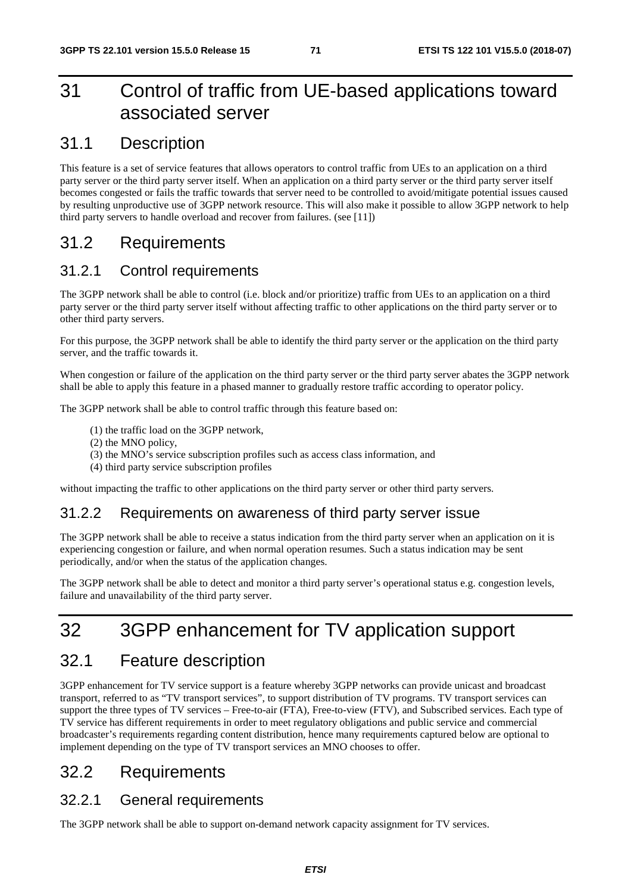# 31 Control of traffic from UE-based applications toward associated server

## 31.1 Description

This feature is a set of service features that allows operators to control traffic from UEs to an application on a third party server or the third party server itself. When an application on a third party server or the third party server itself becomes congested or fails the traffic towards that server need to be controlled to avoid/mitigate potential issues caused by resulting unproductive use of 3GPP network resource. This will also make it possible to allow 3GPP network to help third party servers to handle overload and recover from failures. (see [11])

## 31.2 Requirements

### 31.2.1 Control requirements

The 3GPP network shall be able to control (i.e. block and/or prioritize) traffic from UEs to an application on a third party server or the third party server itself without affecting traffic to other applications on the third party server or to other third party servers.

For this purpose, the 3GPP network shall be able to identify the third party server or the application on the third party server, and the traffic towards it.

When congestion or failure of the application on the third party server or the third party server abates the 3GPP network shall be able to apply this feature in a phased manner to gradually restore traffic according to operator policy.

The 3GPP network shall be able to control traffic through this feature based on:

(1) the traffic load on the 3GPP network,
(2) the MNO policy,
(3) the MNO's service subscription profiles such as access class information, and
(4) third party service subscription profiles

without impacting the traffic to other applications on the third party server or other third party servers.

### 31.2.2 Requirements on awareness of third party server issue

The 3GPP network shall be able to receive a status indication from the third party server when an application on it is experiencing congestion or failure, and when normal operation resumes. Such a status indication may be sent periodically, and/or when the status of the application changes.

The 3GPP network shall be able to detect and monitor a third party server's operational status e.g. congestion levels, failure and unavailability of the third party server.

# 32 3GPP enhancement for TV application support

## 32.1 Feature description

3GPP enhancement for TV service support is a feature whereby 3GPP networks can provide unicast and broadcast transport, referred to as "TV transport services", to support distribution of TV programs. TV transport services can support the three types of TV services – Free-to-air (FTA), Free-to-view (FTV), and Subscribed services. Each type of TV service has different requirements in order to meet regulatory obligations and public service and commercial broadcaster's requirements regarding content distribution, hence many requirements captured below are optional to implement depending on the type of TV transport services an MNO chooses to offer.

## 32.2 Requirements

### 32.2.1 General requirements

The 3GPP network shall be able to support on-demand network capacity assignment for TV services.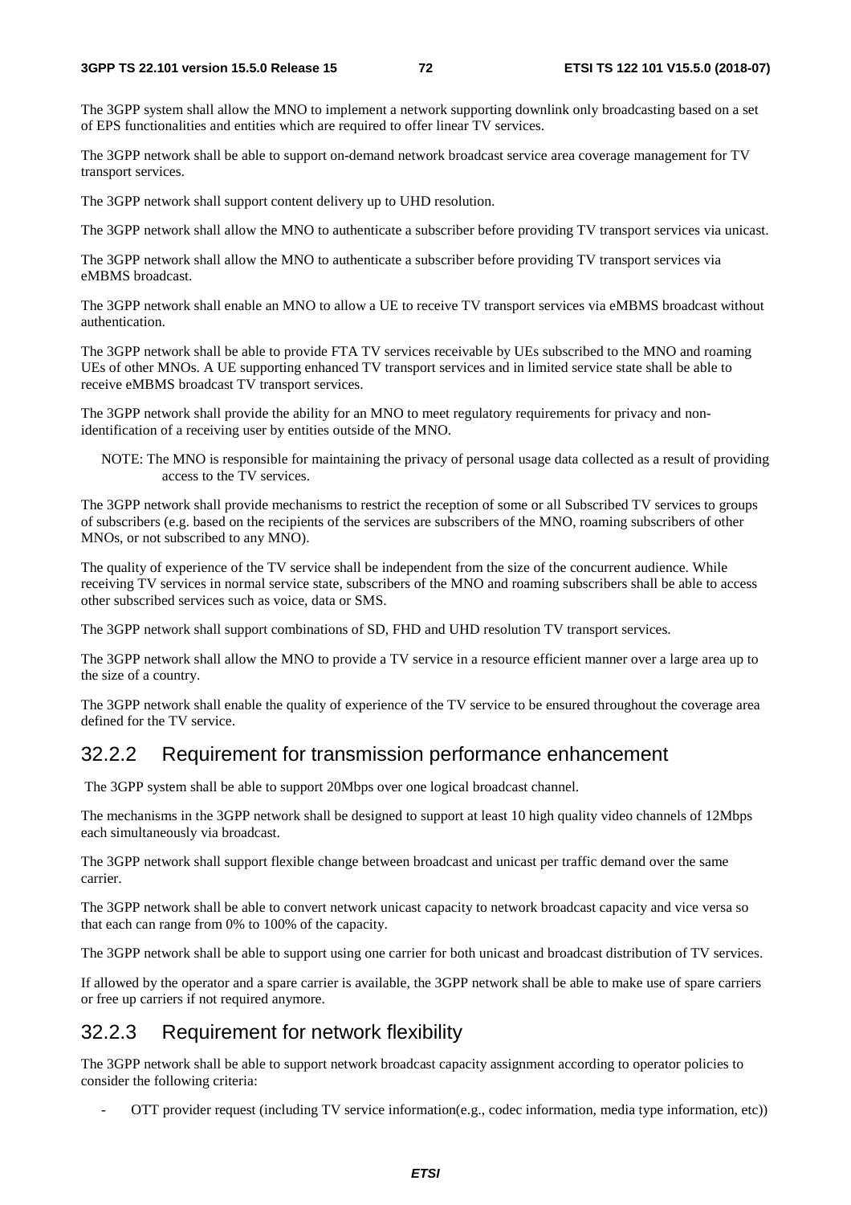The 3GPP system shall allow the MNO to implement a network supporting downlink only broadcasting based on a set of EPS functionalities and entities which are required to offer linear TV services.

The 3GPP network shall be able to support on-demand network broadcast service area coverage management for TV transport services.

The 3GPP network shall support content delivery up to UHD resolution.

The 3GPP network shall allow the MNO to authenticate a subscriber before providing TV transport services via unicast.

The 3GPP network shall allow the MNO to authenticate a subscriber before providing TV transport services via eMBMS broadcast.

The 3GPP network shall enable an MNO to allow a UE to receive TV transport services via eMBMS broadcast without authentication.

The 3GPP network shall be able to provide FTA TV services receivable by UEs subscribed to the MNO and roaming UEs of other MNOs. A UE supporting enhanced TV transport services and in limited service state shall be able to receive eMBMS broadcast TV transport services.

The 3GPP network shall provide the ability for an MNO to meet regulatory requirements for privacy and non-identification of a receiving user by entities outside of the MNO.

NOTE: The MNO is responsible for maintaining the privacy of personal usage data collected as a result of providing access to the TV services.

The 3GPP network shall provide mechanisms to restrict the reception of some or all Subscribed TV services to groups of subscribers (e.g. based on the recipients of the services are subscribers of the MNO, roaming subscribers of other MNOs, or not subscribed to any MNO).

The quality of experience of the TV service shall be independent from the size of the concurrent audience. While receiving TV services in normal service state, subscribers of the MNO and roaming subscribers shall be able to access other subscribed services such as voice, data or SMS.

The 3GPP network shall support combinations of SD, FHD and UHD resolution TV transport services.

The 3GPP network shall allow the MNO to provide a TV service in a resource efficient manner over a large area up to the size of a country.

The 3GPP network shall enable the quality of experience of the TV service to be ensured throughout the coverage area defined for the TV service.

### 32.2.2 Requirement for transmission performance enhancement

The 3GPP system shall be able to support 20Mbps over one logical broadcast channel.

The mechanisms in the 3GPP network shall be designed to support at least 10 high quality video channels of 12Mbps each simultaneously via broadcast.

The 3GPP network shall support flexible change between broadcast and unicast per traffic demand over the same carrier.

The 3GPP network shall be able to convert network unicast capacity to network broadcast capacity and vice versa so that each can range from 0% to 100% of the capacity.

The 3GPP network shall be able to support using one carrier for both unicast and broadcast distribution of TV services.

If allowed by the operator and a spare carrier is available, the 3GPP network shall be able to make use of spare carriers or free up carriers if not required anymore.

### 32.2.3 Requirement for network flexibility

The 3GPP network shall be able to support network broadcast capacity assignment according to operator policies to consider the following criteria:

- OTT provider request (including TV service information(e.g., codec information, media type information, etc))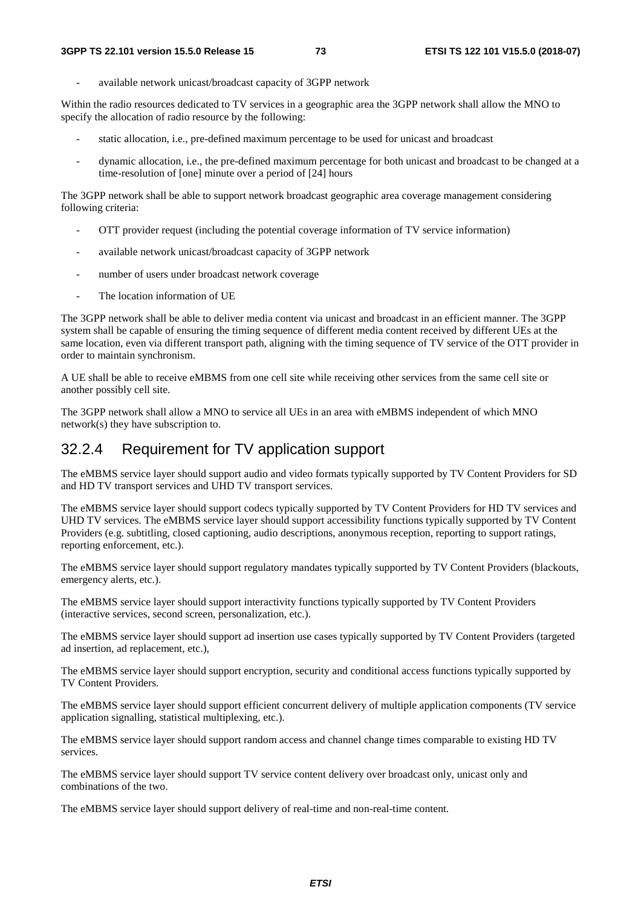- available network unicast/broadcast capacity of 3GPP network

Within the radio resources dedicated to TV services in a geographic area the 3GPP network shall allow the MNO to specify the allocation of radio resource by the following:

- static allocation, i.e., pre-defined maximum percentage to be used for unicast and broadcast
- dynamic allocation, i.e., the pre-defined maximum percentage for both unicast and broadcast to be changed at a time-resolution of [one] minute over a period of [24] hours

The 3GPP network shall be able to support network broadcast geographic area coverage management considering following criteria:

- OTT provider request (including the potential coverage information of TV service information)
- available network unicast/broadcast capacity of 3GPP network
- number of users under broadcast network coverage
- The location information of UE

The 3GPP network shall be able to deliver media content via unicast and broadcast in an efficient manner. The 3GPP system shall be capable of ensuring the timing sequence of different media content received by different UEs at the same location, even via different transport path, aligning with the timing sequence of TV service of the OTT provider in order to maintain synchronism.

A UE shall be able to receive eMBMS from one cell site while receiving other services from the same cell site or another possibly cell site.

The 3GPP network shall allow a MNO to service all UEs in an area with eMBMS independent of which MNO network(s) they have subscription to.

## 32.2.4 Requirement for TV application support

The eMBMS service layer should support audio and video formats typically supported by TV Content Providers for SD and HD TV transport services and UHD TV transport services.

The eMBMS service layer should support codecs typically supported by TV Content Providers for HD TV services and UHD TV services. The eMBMS service layer should support accessibility functions typically supported by TV Content Providers (e.g. subtitling, closed captioning, audio descriptions, anonymous reception, reporting to support ratings, reporting enforcement, etc.).

The eMBMS service layer should support regulatory mandates typically supported by TV Content Providers (blackouts, emergency alerts, etc.).

The eMBMS service layer should support interactivity functions typically supported by TV Content Providers (interactive services, second screen, personalization, etc.).

The eMBMS service layer should support ad insertion use cases typically supported by TV Content Providers (targeted ad insertion, ad replacement, etc.),

The eMBMS service layer should support encryption, security and conditional access functions typically supported by TV Content Providers.

The eMBMS service layer should support efficient concurrent delivery of multiple application components (TV service application signalling, statistical multiplexing, etc.).

The eMBMS service layer should support random access and channel change times comparable to existing HD TV services.

The eMBMS service layer should support TV service content delivery over broadcast only, unicast only and combinations of the two.

The eMBMS service layer should support delivery of real-time and non-real-time content.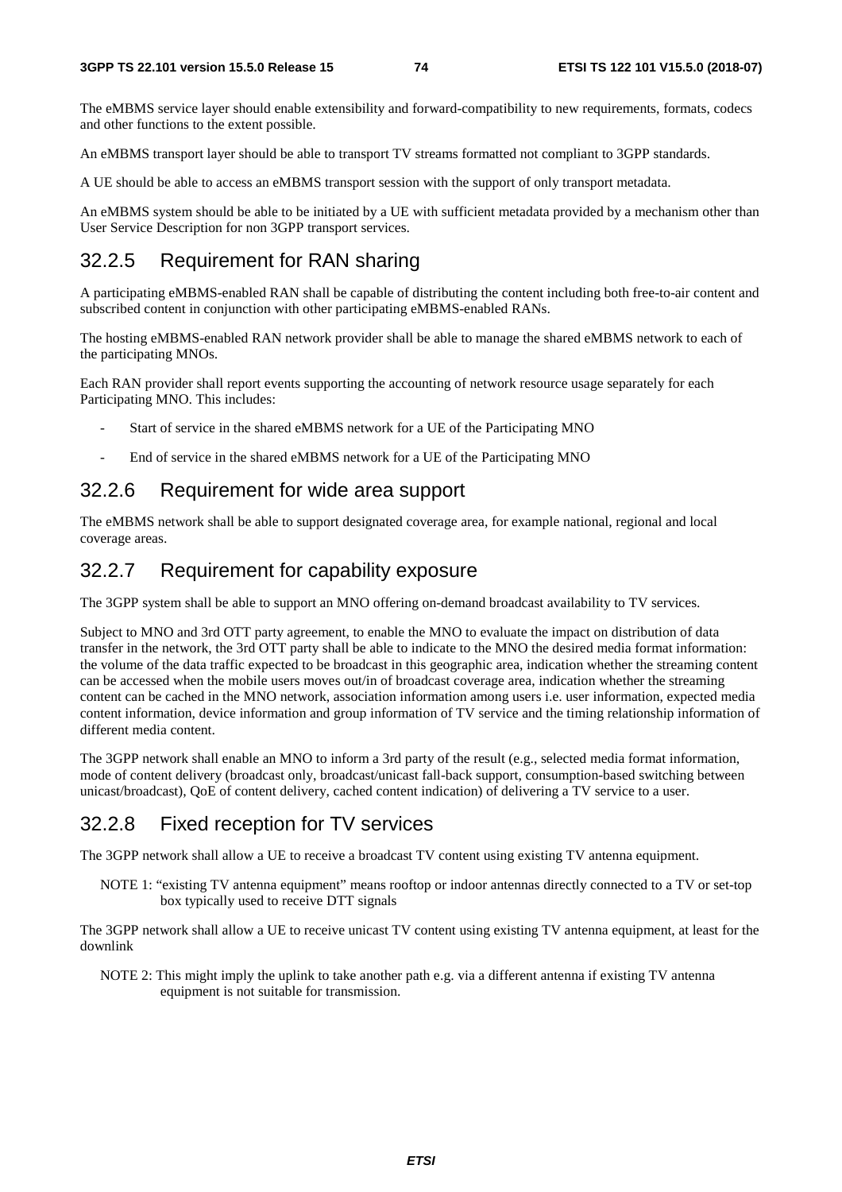The eMBMS service layer should enable extensibility and forward-compatibility to new requirements, formats, codecs and other functions to the extent possible.

An eMBMS transport layer should be able to transport TV streams formatted not compliant to 3GPP standards.

A UE should be able to access an eMBMS transport session with the support of only transport metadata.

An eMBMS system should be able to be initiated by a UE with sufficient metadata provided by a mechanism other than User Service Description for non 3GPP transport services.

## 32.2.5 Requirement for RAN sharing

A participating eMBMS-enabled RAN shall be capable of distributing the content including both free-to-air content and subscribed content in conjunction with other participating eMBMS-enabled RANs.

The hosting eMBMS-enabled RAN network provider shall be able to manage the shared eMBMS network to each of the participating MNOs.

Each RAN provider shall report events supporting the accounting of network resource usage separately for each Participating MNO. This includes:

- Start of service in the shared eMBMS network for a UE of the Participating MNO
- End of service in the shared eMBMS network for a UE of the Participating MNO

## 32.2.6 Requirement for wide area support

The eMBMS network shall be able to support designated coverage area, for example national, regional and local coverage areas.

## 32.2.7 Requirement for capability exposure

The 3GPP system shall be able to support an MNO offering on-demand broadcast availability to TV services.

Subject to MNO and 3rd OTT party agreement, to enable the MNO to evaluate the impact on distribution of data transfer in the network, the 3rd OTT party shall be able to indicate to the MNO the desired media format information: the volume of the data traffic expected to be broadcast in this geographic area, indication whether the streaming content can be accessed when the mobile users moves out/in of broadcast coverage area, indication whether the streaming content can be cached in the MNO network, association information among users i.e. user information, expected media content information, device information and group information of TV service and the timing relationship information of different media content.

The 3GPP network shall enable an MNO to inform a 3rd party of the result (e.g., selected media format information, mode of content delivery (broadcast only, broadcast/unicast fall-back support, consumption-based switching between unicast/broadcast), QoE of content delivery, cached content indication) of delivering a TV service to a user.

## 32.2.8 Fixed reception for TV services

The 3GPP network shall allow a UE to receive a broadcast TV content using existing TV antenna equipment.

NOTE 1: "existing TV antenna equipment" means rooftop or indoor antennas directly connected to a TV or set-top box typically used to receive DTT signals

The 3GPP network shall allow a UE to receive unicast TV content using existing TV antenna equipment, at least for the downlink

NOTE 2: This might imply the uplink to take another path e.g. via a different antenna if existing TV antenna equipment is not suitable for transmission.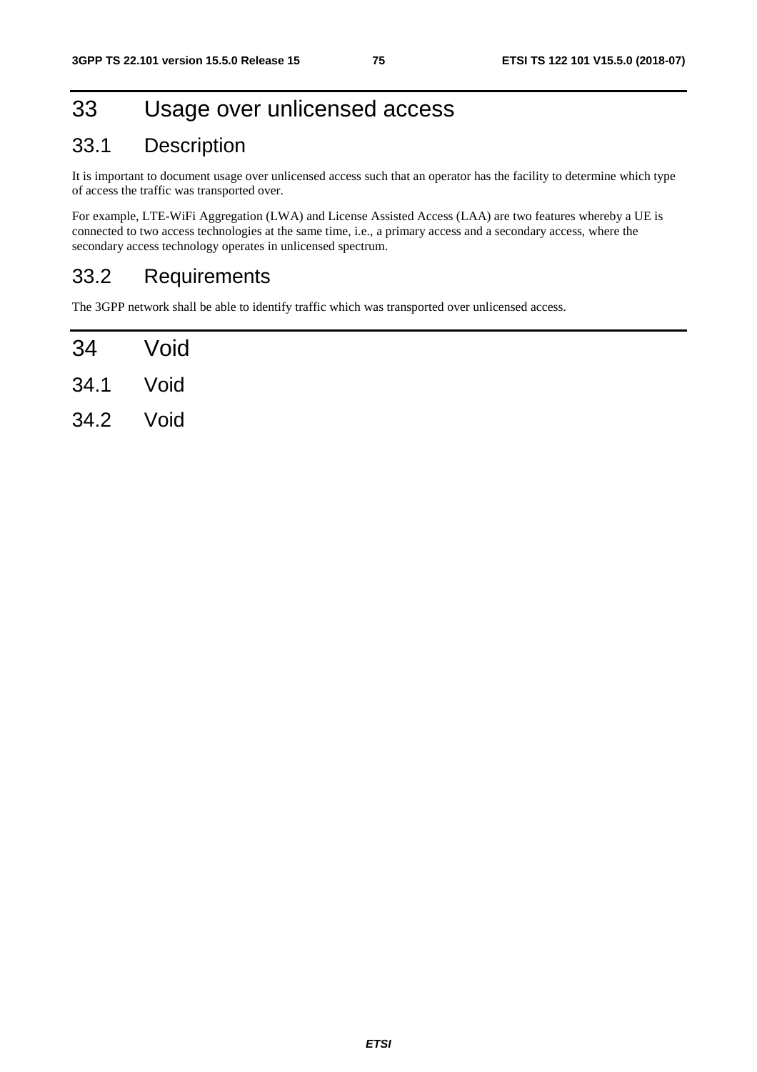# 33 Usage over unlicensed access

## 33.1 Description

It is important to document usage over unlicensed access such that an operator has the facility to determine which type of access the traffic was transported over.

For example, LTE-WiFi Aggregation (LWA) and License Assisted Access (LAA) are two features whereby a UE is connected to two access technologies at the same time, i.e., a primary access and a secondary access, where the secondary access technology operates in unlicensed spectrum.

## 33.2 Requirements

The 3GPP network shall be able to identify traffic which was transported over unlicensed access.

# 34 Void

## 34.1 Void

## 34.2 Void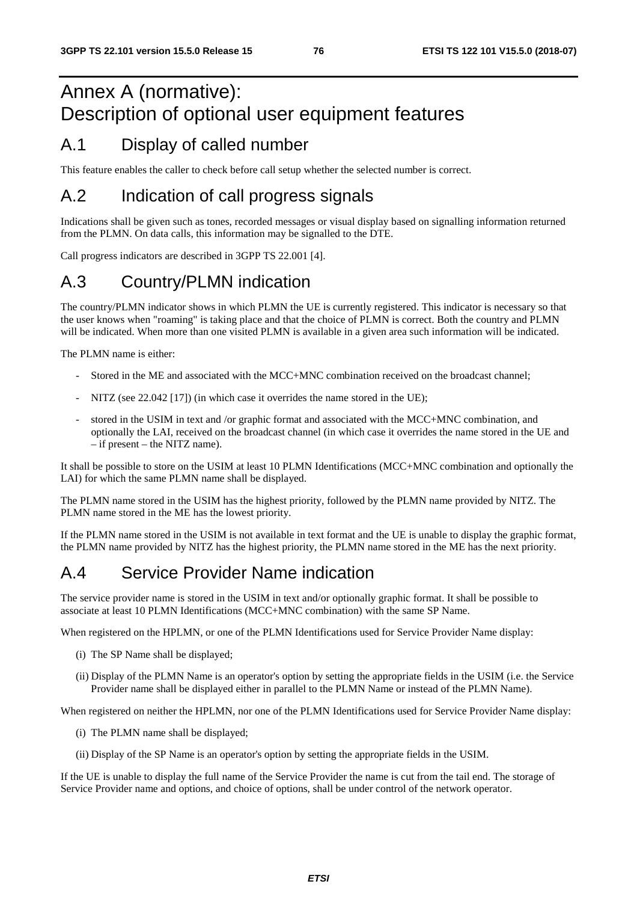# Annex A (normative): Description of optional user equipment features

## A.1 Display of called number

This feature enables the caller to check before call setup whether the selected number is correct.

## A.2 Indication of call progress signals

Indications shall be given such as tones, recorded messages or visual display based on signalling information returned from the PLMN. On data calls, this information may be signalled to the DTE.

Call progress indicators are described in 3GPP TS 22.001 [4].

## A.3 Country/PLMN indication

The country/PLMN indicator shows in which PLMN the UE is currently registered. This indicator is necessary so that the user knows when "roaming" is taking place and that the choice of PLMN is correct. Both the country and PLMN will be indicated. When more than one visited PLMN is available in a given area such information will be indicated.

The PLMN name is either:

- Stored in the ME and associated with the MCC+MNC combination received on the broadcast channel;
- NITZ (see 22.042 [17]) (in which case it overrides the name stored in the UE);
- stored in the USIM in text and /or graphic format and associated with the MCC+MNC combination, and optionally the LAI, received on the broadcast channel (in which case it overrides the name stored in the UE and – if present – the NITZ name).

It shall be possible to store on the USIM at least 10 PLMN Identifications (MCC+MNC combination and optionally the LAI) for which the same PLMN name shall be displayed.

The PLMN name stored in the USIM has the highest priority, followed by the PLMN name provided by NITZ. The PLMN name stored in the ME has the lowest priority.

If the PLMN name stored in the USIM is not available in text format and the UE is unable to display the graphic format, the PLMN name provided by NITZ has the highest priority, the PLMN name stored in the ME has the next priority.

## A.4 Service Provider Name indication

The service provider name is stored in the USIM in text and/or optionally graphic format. It shall be possible to associate at least 10 PLMN Identifications (MCC+MNC combination) with the same SP Name.

When registered on the HPLMN, or one of the PLMN Identifications used for Service Provider Name display:

(i) The SP Name shall be displayed;

(ii) Display of the PLMN Name is an operator's option by setting the appropriate fields in the USIM (i.e. the Service Provider name shall be displayed either in parallel to the PLMN Name or instead of the PLMN Name).

When registered on neither the HPLMN, nor one of the PLMN Identifications used for Service Provider Name display:

(i) The PLMN name shall be displayed;

(ii) Display of the SP Name is an operator's option by setting the appropriate fields in the USIM.

If the UE is unable to display the full name of the Service Provider the name is cut from the tail end. The storage of Service Provider name and options, and choice of options, shall be under control of the network operator.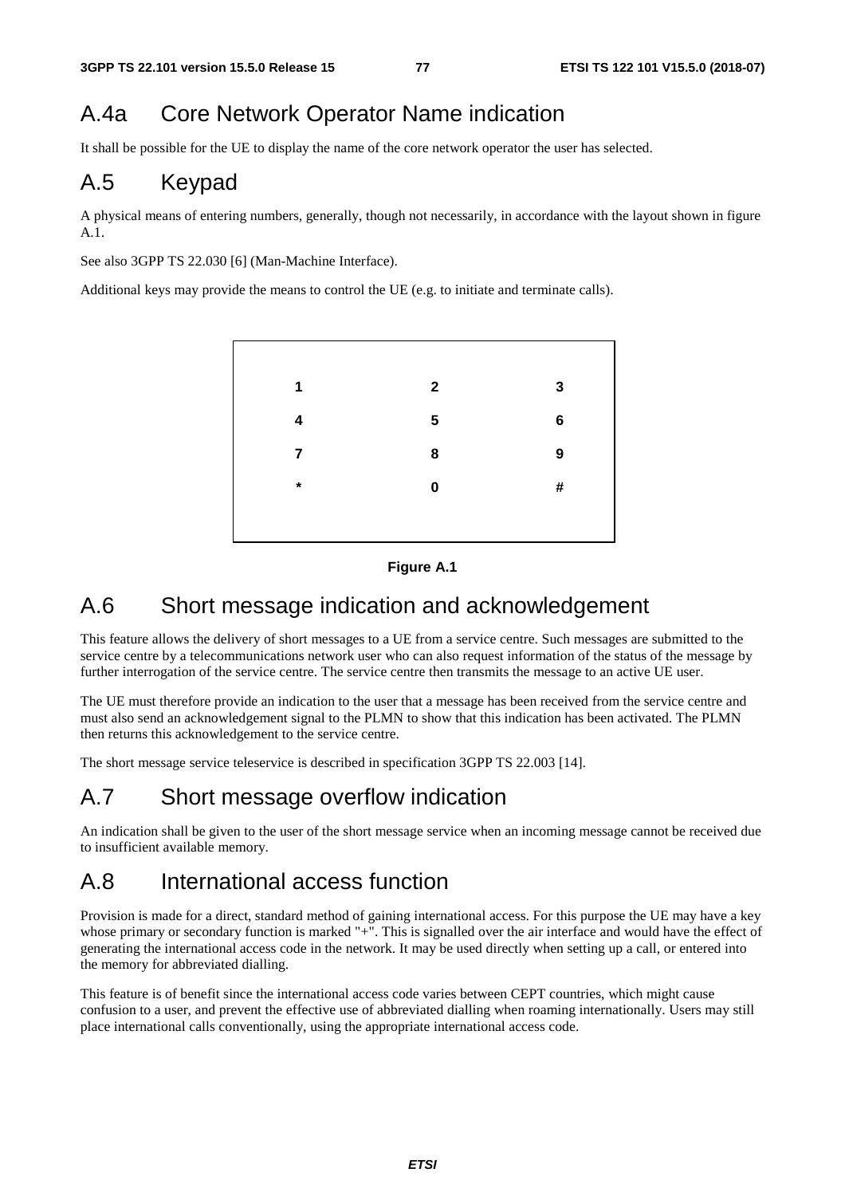# A.4a Core Network Operator Name indication

It shall be possible for the UE to display the name of the core network operator the user has selected.

# A.5 Keypad

A physical means of entering numbers, generally, though not necessarily, in accordance with the layout shown in figure A.1.

See also 3GPP TS 22.030 [6] (Man-Machine Interface).

Additional keys may provide the means to control the UE (e.g. to initiate and terminate calls).

|   |   |   |
|---|---|---|
| **1** | **2** | **3** |
| **4** | **5** | **6** |
| **7** | **8** | **9** |
| **\*** | **0** | **#** |

**Figure A.1**

# A.6 Short message indication and acknowledgement

This feature allows the delivery of short messages to a UE from a service centre. Such messages are submitted to the service centre by a telecommunications network user who can also request information of the status of the message by further interrogation of the service centre. The service centre then transmits the message to an active UE user.

The UE must therefore provide an indication to the user that a message has been received from the service centre and must also send an acknowledgement signal to the PLMN to show that this indication has been activated. The PLMN then returns this acknowledgement to the service centre.

The short message service teleservice is described in specification 3GPP TS 22.003 [14].

# A.7 Short message overflow indication

An indication shall be given to the user of the short message service when an incoming message cannot be received due to insufficient available memory.

# A.8 International access function

Provision is made for a direct, standard method of gaining international access. For this purpose the UE may have a key whose primary or secondary function is marked "+". This is signalled over the air interface and would have the effect of generating the international access code in the network. It may be used directly when setting up a call, or entered into the memory for abbreviated dialling.

This feature is of benefit since the international access code varies between CEPT countries, which might cause confusion to a user, and prevent the effective use of abbreviated dialling when roaming internationally. Users may still place international calls conventionally, using the appropriate international access code.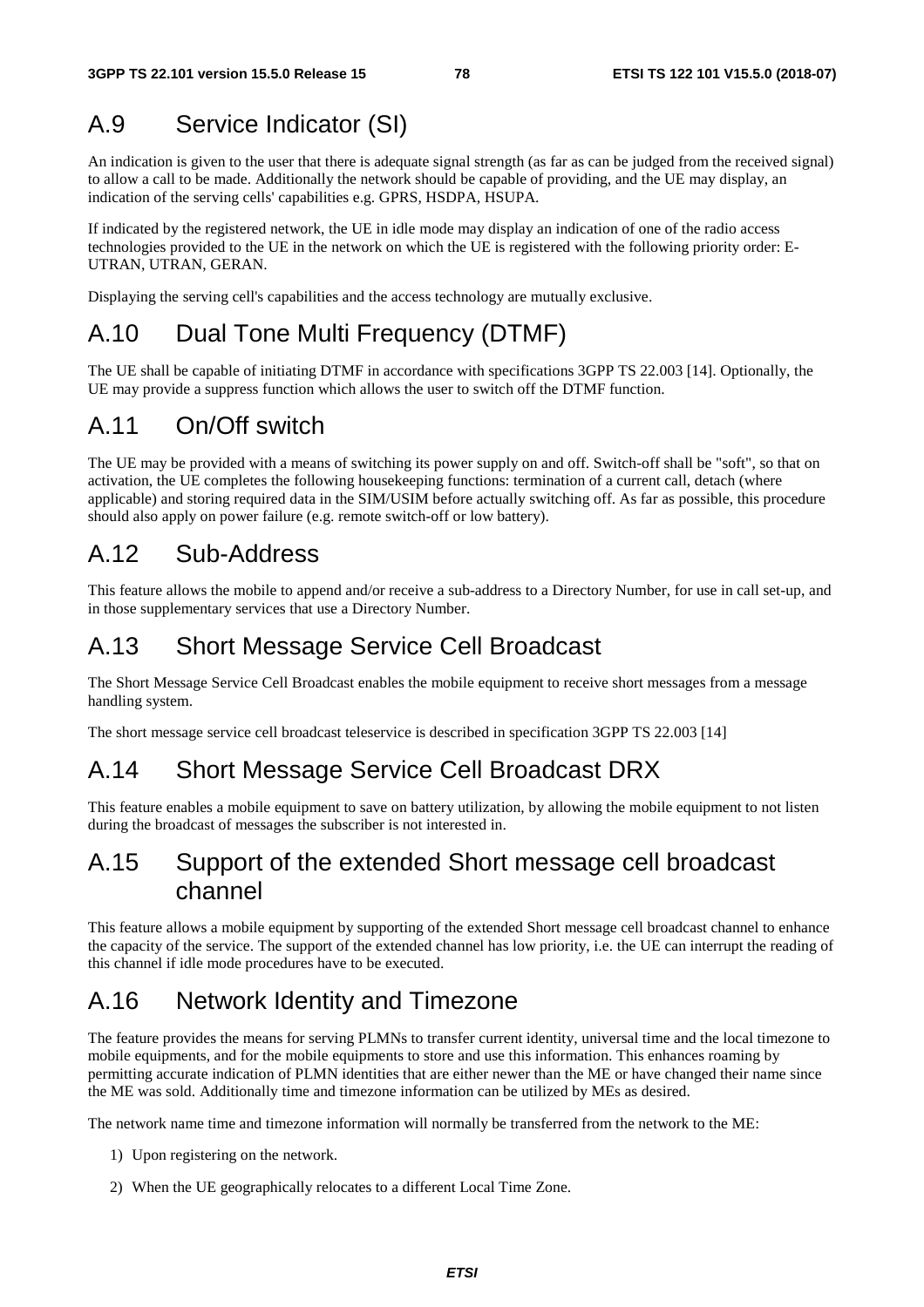## A.9 Service Indicator (SI)

An indication is given to the user that there is adequate signal strength (as far as can be judged from the received signal) to allow a call to be made. Additionally the network should be capable of providing, and the UE may display, an indication of the serving cells' capabilities e.g. GPRS, HSDPA, HSUPA.

If indicated by the registered network, the UE in idle mode may display an indication of one of the radio access technologies provided to the UE in the network on which the UE is registered with the following priority order: E-UTRAN, UTRAN, GERAN.

Displaying the serving cell's capabilities and the access technology are mutually exclusive.

## A.10 Dual Tone Multi Frequency (DTMF)

The UE shall be capable of initiating DTMF in accordance with specifications 3GPP TS 22.003 [14]. Optionally, the UE may provide a suppress function which allows the user to switch off the DTMF function.

## A.11 On/Off switch

The UE may be provided with a means of switching its power supply on and off. Switch-off shall be "soft", so that on activation, the UE completes the following housekeeping functions: termination of a current call, detach (where applicable) and storing required data in the SIM/USIM before actually switching off. As far as possible, this procedure should also apply on power failure (e.g. remote switch-off or low battery).

## A.12 Sub-Address

This feature allows the mobile to append and/or receive a sub-address to a Directory Number, for use in call set-up, and in those supplementary services that use a Directory Number.

## A.13 Short Message Service Cell Broadcast

The Short Message Service Cell Broadcast enables the mobile equipment to receive short messages from a message handling system.

The short message service cell broadcast teleservice is described in specification 3GPP TS 22.003 [14]

## A.14 Short Message Service Cell Broadcast DRX

This feature enables a mobile equipment to save on battery utilization, by allowing the mobile equipment to not listen during the broadcast of messages the subscriber is not interested in.

## A.15 Support of the extended Short message cell broadcast channel

This feature allows a mobile equipment by supporting of the extended Short message cell broadcast channel to enhance the capacity of the service. The support of the extended channel has low priority, i.e. the UE can interrupt the reading of this channel if idle mode procedures have to be executed.

## A.16 Network Identity and Timezone

The feature provides the means for serving PLMNs to transfer current identity, universal time and the local timezone to mobile equipments, and for the mobile equipments to store and use this information. This enhances roaming by permitting accurate indication of PLMN identities that are either newer than the ME or have changed their name since the ME was sold. Additionally time and timezone information can be utilized by MEs as desired.

The network name time and timezone information will normally be transferred from the network to the ME:

1) Upon registering on the network.

2) When the UE geographically relocates to a different Local Time Zone.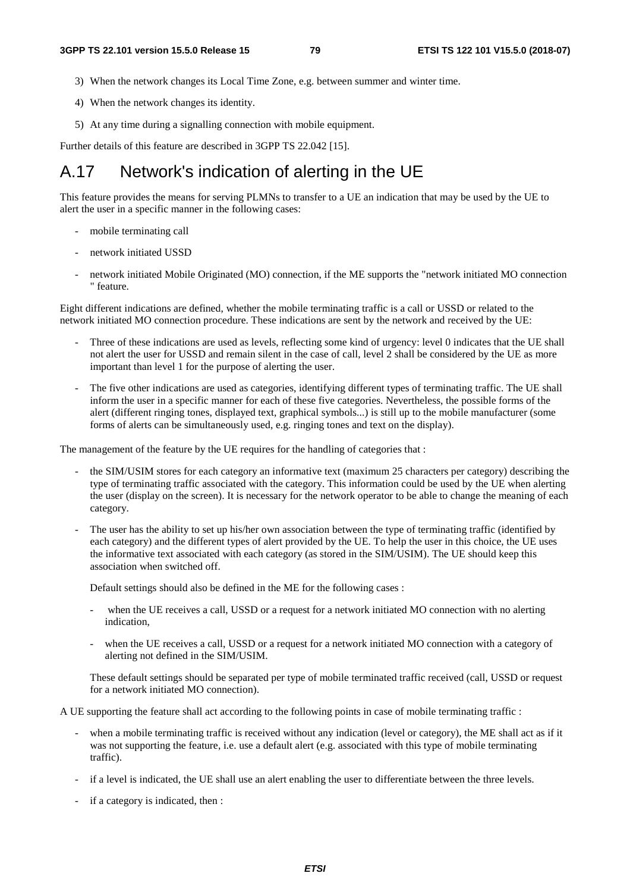3) When the network changes its Local Time Zone, e.g. between summer and winter time.

4) When the network changes its identity.

5) At any time during a signalling connection with mobile equipment.

Further details of this feature are described in 3GPP TS 22.042 [15].

# A.17 Network's indication of alerting in the UE

This feature provides the means for serving PLMNs to transfer to a UE an indication that may be used by the UE to alert the user in a specific manner in the following cases:

- mobile terminating call
- network initiated USSD
- network initiated Mobile Originated (MO) connection, if the ME supports the "network initiated MO connection " feature.

Eight different indications are defined, whether the mobile terminating traffic is a call or USSD or related to the network initiated MO connection procedure. These indications are sent by the network and received by the UE:

- Three of these indications are used as levels, reflecting some kind of urgency: level 0 indicates that the UE shall not alert the user for USSD and remain silent in the case of call, level 2 shall be considered by the UE as more important than level 1 for the purpose of alerting the user.
- The five other indications are used as categories, identifying different types of terminating traffic. The UE shall inform the user in a specific manner for each of these five categories. Nevertheless, the possible forms of the alert (different ringing tones, displayed text, graphical symbols...) is still up to the mobile manufacturer (some forms of alerts can be simultaneously used, e.g. ringing tones and text on the display).

The management of the feature by the UE requires for the handling of categories that :

- the SIM/USIM stores for each category an informative text (maximum 25 characters per category) describing the type of terminating traffic associated with the category. This information could be used by the UE when alerting the user (display on the screen). It is necessary for the network operator to be able to change the meaning of each category.
- The user has the ability to set up his/her own association between the type of terminating traffic (identified by each category) and the different types of alert provided by the UE. To help the user in this choice, the UE uses the informative text associated with each category (as stored in the SIM/USIM). The UE should keep this association when switched off.

  Default settings should also be defined in the ME for the following cases :

  - when the UE receives a call, USSD or a request for a network initiated MO connection with no alerting indication,
  - when the UE receives a call, USSD or a request for a network initiated MO connection with a category of alerting not defined in the SIM/USIM.

  These default settings should be separated per type of mobile terminated traffic received (call, USSD or request for a network initiated MO connection).

A UE supporting the feature shall act according to the following points in case of mobile terminating traffic :

- when a mobile terminating traffic is received without any indication (level or category), the ME shall act as if it was not supporting the feature, i.e. use a default alert (e.g. associated with this type of mobile terminating traffic).
- if a level is indicated, the UE shall use an alert enabling the user to differentiate between the three levels.
- if a category is indicated, then :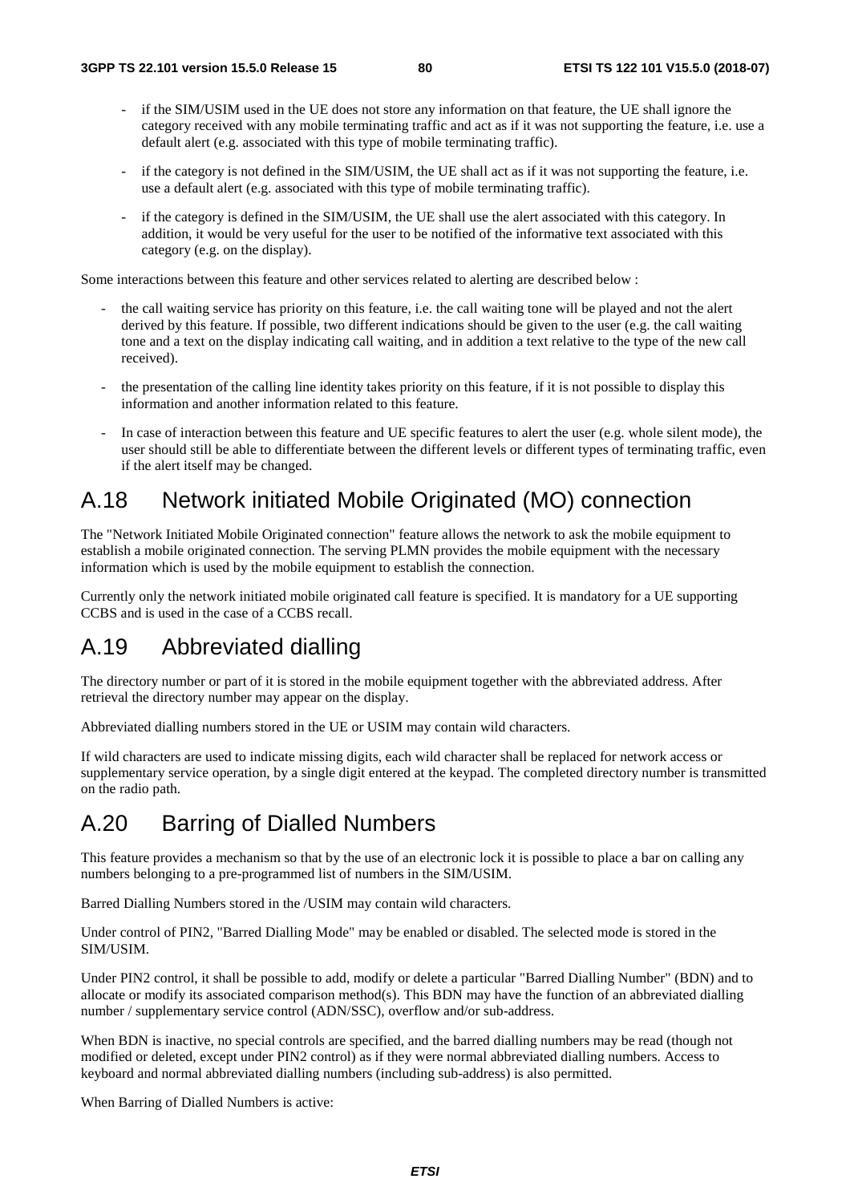- if the SIM/USIM used in the UE does not store any information on that feature, the UE shall ignore the category received with any mobile terminating traffic and act as if it was not supporting the feature, i.e. use a default alert (e.g. associated with this type of mobile terminating traffic).
- if the category is not defined in the SIM/USIM, the UE shall act as if it was not supporting the feature, i.e. use a default alert (e.g. associated with this type of mobile terminating traffic).
- if the category is defined in the SIM/USIM, the UE shall use the alert associated with this category. In addition, it would be very useful for the user to be notified of the informative text associated with this category (e.g. on the display).

Some interactions between this feature and other services related to alerting are described below :

- the call waiting service has priority on this feature, i.e. the call waiting tone will be played and not the alert derived by this feature. If possible, two different indications should be given to the user (e.g. the call waiting tone and a text on the display indicating call waiting, and in addition a text relative to the type of the new call received).
- the presentation of the calling line identity takes priority on this feature, if it is not possible to display this information and another information related to this feature.
- In case of interaction between this feature and UE specific features to alert the user (e.g. whole silent mode), the user should still be able to differentiate between the different levels or different types of terminating traffic, even if the alert itself may be changed.

# A.18 Network initiated Mobile Originated (MO) connection

The "Network Initiated Mobile Originated connection" feature allows the network to ask the mobile equipment to establish a mobile originated connection. The serving PLMN provides the mobile equipment with the necessary information which is used by the mobile equipment to establish the connection.

Currently only the network initiated mobile originated call feature is specified. It is mandatory for a UE supporting CCBS and is used in the case of a CCBS recall.

# A.19 Abbreviated dialling

The directory number or part of it is stored in the mobile equipment together with the abbreviated address. After retrieval the directory number may appear on the display.

Abbreviated dialling numbers stored in the UE or USIM may contain wild characters.

If wild characters are used to indicate missing digits, each wild character shall be replaced for network access or supplementary service operation, by a single digit entered at the keypad. The completed directory number is transmitted on the radio path.

# A.20 Barring of Dialled Numbers

This feature provides a mechanism so that by the use of an electronic lock it is possible to place a bar on calling any numbers belonging to a pre-programmed list of numbers in the SIM/USIM.

Barred Dialling Numbers stored in the /USIM may contain wild characters.

Under control of PIN2, "Barred Dialling Mode" may be enabled or disabled. The selected mode is stored in the SIM/USIM.

Under PIN2 control, it shall be possible to add, modify or delete a particular "Barred Dialling Number" (BDN) and to allocate or modify its associated comparison method(s). This BDN may have the function of an abbreviated dialling number / supplementary service control (ADN/SSC), overflow and/or sub-address.

When BDN is inactive, no special controls are specified, and the barred dialling numbers may be read (though not modified or deleted, except under PIN2 control) as if they were normal abbreviated dialling numbers. Access to keyboard and normal abbreviated dialling numbers (including sub-address) is also permitted.

When Barring of Dialled Numbers is active: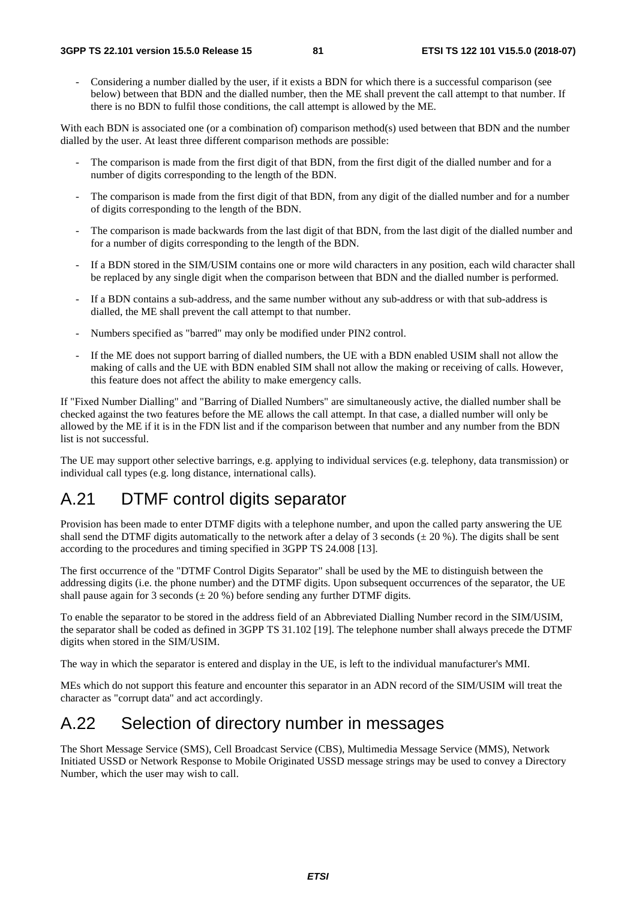- Considering a number dialled by the user, if it exists a BDN for which there is a successful comparison (see below) between that BDN and the dialled number, then the ME shall prevent the call attempt to that number. If there is no BDN to fulfil those conditions, the call attempt is allowed by the ME.

With each BDN is associated one (or a combination of) comparison method(s) used between that BDN and the number dialled by the user. At least three different comparison methods are possible:

- The comparison is made from the first digit of that BDN, from the first digit of the dialled number and for a number of digits corresponding to the length of the BDN.
- The comparison is made from the first digit of that BDN, from any digit of the dialled number and for a number of digits corresponding to the length of the BDN.
- The comparison is made backwards from the last digit of that BDN, from the last digit of the dialled number and for a number of digits corresponding to the length of the BDN.
- If a BDN stored in the SIM/USIM contains one or more wild characters in any position, each wild character shall be replaced by any single digit when the comparison between that BDN and the dialled number is performed.
- If a BDN contains a sub-address, and the same number without any sub-address or with that sub-address is dialled, the ME shall prevent the call attempt to that number.
- Numbers specified as "barred" may only be modified under PIN2 control.
- If the ME does not support barring of dialled numbers, the UE with a BDN enabled USIM shall not allow the making of calls and the UE with BDN enabled SIM shall not allow the making or receiving of calls. However, this feature does not affect the ability to make emergency calls.

If "Fixed Number Dialling" and "Barring of Dialled Numbers" are simultaneously active, the dialled number shall be checked against the two features before the ME allows the call attempt. In that case, a dialled number will only be allowed by the ME if it is in the FDN list and if the comparison between that number and any number from the BDN list is not successful.

The UE may support other selective barrings, e.g. applying to individual services (e.g. telephony, data transmission) or individual call types (e.g. long distance, international calls).

# A.21 DTMF control digits separator

Provision has been made to enter DTMF digits with a telephone number, and upon the called party answering the UE shall send the DTMF digits automatically to the network after a delay of 3 seconds (± 20 %). The digits shall be sent according to the procedures and timing specified in 3GPP TS 24.008 [13].

The first occurrence of the "DTMF Control Digits Separator" shall be used by the ME to distinguish between the addressing digits (i.e. the phone number) and the DTMF digits. Upon subsequent occurrences of the separator, the UE shall pause again for 3 seconds (± 20 %) before sending any further DTMF digits.

To enable the separator to be stored in the address field of an Abbreviated Dialling Number record in the SIM/USIM, the separator shall be coded as defined in 3GPP TS 31.102 [19]. The telephone number shall always precede the DTMF digits when stored in the SIM/USIM.

The way in which the separator is entered and display in the UE, is left to the individual manufacturer's MMI.

MEs which do not support this feature and encounter this separator in an ADN record of the SIM/USIM will treat the character as "corrupt data" and act accordingly.

# A.22 Selection of directory number in messages

The Short Message Service (SMS), Cell Broadcast Service (CBS), Multimedia Message Service (MMS), Network Initiated USSD or Network Response to Mobile Originated USSD message strings may be used to convey a Directory Number, which the user may wish to call.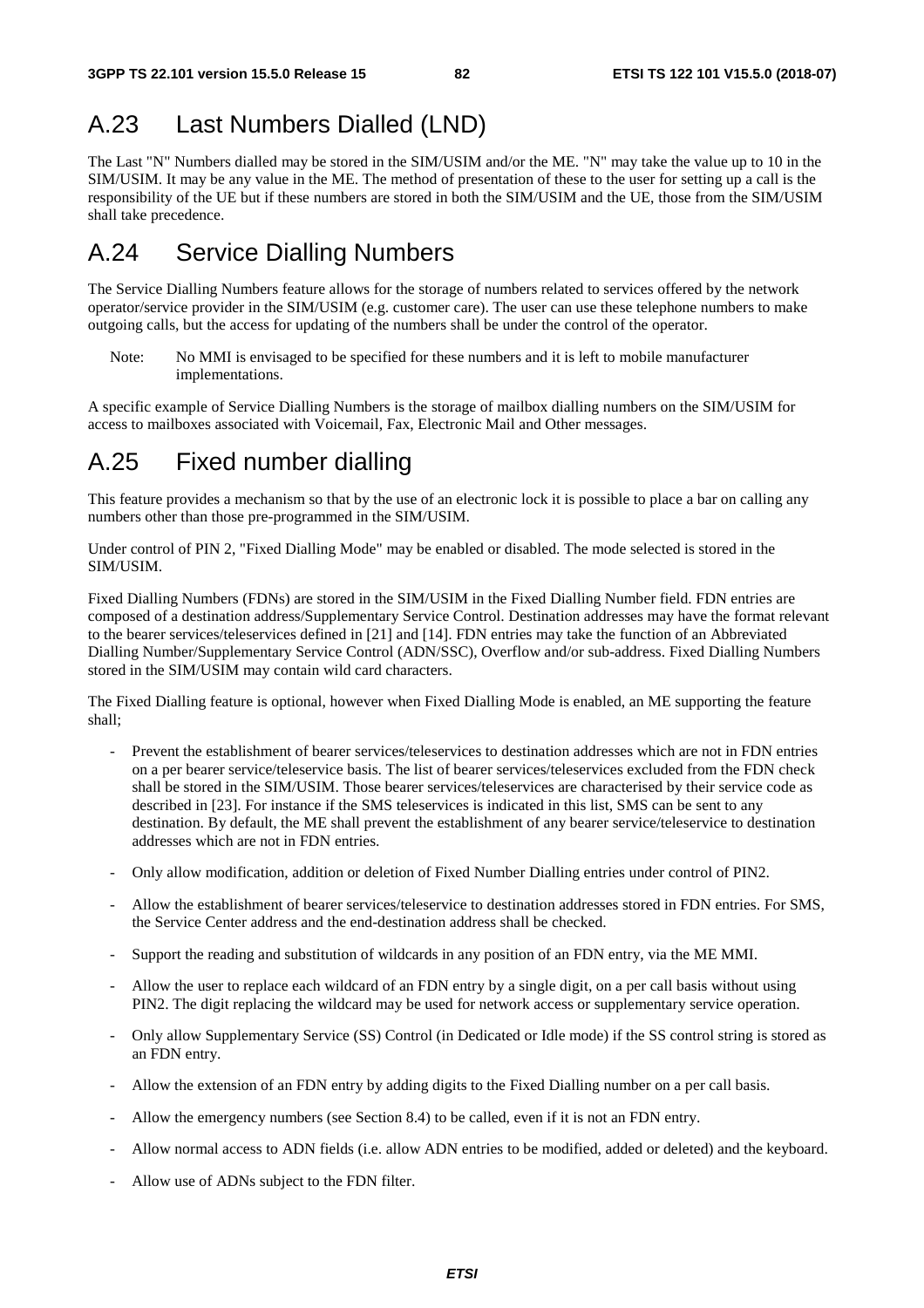# A.23 Last Numbers Dialled (LND)

The Last "N" Numbers dialled may be stored in the SIM/USIM and/or the ME. "N" may take the value up to 10 in the SIM/USIM. It may be any value in the ME. The method of presentation of these to the user for setting up a call is the responsibility of the UE but if these numbers are stored in both the SIM/USIM and the UE, those from the SIM/USIM shall take precedence.

# A.24 Service Dialling Numbers

The Service Dialling Numbers feature allows for the storage of numbers related to services offered by the network operator/service provider in the SIM/USIM (e.g. customer care). The user can use these telephone numbers to make outgoing calls, but the access for updating of the numbers shall be under the control of the operator.

> Note: No MMI is envisaged to be specified for these numbers and it is left to mobile manufacturer implementations.

A specific example of Service Dialling Numbers is the storage of mailbox dialling numbers on the SIM/USIM for access to mailboxes associated with Voicemail, Fax, Electronic Mail and Other messages.

# A.25 Fixed number dialling

This feature provides a mechanism so that by the use of an electronic lock it is possible to place a bar on calling any numbers other than those pre-programmed in the SIM/USIM.

Under control of PIN 2, "Fixed Dialling Mode" may be enabled or disabled. The mode selected is stored in the SIM/USIM.

Fixed Dialling Numbers (FDNs) are stored in the SIM/USIM in the Fixed Dialling Number field. FDN entries are composed of a destination address/Supplementary Service Control. Destination addresses may have the format relevant to the bearer services/teleservices defined in [21] and [14]. FDN entries may take the function of an Abbreviated Dialling Number/Supplementary Service Control (ADN/SSC), Overflow and/or sub-address. Fixed Dialling Numbers stored in the SIM/USIM may contain wild card characters.

The Fixed Dialling feature is optional, however when Fixed Dialling Mode is enabled, an ME supporting the feature shall;

- Prevent the establishment of bearer services/teleservices to destination addresses which are not in FDN entries on a per bearer service/teleservice basis. The list of bearer services/teleservices excluded from the FDN check shall be stored in the SIM/USIM. Those bearer services/teleservices are characterised by their service code as described in [23]. For instance if the SMS teleservices is indicated in this list, SMS can be sent to any destination. By default, the ME shall prevent the establishment of any bearer service/teleservice to destination addresses which are not in FDN entries.
- Only allow modification, addition or deletion of Fixed Number Dialling entries under control of PIN2.
- Allow the establishment of bearer services/teleservice to destination addresses stored in FDN entries. For SMS, the Service Center address and the end-destination address shall be checked.
- Support the reading and substitution of wildcards in any position of an FDN entry, via the ME MMI.
- Allow the user to replace each wildcard of an FDN entry by a single digit, on a per call basis without using PIN2. The digit replacing the wildcard may be used for network access or supplementary service operation.
- Only allow Supplementary Service (SS) Control (in Dedicated or Idle mode) if the SS control string is stored as an FDN entry.
- Allow the extension of an FDN entry by adding digits to the Fixed Dialling number on a per call basis.
- Allow the emergency numbers (see Section 8.4) to be called, even if it is not an FDN entry.
- Allow normal access to ADN fields (i.e. allow ADN entries to be modified, added or deleted) and the keyboard.
- Allow use of ADNs subject to the FDN filter.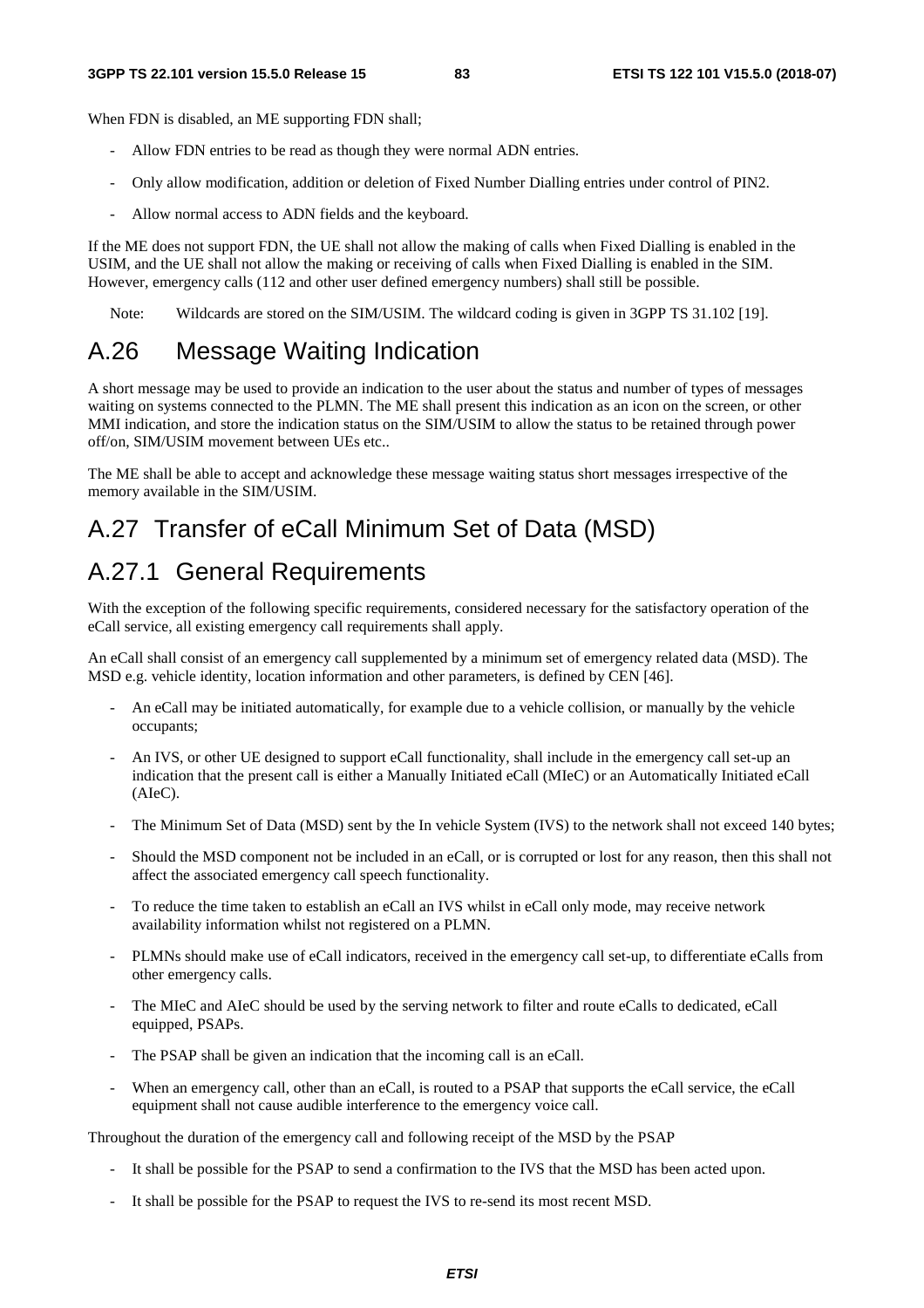When FDN is disabled, an ME supporting FDN shall;

- Allow FDN entries to be read as though they were normal ADN entries.
- Only allow modification, addition or deletion of Fixed Number Dialling entries under control of PIN2.
- Allow normal access to ADN fields and the keyboard.

If the ME does not support FDN, the UE shall not allow the making of calls when Fixed Dialling is enabled in the USIM, and the UE shall not allow the making or receiving of calls when Fixed Dialling is enabled in the SIM. However, emergency calls (112 and other user defined emergency numbers) shall still be possible.

Note: Wildcards are stored on the SIM/USIM. The wildcard coding is given in 3GPP TS 31.102 [19].

# A.26 Message Waiting Indication

A short message may be used to provide an indication to the user about the status and number of types of messages waiting on systems connected to the PLMN. The ME shall present this indication as an icon on the screen, or other MMI indication, and store the indication status on the SIM/USIM to allow the status to be retained through power off/on, SIM/USIM movement between UEs etc..

The ME shall be able to accept and acknowledge these message waiting status short messages irrespective of the memory available in the SIM/USIM.

# A.27 Transfer of eCall Minimum Set of Data (MSD)

## A.27.1 General Requirements

With the exception of the following specific requirements, considered necessary for the satisfactory operation of the eCall service, all existing emergency call requirements shall apply.

An eCall shall consist of an emergency call supplemented by a minimum set of emergency related data (MSD). The MSD e.g. vehicle identity, location information and other parameters, is defined by CEN [46].

- An eCall may be initiated automatically, for example due to a vehicle collision, or manually by the vehicle occupants;
- An IVS, or other UE designed to support eCall functionality, shall include in the emergency call set-up an indication that the present call is either a Manually Initiated eCall (MIeC) or an Automatically Initiated eCall (AIeC).
- The Minimum Set of Data (MSD) sent by the In vehicle System (IVS) to the network shall not exceed 140 bytes;
- Should the MSD component not be included in an eCall, or is corrupted or lost for any reason, then this shall not affect the associated emergency call speech functionality.
- To reduce the time taken to establish an eCall an IVS whilst in eCall only mode, may receive network availability information whilst not registered on a PLMN.
- PLMNs should make use of eCall indicators, received in the emergency call set-up, to differentiate eCalls from other emergency calls.
- The MIeC and AIeC should be used by the serving network to filter and route eCalls to dedicated, eCall equipped, PSAPs.
- The PSAP shall be given an indication that the incoming call is an eCall.
- When an emergency call, other than an eCall, is routed to a PSAP that supports the eCall service, the eCall equipment shall not cause audible interference to the emergency voice call.

Throughout the duration of the emergency call and following receipt of the MSD by the PSAP

- It shall be possible for the PSAP to send a confirmation to the IVS that the MSD has been acted upon.
- It shall be possible for the PSAP to request the IVS to re-send its most recent MSD.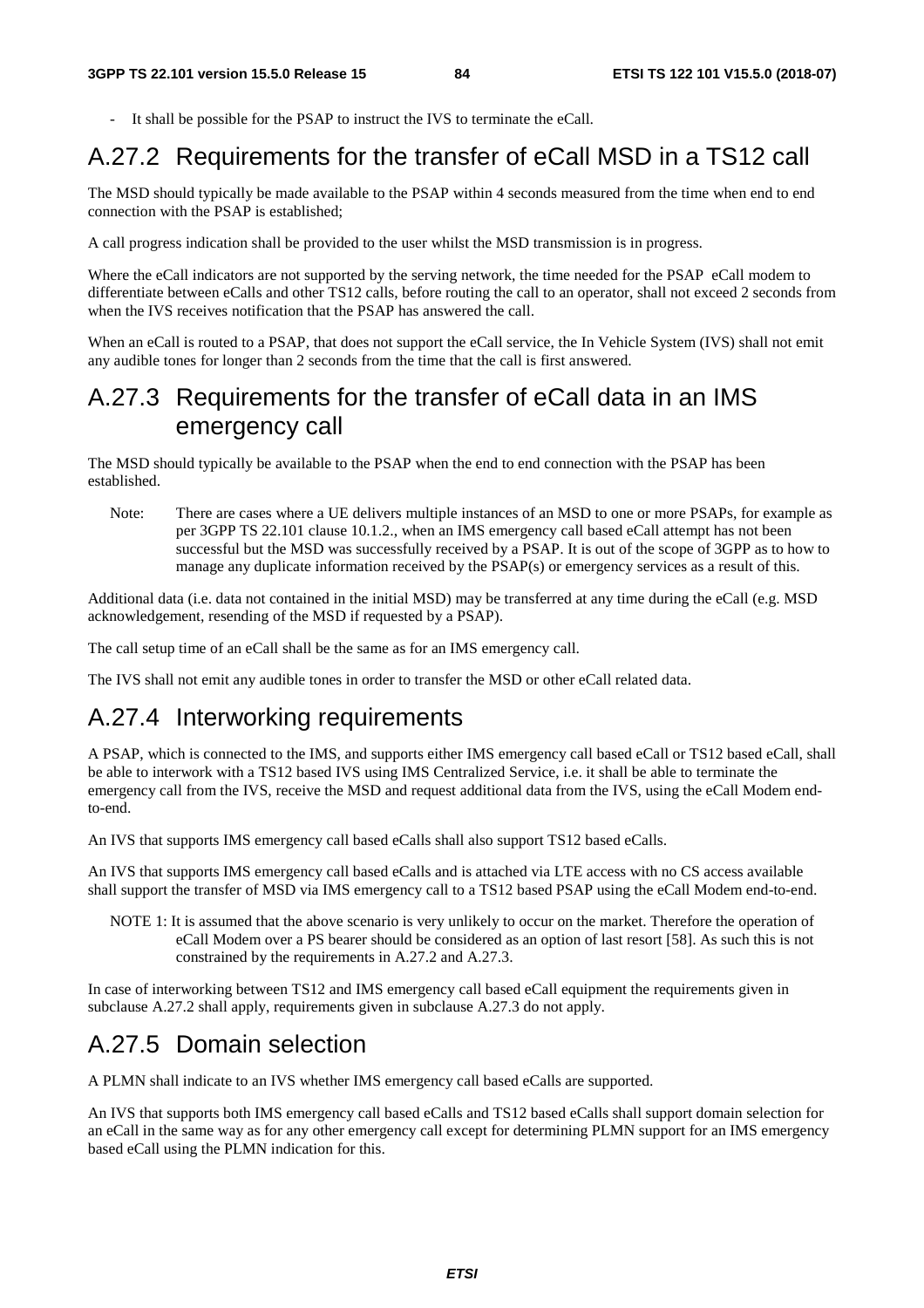- It shall be possible for the PSAP to instruct the IVS to terminate the eCall.

## A.27.2 Requirements for the transfer of eCall MSD in a TS12 call

The MSD should typically be made available to the PSAP within 4 seconds measured from the time when end to end connection with the PSAP is established;

A call progress indication shall be provided to the user whilst the MSD transmission is in progress.

Where the eCall indicators are not supported by the serving network, the time needed for the PSAP eCall modem to differentiate between eCalls and other TS12 calls, before routing the call to an operator, shall not exceed 2 seconds from when the IVS receives notification that the PSAP has answered the call.

When an eCall is routed to a PSAP, that does not support the eCall service, the In Vehicle System (IVS) shall not emit any audible tones for longer than 2 seconds from the time that the call is first answered.

## A.27.3 Requirements for the transfer of eCall data in an IMS emergency call

The MSD should typically be available to the PSAP when the end to end connection with the PSAP has been established.

Note: There are cases where a UE delivers multiple instances of an MSD to one or more PSAPs, for example as per 3GPP TS 22.101 clause 10.1.2., when an IMS emergency call based eCall attempt has not been successful but the MSD was successfully received by a PSAP. It is out of the scope of 3GPP as to how to manage any duplicate information received by the PSAP(s) or emergency services as a result of this.

Additional data (i.e. data not contained in the initial MSD) may be transferred at any time during the eCall (e.g. MSD acknowledgement, resending of the MSD if requested by a PSAP).

The call setup time of an eCall shall be the same as for an IMS emergency call.

The IVS shall not emit any audible tones in order to transfer the MSD or other eCall related data.

## A.27.4 Interworking requirements

A PSAP, which is connected to the IMS, and supports either IMS emergency call based eCall or TS12 based eCall, shall be able to interwork with a TS12 based IVS using IMS Centralized Service, i.e. it shall be able to terminate the emergency call from the IVS, receive the MSD and request additional data from the IVS, using the eCall Modem end-to-end.

An IVS that supports IMS emergency call based eCalls shall also support TS12 based eCalls.

An IVS that supports IMS emergency call based eCalls and is attached via LTE access with no CS access available shall support the transfer of MSD via IMS emergency call to a TS12 based PSAP using the eCall Modem end-to-end.

NOTE 1: It is assumed that the above scenario is very unlikely to occur on the market. Therefore the operation of eCall Modem over a PS bearer should be considered as an option of last resort [58]. As such this is not constrained by the requirements in A.27.2 and A.27.3.

In case of interworking between TS12 and IMS emergency call based eCall equipment the requirements given in subclause A.27.2 shall apply, requirements given in subclause A.27.3 do not apply.

## A.27.5 Domain selection

A PLMN shall indicate to an IVS whether IMS emergency call based eCalls are supported.

An IVS that supports both IMS emergency call based eCalls and TS12 based eCalls shall support domain selection for an eCall in the same way as for any other emergency call except for determining PLMN support for an IMS emergency based eCall using the PLMN indication for this.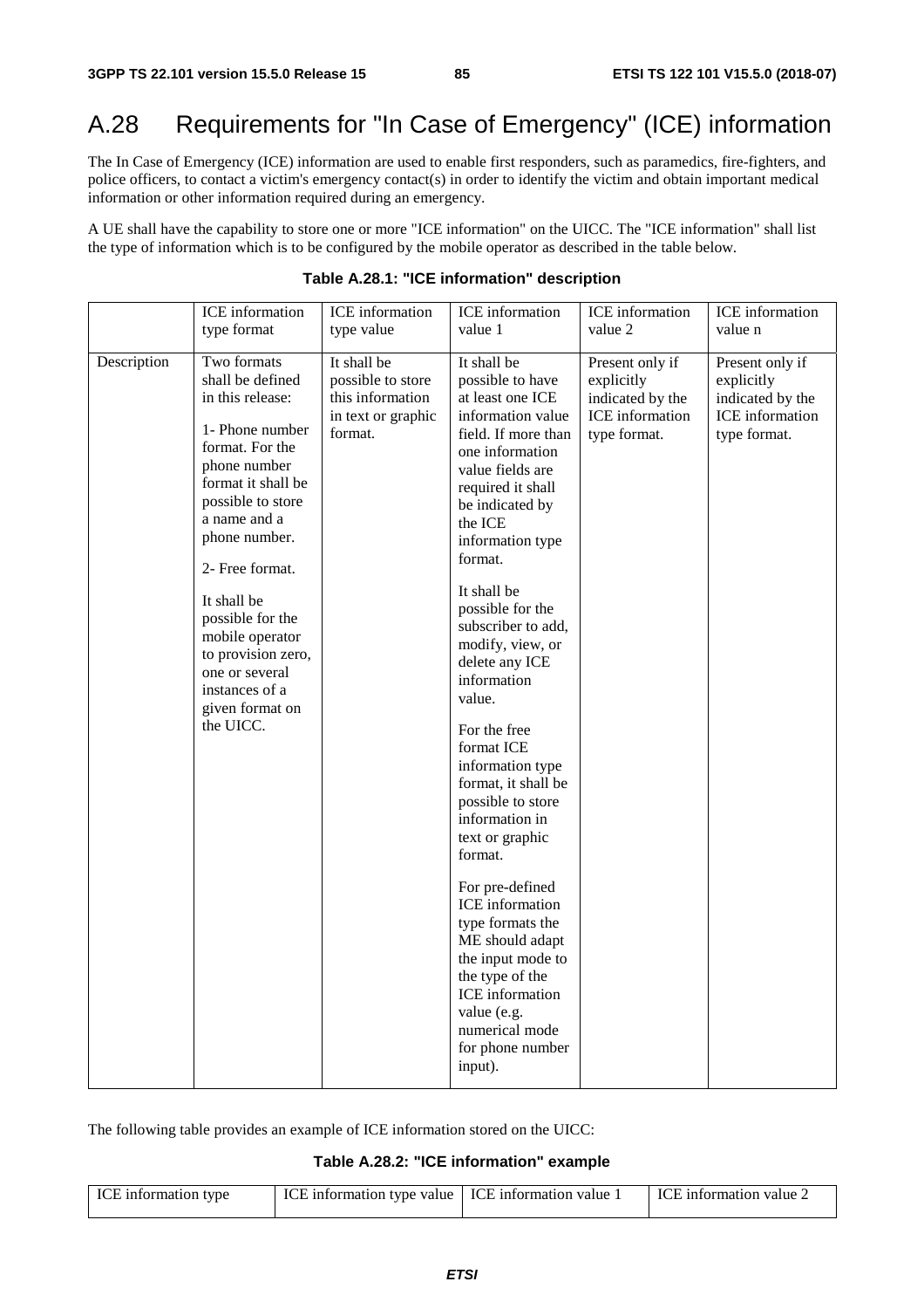# A.28 Requirements for "In Case of Emergency" (ICE) information

The In Case of Emergency (ICE) information are used to enable first responders, such as paramedics, fire-fighters, and police officers, to contact a victim's emergency contact(s) in order to identify the victim and obtain important medical information or other information required during an emergency.

A UE shall have the capability to store one or more "ICE information" on the UICC. The "ICE information" shall list the type of information which is to be configured by the mobile operator as described in the table below.

**Table A.28.1: "ICE information" description**

| | ICE information type format | ICE information type value | ICE information value 1 | ICE information value 2 | ICE information value n |
|---|---|---|---|---|---|
| Description | Two formats shall be defined in this release:<br><br>1- Phone number format. For the phone number format it shall be possible to store a name and a phone number.<br><br>2- Free format.<br><br>It shall be possible for the mobile operator to provision zero, one or several instances of a given format on the UICC. | It shall be possible to store this information in text or graphic format. | It shall be possible to have at least one ICE information value field. If more than one information value fields are required it shall be indicated by the ICE information type format.<br><br>It shall be possible for the subscriber to add, modify, view, or delete any ICE information value.<br><br>For the free format ICE information type format, it shall be possible to store information in text or graphic format.<br><br>For pre-defined ICE information type formats the ME should adapt the input mode to the type of the ICE information value (e.g. numerical mode for phone number input). | Present only if explicitly indicated by the ICE information type format. | Present only if explicitly indicated by the ICE information type format. |

The following table provides an example of ICE information stored on the UICC:

**Table A.28.2: "ICE information" example**

| ICE information type | ICE information type value | ICE information value 1 | ICE information value 2 |
|---|---|---|---|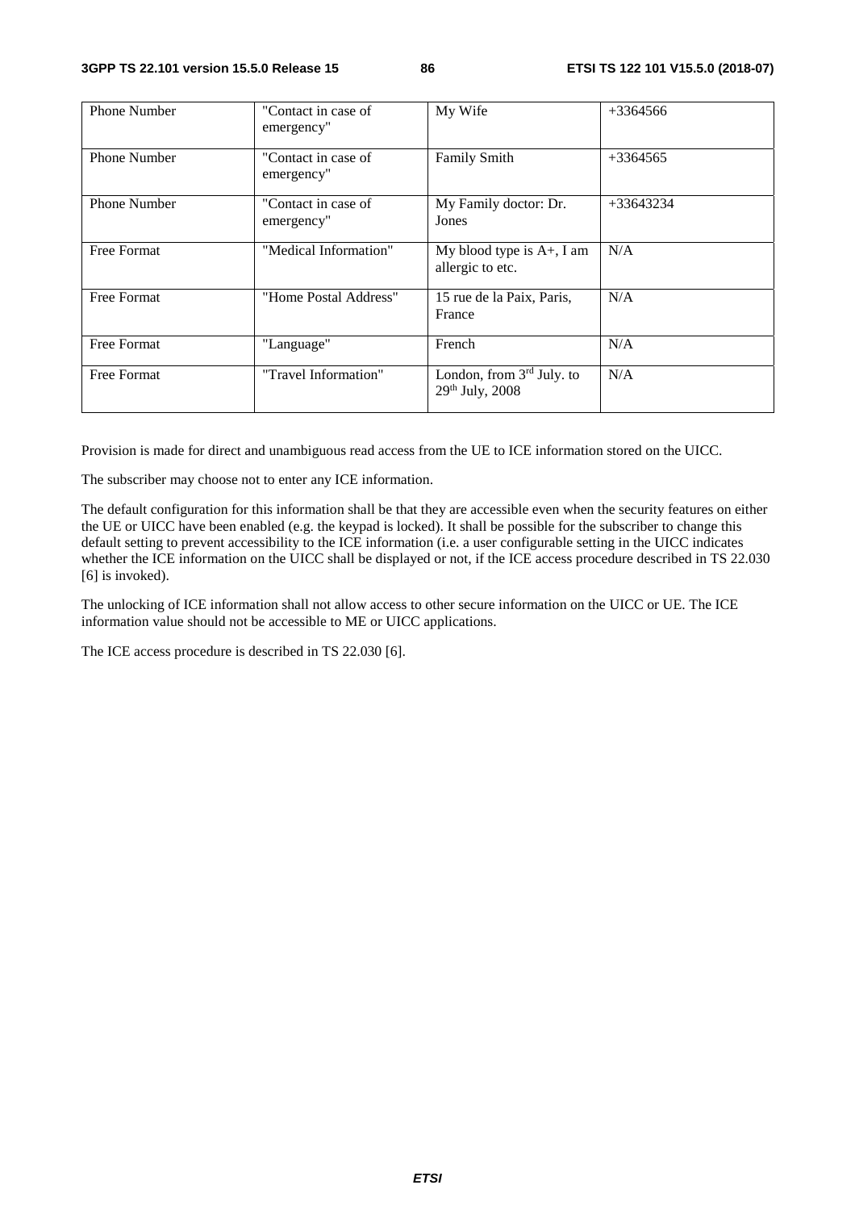| Phone Number | "Contact in case of emergency" | My Wife | +3364566 |
|---|---|---|---|
| Phone Number | "Contact in case of emergency" | Family Smith | +3364565 |
| Phone Number | "Contact in case of emergency" | My Family doctor: Dr. Jones | +33643234 |
| Free Format | "Medical Information" | My blood type is A+, I am allergic to etc. | N/A |
| Free Format | "Home Postal Address" | 15 rue de la Paix, Paris, France | N/A |
| Free Format | "Language" | French | N/A |
| Free Format | "Travel Information" | London, from 3rd July. to 29th July, 2008 | N/A |

Provision is made for direct and unambiguous read access from the UE to ICE information stored on the UICC.

The subscriber may choose not to enter any ICE information.

The default configuration for this information shall be that they are accessible even when the security features on either the UE or UICC have been enabled (e.g. the keypad is locked). It shall be possible for the subscriber to change this default setting to prevent accessibility to the ICE information (i.e. a user configurable setting in the UICC indicates whether the ICE information on the UICC shall be displayed or not, if the ICE access procedure described in TS 22.030 [6] is invoked).

The unlocking of ICE information shall not allow access to other secure information on the UICC or UE. The ICE information value should not be accessible to ME or UICC applications.

The ICE access procedure is described in TS 22.030 [6].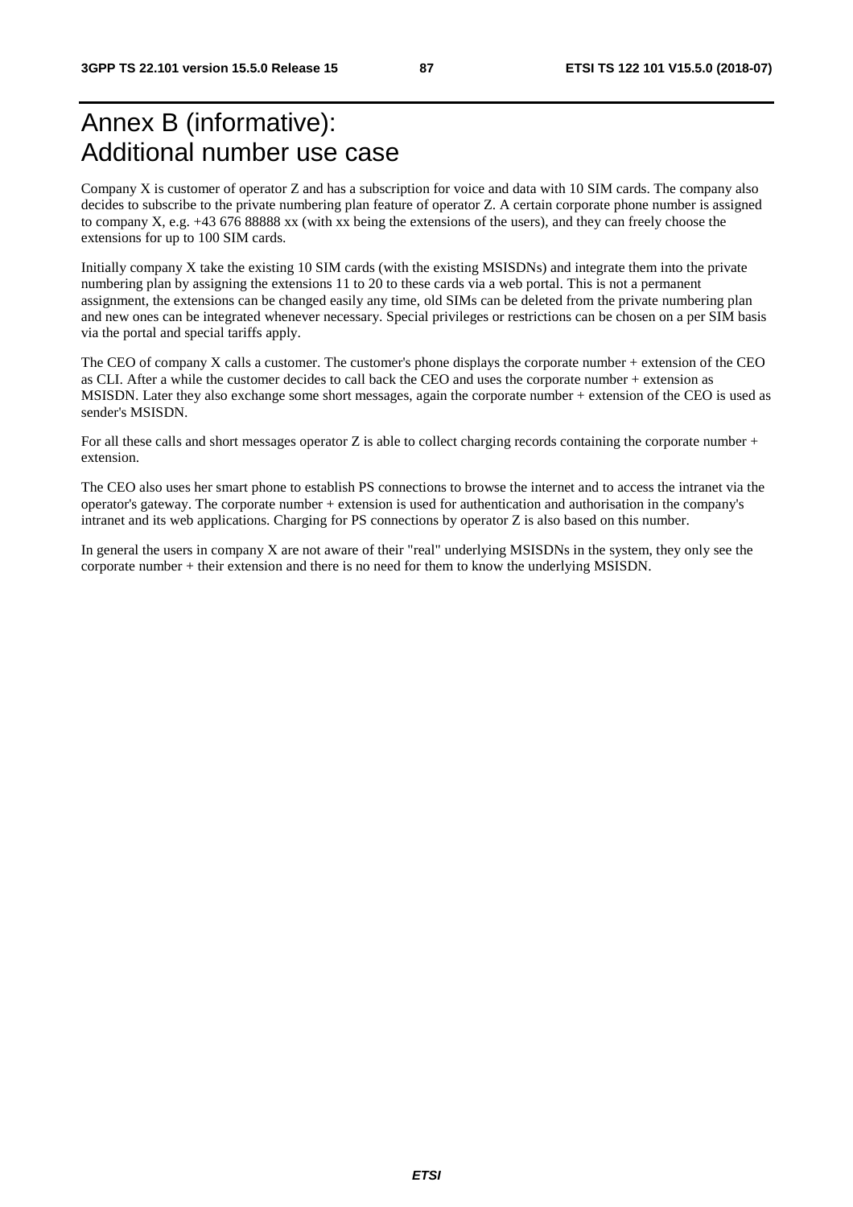# Annex B (informative): Additional number use case

Company X is customer of operator Z and has a subscription for voice and data with 10 SIM cards. The company also decides to subscribe to the private numbering plan feature of operator Z. A certain corporate phone number is assigned to company X, e.g. +43 676 88888 xx (with xx being the extensions of the users), and they can freely choose the extensions for up to 100 SIM cards.

Initially company X take the existing 10 SIM cards (with the existing MSISDNs) and integrate them into the private numbering plan by assigning the extensions 11 to 20 to these cards via a web portal. This is not a permanent assignment, the extensions can be changed easily any time, old SIMs can be deleted from the private numbering plan and new ones can be integrated whenever necessary. Special privileges or restrictions can be chosen on a per SIM basis via the portal and special tariffs apply.

The CEO of company X calls a customer. The customer's phone displays the corporate number + extension of the CEO as CLI. After a while the customer decides to call back the CEO and uses the corporate number + extension as MSISDN. Later they also exchange some short messages, again the corporate number + extension of the CEO is used as sender's MSISDN.

For all these calls and short messages operator Z is able to collect charging records containing the corporate number + extension.

The CEO also uses her smart phone to establish PS connections to browse the internet and to access the intranet via the operator's gateway. The corporate number + extension is used for authentication and authorisation in the company's intranet and its web applications. Charging for PS connections by operator Z is also based on this number.

In general the users in company X are not aware of their "real" underlying MSISDNs in the system, they only see the corporate number + their extension and there is no need for them to know the underlying MSISDN.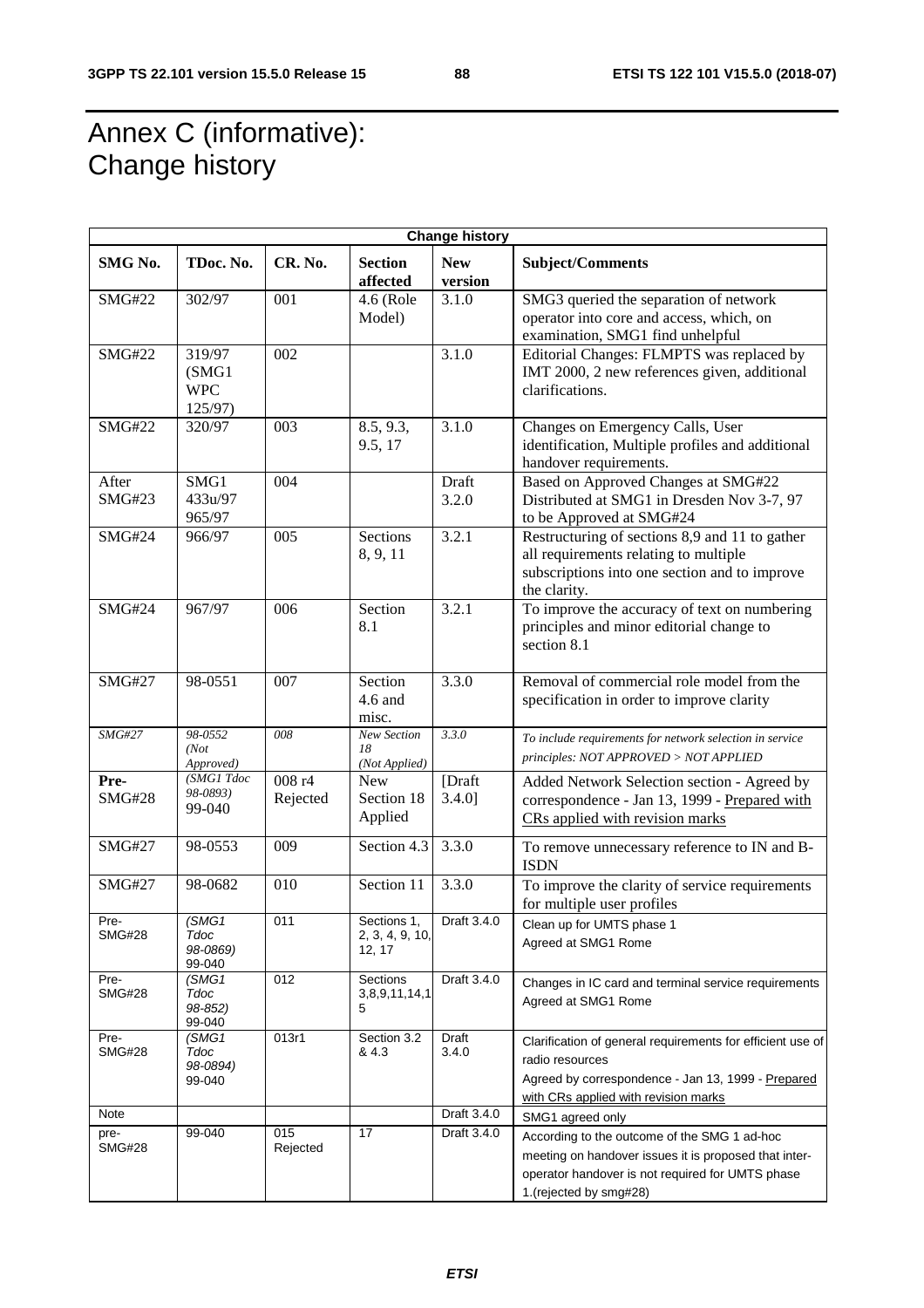# Annex C (informative): Change history

| Change history | | | | | |
|---|---|---|---|---|---|
| **SMG No.** | **TDoc. No.** | **CR. No.** | **Section affected** | **New version** | **Subject/Comments** |
| SMG#22 | 302/97 | 001 | 4.6 (Role Model) | 3.1.0 | SMG3 queried the separation of network operator into core and access, which, on examination, SMG1 find unhelpful |
| SMG#22 | 319/97 (SMG1 WPC 125/97) | 002 | | 3.1.0 | Editorial Changes: FLMPTS was replaced by IMT 2000, 2 new references given, additional clarifications. |
| SMG#22 | 320/97 | 003 | 8.5, 9.3, 9.5, 17 | 3.1.0 | Changes on Emergency Calls, User identification, Multiple profiles and additional handover requirements. |
| After SMG#23 | SMG1 433u/97 965/97 | 004 | | Draft 3.2.0 | Based on Approved Changes at SMG#22 Distributed at SMG1 in Dresden Nov 3-7, 97 to be Approved at SMG#24 |
| SMG#24 | 966/97 | 005 | Sections 8, 9, 11 | 3.2.1 | Restructuring of sections 8,9 and 11 to gather all requirements relating to multiple subscriptions into one section and to improve the clarity. |
| SMG#24 | 967/97 | 006 | Section 8.1 | 3.2.1 | To improve the accuracy of text on numbering principles and minor editorial change to section 8.1 |
| SMG#27 | 98-0551 | 007 | Section 4.6 and misc. | 3.3.0 | Removal of commercial role model from the specification in order to improve clarity |
| *SMG#27* | *98-0552 (Not Approved)* | *008* | *New Section 18 (Not Applied)* | *3.3.0* | *To include requirements for network selection in service principles: NOT APPROVED > NOT APPLIED* |
| **Pre-SMG#28** | *(SMG1 Tdoc 98-0893)* 99-040 | 008 r4 Rejected | New Section 18 Applied | [Draft 3.4.0] | Added Network Selection section - Agreed by correspondence - Jan 13, 1999 - Prepared with CRs applied with revision marks |
| SMG#27 | 98-0553 | 009 | Section 4.3 | 3.3.0 | To remove unnecessary reference to IN and B-ISDN |
| SMG#27 | 98-0682 | 010 | Section 11 | 3.3.0 | To improve the clarity of service requirements for multiple user profiles |
| Pre-SMG#28 | *(SMG1 Tdoc 98-0869)* 99-040 | 011 | Sections 1, 2, 3, 4, 9, 10, 12, 17 | Draft 3.4.0 | Clean up for UMTS phase 1 Agreed at SMG1 Rome |
| Pre-SMG#28 | *(SMG1 Tdoc 98-852)* 99-040 | 012 | Sections 3,8,9,11,14,15 | Draft 3.4.0 | Changes in IC card and terminal service requirements Agreed at SMG1 Rome |
| Pre-SMG#28 | *(SMG1 Tdoc 98-0894)* 99-040 | 013r1 | Section 3.2 & 4.3 | Draft 3.4.0 | Clarification of general requirements for efficient use of radio resources Agreed by correspondence - Jan 13, 1999 - Prepared with CRs applied with revision marks |
| Note | | | | Draft 3.4.0 | SMG1 agreed only |
| pre-SMG#28 | 99-040 | 015 Rejected | 17 | Draft 3.4.0 | According to the outcome of the SMG 1 ad-hoc meeting on handover issues it is proposed that inter-operator handover is not required for UMTS phase 1.(rejected by smg#28) |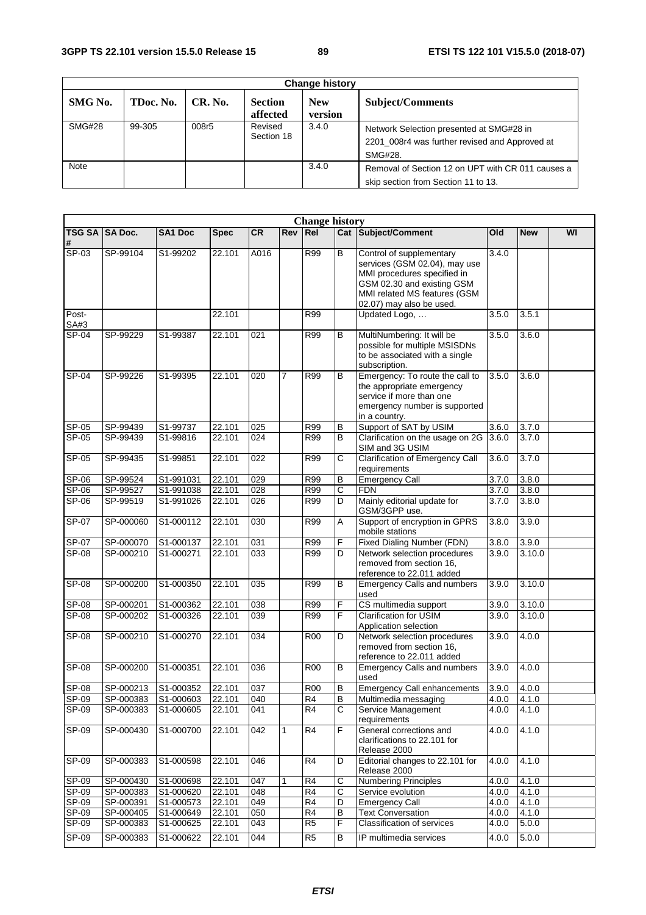| Change history | | | | | |
|---|---|---|---|---|---|
| **SMG No.** | **TDoc. No.** | **CR. No.** | **Section affected** | **New version** | **Subject/Comments** |
| SMG#28 | 99-305 | 008r5 | Revised Section 18 | 3.4.0 | Network Selection presented at SMG#28 in 2201_008r4 was further revised and Approved at SMG#28. |
| Note | | | | 3.4.0 | Removal of Section 12 on UPT with CR 011 causes a skip section from Section 11 to 13. |

| Change history | | | | | | | | | | | |
|---|---|---|---|---|---|---|---|---|---|---|---|
| **TSG SA #** | **SA Doc.** | **SA1 Doc** | **Spec** | **CR** | **Rev** | **Rel** | **Cat** | **Subject/Comment** | **Old** | **New** | **WI** |
| SP-03 | SP-99104 | S1-99202 | 22.101 | A016 | | R99 | B | Control of supplementary services (GSM 02.04), may use MMI procedures specified in GSM 02.30 and existing GSM MMI related MS features (GSM 02.07) may also be used. | 3.4.0 | | |
| Post-SA#3 | | | 22.101 | | | R99 | | Updated Logo, … | 3.5.0 | 3.5.1 | |
| SP-04 | SP-99229 | S1-99387 | 22.101 | 021 | | R99 | B | MultiNumbering: It will be possible for multiple MSISDNs to be associated with a single subscription. | 3.5.0 | 3.6.0 | |
| SP-04 | SP-99226 | S1-99395 | 22.101 | 020 | 7 | R99 | B | Emergency: To route the call to the appropriate emergency service if more than one emergency number is supported in a country. | 3.5.0 | 3.6.0 | |
| SP-05 | SP-99439 | S1-99737 | 22.101 | 025 | | R99 | B | Support of SAT by USIM | 3.6.0 | 3.7.0 | |
| SP-05 | SP-99439 | S1-99816 | 22.101 | 024 | | R99 | B | Clarification on the usage on 2G SIM and 3G USIM | 3.6.0 | 3.7.0 | |
| SP-05 | SP-99435 | S1-99851 | 22.101 | 022 | | R99 | C | Clarification of Emergency Call requirements | 3.6.0 | 3.7.0 | |
| SP-06 | SP-99524 | S1-991031 | 22.101 | 029 | | R99 | B | Emergency Call | 3.7.0 | 3.8.0 | |
| SP-06 | SP-99527 | S1-991038 | 22.101 | 028 | | R99 | C | FDN | 3.7.0 | 3.8.0 | |
| SP-06 | SP-99519 | S1-991026 | 22.101 | 026 | | R99 | D | Mainly editorial update for GSM/3GPP use. | 3.7.0 | 3.8.0 | |
| SP-07 | SP-000060 | S1-000112 | 22.101 | 030 | | R99 | A | Support of encryption in GPRS mobile stations | 3.8.0 | 3.9.0 | |
| SP-07 | SP-000070 | S1-000137 | 22.101 | 031 | | R99 | F | Fixed Dialing Number (FDN) | 3.8.0 | 3.9.0 | |
| SP-08 | SP-000210 | S1-000271 | 22.101 | 033 | | R99 | D | Network selection procedures removed from section 16, reference to 22.011 added | 3.9.0 | 3.10.0 | |
| SP-08 | SP-000200 | S1-000350 | 22.101 | 035 | | R99 | B | Emergency Calls and numbers used | 3.9.0 | 3.10.0 | |
| SP-08 | SP-000201 | S1-000362 | 22.101 | 038 | | R99 | F | CS multimedia support | 3.9.0 | 3.10.0 | |
| SP-08 | SP-000202 | S1-000326 | 22.101 | 039 | | R99 | F | Clarification for USIM Application selection | 3.9.0 | 3.10.0 | |
| SP-08 | SP-000210 | S1-000270 | 22.101 | 034 | | R00 | D | Network selection procedures removed from section 16, reference to 22.011 added | 3.9.0 | 4.0.0 | |
| SP-08 | SP-000200 | S1-000351 | 22.101 | 036 | | R00 | B | Emergency Calls and numbers used | 3.9.0 | 4.0.0 | |
| SP-08 | SP-000213 | S1-000352 | 22.101 | 037 | | R00 | B | Emergency Call enhancements | 3.9.0 | 4.0.0 | |
| SP-09 | SP-000383 | S1-000603 | 22.101 | 040 | | R4 | B | Multimedia messaging | 4.0.0 | 4.1.0 | |
| SP-09 | SP-000383 | S1-000605 | 22.101 | 041 | | R4 | C | Service Management requirements | 4.0.0 | 4.1.0 | |
| SP-09 | SP-000430 | S1-000700 | 22.101 | 042 | 1 | R4 | F | General corrections and clarifications to 22.101 for Release 2000 | 4.0.0 | 4.1.0 | |
| SP-09 | SP-000383 | S1-000598 | 22.101 | 046 | | R4 | D | Editorial changes to 22.101 for Release 2000 | 4.0.0 | 4.1.0 | |
| SP-09 | SP-000430 | S1-000698 | 22.101 | 047 | 1 | R4 | C | Numbering Principles | 4.0.0 | 4.1.0 | |
| SP-09 | SP-000383 | S1-000620 | 22.101 | 048 | | R4 | C | Service evolution | 4.0.0 | 4.1.0 | |
| SP-09 | SP-000391 | S1-000573 | 22.101 | 049 | | R4 | D | Emergency Call | 4.0.0 | 4.1.0 | |
| SP-09 | SP-000405 | S1-000649 | 22.101 | 050 | | R4 | B | Text Conversation | 4.0.0 | 4.1.0 | |
| SP-09 | SP-000383 | S1-000625 | 22.101 | 043 | | R5 | F | Classification of services | 4.0.0 | 5.0.0 | |
| SP-09 | SP-000383 | S1-000622 | 22.101 | 044 | | R5 | B | IP multimedia services | 4.0.0 | 5.0.0 | |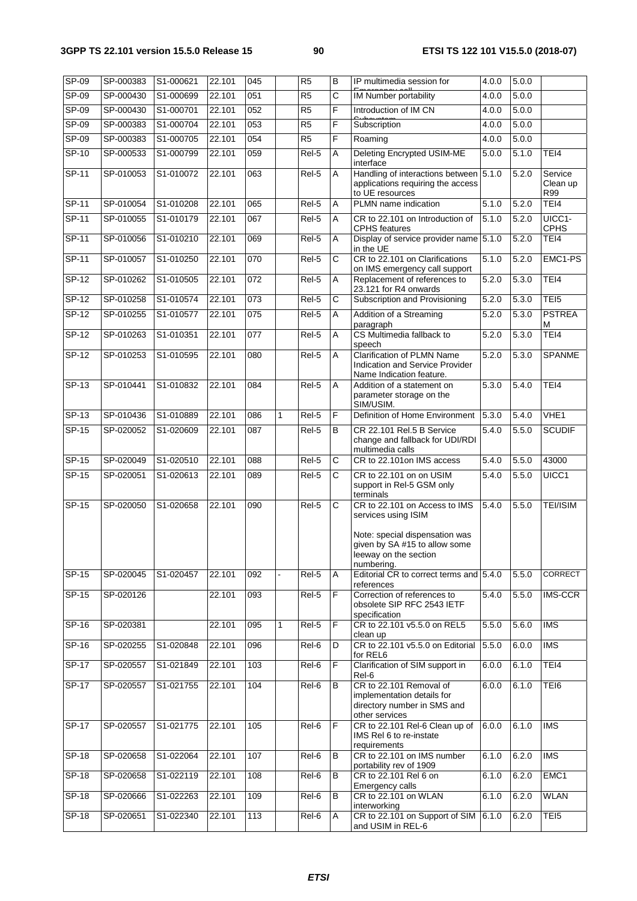| SP-09 | SP-000383 | S1-000621 | 22.101 | 045 | | R5 | B | IP multimedia session for Emergency call | 4.0.0 | 5.0.0 | |
|---|---|---|---|---|---|---|---|---|---|---|---|
| SP-09 | SP-000430 | S1-000699 | 22.101 | 051 | | R5 | C | IM Number portability | 4.0.0 | 5.0.0 | |
| SP-09 | SP-000430 | S1-000701 | 22.101 | 052 | | R5 | F | Introduction of IM CN Subsystem | 4.0.0 | 5.0.0 | |
| SP-09 | SP-000383 | S1-000704 | 22.101 | 053 | | R5 | F | Subscription | 4.0.0 | 5.0.0 | |
| SP-09 | SP-000383 | S1-000705 | 22.101 | 054 | | R5 | F | Roaming | 4.0.0 | 5.0.0 | |
| SP-10 | SP-000533 | S1-000799 | 22.101 | 059 | | Rel-5 | A | Deleting Encrypted USIM-ME interface | 5.0.0 | 5.1.0 | TEI4 |
| SP-11 | SP-010053 | S1-010072 | 22.101 | 063 | | Rel-5 | A | Handling of interactions between applications requiring the access to UE resources | 5.1.0 | 5.2.0 | Service Clean up R99 |
| SP-11 | SP-010054 | S1-010208 | 22.101 | 065 | | Rel-5 | A | PLMN name indication | 5.1.0 | 5.2.0 | TEI4 |
| SP-11 | SP-010055 | S1-010179 | 22.101 | 067 | | Rel-5 | A | CR to 22.101 on Introduction of CPHS features | 5.1.0 | 5.2.0 | UICC1-CPHS |
| SP-11 | SP-010056 | S1-010210 | 22.101 | 069 | | Rel-5 | A | Display of service provider name in the UE | 5.1.0 | 5.2.0 | TEI4 |
| SP-11 | SP-010057 | S1-010250 | 22.101 | 070 | | Rel-5 | C | CR to 22.101 on Clarifications on IMS emergency call support | 5.1.0 | 5.2.0 | EMC1-PS |
| SP-12 | SP-010262 | S1-010505 | 22.101 | 072 | | Rel-5 | A | Replacement of references to 23.121 for R4 onwards | 5.2.0 | 5.3.0 | TEI4 |
| SP-12 | SP-010258 | S1-010574 | 22.101 | 073 | | Rel-5 | C | Subscription and Provisioning | 5.2.0 | 5.3.0 | TEI5 |
| SP-12 | SP-010255 | S1-010577 | 22.101 | 075 | | Rel-5 | A | Addition of a Streaming paragraph | 5.2.0 | 5.3.0 | PSTREAM |
| SP-12 | SP-010263 | S1-010351 | 22.101 | 077 | | Rel-5 | A | CS Multimedia fallback to speech | 5.2.0 | 5.3.0 | TEI4 |
| SP-12 | SP-010253 | S1-010595 | 22.101 | 080 | | Rel-5 | A | Clarification of PLMN Name Indication and Service Provider Name Indication feature. | 5.2.0 | 5.3.0 | SPANME |
| SP-13 | SP-010441 | S1-010832 | 22.101 | 084 | | Rel-5 | A | Addition of a statement on parameter storage on the SIM/USIM. | 5.3.0 | 5.4.0 | TEI4 |
| SP-13 | SP-010436 | S1-010889 | 22.101 | 086 | 1 | Rel-5 | F | Definition of Home Environment | 5.3.0 | 5.4.0 | VHE1 |
| SP-15 | SP-020052 | S1-020609 | 22.101 | 087 | | Rel-5 | B | CR 22.101 Rel.5 B Service change and fallback for UDI/RDI multimedia calls | 5.4.0 | 5.5.0 | SCUDIF |
| SP-15 | SP-020049 | S1-020510 | 22.101 | 088 | | Rel-5 | C | CR to 22.101on IMS access | 5.4.0 | 5.5.0 | 43000 |
| SP-15 | SP-020051 | S1-020613 | 22.101 | 089 | | Rel-5 | C | CR to 22.101 on on USIM support in Rel-5 GSM only terminals | 5.4.0 | 5.5.0 | UICC1 |
| SP-15 | SP-020050 | S1-020658 | 22.101 | 090 | | Rel-5 | C | CR to 22.101 on Access to IMS services using ISIM<br><br>Note: special dispensation was given by SA #15 to allow some leeway on the section numbering. | 5.4.0 | 5.5.0 | TEI/ISIM |
| SP-15 | SP-020045 | S1-020457 | 22.101 | 092 | - | Rel-5 | A | Editorial CR to correct terms and references | 5.4.0 | 5.5.0 | CORRECT |
| SP-15 | SP-020126 | | 22.101 | 093 | | Rel-5 | F | Correction of references to obsolete SIP RFC 2543 IETF specification | 5.4.0 | 5.5.0 | IMS-CCR |
| SP-16 | SP-020381 | | 22.101 | 095 | 1 | Rel-5 | F | CR to 22.101 v5.5.0 on REL5 clean up | 5.5.0 | 5.6.0 | IMS |
| SP-16 | SP-020255 | S1-020848 | 22.101 | 096 | | Rel-6 | D | CR to 22.101 v5.5.0 on Editorial for REL6 | 5.5.0 | 6.0.0 | IMS |
| SP-17 | SP-020557 | S1-021849 | 22.101 | 103 | | Rel-6 | F | Clarification of SIM support in Rel-6 | 6.0.0 | 6.1.0 | TEI4 |
| SP-17 | SP-020557 | S1-021755 | 22.101 | 104 | | Rel-6 | B | CR to 22.101 Removal of implementation details for directory number in SMS and other services | 6.0.0 | 6.1.0 | TEI6 |
| SP-17 | SP-020557 | S1-021775 | 22.101 | 105 | | Rel-6 | F | CR to 22.101 Rel-6 Clean up of IMS Rel 6 to re-instate requirements | 6.0.0 | 6.1.0 | IMS |
| SP-18 | SP-020658 | S1-022064 | 22.101 | 107 | | Rel-6 | B | CR to 22.101 on IMS number portability rev of 1909 | 6.1.0 | 6.2.0 | IMS |
| SP-18 | SP-020658 | S1-022119 | 22.101 | 108 | | Rel-6 | B | CR to 22.101 Rel 6 on Emergency calls | 6.1.0 | 6.2.0 | EMC1 |
| SP-18 | SP-020666 | S1-022263 | 22.101 | 109 | | Rel-6 | B | CR to 22.101 on WLAN interworking | 6.1.0 | 6.2.0 | WLAN |
| SP-18 | SP-020651 | S1-022340 | 22.101 | 113 | | Rel-6 | A | CR to 22.101 on Support of SIM and USIM in REL-6 | 6.1.0 | 6.2.0 | TEI5 |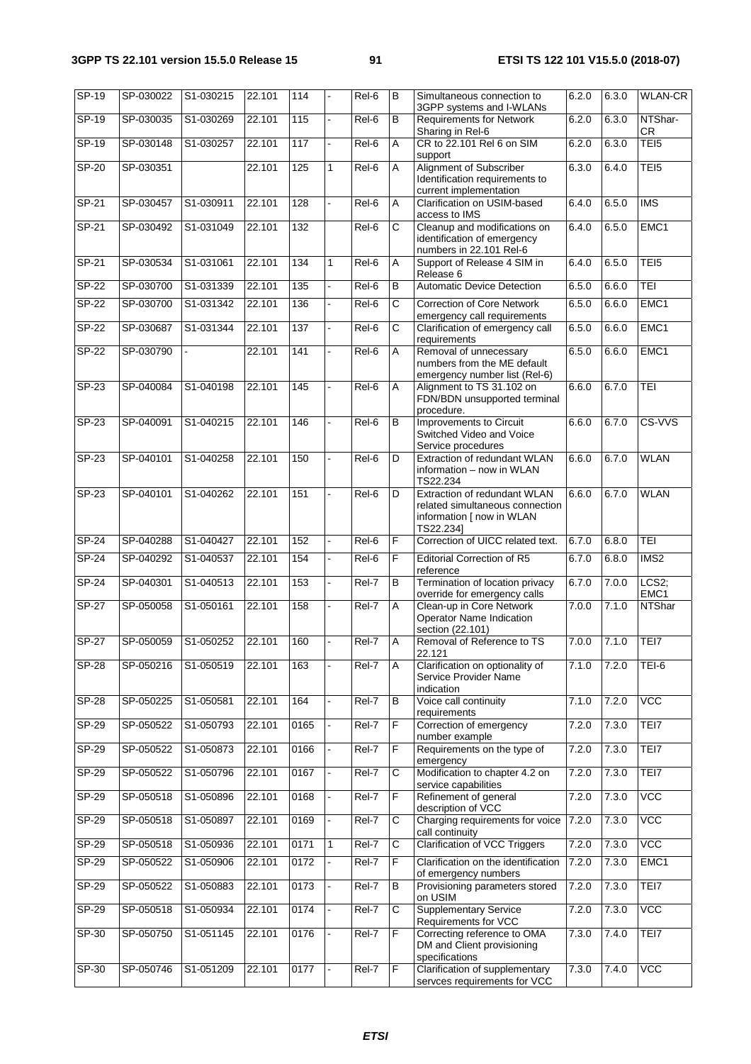| SP-19 | SP-030022 | S1-030215 | 22.101 | 114 | - | Rel-6 | B | Simultaneous connection to 3GPP systems and I-WLANs | 6.2.0 | 6.3.0 | WLAN-CR |
|---|---|---|---|---|---|---|---|---|---|---|---|
| SP-19 | SP-030035 | S1-030269 | 22.101 | 115 | - | Rel-6 | B | Requirements for Network Sharing in Rel-6 | 6.2.0 | 6.3.0 | NTShar-CR |
| SP-19 | SP-030148 | S1-030257 | 22.101 | 117 | - | Rel-6 | A | CR to 22.101 Rel 6 on SIM support | 6.2.0 | 6.3.0 | TEI5 |
| SP-20 | SP-030351 | | 22.101 | 125 | 1 | Rel-6 | A | Alignment of Subscriber Identification requirements to current implementation | 6.3.0 | 6.4.0 | TEI5 |
| SP-21 | SP-030457 | S1-030911 | 22.101 | 128 | - | Rel-6 | A | Clarification on USIM-based access to IMS | 6.4.0 | 6.5.0 | IMS |
| SP-21 | SP-030492 | S1-031049 | 22.101 | 132 | | Rel-6 | C | Cleanup and modifications on identification of emergency numbers in 22.101 Rel-6 | 6.4.0 | 6.5.0 | EMC1 |
| SP-21 | SP-030534 | S1-031061 | 22.101 | 134 | 1 | Rel-6 | A | Support of Release 4 SIM in Release 6 | 6.4.0 | 6.5.0 | TEI5 |
| SP-22 | SP-030700 | S1-031339 | 22.101 | 135 | - | Rel-6 | B | Automatic Device Detection | 6.5.0 | 6.6.0 | TEI |
| SP-22 | SP-030700 | S1-031342 | 22.101 | 136 | - | Rel-6 | C | Correction of Core Network emergency call requirements | 6.5.0 | 6.6.0 | EMC1 |
| SP-22 | SP-030687 | S1-031344 | 22.101 | 137 | - | Rel-6 | C | Clarification of emergency call requirements | 6.5.0 | 6.6.0 | EMC1 |
| SP-22 | SP-030790 | - | 22.101 | 141 | - | Rel-6 | A | Removal of unnecessary numbers from the ME default emergency number list (Rel-6) | 6.5.0 | 6.6.0 | EMC1 |
| SP-23 | SP-040084 | S1-040198 | 22.101 | 145 | - | Rel-6 | A | Alignment to TS 31.102 on FDN/BDN unsupported terminal procedure. | 6.6.0 | 6.7.0 | TEI |
| SP-23 | SP-040091 | S1-040215 | 22.101 | 146 | - | Rel-6 | B | Improvements to Circuit Switched Video and Voice Service procedures | 6.6.0 | 6.7.0 | CS-VVS |
| SP-23 | SP-040101 | S1-040258 | 22.101 | 150 | - | Rel-6 | D | Extraction of redundant WLAN information – now in WLAN TS22.234 | 6.6.0 | 6.7.0 | WLAN |
| SP-23 | SP-040101 | S1-040262 | 22.101 | 151 | - | Rel-6 | D | Extraction of redundant WLAN related simultaneous connection information [ now in WLAN TS22.234] | 6.6.0 | 6.7.0 | WLAN |
| SP-24 | SP-040288 | S1-040427 | 22.101 | 152 | - | Rel-6 | F | Correction of UICC related text. | 6.7.0 | 6.8.0 | TEI |
| SP-24 | SP-040292 | S1-040537 | 22.101 | 154 | - | Rel-6 | F | Editorial Correction of R5 reference | 6.7.0 | 6.8.0 | IMS2 |
| SP-24 | SP-040301 | S1-040513 | 22.101 | 153 | - | Rel-7 | B | Termination of location privacy override for emergency calls | 6.7.0 | 7.0.0 | LCS2; EMC1 |
| SP-27 | SP-050058 | S1-050161 | 22.101 | 158 | - | Rel-7 | A | Clean-up in Core Network Operator Name Indication section (22.101) | 7.0.0 | 7.1.0 | NTShar |
| SP-27 | SP-050059 | S1-050252 | 22.101 | 160 | - | Rel-7 | A | Removal of Reference to TS 22.121 | 7.0.0 | 7.1.0 | TEI7 |
| SP-28 | SP-050216 | S1-050519 | 22.101 | 163 | - | Rel-7 | A | Clarification on optionality of Service Provider Name indication | 7.1.0 | 7.2.0 | TEI-6 |
| SP-28 | SP-050225 | S1-050581 | 22.101 | 164 | - | Rel-7 | B | Voice call continuity requirements | 7.1.0 | 7.2.0 | VCC |
| SP-29 | SP-050522 | S1-050793 | 22.101 | 0165 | - | Rel-7 | F | Correction of emergency number example | 7.2.0 | 7.3.0 | TEI7 |
| SP-29 | SP-050522 | S1-050873 | 22.101 | 0166 | - | Rel-7 | F | Requirements on the type of emergency | 7.2.0 | 7.3.0 | TEI7 |
| SP-29 | SP-050522 | S1-050796 | 22.101 | 0167 | - | Rel-7 | C | Modification to chapter 4.2 on service capabilities | 7.2.0 | 7.3.0 | TEI7 |
| SP-29 | SP-050518 | S1-050896 | 22.101 | 0168 | - | Rel-7 | F | Refinement of general description of VCC | 7.2.0 | 7.3.0 | VCC |
| SP-29 | SP-050518 | S1-050897 | 22.101 | 0169 | - | Rel-7 | C | Charging requirements for voice call continuity | 7.2.0 | 7.3.0 | VCC |
| SP-29 | SP-050518 | S1-050936 | 22.101 | 0171 | 1 | Rel-7 | C | Clarification of VCC Triggers | 7.2.0 | 7.3.0 | VCC |
| SP-29 | SP-050522 | S1-050906 | 22.101 | 0172 | - | Rel-7 | F | Clarification on the identification of emergency numbers | 7.2.0 | 7.3.0 | EMC1 |
| SP-29 | SP-050522 | S1-050883 | 22.101 | 0173 | - | Rel-7 | B | Provisioning parameters stored on USIM | 7.2.0 | 7.3.0 | TEI7 |
| SP-29 | SP-050518 | S1-050934 | 22.101 | 0174 | - | Rel-7 | C | Supplementary Service Requirements for VCC | 7.2.0 | 7.3.0 | VCC |
| SP-30 | SP-050750 | S1-051145 | 22.101 | 0176 | - | Rel-7 | F | Correcting reference to OMA DM and Client provisioning specifications | 7.3.0 | 7.4.0 | TEI7 |
| SP-30 | SP-050746 | S1-051209 | 22.101 | 0177 | - | Rel-7 | F | Clarification of supplementary servces requirements for VCC | 7.3.0 | 7.4.0 | VCC |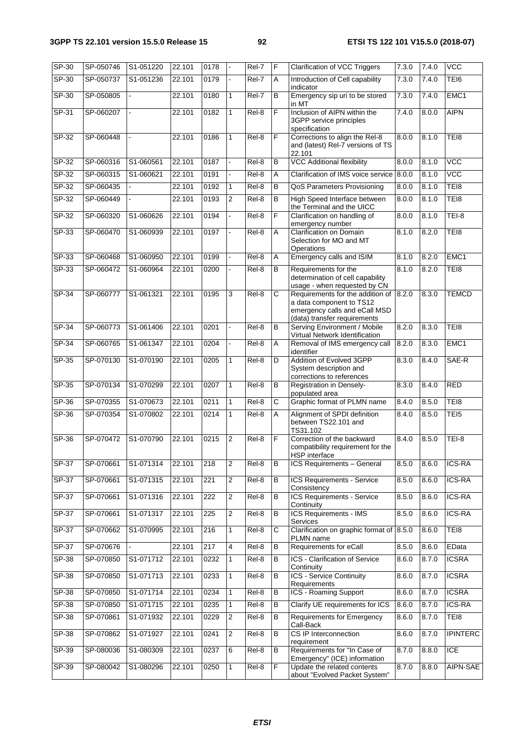| SP-30 | SP-050746 | S1-051220 | 22.101 | 0178 | - | Rel-7 | F | Clarification of VCC Triggers | 7.3.0 | 7.4.0 | VCC |
|---|---|---|---|---|---|---|---|---|---|---|---|
| SP-30 | SP-050737 | S1-051236 | 22.101 | 0179 | - | Rel-7 | A | Introduction of Cell capability indicator | 7.3.0 | 7.4.0 | TEI6 |
| SP-30 | SP-050805 | - | 22.101 | 0180 | 1 | Rel-7 | B | Emergency sip uri to be stored in MT | 7.3.0 | 7.4.0 | EMC1 |
| SP-31 | SP-060207 | - | 22.101 | 0182 | 1 | Rel-8 | F | Inclusion of AIPN within the 3GPP service principles specification | 7.4.0 | 8.0.0 | AIPN |
| SP-32 | SP-060448 | - | 22.101 | 0186 | 1 | Rel-8 | F | Corrections to align the Rel-8 and (latest) Rel-7 versions of TS 22.101 | 8.0.0 | 8.1.0 | TEI8 |
| SP-32 | SP-060316 | S1-060561 | 22.101 | 0187 | - | Rel-8 | B | VCC Additional flexibility | 8.0.0 | 8.1.0 | VCC |
| SP-32 | SP-060315 | S1-060621 | 22.101 | 0191 | - | Rel-8 | A | Clarification of IMS voice service | 8.0.0 | 8.1.0 | VCC |
| SP-32 | SP-060435 | - | 22.101 | 0192 | 1 | Rel-8 | B | QoS Parameters Provisioning | 8.0.0 | 8.1.0 | TEI8 |
| SP-32 | SP-060449 | - | 22.101 | 0193 | 2 | Rel-8 | B | High Speed Interface between the Terminal and the UICC | 8.0.0 | 8.1.0 | TEI8 |
| SP-32 | SP-060320 | S1-060626 | 22.101 | 0194 | - | Rel-8 | F | Clarification on handling of emergency number | 8.0.0 | 8.1.0 | TEI-8 |
| SP-33 | SP-060470 | S1-060939 | 22.101 | 0197 | - | Rel-8 | A | Clarification on Domain Selection for MO and MT Operations | 8.1.0 | 8.2.0 | TEI8 |
| SP-33 | SP-060468 | S1-060950 | 22.101 | 0199 | - | Rel-8 | A | Emergency calls and ISIM | 8.1.0 | 8.2.0 | EMC1 |
| SP-33 | SP-060472 | S1-060964 | 22.101 | 0200 | - | Rel-8 | B | Requirements for the determination of cell capability usage - when requested by CN | 8.1.0 | 8.2.0 | TEI8 |
| SP-34 | SP-060777 | S1-061321 | 22.101 | 0195 | 3 | Rel-8 | C | Requirements for the addition of a data component to TS12 emergency calls and eCall MSD (data) transfer requirements | 8.2.0 | 8.3.0 | TEMCD |
| SP-34 | SP-060773 | S1-061406 | 22.101 | 0201 | - | Rel-8 | B | Serving Environment / Mobile Virtual Network Identification | 8.2.0 | 8.3.0 | TEI8 |
| SP-34 | SP-060765 | S1-061347 | 22.101 | 0204 | - | Rel-8 | A | Removal of IMS emergency call identifier | 8.2.0 | 8.3.0 | EMC1 |
| SP-35 | SP-070130 | S1-070190 | 22.101 | 0205 | 1 | Rel-8 | D | Addition of Evolved 3GPP System description and corrections to references | 8.3.0 | 8.4.0 | SAE-R |
| SP-35 | SP-070134 | S1-070299 | 22.101 | 0207 | 1 | Rel-8 | B | Registration in Densely-populated area | 8.3.0 | 8.4.0 | RED |
| SP-36 | SP-070355 | S1-070673 | 22.101 | 0211 | 1 | Rel-8 | C | Graphic format of PLMN name | 8.4.0 | 8.5.0 | TEI8 |
| SP-36 | SP-070354 | S1-070802 | 22.101 | 0214 | 1 | Rel-8 | A | Alignment of SPDI definition between TS22.101 and TS31.102 | 8.4.0 | 8.5.0 | TEI5 |
| SP-36 | SP-070472 | S1-070790 | 22.101 | 0215 | 2 | Rel-8 | F | Correction of the backward compatibility requirement for the HSP interface | 8.4.0 | 8.5.0 | TEI-8 |
| SP-37 | SP-070661 | S1-071314 | 22.101 | 218 | 2 | Rel-8 | B | ICS Requirements – General | 8.5.0 | 8.6.0 | ICS-RA |
| SP-37 | SP-070661 | S1-071315 | 22.101 | 221 | 2 | Rel-8 | B | ICS Requirements - Service Consistency | 8.5.0 | 8.6.0 | ICS-RA |
| SP-37 | SP-070661 | S1-071316 | 22.101 | 222 | 2 | Rel-8 | B | ICS Requirements - Service Continuity | 8.5.0 | 8.6.0 | ICS-RA |
| SP-37 | SP-070661 | S1-071317 | 22.101 | 225 | 2 | Rel-8 | B | ICS Requirements - IMS Services | 8.5.0 | 8.6.0 | ICS-RA |
| SP-37 | SP-070662 | S1-070995 | 22.101 | 216 | 1 | Rel-8 | C | Clarification on graphic format of PLMN name | 8.5.0 | 8.6.0 | TEI8 |
| SP-37 | SP-070676 | - | 22.101 | 217 | 4 | Rel-8 | B | Requirements for eCall | 8.5.0 | 8.6.0 | EData |
| SP-38 | SP-070850 | S1-071712 | 22.101 | 0232 | 1 | Rel-8 | B | ICS - Clarification of Service Continuity | 8.6.0 | 8.7.0 | ICSRA |
| SP-38 | SP-070850 | S1-071713 | 22.101 | 0233 | 1 | Rel-8 | B | ICS - Service Continuity Requirements | 8.6.0 | 8.7.0 | ICSRA |
| SP-38 | SP-070850 | S1-071714 | 22.101 | 0234 | 1 | Rel-8 | B | ICS - Roaming Support | 8.6.0 | 8.7.0 | ICSRA |
| SP-38 | SP-070850 | S1-071715 | 22.101 | 0235 | 1 | Rel-8 | B | Clarify UE requirements for ICS | 8.6.0 | 8.7.0 | ICS-RA |
| SP-38 | SP-070861 | S1-071932 | 22.101 | 0229 | 2 | Rel-8 | B | Requirements for Emergency Call-Back | 8.6.0 | 8.7.0 | TEI8 |
| SP-38 | SP-070862 | S1-071927 | 22.101 | 0241 | 2 | Rel-8 | B | CS IP Interconnection requirement | 8.6.0 | 8.7.0 | IPINTERC |
| SP-39 | SP-080036 | S1-080309 | 22.101 | 0237 | 6 | Rel-8 | B | Requirements for "In Case of Emergency" (ICE) information | 8.7.0 | 8.8.0 | ICE |
| SP-39 | SP-080042 | S1-080296 | 22.101 | 0250 | 1 | Rel-8 | F | Update the related contents about "Evolved Packet System" | 8.7.0 | 8.8.0 | AIPN-SAE |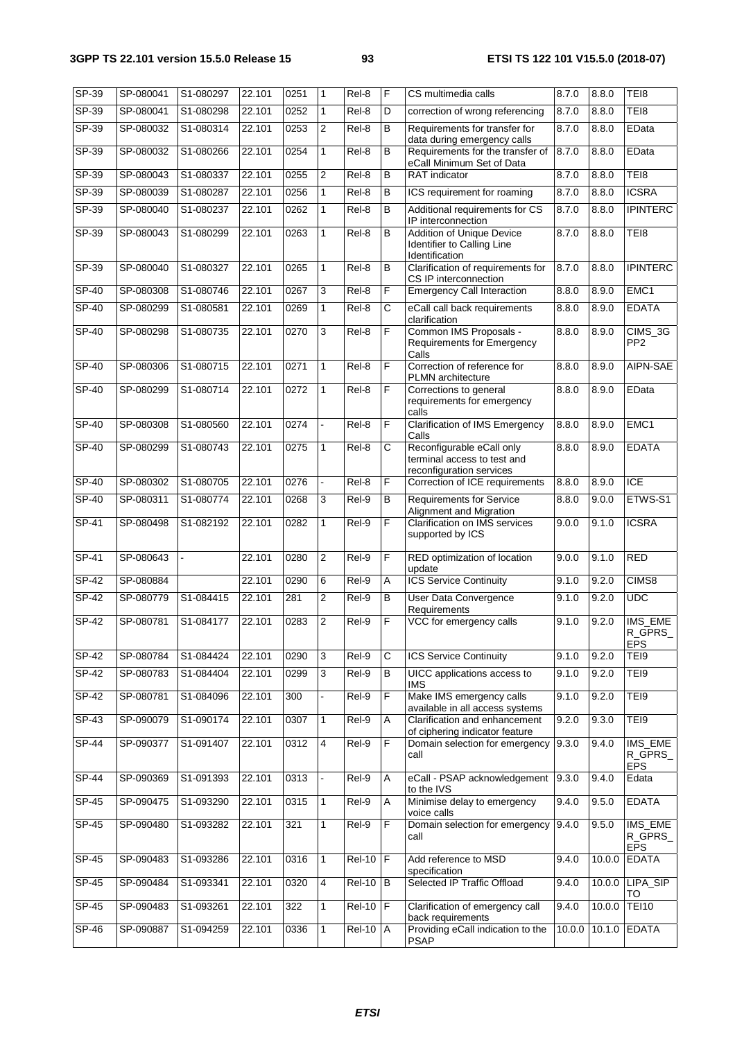| SP-39 | SP-080041 | S1-080297 | 22.101 | 0251 | 1 | Rel-8 | F | CS multimedia calls | 8.7.0 | 8.8.0 | TEI8 |
|---|---|---|---|---|---|---|---|---|---|---|---|
| SP-39 | SP-080041 | S1-080298 | 22.101 | 0252 | 1 | Rel-8 | D | correction of wrong referencing | 8.7.0 | 8.8.0 | TEI8 |
| SP-39 | SP-080032 | S1-080314 | 22.101 | 0253 | 2 | Rel-8 | B | Requirements for transfer for data during emergency calls | 8.7.0 | 8.8.0 | EData |
| SP-39 | SP-080032 | S1-080266 | 22.101 | 0254 | 1 | Rel-8 | B | Requirements for the transfer of eCall Minimum Set of Data | 8.7.0 | 8.8.0 | EData |
| SP-39 | SP-080043 | S1-080337 | 22.101 | 0255 | 2 | Rel-8 | B | RAT indicator | 8.7.0 | 8.8.0 | TEI8 |
| SP-39 | SP-080039 | S1-080287 | 22.101 | 0256 | 1 | Rel-8 | B | ICS requirement for roaming | 8.7.0 | 8.8.0 | ICSRA |
| SP-39 | SP-080040 | S1-080237 | 22.101 | 0262 | 1 | Rel-8 | B | Additional requirements for CS IP interconnection | 8.7.0 | 8.8.0 | IPINTERC |
| SP-39 | SP-080043 | S1-080299 | 22.101 | 0263 | 1 | Rel-8 | B | Addition of Unique Device Identifier to Calling Line Identification | 8.7.0 | 8.8.0 | TEI8 |
| SP-39 | SP-080040 | S1-080327 | 22.101 | 0265 | 1 | Rel-8 | B | Clarification of requirements for CS IP interconnection | 8.7.0 | 8.8.0 | IPINTERC |
| SP-40 | SP-080308 | S1-080746 | 22.101 | 0267 | 3 | Rel-8 | F | Emergency Call Interaction | 8.8.0 | 8.9.0 | EMC1 |
| SP-40 | SP-080299 | S1-080581 | 22.101 | 0269 | 1 | Rel-8 | C | eCall call back requirements clarification | 8.8.0 | 8.9.0 | EDATA |
| SP-40 | SP-080298 | S1-080735 | 22.101 | 0270 | 3 | Rel-8 | F | Common IMS Proposals - Requirements for Emergency Calls | 8.8.0 | 8.9.0 | CIMS_3GPP2 |
| SP-40 | SP-080306 | S1-080715 | 22.101 | 0271 | 1 | Rel-8 | F | Correction of reference for PLMN architecture | 8.8.0 | 8.9.0 | AIPN-SAE |
| SP-40 | SP-080299 | S1-080714 | 22.101 | 0272 | 1 | Rel-8 | F | Corrections to general requirements for emergency calls | 8.8.0 | 8.9.0 | EData |
| SP-40 | SP-080308 | S1-080560 | 22.101 | 0274 | - | Rel-8 | F | Clarification of IMS Emergency Calls | 8.8.0 | 8.9.0 | EMC1 |
| SP-40 | SP-080299 | S1-080743 | 22.101 | 0275 | 1 | Rel-8 | C | Reconfigurable eCall only terminal access to test and reconfiguration services | 8.8.0 | 8.9.0 | EDATA |
| SP-40 | SP-080302 | S1-080705 | 22.101 | 0276 | - | Rel-8 | F | Correction of ICE requirements | 8.8.0 | 8.9.0 | ICE |
| SP-40 | SP-080311 | S1-080774 | 22.101 | 0268 | 3 | Rel-9 | B | Requirements for Service Alignment and Migration | 8.8.0 | 9.0.0 | ETWS-S1 |
| SP-41 | SP-080498 | S1-082192 | 22.101 | 0282 | 1 | Rel-9 | F | Clarification on IMS services supported by ICS | 9.0.0 | 9.1.0 | ICSRA |
| SP-41 | SP-080643 | - | 22.101 | 0280 | 2 | Rel-9 | F | RED optimization of location update | 9.0.0 | 9.1.0 | RED |
| SP-42 | SP-080884 | | 22.101 | 0290 | 6 | Rel-9 | A | ICS Service Continuity | 9.1.0 | 9.2.0 | CIMS8 |
| SP-42 | SP-080779 | S1-084415 | 22.101 | 281 | 2 | Rel-9 | B | User Data Convergence Requirements | 9.1.0 | 9.2.0 | UDC |
| SP-42 | SP-080781 | S1-084177 | 22.101 | 0283 | 2 | Rel-9 | F | VCC for emergency calls | 9.1.0 | 9.2.0 | IMS_EMER_GPRS_EPS |
| SP-42 | SP-080784 | S1-084424 | 22.101 | 0290 | 3 | Rel-9 | C | ICS Service Continuity | 9.1.0 | 9.2.0 | TEI9 |
| SP-42 | SP-080783 | S1-084404 | 22.101 | 0299 | 3 | Rel-9 | B | UICC applications access to IMS | 9.1.0 | 9.2.0 | TEI9 |
| SP-42 | SP-080781 | S1-084096 | 22.101 | 300 | - | Rel-9 | F | Make IMS emergency calls available in all access systems | 9.1.0 | 9.2.0 | TEI9 |
| SP-43 | SP-090079 | S1-090174 | 22.101 | 0307 | 1 | Rel-9 | A | Clarification and enhancement of ciphering indicator feature | 9.2.0 | 9.3.0 | TEI9 |
| SP-44 | SP-090377 | S1-091407 | 22.101 | 0312 | 4 | Rel-9 | F | Domain selection for emergency call | 9.3.0 | 9.4.0 | IMS_EMER_GPRS_EPS |
| SP-44 | SP-090369 | S1-091393 | 22.101 | 0313 | - | Rel-9 | A | eCall - PSAP acknowledgement to the IVS | 9.3.0 | 9.4.0 | Edata |
| SP-45 | SP-090475 | S1-093290 | 22.101 | 0315 | 1 | Rel-9 | A | Minimise delay to emergency voice calls | 9.4.0 | 9.5.0 | EDATA |
| SP-45 | SP-090480 | S1-093282 | 22.101 | 321 | 1 | Rel-9 | F | Domain selection for emergency call | 9.4.0 | 9.5.0 | IMS_EMER_GPRS_EPS |
| SP-45 | SP-090483 | S1-093286 | 22.101 | 0316 | 1 | Rel-10 | F | Add reference to MSD specification | 9.4.0 | 10.0.0 | EDATA |
| SP-45 | SP-090484 | S1-093341 | 22.101 | 0320 | 4 | Rel-10 | B | Selected IP Traffic Offload | 9.4.0 | 10.0.0 | LIPA_SIPTO |
| SP-45 | SP-090483 | S1-093261 | 22.101 | 322 | 1 | Rel-10 | F | Clarification of emergency call back requirements | 9.4.0 | 10.0.0 | TEI10 |
| SP-46 | SP-090887 | S1-094259 | 22.101 | 0336 | 1 | Rel-10 | A | Providing eCall indication to the PSAP | 10.0.0 | 10.1.0 | EDATA |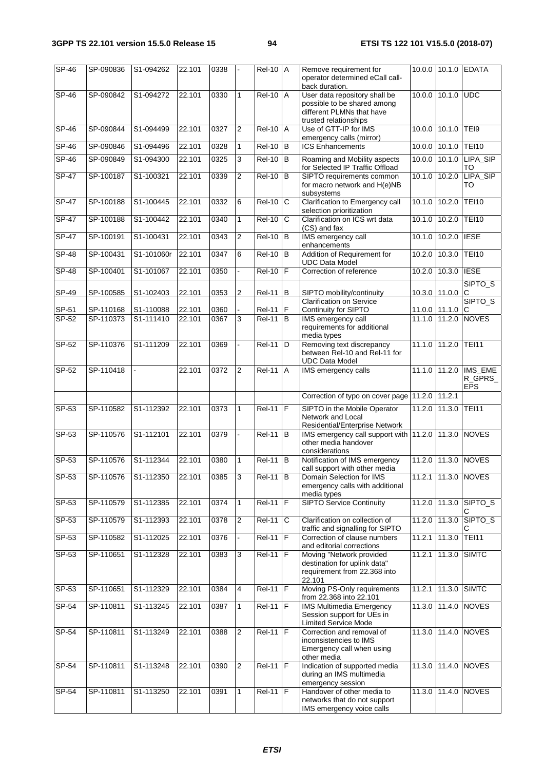| SP-46 | SP-090836 | S1-094262 | 22.101 | 0338 | - | Rel-10 | A | Remove requirement for operator determined eCall call-back duration. | 10.0.0 | 10.1.0 | EDATA |
|---|---|---|---|---|---|---|---|---|---|---|---|
| SP-46 | SP-090842 | S1-094272 | 22.101 | 0330 | 1 | Rel-10 | A | User data repository shall be possible to be shared among different PLMNs that have trusted relationships | 10.0.0 | 10.1.0 | UDC |
| SP-46 | SP-090844 | S1-094499 | 22.101 | 0327 | 2 | Rel-10 | A | Use of GTT-IP for IMS emergency calls (mirror) | 10.0.0 | 10.1.0 | TEI9 |
| SP-46 | SP-090846 | S1-094496 | 22.101 | 0328 | 1 | Rel-10 | B | ICS Enhancements | 10.0.0 | 10.1.0 | TEI10 |
| SP-46 | SP-090849 | S1-094300 | 22.101 | 0325 | 3 | Rel-10 | B | Roaming and Mobility aspects for Selected IP Traffic Offload | 10.0.0 | 10.1.0 | LIPA_SIPTO |
| SP-47 | SP-100187 | S1-100321 | 22.101 | 0339 | 2 | Rel-10 | B | SIPTO requirements common for macro network and H(e)NB subsystems | 10.1.0 | 10.2.0 | LIPA_SIPTO |
| SP-47 | SP-100188 | S1-100445 | 22.101 | 0332 | 6 | Rel-10 | C | Clarification to Emergency call selection prioritization | 10.1.0 | 10.2.0 | TEI10 |
| SP-47 | SP-100188 | S1-100442 | 22.101 | 0340 | 1 | Rel-10 | C | Clarification on ICS wrt data (CS) and fax | 10.1.0 | 10.2.0 | TEI10 |
| SP-47 | SP-100191 | S1-100431 | 22.101 | 0343 | 2 | Rel-10 | B | IMS emergency call enhancements | 10.1.0 | 10.2.0 | IESE |
| SP-48 | SP-100431 | S1-101060r | 22.101 | 0347 | 6 | Rel-10 | B | Addition of Requirement for UDC Data Model | 10.2.0 | 10.3.0 | TEI10 |
| SP-48 | SP-100401 | S1-101067 | 22.101 | 0350 | - | Rel-10 | F | Correction of reference | 10.2.0 | 10.3.0 | IESE |
| SP-49 | SP-100585 | S1-102403 | 22.101 | 0353 | 2 | Rel-11 | B | SIPTO mobility/continuity | 10.3.0 | 11.0.0 | SIPTO_SC |
| SP-51 | SP-110168 | S1-110088 | 22.101 | 0360 | - | Rel-11 | F | Clarification on Service Continuity for SIPTO | 11.0.0 | 11.1.0 | SIPTO_SC |
| SP-52 | SP-110373 | S1-111410 | 22.101 | 0367 | 3 | Rel-11 | B | IMS emergency call requirements for additional media types | 11.1.0 | 11.2.0 | NOVES |
| SP-52 | SP-110376 | S1-111209 | 22.101 | 0369 | - | Rel-11 | D | Removing text discrepancy between Rel-10 and Rel-11 for UDC Data Model | 11.1.0 | 11.2.0 | TEI11 |
| SP-52 | SP-110418 | - | 22.101 | 0372 | 2 | Rel-11 | A | IMS emergency calls | 11.1.0 | 11.2.0 | IMS_EMER_GPRS_EPS |
| | | | | | | | | Correction of typo on cover page | 11.2.0 | 11.2.1 | |
| SP-53 | SP-110582 | S1-112392 | 22.101 | 0373 | 1 | Rel-11 | F | SIPTO in the Mobile Operator Network and Local Residential/Enterprise Network | 11.2.0 | 11.3.0 | TEI11 |
| SP-53 | SP-110576 | S1-112101 | 22.101 | 0379 | - | Rel-11 | B | IMS emergency call support with other media handover considerations | 11.2.0 | 11.3.0 | NOVES |
| SP-53 | SP-110576 | S1-112344 | 22.101 | 0380 | 1 | Rel-11 | B | Notification of IMS emergency call support with other media | 11.2.0 | 11.3.0 | NOVES |
| SP-53 | SP-110576 | S1-112350 | 22.101 | 0385 | 3 | Rel-11 | B | Domain Selection for IMS emergency calls with additional media types | 11.2.1 | 11.3.0 | NOVES |
| SP-53 | SP-110579 | S1-112385 | 22.101 | 0374 | 1 | Rel-11 | F | SIPTO Service Continuity | 11.2.0 | 11.3.0 | SIPTO_SC |
| SP-53 | SP-110579 | S1-112393 | 22.101 | 0378 | 2 | Rel-11 | C | Clarification on collection of traffic and signalling for SIPTO | 11.2.0 | 11.3.0 | SIPTO_SC |
| SP-53 | SP-110582 | S1-112025 | 22.101 | 0376 | - | Rel-11 | F | Correction of clause numbers and editorial corrections | 11.2.1 | 11.3.0 | TEI11 |
| SP-53 | SP-110651 | S1-112328 | 22.101 | 0383 | 3 | Rel-11 | F | Moving "Network provided destination for uplink data" requirement from 22.368 into 22.101 | 11.2.1 | 11.3.0 | SIMTC |
| SP-53 | SP-110651 | S1-112329 | 22.101 | 0384 | 4 | Rel-11 | F | Moving PS-Only requirements from 22.368 into 22.101 | 11.2.1 | 11.3.0 | SIMTC |
| SP-54 | SP-110811 | S1-113245 | 22.101 | 0387 | 1 | Rel-11 | F | IMS Multimedia Emergency Session support for UEs in Limited Service Mode | 11.3.0 | 11.4.0 | NOVES |
| SP-54 | SP-110811 | S1-113249 | 22.101 | 0388 | 2 | Rel-11 | F | Correction and removal of inconsistencies to IMS Emergency call when using other media | 11.3.0 | 11.4.0 | NOVES |
| SP-54 | SP-110811 | S1-113248 | 22.101 | 0390 | 2 | Rel-11 | F | Indication of supported media during an IMS multimedia emergency session | 11.3.0 | 11.4.0 | NOVES |
| SP-54 | SP-110811 | S1-113250 | 22.101 | 0391 | 1 | Rel-11 | F | Handover of other media to networks that do not support IMS emergency voice calls | 11.3.0 | 11.4.0 | NOVES |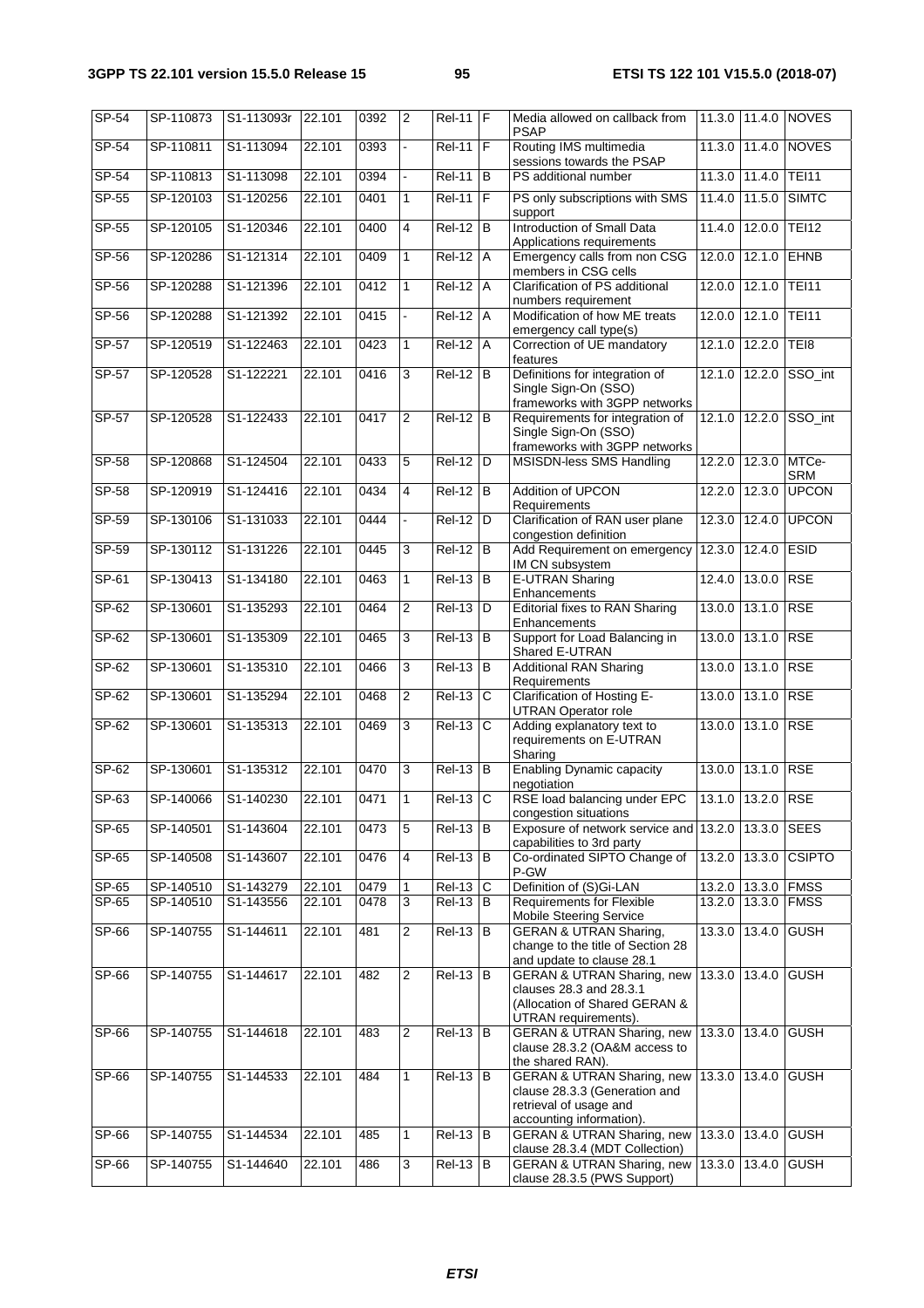| SP-54 | SP-110873 | S1-113093r | 22.101 | 0392 | 2 | Rel-11 | F | Media allowed on callback from PSAP | 11.3.0 | 11.4.0 | NOVES |
|---|---|---|---|---|---|---|---|---|---|---|---|
| SP-54 | SP-110811 | S1-113094 | 22.101 | 0393 | - | Rel-11 | F | Routing IMS multimedia sessions towards the PSAP | 11.3.0 | 11.4.0 | NOVES |
| SP-54 | SP-110813 | S1-113098 | 22.101 | 0394 | - | Rel-11 | B | PS additional number | 11.3.0 | 11.4.0 | TEI11 |
| SP-55 | SP-120103 | S1-120256 | 22.101 | 0401 | 1 | Rel-11 | F | PS only subscriptions with SMS support | 11.4.0 | 11.5.0 | SIMTC |
| SP-55 | SP-120105 | S1-120346 | 22.101 | 0400 | 4 | Rel-12 | B | Introduction of Small Data Applications requirements | 11.4.0 | 12.0.0 | TEI12 |
| SP-56 | SP-120286 | S1-121314 | 22.101 | 0409 | 1 | Rel-12 | A | Emergency calls from non CSG members in CSG cells | 12.0.0 | 12.1.0 | EHNB |
| SP-56 | SP-120288 | S1-121396 | 22.101 | 0412 | 1 | Rel-12 | A | Clarification of PS additional numbers requirement | 12.0.0 | 12.1.0 | TEI11 |
| SP-56 | SP-120288 | S1-121392 | 22.101 | 0415 | - | Rel-12 | A | Modification of how ME treats emergency call type(s) | 12.0.0 | 12.1.0 | TEI11 |
| SP-57 | SP-120519 | S1-122463 | 22.101 | 0423 | 1 | Rel-12 | A | Correction of UE mandatory features | 12.1.0 | 12.2.0 | TEI8 |
| SP-57 | SP-120528 | S1-122221 | 22.101 | 0416 | 3 | Rel-12 | B | Definitions for integration of Single Sign-On (SSO) frameworks with 3GPP networks | 12.1.0 | 12.2.0 | SSO_int |
| SP-57 | SP-120528 | S1-122433 | 22.101 | 0417 | 2 | Rel-12 | B | Requirements for integration of Single Sign-On (SSO) frameworks with 3GPP networks | 12.1.0 | 12.2.0 | SSO_int |
| SP-58 | SP-120868 | S1-124504 | 22.101 | 0433 | 5 | Rel-12 | D | MSISDN-less SMS Handling | 12.2.0 | 12.3.0 | MTCe-SRM |
| SP-58 | SP-120919 | S1-124416 | 22.101 | 0434 | 4 | Rel-12 | B | Addition of UPCON Requirements | 12.2.0 | 12.3.0 | UPCON |
| SP-59 | SP-130106 | S1-131033 | 22.101 | 0444 | - | Rel-12 | D | Clarification of RAN user plane congestion definition | 12.3.0 | 12.4.0 | UPCON |
| SP-59 | SP-130112 | S1-131226 | 22.101 | 0445 | 3 | Rel-12 | B | Add Requirement on emergency IM CN subsystem | 12.3.0 | 12.4.0 | ESID |
| SP-61 | SP-130413 | S1-134180 | 22.101 | 0463 | 1 | Rel-13 | B | E-UTRAN Sharing Enhancements | 12.4.0 | 13.0.0 | RSE |
| SP-62 | SP-130601 | S1-135293 | 22.101 | 0464 | 2 | Rel-13 | D | Editorial fixes to RAN Sharing Enhancements | 13.0.0 | 13.1.0 | RSE |
| SP-62 | SP-130601 | S1-135309 | 22.101 | 0465 | 3 | Rel-13 | B | Support for Load Balancing in Shared E-UTRAN | 13.0.0 | 13.1.0 | RSE |
| SP-62 | SP-130601 | S1-135310 | 22.101 | 0466 | 3 | Rel-13 | B | Additional RAN Sharing Requirements | 13.0.0 | 13.1.0 | RSE |
| SP-62 | SP-130601 | S1-135294 | 22.101 | 0468 | 2 | Rel-13 | C | Clarification of Hosting E-UTRAN Operator role | 13.0.0 | 13.1.0 | RSE |
| SP-62 | SP-130601 | S1-135313 | 22.101 | 0469 | 3 | Rel-13 | C | Adding explanatory text to requirements on E-UTRAN Sharing | 13.0.0 | 13.1.0 | RSE |
| SP-62 | SP-130601 | S1-135312 | 22.101 | 0470 | 3 | Rel-13 | B | Enabling Dynamic capacity negotiation | 13.0.0 | 13.1.0 | RSE |
| SP-63 | SP-140066 | S1-140230 | 22.101 | 0471 | 1 | Rel-13 | C | RSE load balancing under EPC congestion situations | 13.1.0 | 13.2.0 | RSE |
| SP-65 | SP-140501 | S1-143604 | 22.101 | 0473 | 5 | Rel-13 | B | Exposure of network service and capabilities to 3rd party | 13.2.0 | 13.3.0 | SEES |
| SP-65 | SP-140508 | S1-143607 | 22.101 | 0476 | 4 | Rel-13 | B | Co-ordinated SIPTO Change of P-GW | 13.2.0 | 13.3.0 | CSIPTO |
| SP-65 | SP-140510 | S1-143279 | 22.101 | 0479 | 1 | Rel-13 | C | Definition of (S)Gi-LAN | 13.2.0 | 13.3.0 | FMSS |
| SP-65 | SP-140510 | S1-143556 | 22.101 | 0478 | 3 | Rel-13 | B | Requirements for Flexible Mobile Steering Service | 13.2.0 | 13.3.0 | FMSS |
| SP-66 | SP-140755 | S1-144611 | 22.101 | 481 | 2 | Rel-13 | B | GERAN & UTRAN Sharing, change to the title of Section 28 and update to clause 28.1 | 13.3.0 | 13.4.0 | GUSH |
| SP-66 | SP-140755 | S1-144617 | 22.101 | 482 | 2 | Rel-13 | B | GERAN & UTRAN Sharing, new clauses 28.3 and 28.3.1 (Allocation of Shared GERAN & UTRAN requirements). | 13.3.0 | 13.4.0 | GUSH |
| SP-66 | SP-140755 | S1-144618 | 22.101 | 483 | 2 | Rel-13 | B | GERAN & UTRAN Sharing, new clause 28.3.2 (OA&M access to the shared RAN). | 13.3.0 | 13.4.0 | GUSH |
| SP-66 | SP-140755 | S1-144533 | 22.101 | 484 | 1 | Rel-13 | B | GERAN & UTRAN Sharing, new clause 28.3.3 (Generation and retrieval of usage and accounting information). | 13.3.0 | 13.4.0 | GUSH |
| SP-66 | SP-140755 | S1-144534 | 22.101 | 485 | 1 | Rel-13 | B | GERAN & UTRAN Sharing, new clause 28.3.4 (MDT Collection) | 13.3.0 | 13.4.0 | GUSH |
| SP-66 | SP-140755 | S1-144640 | 22.101 | 486 | 3 | Rel-13 | B | GERAN & UTRAN Sharing, new clause 28.3.5 (PWS Support) | 13.3.0 | 13.4.0 | GUSH |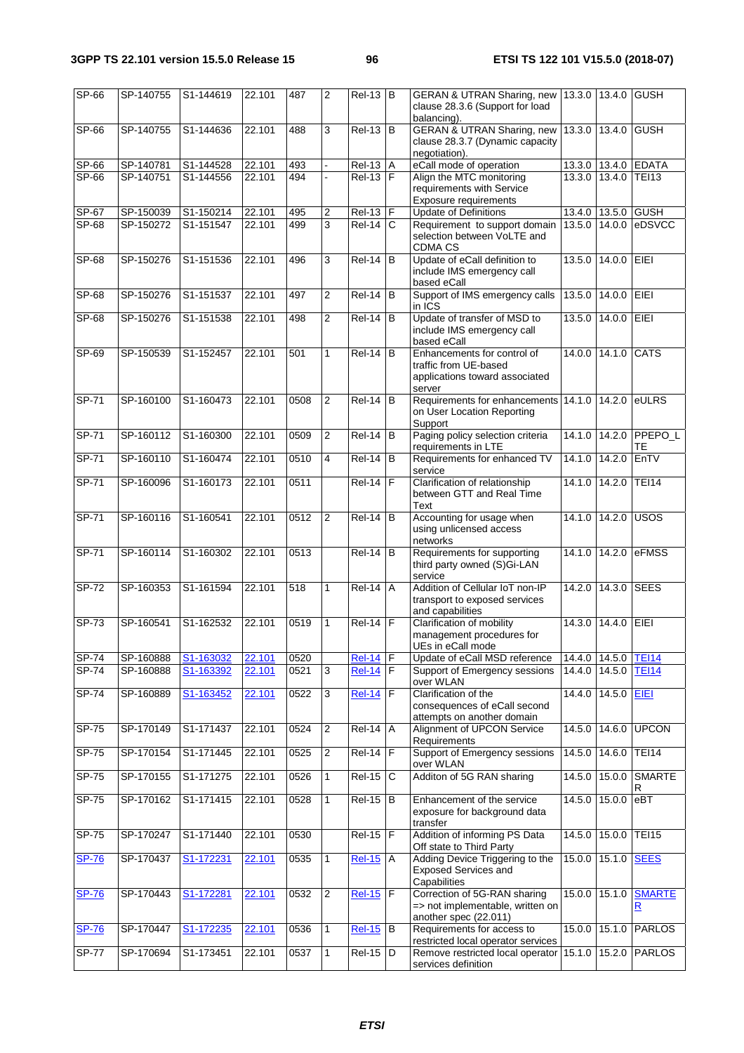| SP-66 | SP-140755 | S1-144619 | 22.101 | 487 | 2 | Rel-13 | B | GERAN & UTRAN Sharing, new clause 28.3.6 (Support for load balancing). | 13.3.0 | 13.4.0 | GUSH |
|---|---|---|---|---|---|---|---|---|---|---|---|
| SP-66 | SP-140755 | S1-144636 | 22.101 | 488 | 3 | Rel-13 | B | GERAN & UTRAN Sharing, new clause 28.3.7 (Dynamic capacity negotiation). | 13.3.0 | 13.4.0 | GUSH |
| SP-66 | SP-140781 | S1-144528 | 22.101 | 493 | - | Rel-13 | A | eCall mode of operation | 13.3.0 | 13.4.0 | EDATA |
| SP-66 | SP-140751 | S1-144556 | 22.101 | 494 | - | Rel-13 | F | Align the MTC monitoring requirements with Service Exposure requirements | 13.3.0 | 13.4.0 | TEI13 |
| SP-67 | SP-150039 | S1-150214 | 22.101 | 495 | 2 | Rel-13 | F | Update of Definitions | 13.4.0 | 13.5.0 | GUSH |
| SP-68 | SP-150272 | S1-151547 | 22.101 | 499 | 3 | Rel-14 | C | Requirement to support domain selection between VoLTE and CDMA CS | 13.5.0 | 14.0.0 | eDSVCC |
| SP-68 | SP-150276 | S1-151536 | 22.101 | 496 | 3 | Rel-14 | B | Update of eCall definition to include IMS emergency call based eCall | 13.5.0 | 14.0.0 | EIEI |
| SP-68 | SP-150276 | S1-151537 | 22.101 | 497 | 2 | Rel-14 | B | Support of IMS emergency calls in ICS | 13.5.0 | 14.0.0 | EIEI |
| SP-68 | SP-150276 | S1-151538 | 22.101 | 498 | 2 | Rel-14 | B | Update of transfer of MSD to include IMS emergency call based eCall | 13.5.0 | 14.0.0 | EIEI |
| SP-69 | SP-150539 | S1-152457 | 22.101 | 501 | 1 | Rel-14 | B | Enhancements for control of traffic from UE-based applications toward associated server | 14.0.0 | 14.1.0 | CATS |
| SP-71 | SP-160100 | S1-160473 | 22.101 | 0508 | 2 | Rel-14 | B | Requirements for enhancements on User Location Reporting Support | 14.1.0 | 14.2.0 | eULRS |
| SP-71 | SP-160112 | S1-160300 | 22.101 | 0509 | 2 | Rel-14 | B | Paging policy selection criteria requirements in LTE | 14.1.0 | 14.2.0 | PPEPO_LTE |
| SP-71 | SP-160110 | S1-160474 | 22.101 | 0510 | 4 | Rel-14 | B | Requirements for enhanced TV service | 14.1.0 | 14.2.0 | EnTV |
| SP-71 | SP-160096 | S1-160173 | 22.101 | 0511 | | Rel-14 | F | Clarification of relationship between GTT and Real Time Text | 14.1.0 | 14.2.0 | TEI14 |
| SP-71 | SP-160116 | S1-160541 | 22.101 | 0512 | 2 | Rel-14 | B | Accounting for usage when using unlicensed access networks | 14.1.0 | 14.2.0 | USOS |
| SP-71 | SP-160114 | S1-160302 | 22.101 | 0513 | | Rel-14 | B | Requirements for supporting third party owned (S)Gi-LAN service | 14.1.0 | 14.2.0 | eFMSS |
| SP-72 | SP-160353 | S1-161594 | 22.101 | 518 | 1 | Rel-14 | A | Addition of Cellular IoT non-IP transport to exposed services and capabilities | 14.2.0 | 14.3.0 | SEES |
| SP-73 | SP-160541 | S1-162532 | 22.101 | 0519 | 1 | Rel-14 | F | Clarification of mobility management procedures for UEs in eCall mode | 14.3.0 | 14.4.0 | EIEI |
| SP-74 | SP-160888 | S1-163032 | 22.101 | 0520 | | Rel-14 | F | Update of eCall MSD reference | 14.4.0 | 14.5.0 | TEI14 |
| SP-74 | SP-160888 | S1-163392 | 22.101 | 0521 | 3 | Rel-14 | F | Support of Emergency sessions over WLAN | 14.4.0 | 14.5.0 | TEI14 |
| SP-74 | SP-160889 | S1-163452 | 22.101 | 0522 | 3 | Rel-14 | F | Clarification of the consequences of eCall second attempts on another domain | 14.4.0 | 14.5.0 | EIEI |
| SP-75 | SP-170149 | S1-171437 | 22.101 | 0524 | 2 | Rel-14 | A | Alignment of UPCON Service Requirements | 14.5.0 | 14.6.0 | UPCON |
| SP-75 | SP-170154 | S1-171445 | 22.101 | 0525 | 2 | Rel-14 | F | Support of Emergency sessions over WLAN | 14.5.0 | 14.6.0 | TEI14 |
| SP-75 | SP-170155 | S1-171275 | 22.101 | 0526 | 1 | Rel-15 | C | Additon of 5G RAN sharing | 14.5.0 | 15.0.0 | SMARTER |
| SP-75 | SP-170162 | S1-171415 | 22.101 | 0528 | 1 | Rel-15 | B | Enhancement of the service exposure for background data transfer | 14.5.0 | 15.0.0 | eBT |
| SP-75 | SP-170247 | S1-171440 | 22.101 | 0530 | | Rel-15 | F | Addition of informing PS Data Off state to Third Party | 14.5.0 | 15.0.0 | TEI15 |
| SP-76 | SP-170437 | S1-172231 | 22.101 | 0535 | 1 | Rel-15 | A | Adding Device Triggering to the Exposed Services and Capabilities | 15.0.0 | 15.1.0 | SEES |
| SP-76 | SP-170443 | S1-172281 | 22.101 | 0532 | 2 | Rel-15 | F | Correction of 5G-RAN sharing => not implementable, written on another spec (22.011) | 15.0.0 | 15.1.0 | SMARTER |
| SP-76 | SP-170447 | S1-172235 | 22.101 | 0536 | 1 | Rel-15 | B | Requirements for access to restricted local operator services | 15.0.0 | 15.1.0 | PARLOS |
| SP-77 | SP-170694 | S1-173451 | 22.101 | 0537 | 1 | Rel-15 | D | Remove restricted local operator services definition | 15.1.0 | 15.2.0 | PARLOS |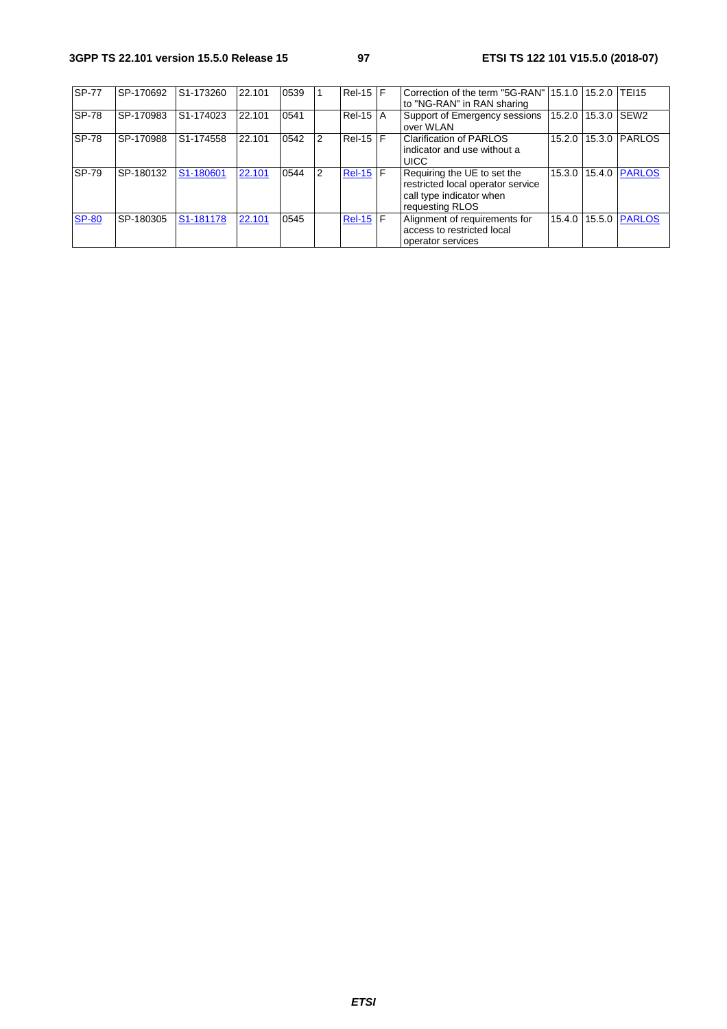| SP-77 | SP-170692 | S1-173260 | 22.101 | 0539 | 1 | Rel-15 | F | Correction of the term "5G-RAN" to "NG-RAN" in RAN sharing | 15.1.0 | 15.2.0 | TEI15 |
|---|---|---|---|---|---|---|---|---|---|---|---|
| SP-78 | SP-170983 | S1-174023 | 22.101 | 0541 | | Rel-15 | A | Support of Emergency sessions over WLAN | 15.2.0 | 15.3.0 | SEW2 |
| SP-78 | SP-170988 | S1-174558 | 22.101 | 0542 | 2 | Rel-15 | F | Clarification of PARLOS indicator and use without a UICC | 15.2.0 | 15.3.0 | PARLOS |
| SP-79 | SP-180132 | S1-180601 | 22.101 | 0544 | 2 | Rel-15 | F | Requiring the UE to set the restricted local operator service call type indicator when requesting RLOS | 15.3.0 | 15.4.0 | PARLOS |
| SP-80 | SP-180305 | S1-181178 | 22.101 | 0545 | | Rel-15 | F | Alignment of requirements for access to restricted local operator services | 15.4.0 | 15.5.0 | PARLOS |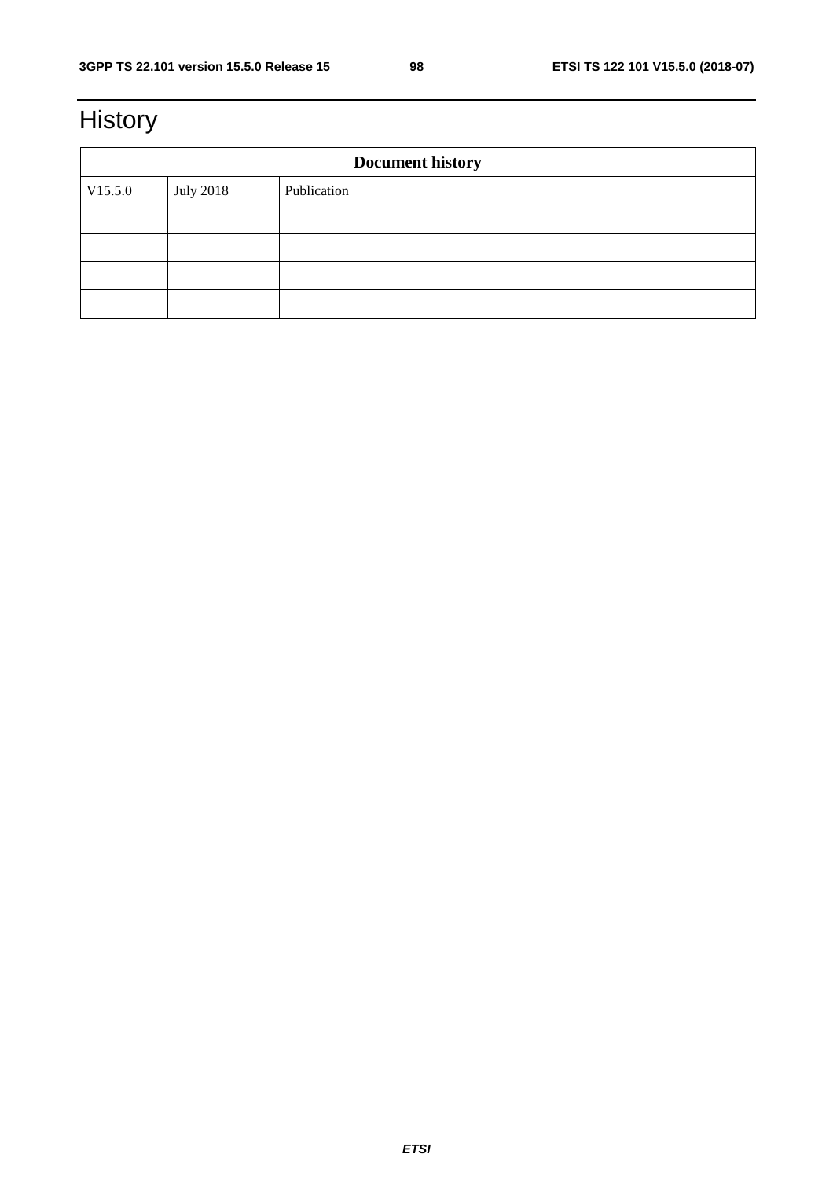# History

| Document history | | |
|---|---|---|
| V15.5.0 | July 2018 | Publication |
| | | |
| | | |
| | | |
| | | |